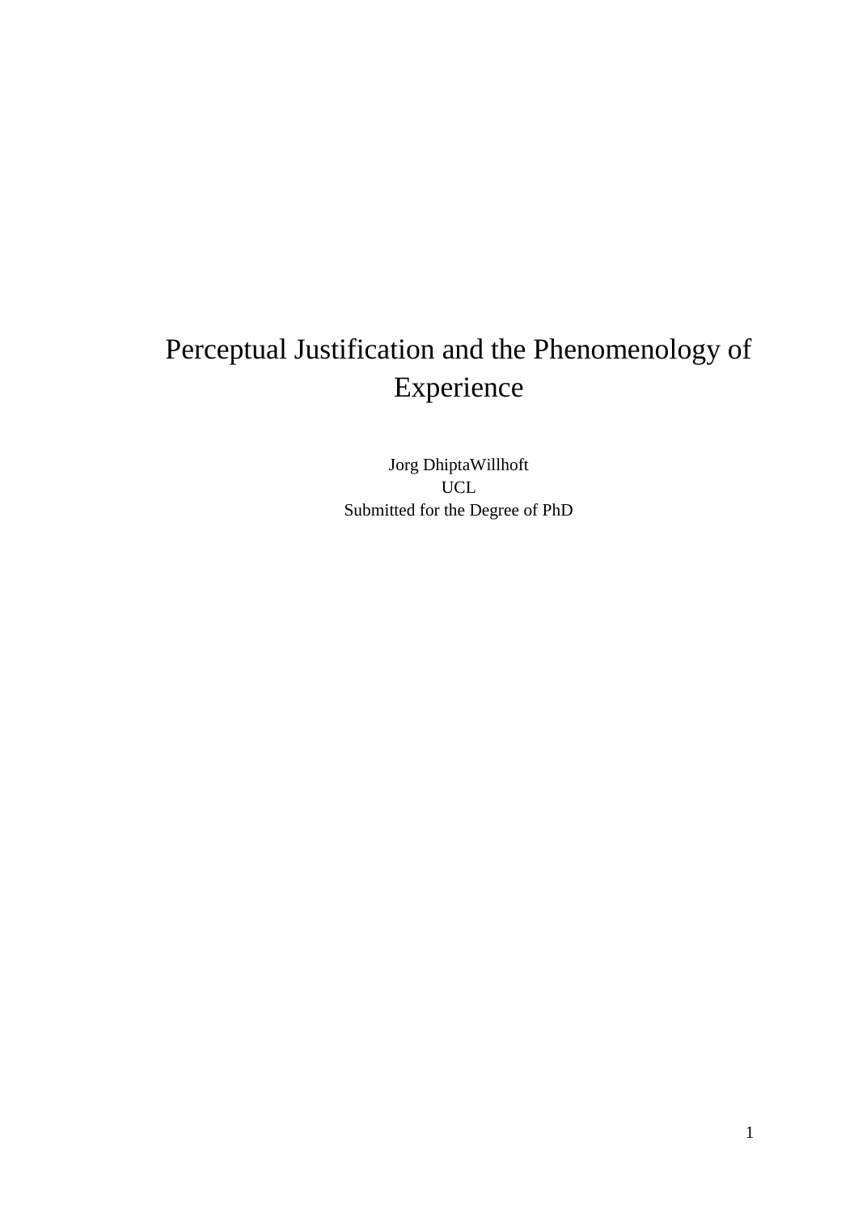# Perceptual Justification and the Phenomenology of Experience

Jorg DhiptaWillhoft
UCL
Submitted for the Degree of PhD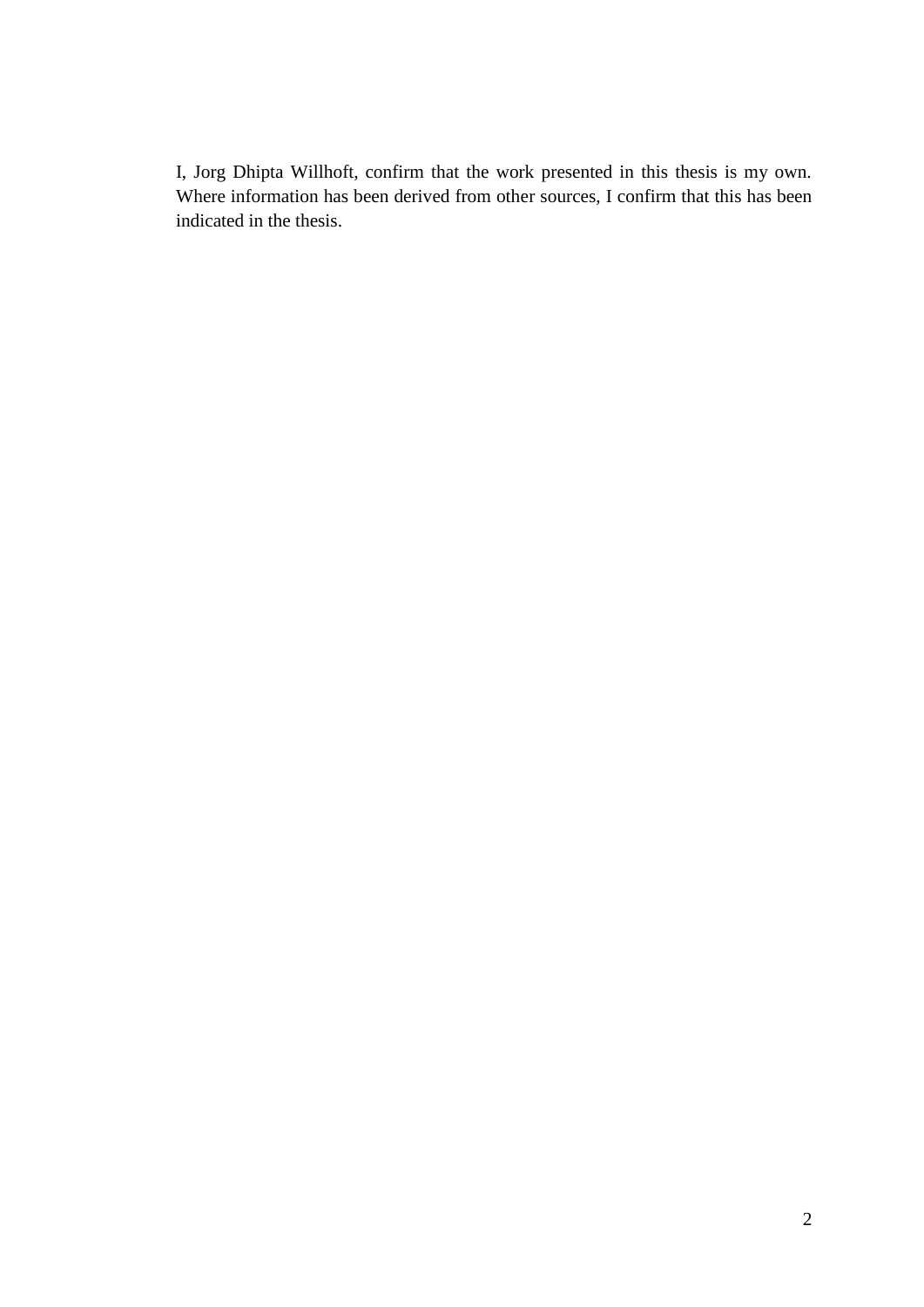I, Jorg Dhipta Willhoft, confirm that the work presented in this thesis is my own. Where information has been derived from other sources, I confirm that this has been indicated in the thesis.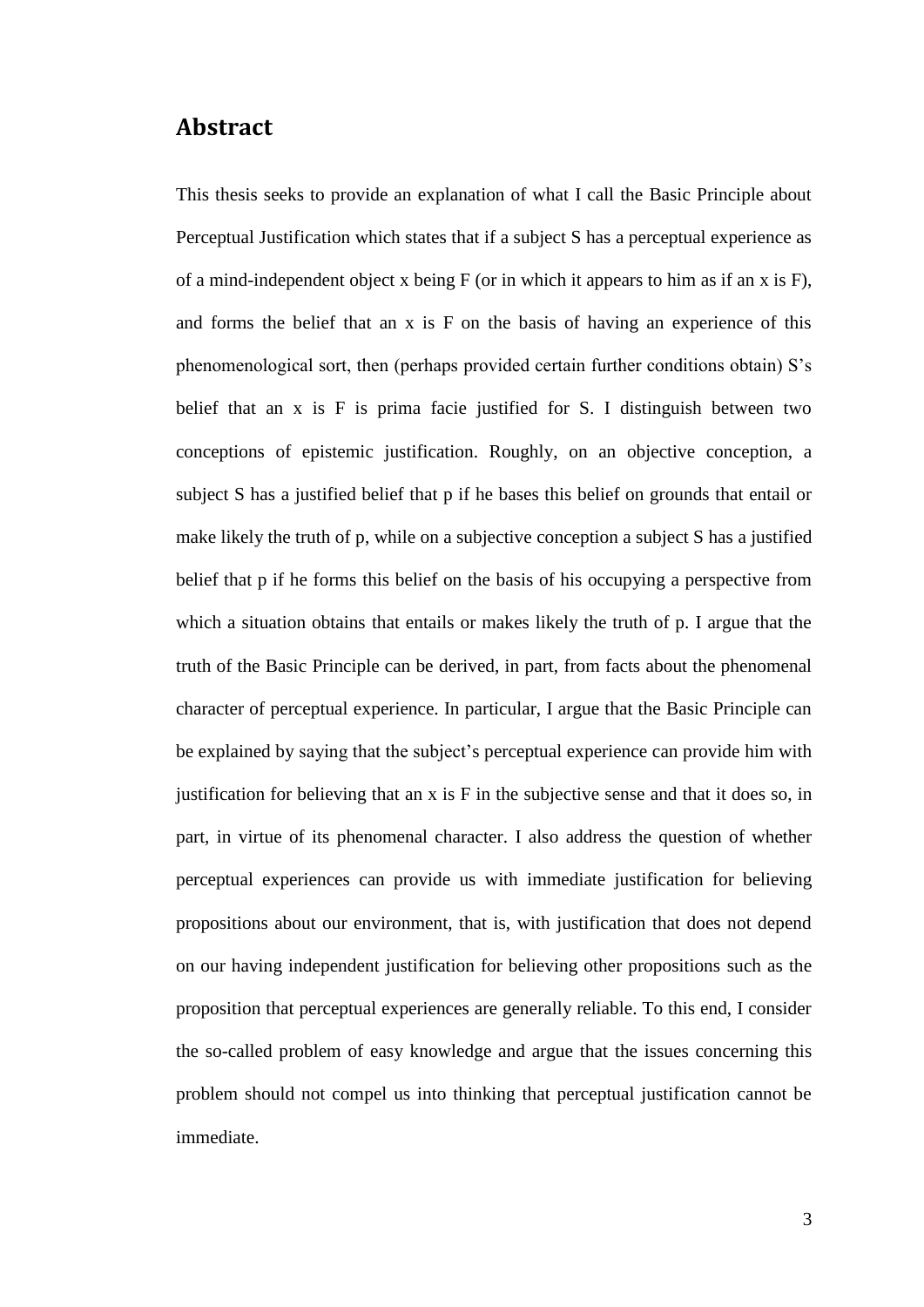## Abstract

This thesis seeks to provide an explanation of what I call the Basic Principle about Perceptual Justification which states that if a subject S has a perceptual experience as of a mind-independent object x being F (or in which it appears to him as if an x is F), and forms the belief that an x is F on the basis of having an experience of this phenomenological sort, then (perhaps provided certain further conditions obtain) S's belief that an x is F is prima facie justified for S. I distinguish between two conceptions of epistemic justification. Roughly, on an objective conception, a subject S has a justified belief that p if he bases this belief on grounds that entail or make likely the truth of p, while on a subjective conception a subject S has a justified belief that p if he forms this belief on the basis of his occupying a perspective from which a situation obtains that entails or makes likely the truth of p. I argue that the truth of the Basic Principle can be derived, in part, from facts about the phenomenal character of perceptual experience. In particular, I argue that the Basic Principle can be explained by saying that the subject's perceptual experience can provide him with justification for believing that an x is F in the subjective sense and that it does so, in part, in virtue of its phenomenal character. I also address the question of whether perceptual experiences can provide us with immediate justification for believing propositions about our environment, that is, with justification that does not depend on our having independent justification for believing other propositions such as the proposition that perceptual experiences are generally reliable. To this end, I consider the so-called problem of easy knowledge and argue that the issues concerning this problem should not compel us into thinking that perceptual justification cannot be immediate.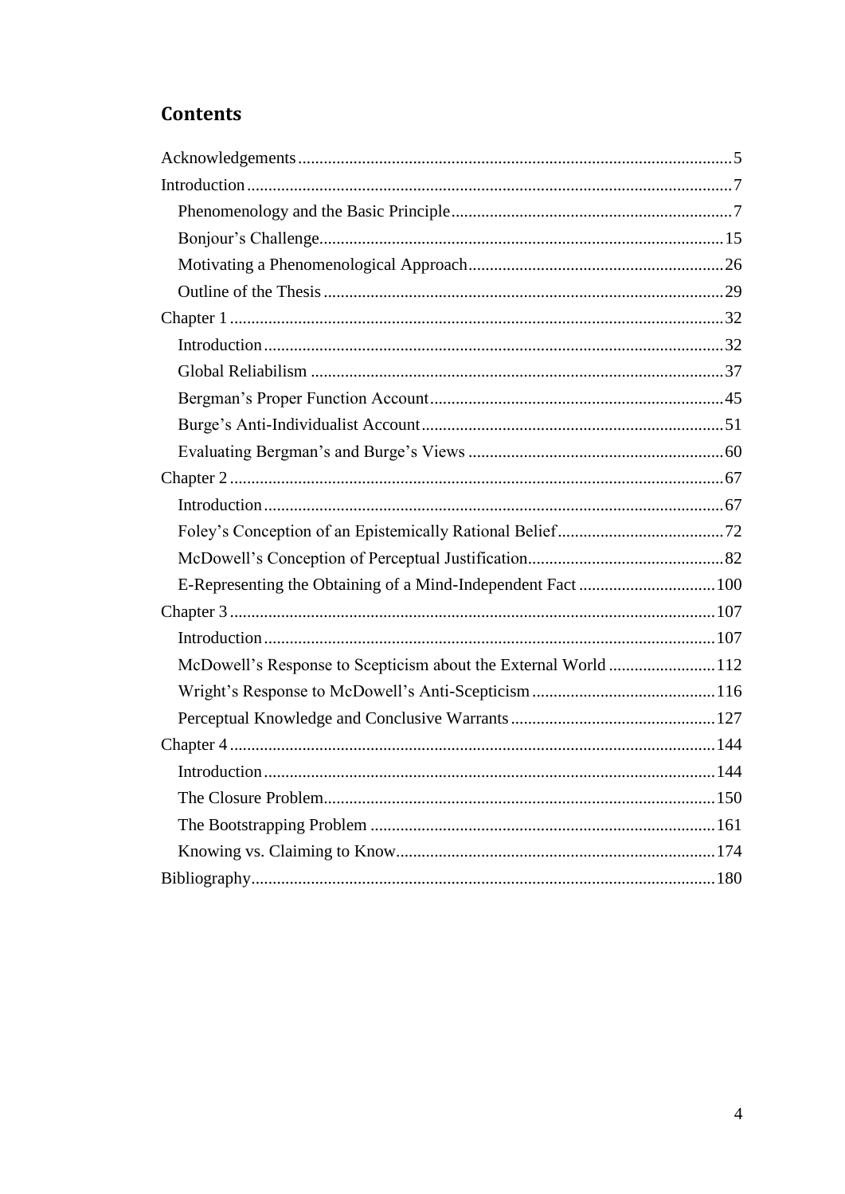## Contents

Acknowledgements....5
Introduction....7
- Phenomenology and the Basic Principle....7
- Bonjour's Challenge....15
- Motivating a Phenomenological Approach....26
- Outline of the Thesis....29

Chapter 1....32
- Introduction....32
- Global Reliabilism....37
- Bergman's Proper Function Account....45
- Burge's Anti-Individualist Account....51
- Evaluating Bergman's and Burge's Views....60

Chapter 2....67
- Introduction....67
- Foley's Conception of an Epistemically Rational Belief....72
- McDowell's Conception of Perceptual Justification....82
- E-Representing the Obtaining of a Mind-Independent Fact....100

Chapter 3....107
- Introduction....107
- McDowell's Response to Scepticism about the External World....112
- Wright's Response to McDowell's Anti-Scepticism....116
- Perceptual Knowledge and Conclusive Warrants....127

Chapter 4....144
- Introduction....144
- The Closure Problem....150
- The Bootstrapping Problem....161
- Knowing vs. Claiming to Know....174

Bibliography....180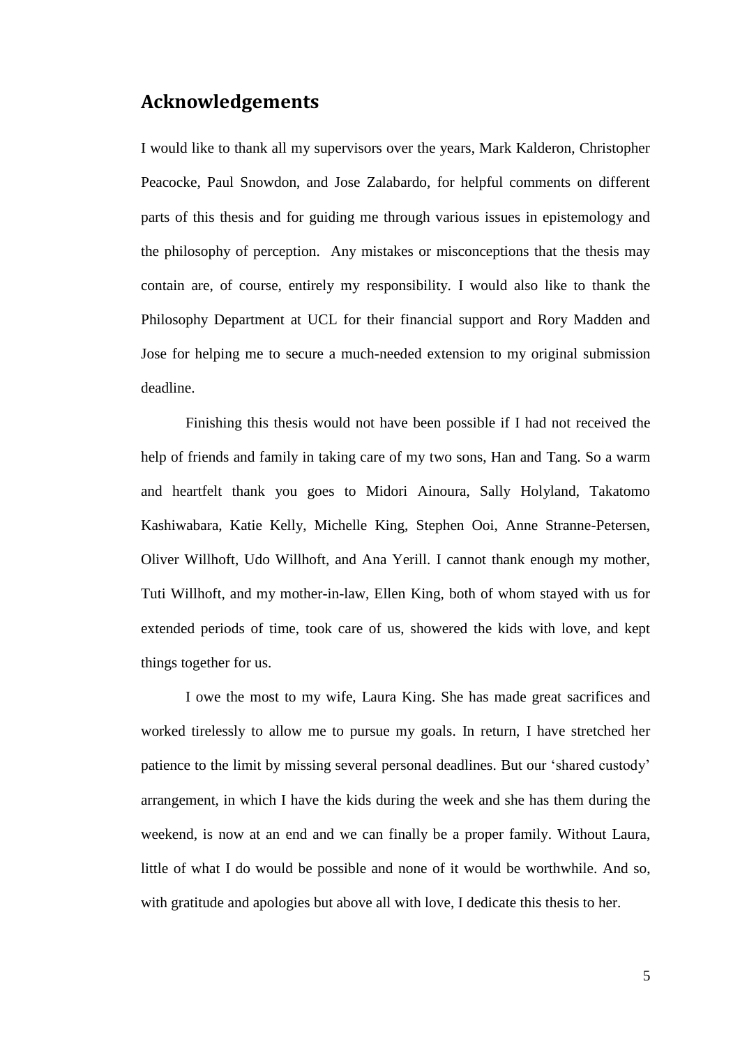## Acknowledgements

I would like to thank all my supervisors over the years, Mark Kalderon, Christopher Peacocke, Paul Snowdon, and Jose Zalabardo, for helpful comments on different parts of this thesis and for guiding me through various issues in epistemology and the philosophy of perception. Any mistakes or misconceptions that the thesis may contain are, of course, entirely my responsibility. I would also like to thank the Philosophy Department at UCL for their financial support and Rory Madden and Jose for helping me to secure a much-needed extension to my original submission deadline.

Finishing this thesis would not have been possible if I had not received the help of friends and family in taking care of my two sons, Han and Tang. So a warm and heartfelt thank you goes to Midori Ainoura, Sally Holyland, Takatomo Kashiwabara, Katie Kelly, Michelle King, Stephen Ooi, Anne Stranne-Petersen, Oliver Willhoft, Udo Willhoft, and Ana Yerill. I cannot thank enough my mother, Tuti Willhoft, and my mother-in-law, Ellen King, both of whom stayed with us for extended periods of time, took care of us, showered the kids with love, and kept things together for us.

I owe the most to my wife, Laura King. She has made great sacrifices and worked tirelessly to allow me to pursue my goals. In return, I have stretched her patience to the limit by missing several personal deadlines. But our 'shared custody' arrangement, in which I have the kids during the week and she has them during the weekend, is now at an end and we can finally be a proper family. Without Laura, little of what I do would be possible and none of it would be worthwhile. And so, with gratitude and apologies but above all with love, I dedicate this thesis to her.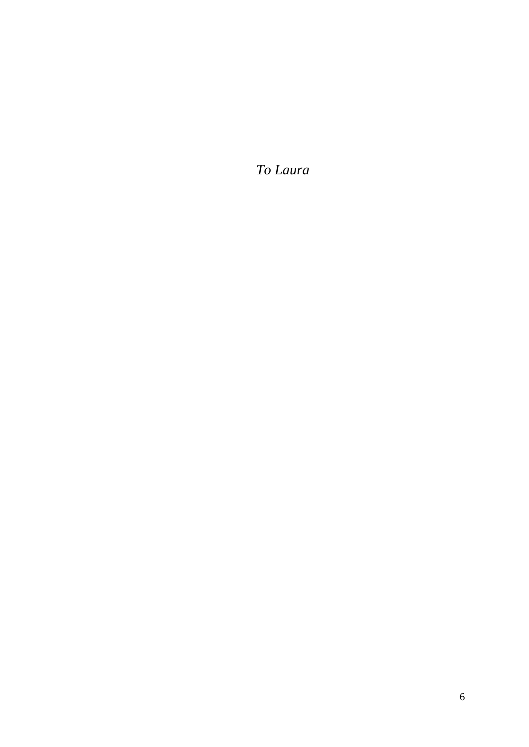*To Laura*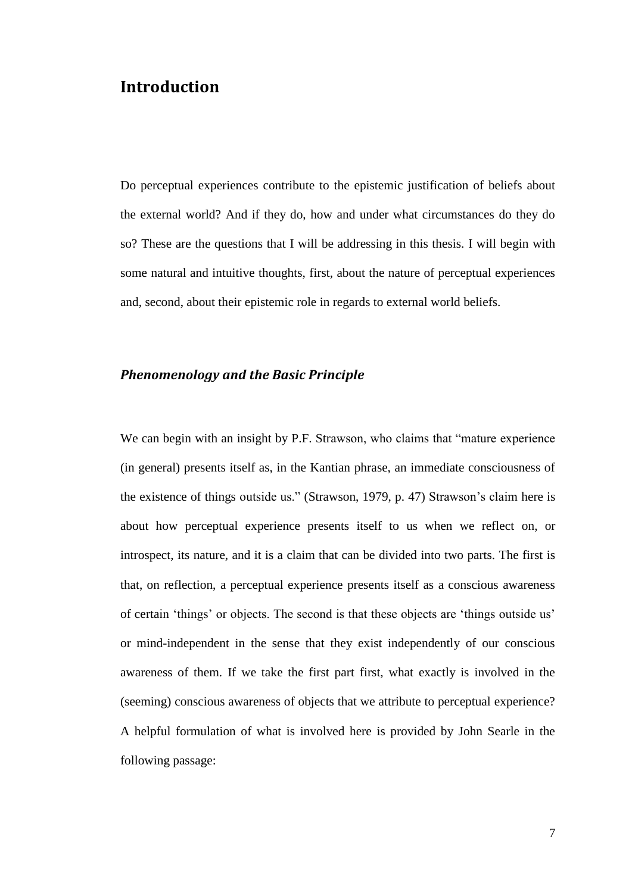# Introduction

Do perceptual experiences contribute to the epistemic justification of beliefs about the external world? And if they do, how and under what circumstances do they do so? These are the questions that I will be addressing in this thesis. I will begin with some natural and intuitive thoughts, first, about the nature of perceptual experiences and, second, about their epistemic role in regards to external world beliefs.

## *Phenomenology and the Basic Principle*

We can begin with an insight by P.F. Strawson, who claims that "mature experience (in general) presents itself as, in the Kantian phrase, an immediate consciousness of the existence of things outside us." (Strawson, 1979, p. 47) Strawson's claim here is about how perceptual experience presents itself to us when we reflect on, or introspect, its nature, and it is a claim that can be divided into two parts. The first is that, on reflection, a perceptual experience presents itself as a conscious awareness of certain 'things' or objects. The second is that these objects are 'things outside us' or mind-independent in the sense that they exist independently of our conscious awareness of them. If we take the first part first, what exactly is involved in the (seeming) conscious awareness of objects that we attribute to perceptual experience? A helpful formulation of what is involved here is provided by John Searle in the following passage: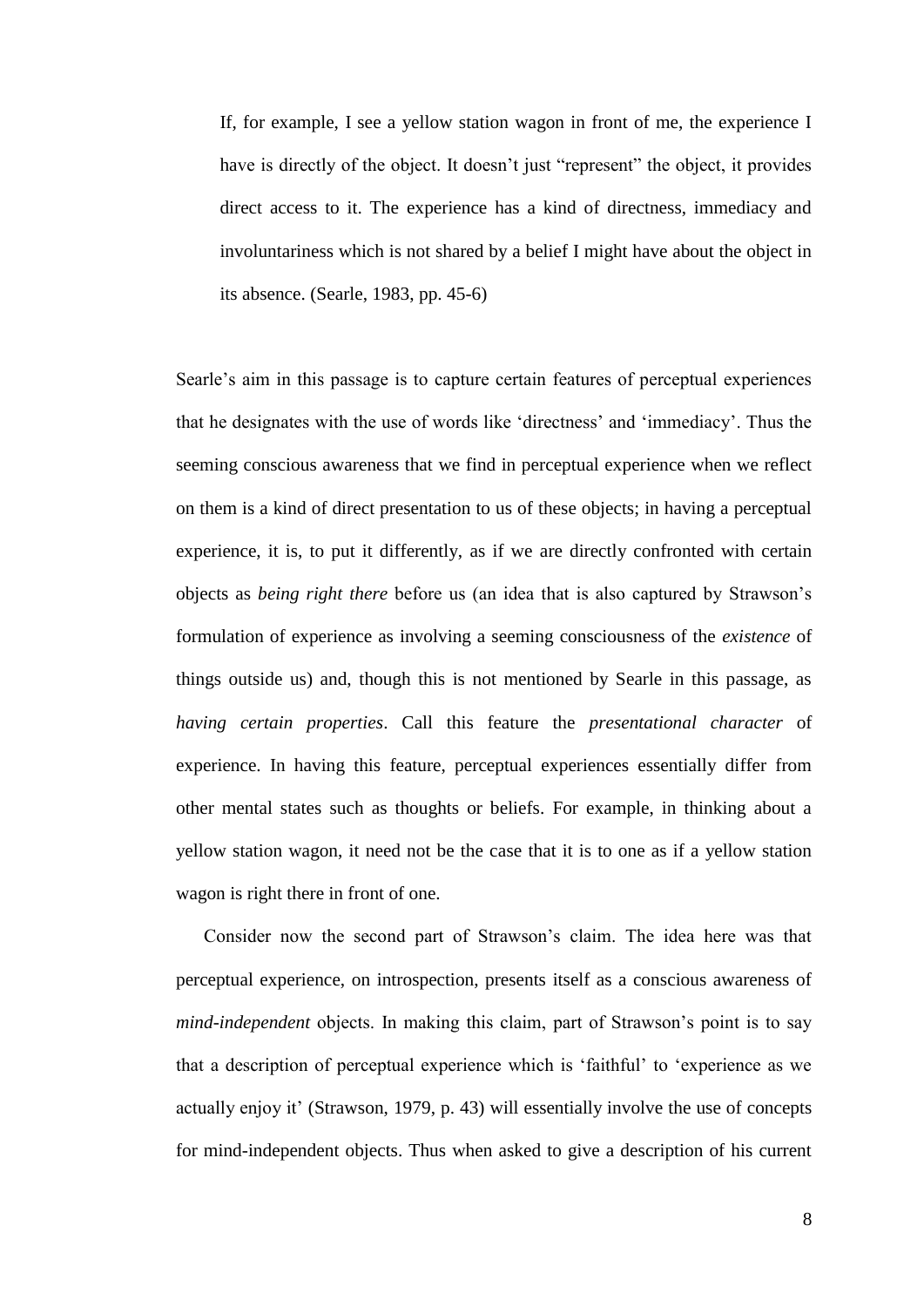> If, for example, I see a yellow station wagon in front of me, the experience I have is directly of the object. It doesn't just "represent" the object, it provides direct access to it. The experience has a kind of directness, immediacy and involuntariness which is not shared by a belief I might have about the object in its absence. (Searle, 1983, pp. 45-6)

Searle's aim in this passage is to capture certain features of perceptual experiences that he designates with the use of words like 'directness' and 'immediacy'. Thus the seeming conscious awareness that we find in perceptual experience when we reflect on them is a kind of direct presentation to us of these objects; in having a perceptual experience, it is, to put it differently, as if we are directly confronted with certain objects as *being right there* before us (an idea that is also captured by Strawson's formulation of experience as involving a seeming consciousness of the *existence* of things outside us) and, though this is not mentioned by Searle in this passage, as *having certain properties*. Call this feature the *presentational character* of experience. In having this feature, perceptual experiences essentially differ from other mental states such as thoughts or beliefs. For example, in thinking about a yellow station wagon, it need not be the case that it is to one as if a yellow station wagon is right there in front of one.

Consider now the second part of Strawson's claim. The idea here was that perceptual experience, on introspection, presents itself as a conscious awareness of *mind-independent* objects. In making this claim, part of Strawson's point is to say that a description of perceptual experience which is 'faithful' to 'experience as we actually enjoy it' (Strawson, 1979, p. 43) will essentially involve the use of concepts for mind-independent objects. Thus when asked to give a description of his current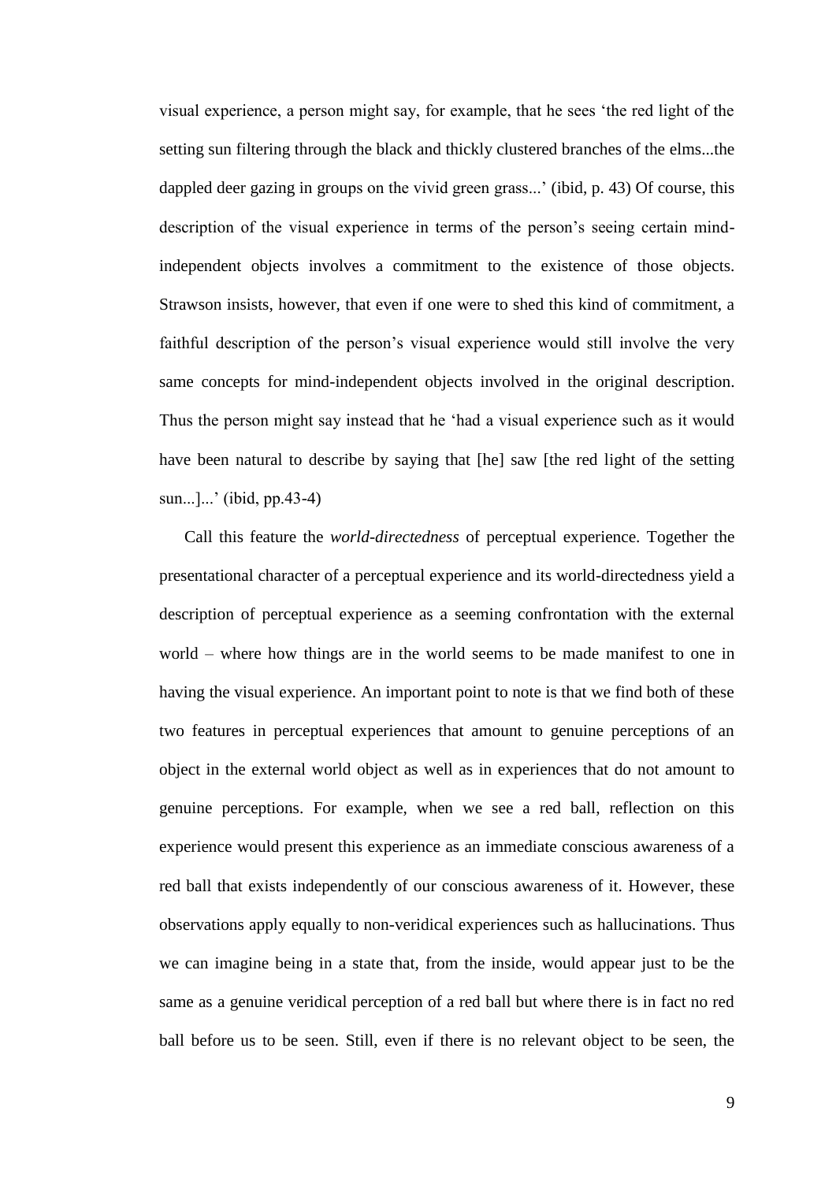visual experience, a person might say, for example, that he sees 'the red light of the setting sun filtering through the black and thickly clustered branches of the elms...the dappled deer gazing in groups on the vivid green grass...' (ibid, p. 43) Of course, this description of the visual experience in terms of the person's seeing certain mind-independent objects involves a commitment to the existence of those objects. Strawson insists, however, that even if one were to shed this kind of commitment, a faithful description of the person's visual experience would still involve the very same concepts for mind-independent objects involved in the original description. Thus the person might say instead that he 'had a visual experience such as it would have been natural to describe by saying that [he] saw [the red light of the setting sun...]...' (ibid, pp.43-4)

Call this feature the *world-directedness* of perceptual experience. Together the presentational character of a perceptual experience and its world-directedness yield a description of perceptual experience as a seeming confrontation with the external world – where how things are in the world seems to be made manifest to one in having the visual experience. An important point to note is that we find both of these two features in perceptual experiences that amount to genuine perceptions of an object in the external world object as well as in experiences that do not amount to genuine perceptions. For example, when we see a red ball, reflection on this experience would present this experience as an immediate conscious awareness of a red ball that exists independently of our conscious awareness of it. However, these observations apply equally to non-veridical experiences such as hallucinations. Thus we can imagine being in a state that, from the inside, would appear just to be the same as a genuine veridical perception of a red ball but where there is in fact no red ball before us to be seen. Still, even if there is no relevant object to be seen, the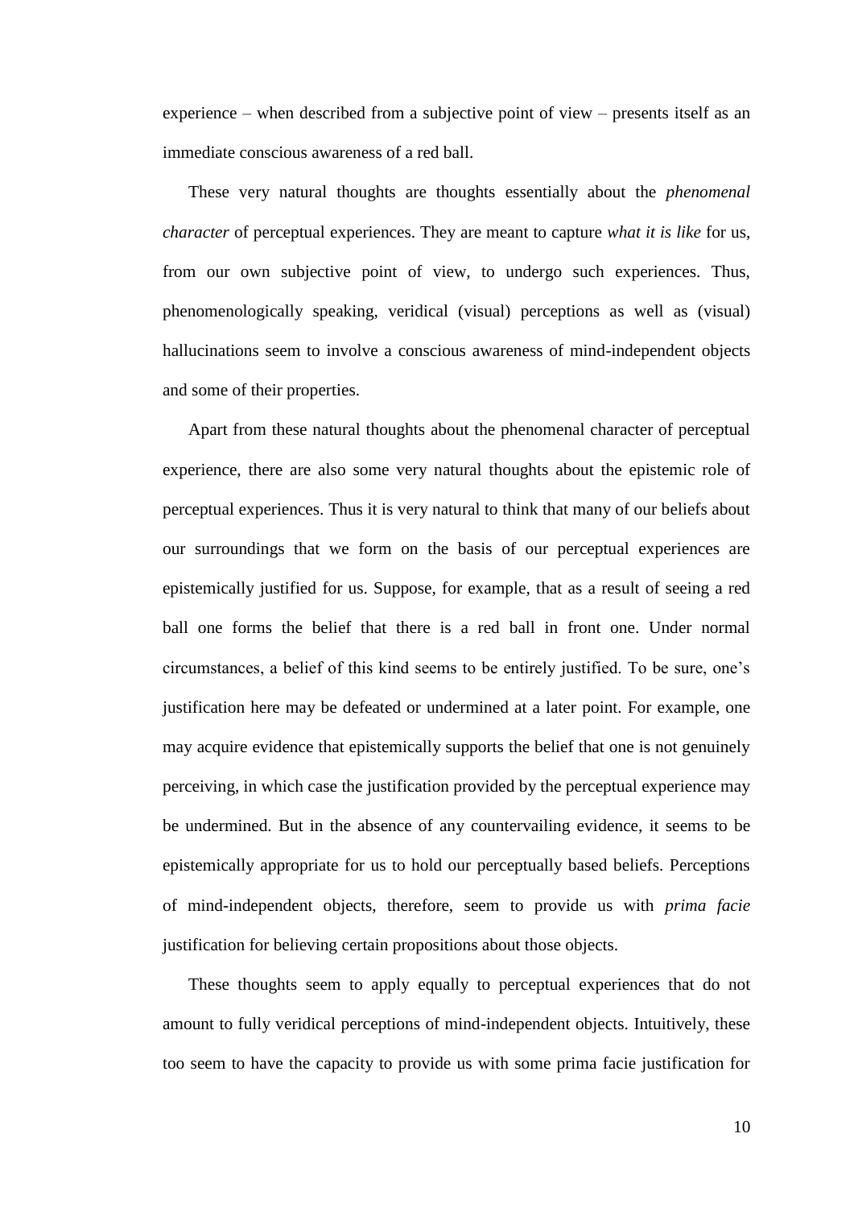experience – when described from a subjective point of view – presents itself as an immediate conscious awareness of a red ball.

These very natural thoughts are thoughts essentially about the *phenomenal character* of perceptual experiences. They are meant to capture *what it is like* for us, from our own subjective point of view, to undergo such experiences. Thus, phenomenologically speaking, veridical (visual) perceptions as well as (visual) hallucinations seem to involve a conscious awareness of mind-independent objects and some of their properties.

Apart from these natural thoughts about the phenomenal character of perceptual experience, there are also some very natural thoughts about the epistemic role of perceptual experiences. Thus it is very natural to think that many of our beliefs about our surroundings that we form on the basis of our perceptual experiences are epistemically justified for us. Suppose, for example, that as a result of seeing a red ball one forms the belief that there is a red ball in front one. Under normal circumstances, a belief of this kind seems to be entirely justified. To be sure, one's justification here may be defeated or undermined at a later point. For example, one may acquire evidence that epistemically supports the belief that one is not genuinely perceiving, in which case the justification provided by the perceptual experience may be undermined. But in the absence of any countervailing evidence, it seems to be epistemically appropriate for us to hold our perceptually based beliefs. Perceptions of mind-independent objects, therefore, seem to provide us with *prima facie* justification for believing certain propositions about those objects.

These thoughts seem to apply equally to perceptual experiences that do not amount to fully veridical perceptions of mind-independent objects. Intuitively, these too seem to have the capacity to provide us with some prima facie justification for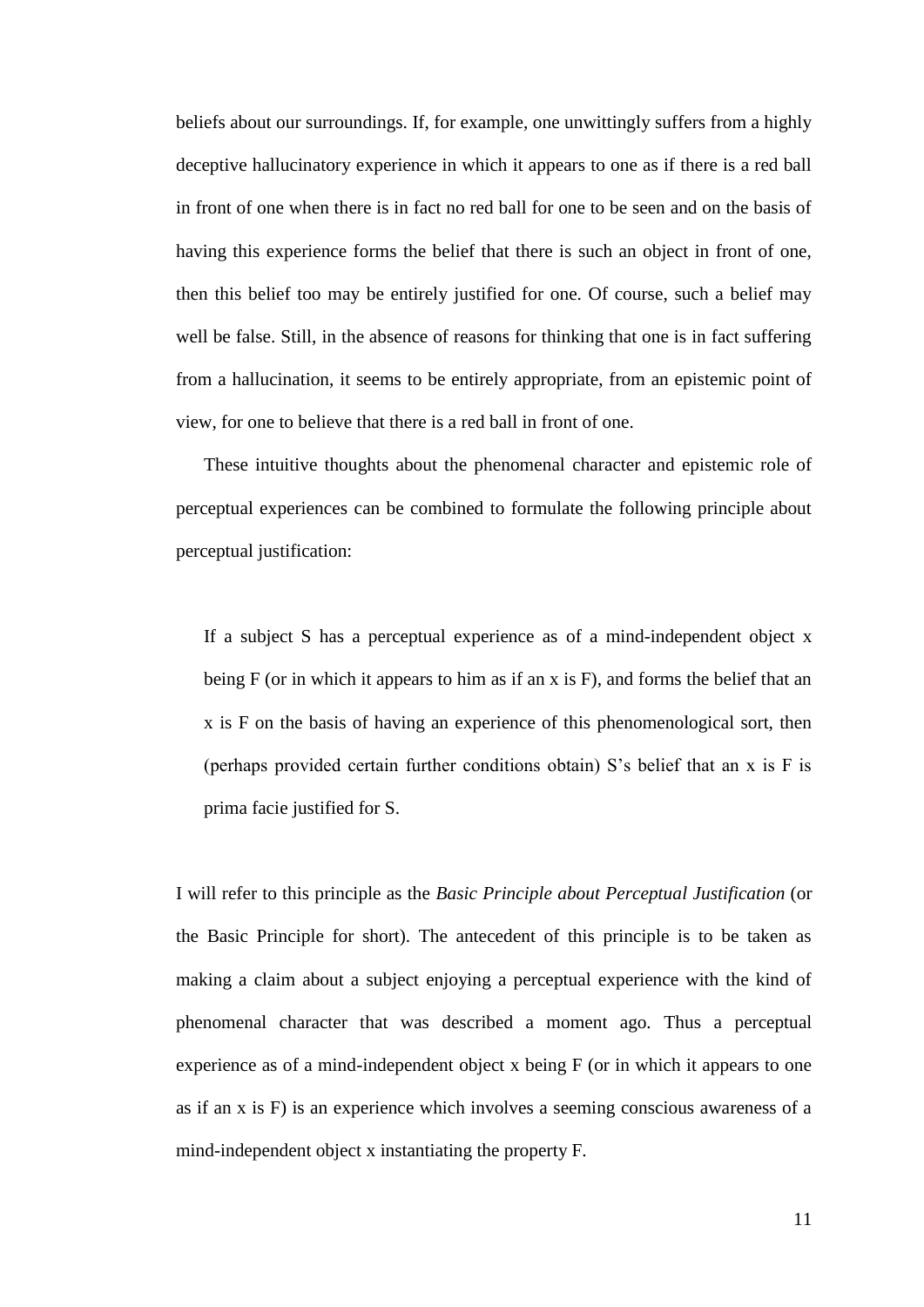beliefs about our surroundings. If, for example, one unwittingly suffers from a highly deceptive hallucinatory experience in which it appears to one as if there is a red ball in front of one when there is in fact no red ball for one to be seen and on the basis of having this experience forms the belief that there is such an object in front of one, then this belief too may be entirely justified for one. Of course, such a belief may well be false. Still, in the absence of reasons for thinking that one is in fact suffering from a hallucination, it seems to be entirely appropriate, from an epistemic point of view, for one to believe that there is a red ball in front of one.

These intuitive thoughts about the phenomenal character and epistemic role of perceptual experiences can be combined to formulate the following principle about perceptual justification:

> If a subject S has a perceptual experience as of a mind-independent object x being F (or in which it appears to him as if an x is F), and forms the belief that an x is F on the basis of having an experience of this phenomenological sort, then (perhaps provided certain further conditions obtain) S's belief that an x is F is prima facie justified for S.

I will refer to this principle as the *Basic Principle about Perceptual Justification* (or the Basic Principle for short). The antecedent of this principle is to be taken as making a claim about a subject enjoying a perceptual experience with the kind of phenomenal character that was described a moment ago. Thus a perceptual experience as of a mind-independent object x being F (or in which it appears to one as if an x is F) is an experience which involves a seeming conscious awareness of a mind-independent object x instantiating the property F.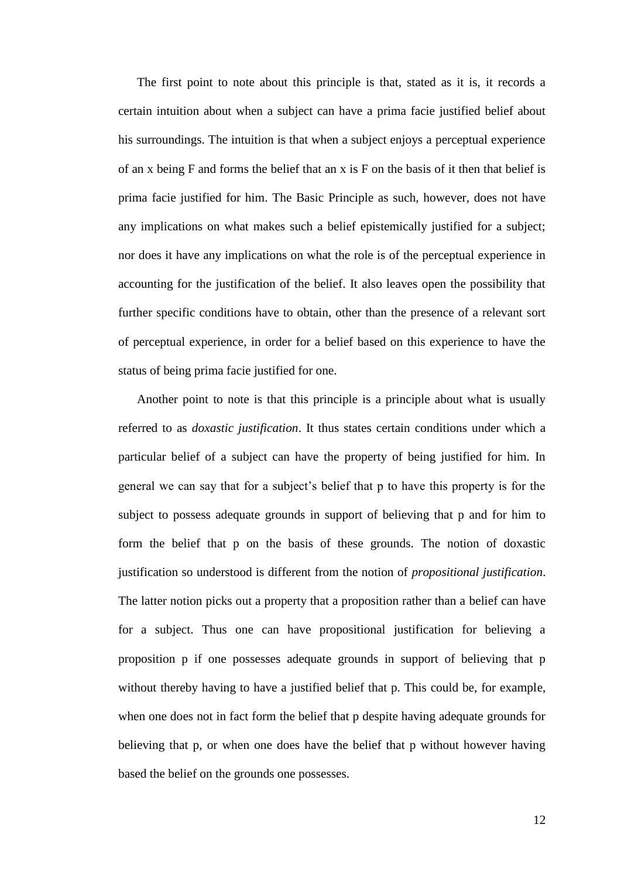The first point to note about this principle is that, stated as it is, it records a certain intuition about when a subject can have a prima facie justified belief about his surroundings. The intuition is that when a subject enjoys a perceptual experience of an x being F and forms the belief that an x is F on the basis of it then that belief is prima facie justified for him. The Basic Principle as such, however, does not have any implications on what makes such a belief epistemically justified for a subject; nor does it have any implications on what the role is of the perceptual experience in accounting for the justification of the belief. It also leaves open the possibility that further specific conditions have to obtain, other than the presence of a relevant sort of perceptual experience, in order for a belief based on this experience to have the status of being prima facie justified for one.

Another point to note is that this principle is a principle about what is usually referred to as *doxastic justification*. It thus states certain conditions under which a particular belief of a subject can have the property of being justified for him. In general we can say that for a subject's belief that p to have this property is for the subject to possess adequate grounds in support of believing that p and for him to form the belief that p on the basis of these grounds. The notion of doxastic justification so understood is different from the notion of *propositional justification*. The latter notion picks out a property that a proposition rather than a belief can have for a subject. Thus one can have propositional justification for believing a proposition p if one possesses adequate grounds in support of believing that p without thereby having to have a justified belief that p. This could be, for example, when one does not in fact form the belief that p despite having adequate grounds for believing that p, or when one does have the belief that p without however having based the belief on the grounds one possesses.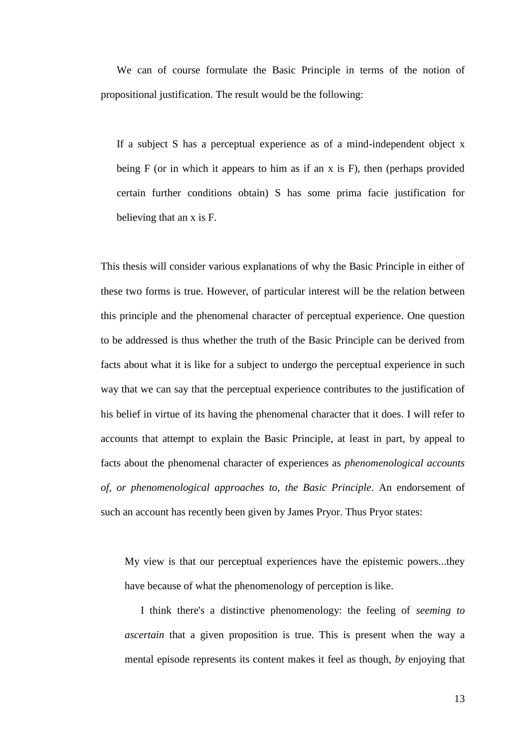We can of course formulate the Basic Principle in terms of the notion of propositional justification. The result would be the following:

> If a subject S has a perceptual experience as of a mind-independent object x being F (or in which it appears to him as if an x is F), then (perhaps provided certain further conditions obtain) S has some prima facie justification for believing that an x is F.

This thesis will consider various explanations of why the Basic Principle in either of these two forms is true. However, of particular interest will be the relation between this principle and the phenomenal character of perceptual experience. One question to be addressed is thus whether the truth of the Basic Principle can be derived from facts about what it is like for a subject to undergo the perceptual experience in such way that we can say that the perceptual experience contributes to the justification of his belief in virtue of its having the phenomenal character that it does. I will refer to accounts that attempt to explain the Basic Principle, at least in part, by appeal to facts about the phenomenal character of experiences as *phenomenological accounts of, or phenomenological approaches to, the Basic Principle*. An endorsement of such an account has recently been given by James Pryor. Thus Pryor states:

> My view is that our perceptual experiences have the epistemic powers...they have because of what the phenomenology of perception is like.
>
> I think there's a distinctive phenomenology: the feeling of *seeming to ascertain* that a given proposition is true. This is present when the way a mental episode represents its content makes it feel as though, *by* enjoying that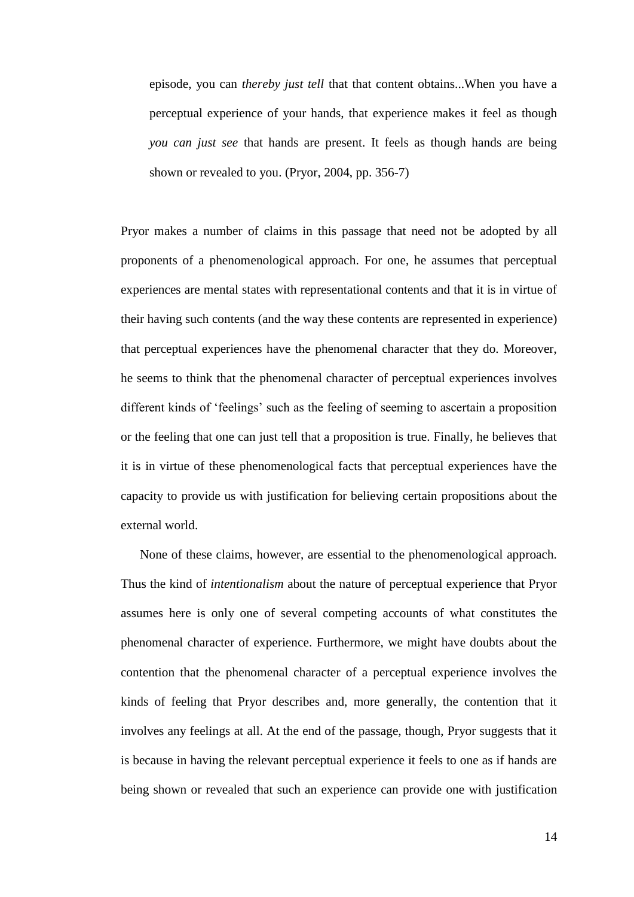> episode, you can *thereby just tell* that that content obtains...When you have a perceptual experience of your hands, that experience makes it feel as though *you can just see* that hands are present. It feels as though hands are being shown or revealed to you. (Pryor, 2004, pp. 356-7)

Pryor makes a number of claims in this passage that need not be adopted by all proponents of a phenomenological approach. For one, he assumes that perceptual experiences are mental states with representational contents and that it is in virtue of their having such contents (and the way these contents are represented in experience) that perceptual experiences have the phenomenal character that they do. Moreover, he seems to think that the phenomenal character of perceptual experiences involves different kinds of 'feelings' such as the feeling of seeming to ascertain a proposition or the feeling that one can just tell that a proposition is true. Finally, he believes that it is in virtue of these phenomenological facts that perceptual experiences have the capacity to provide us with justification for believing certain propositions about the external world.

None of these claims, however, are essential to the phenomenological approach. Thus the kind of *intentionalism* about the nature of perceptual experience that Pryor assumes here is only one of several competing accounts of what constitutes the phenomenal character of experience. Furthermore, we might have doubts about the contention that the phenomenal character of a perceptual experience involves the kinds of feeling that Pryor describes and, more generally, the contention that it involves any feelings at all. At the end of the passage, though, Pryor suggests that it is because in having the relevant perceptual experience it feels to one as if hands are being shown or revealed that such an experience can provide one with justification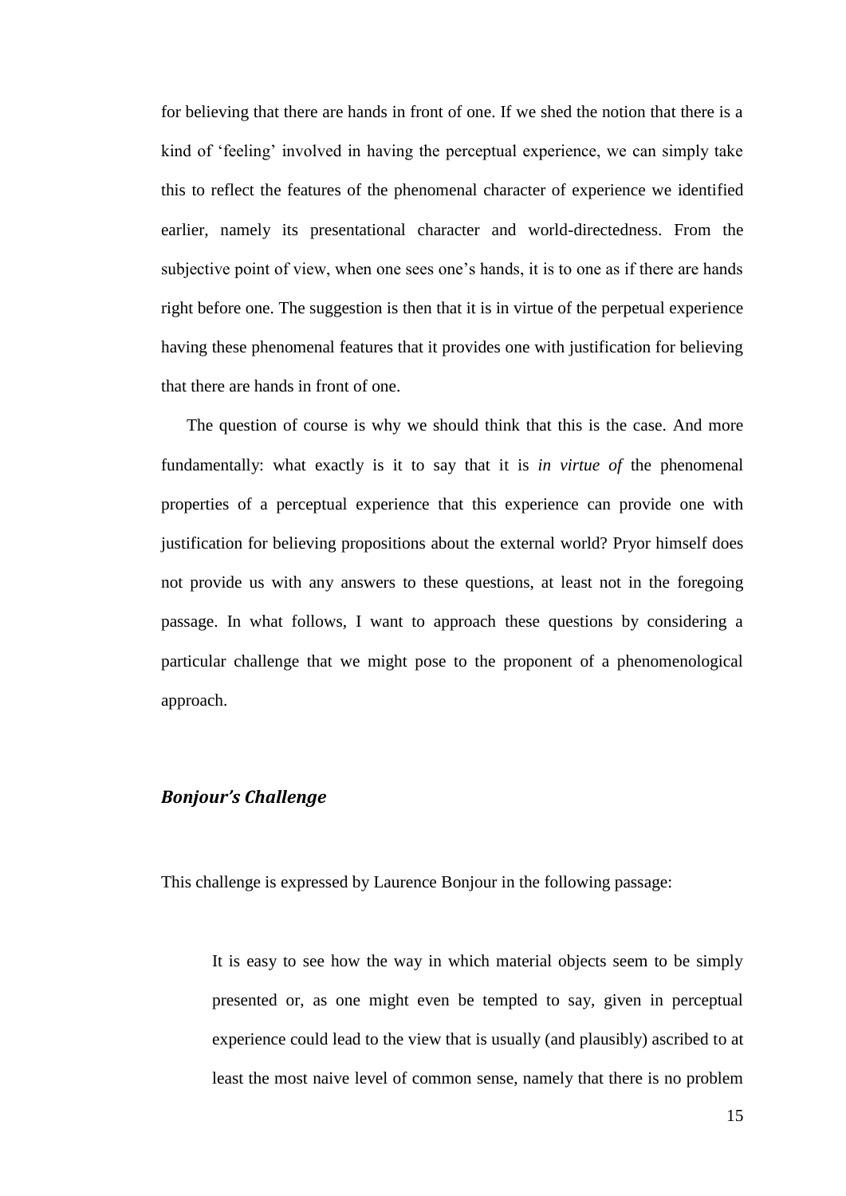for believing that there are hands in front of one. If we shed the notion that there is a kind of 'feeling' involved in having the perceptual experience, we can simply take this to reflect the features of the phenomenal character of experience we identified earlier, namely its presentational character and world-directedness. From the subjective point of view, when one sees one's hands, it is to one as if there are hands right before one. The suggestion is then that it is in virtue of the perpetual experience having these phenomenal features that it provides one with justification for believing that there are hands in front of one.

The question of course is why we should think that this is the case. And more fundamentally: what exactly is it to say that it is *in virtue of* the phenomenal properties of a perceptual experience that this experience can provide one with justification for believing propositions about the external world? Pryor himself does not provide us with any answers to these questions, at least not in the foregoing passage. In what follows, I want to approach these questions by considering a particular challenge that we might pose to the proponent of a phenomenological approach.

### *Bonjour's Challenge*

This challenge is expressed by Laurence Bonjour in the following passage:

> It is easy to see how the way in which material objects seem to be simply presented or, as one might even be tempted to say, given in perceptual experience could lead to the view that is usually (and plausibly) ascribed to at least the most naive level of common sense, namely that there is no problem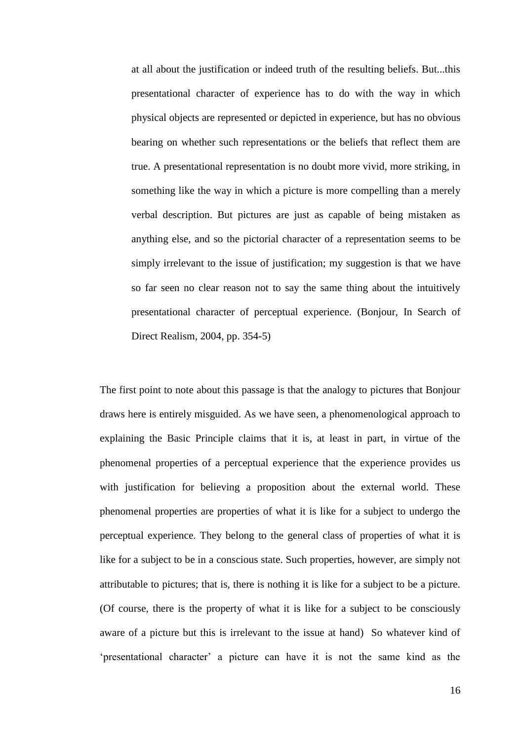> at all about the justification or indeed truth of the resulting beliefs. But...this presentational character of experience has to do with the way in which physical objects are represented or depicted in experience, but has no obvious bearing on whether such representations or the beliefs that reflect them are true. A presentational representation is no doubt more vivid, more striking, in something like the way in which a picture is more compelling than a merely verbal description. But pictures are just as capable of being mistaken as anything else, and so the pictorial character of a representation seems to be simply irrelevant to the issue of justification; my suggestion is that we have so far seen no clear reason not to say the same thing about the intuitively presentational character of perceptual experience. (Bonjour, In Search of Direct Realism, 2004, pp. 354-5)

The first point to note about this passage is that the analogy to pictures that Bonjour draws here is entirely misguided. As we have seen, a phenomenological approach to explaining the Basic Principle claims that it is, at least in part, in virtue of the phenomenal properties of a perceptual experience that the experience provides us with justification for believing a proposition about the external world. These phenomenal properties are properties of what it is like for a subject to undergo the perceptual experience. They belong to the general class of properties of what it is like for a subject to be in a conscious state. Such properties, however, are simply not attributable to pictures; that is, there is nothing it is like for a subject to be a picture. (Of course, there is the property of what it is like for a subject to be consciously aware of a picture but this is irrelevant to the issue at hand) So whatever kind of 'presentational character' a picture can have it is not the same kind as the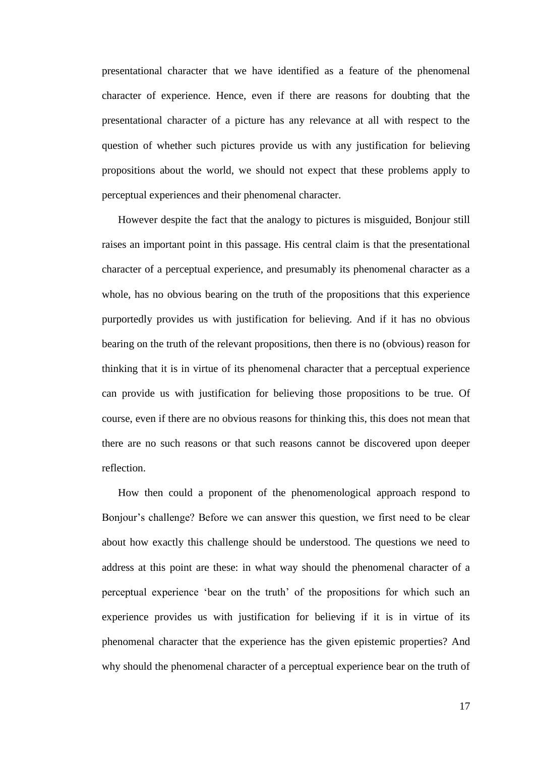presentational character that we have identified as a feature of the phenomenal character of experience. Hence, even if there are reasons for doubting that the presentational character of a picture has any relevance at all with respect to the question of whether such pictures provide us with any justification for believing propositions about the world, we should not expect that these problems apply to perceptual experiences and their phenomenal character.

However despite the fact that the analogy to pictures is misguided, Bonjour still raises an important point in this passage. His central claim is that the presentational character of a perceptual experience, and presumably its phenomenal character as a whole, has no obvious bearing on the truth of the propositions that this experience purportedly provides us with justification for believing. And if it has no obvious bearing on the truth of the relevant propositions, then there is no (obvious) reason for thinking that it is in virtue of its phenomenal character that a perceptual experience can provide us with justification for believing those propositions to be true. Of course, even if there are no obvious reasons for thinking this, this does not mean that there are no such reasons or that such reasons cannot be discovered upon deeper reflection.

How then could a proponent of the phenomenological approach respond to Bonjour's challenge? Before we can answer this question, we first need to be clear about how exactly this challenge should be understood. The questions we need to address at this point are these: in what way should the phenomenal character of a perceptual experience 'bear on the truth' of the propositions for which such an experience provides us with justification for believing if it is in virtue of its phenomenal character that the experience has the given epistemic properties? And why should the phenomenal character of a perceptual experience bear on the truth of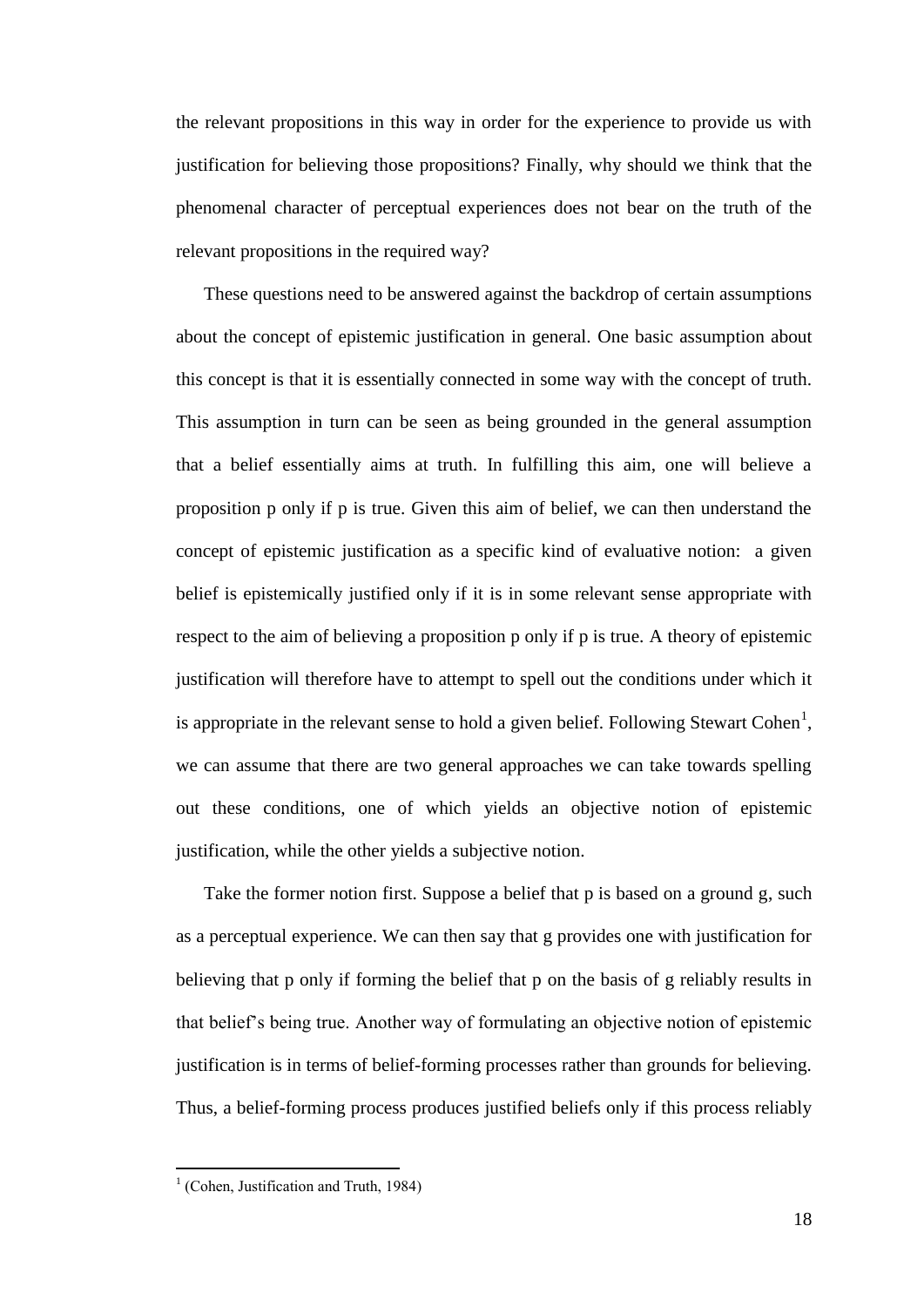the relevant propositions in this way in order for the experience to provide us with justification for believing those propositions? Finally, why should we think that the phenomenal character of perceptual experiences does not bear on the truth of the relevant propositions in the required way?

These questions need to be answered against the backdrop of certain assumptions about the concept of epistemic justification in general. One basic assumption about this concept is that it is essentially connected in some way with the concept of truth. This assumption in turn can be seen as being grounded in the general assumption that a belief essentially aims at truth. In fulfilling this aim, one will believe a proposition p only if p is true. Given this aim of belief, we can then understand the concept of epistemic justification as a specific kind of evaluative notion: a given belief is epistemically justified only if it is in some relevant sense appropriate with respect to the aim of believing a proposition p only if p is true. A theory of epistemic justification will therefore have to attempt to spell out the conditions under which it is appropriate in the relevant sense to hold a given belief. Following Stewart Cohen[1], we can assume that there are two general approaches we can take towards spelling out these conditions, one of which yields an objective notion of epistemic justification, while the other yields a subjective notion.

Take the former notion first. Suppose a belief that p is based on a ground g, such as a perceptual experience. We can then say that g provides one with justification for believing that p only if forming the belief that p on the basis of g reliably results in that belief's being true. Another way of formulating an objective notion of epistemic justification is in terms of belief-forming processes rather than grounds for believing. Thus, a belief-forming process produces justified beliefs only if this process reliably

[1] (Cohen, Justification and Truth, 1984)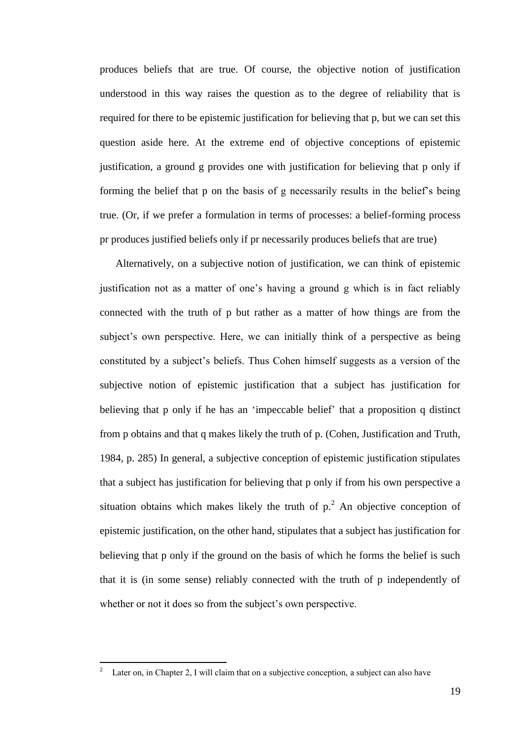produces beliefs that are true. Of course, the objective notion of justification understood in this way raises the question as to the degree of reliability that is required for there to be epistemic justification for believing that p, but we can set this question aside here. At the extreme end of objective conceptions of epistemic justification, a ground g provides one with justification for believing that p only if forming the belief that p on the basis of g necessarily results in the belief's being true. (Or, if we prefer a formulation in terms of processes: a belief-forming process pr produces justified beliefs only if pr necessarily produces beliefs that are true)

Alternatively, on a subjective notion of justification, we can think of epistemic justification not as a matter of one's having a ground g which is in fact reliably connected with the truth of p but rather as a matter of how things are from the subject's own perspective. Here, we can initially think of a perspective as being constituted by a subject's beliefs. Thus Cohen himself suggests as a version of the subjective notion of epistemic justification that a subject has justification for believing that p only if he has an 'impeccable belief' that a proposition q distinct from p obtains and that q makes likely the truth of p. (Cohen, Justification and Truth, 1984, p. 285) In general, a subjective conception of epistemic justification stipulates that a subject has justification for believing that p only if from his own perspective a situation obtains which makes likely the truth of p.[2] An objective conception of epistemic justification, on the other hand, stipulates that a subject has justification for believing that p only if the ground on the basis of which he forms the belief is such that it is (in some sense) reliably connected with the truth of p independently of whether or not it does so from the subject's own perspective.

[2] Later on, in Chapter 2, I will claim that on a subjective conception, a subject can also have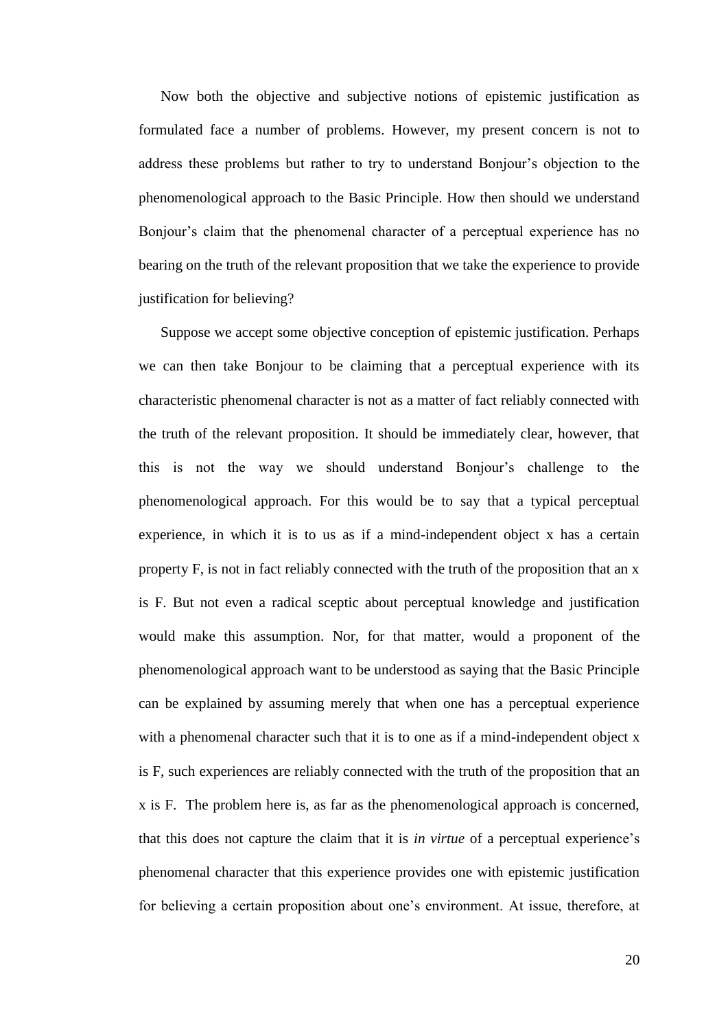Now both the objective and subjective notions of epistemic justification as formulated face a number of problems. However, my present concern is not to address these problems but rather to try to understand Bonjour's objection to the phenomenological approach to the Basic Principle. How then should we understand Bonjour's claim that the phenomenal character of a perceptual experience has no bearing on the truth of the relevant proposition that we take the experience to provide justification for believing?

Suppose we accept some objective conception of epistemic justification. Perhaps we can then take Bonjour to be claiming that a perceptual experience with its characteristic phenomenal character is not as a matter of fact reliably connected with the truth of the relevant proposition. It should be immediately clear, however, that this is not the way we should understand Bonjour's challenge to the phenomenological approach. For this would be to say that a typical perceptual experience, in which it is to us as if a mind-independent object x has a certain property F, is not in fact reliably connected with the truth of the proposition that an x is F. But not even a radical sceptic about perceptual knowledge and justification would make this assumption. Nor, for that matter, would a proponent of the phenomenological approach want to be understood as saying that the Basic Principle can be explained by assuming merely that when one has a perceptual experience with a phenomenal character such that it is to one as if a mind-independent object x is F, such experiences are reliably connected with the truth of the proposition that an x is F. The problem here is, as far as the phenomenological approach is concerned, that this does not capture the claim that it is *in virtue* of a perceptual experience's phenomenal character that this experience provides one with epistemic justification for believing a certain proposition about one's environment. At issue, therefore, at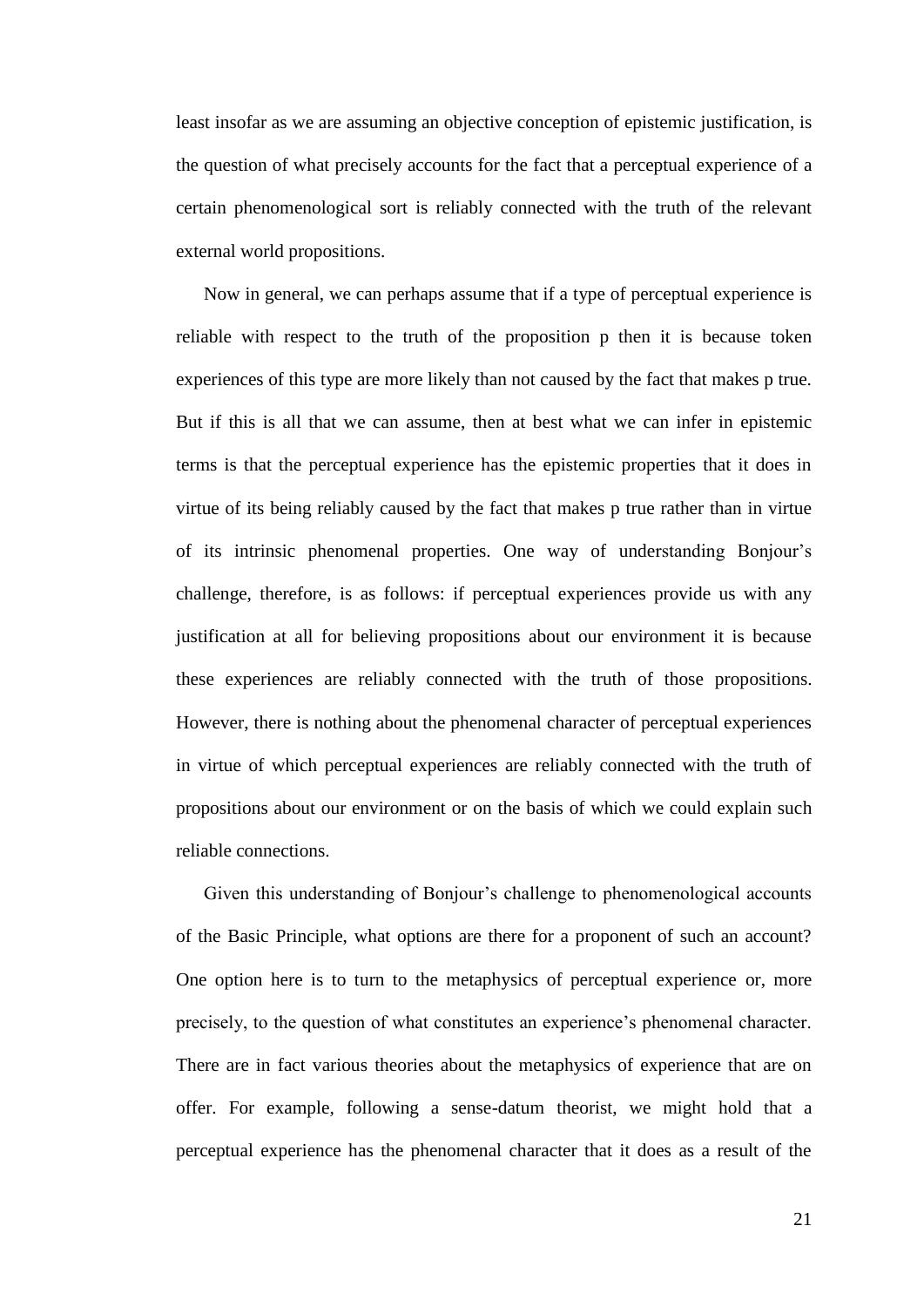least insofar as we are assuming an objective conception of epistemic justification, is the question of what precisely accounts for the fact that a perceptual experience of a certain phenomenological sort is reliably connected with the truth of the relevant external world propositions.

Now in general, we can perhaps assume that if a type of perceptual experience is reliable with respect to the truth of the proposition p then it is because token experiences of this type are more likely than not caused by the fact that makes p true. But if this is all that we can assume, then at best what we can infer in epistemic terms is that the perceptual experience has the epistemic properties that it does in virtue of its being reliably caused by the fact that makes p true rather than in virtue of its intrinsic phenomenal properties. One way of understanding Bonjour's challenge, therefore, is as follows: if perceptual experiences provide us with any justification at all for believing propositions about our environment it is because these experiences are reliably connected with the truth of those propositions. However, there is nothing about the phenomenal character of perceptual experiences in virtue of which perceptual experiences are reliably connected with the truth of propositions about our environment or on the basis of which we could explain such reliable connections.

Given this understanding of Bonjour's challenge to phenomenological accounts of the Basic Principle, what options are there for a proponent of such an account? One option here is to turn to the metaphysics of perceptual experience or, more precisely, to the question of what constitutes an experience's phenomenal character. There are in fact various theories about the metaphysics of experience that are on offer. For example, following a sense-datum theorist, we might hold that a perceptual experience has the phenomenal character that it does as a result of the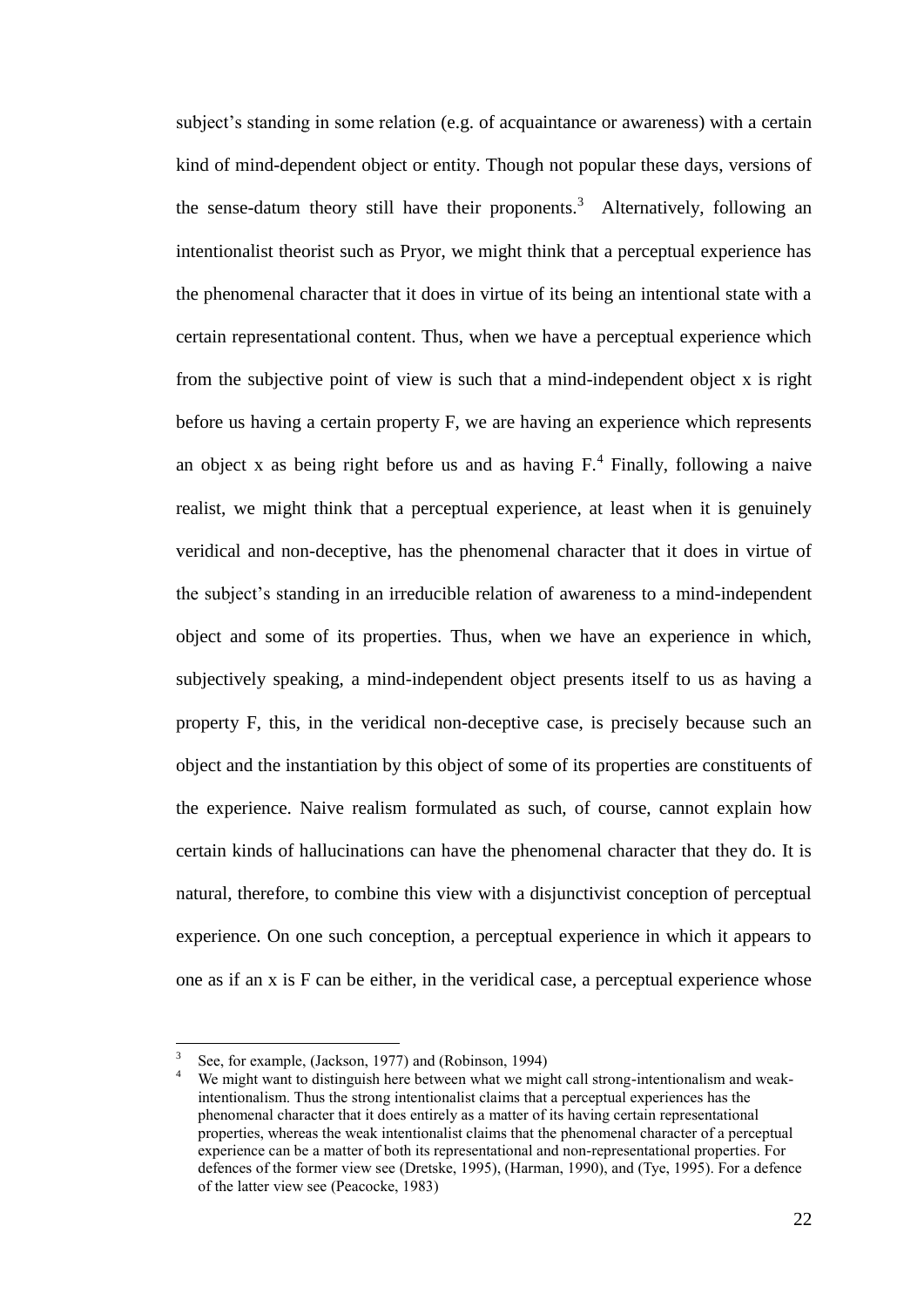subject's standing in some relation (e.g. of acquaintance or awareness) with a certain kind of mind-dependent object or entity. Though not popular these days, versions of the sense-datum theory still have their proponents.[3] Alternatively, following an intentionalist theorist such as Pryor, we might think that a perceptual experience has the phenomenal character that it does in virtue of its being an intentional state with a certain representational content. Thus, when we have a perceptual experience which from the subjective point of view is such that a mind-independent object x is right before us having a certain property F, we are having an experience which represents an object x as being right before us and as having F.[4] Finally, following a naive realist, we might think that a perceptual experience, at least when it is genuinely veridical and non-deceptive, has the phenomenal character that it does in virtue of the subject's standing in an irreducible relation of awareness to a mind-independent object and some of its properties. Thus, when we have an experience in which, subjectively speaking, a mind-independent object presents itself to us as having a property F, this, in the veridical non-deceptive case, is precisely because such an object and the instantiation by this object of some of its properties are constituents of the experience. Naive realism formulated as such, of course, cannot explain how certain kinds of hallucinations can have the phenomenal character that they do. It is natural, therefore, to combine this view with a disjunctivist conception of perceptual experience. On one such conception, a perceptual experience in which it appears to one as if an x is F can be either, in the veridical case, a perceptual experience whose

---

[3] See, for example, (Jackson, 1977) and (Robinson, 1994)

[4] We might want to distinguish here between what we might call strong-intentionalism and weak-intentionalism. Thus the strong intentionalist claims that a perceptual experiences has the phenomenal character that it does entirely as a matter of its having certain representational properties, whereas the weak intentionalist claims that the phenomenal character of a perceptual experience can be a matter of both its representational and non-representational properties. For defences of the former view see (Dretske, 1995), (Harman, 1990), and (Tye, 1995). For a defence of the latter view see (Peacocke, 1983)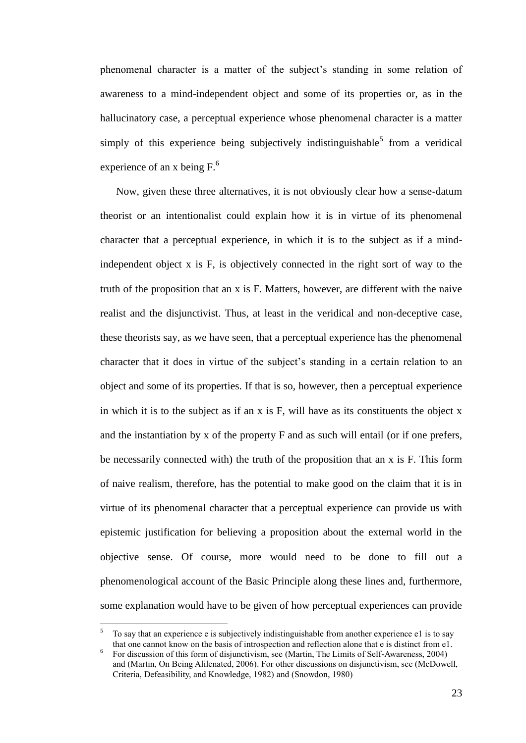phenomenal character is a matter of the subject's standing in some relation of awareness to a mind-independent object and some of its properties or, as in the hallucinatory case, a perceptual experience whose phenomenal character is a matter simply of this experience being subjectively indistinguishable[5] from a veridical experience of an x being F.[6]

Now, given these three alternatives, it is not obviously clear how a sense-datum theorist or an intentionalist could explain how it is in virtue of its phenomenal character that a perceptual experience, in which it is to the subject as if a mind-independent object x is F, is objectively connected in the right sort of way to the truth of the proposition that an x is F. Matters, however, are different with the naive realist and the disjunctivist. Thus, at least in the veridical and non-deceptive case, these theorists say, as we have seen, that a perceptual experience has the phenomenal character that it does in virtue of the subject's standing in a certain relation to an object and some of its properties. If that is so, however, then a perceptual experience in which it is to the subject as if an x is F, will have as its constituents the object x and the instantiation by x of the property F and as such will entail (or if one prefers, be necessarily connected with) the truth of the proposition that an x is F. This form of naive realism, therefore, has the potential to make good on the claim that it is in virtue of its phenomenal character that a perceptual experience can provide us with epistemic justification for believing a proposition about the external world in the objective sense. Of course, more would need to be done to fill out a phenomenological account of the Basic Principle along these lines and, furthermore, some explanation would have to be given of how perceptual experiences can provide

---

[5] To say that an experience e is subjectively indistinguishable from another experience e1 is to say that one cannot know on the basis of introspection and reflection alone that e is distinct from e1.

[6] For discussion of this form of disjunctivism, see (Martin, The Limits of Self-Awareness, 2004) and (Martin, On Being Alilenated, 2006). For other discussions on disjunctivism, see (McDowell, Criteria, Defeasibility, and Knowledge, 1982) and (Snowdon, 1980)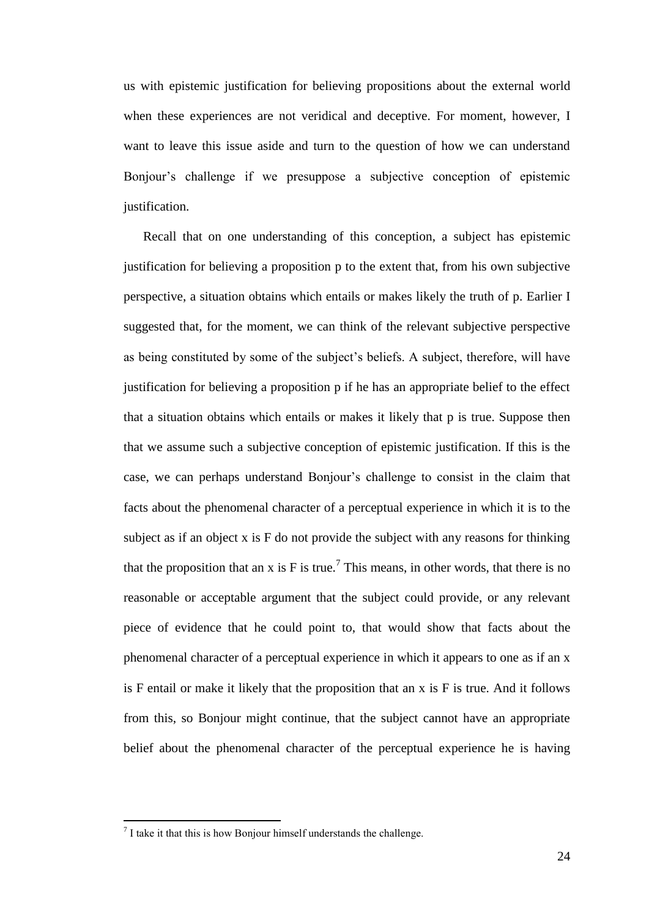us with epistemic justification for believing propositions about the external world when these experiences are not veridical and deceptive. For moment, however, I want to leave this issue aside and turn to the question of how we can understand Bonjour's challenge if we presuppose a subjective conception of epistemic justification.

Recall that on one understanding of this conception, a subject has epistemic justification for believing a proposition p to the extent that, from his own subjective perspective, a situation obtains which entails or makes likely the truth of p. Earlier I suggested that, for the moment, we can think of the relevant subjective perspective as being constituted by some of the subject's beliefs. A subject, therefore, will have justification for believing a proposition p if he has an appropriate belief to the effect that a situation obtains which entails or makes it likely that p is true. Suppose then that we assume such a subjective conception of epistemic justification. If this is the case, we can perhaps understand Bonjour's challenge to consist in the claim that facts about the phenomenal character of a perceptual experience in which it is to the subject as if an object x is F do not provide the subject with any reasons for thinking that the proposition that an x is F is true.[7] This means, in other words, that there is no reasonable or acceptable argument that the subject could provide, or any relevant piece of evidence that he could point to, that would show that facts about the phenomenal character of a perceptual experience in which it appears to one as if an x is F entail or make it likely that the proposition that an x is F is true. And it follows from this, so Bonjour might continue, that the subject cannot have an appropriate belief about the phenomenal character of the perceptual experience he is having

[7] I take it that this is how Bonjour himself understands the challenge.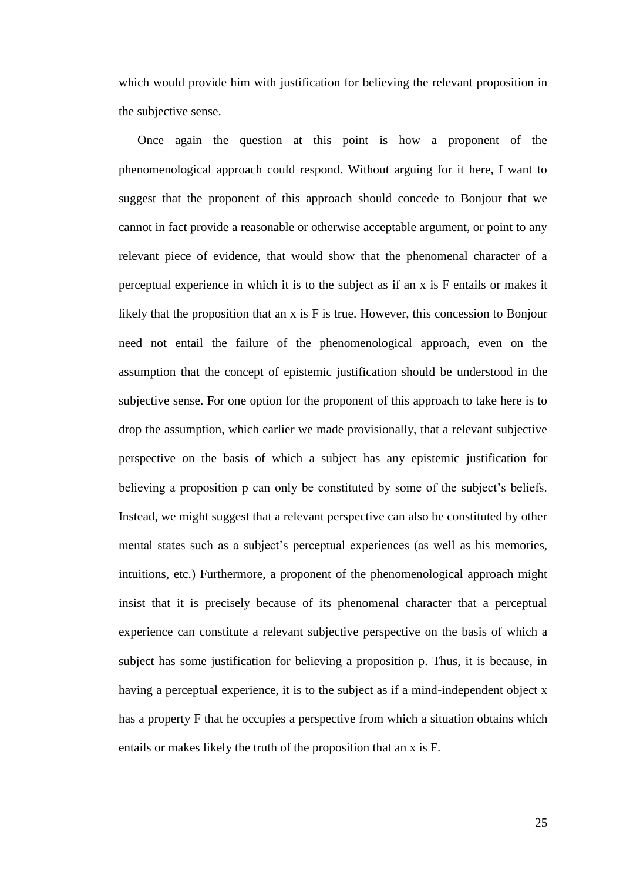which would provide him with justification for believing the relevant proposition in the subjective sense.

Once again the question at this point is how a proponent of the phenomenological approach could respond. Without arguing for it here, I want to suggest that the proponent of this approach should concede to Bonjour that we cannot in fact provide a reasonable or otherwise acceptable argument, or point to any relevant piece of evidence, that would show that the phenomenal character of a perceptual experience in which it is to the subject as if an x is F entails or makes it likely that the proposition that an x is F is true. However, this concession to Bonjour need not entail the failure of the phenomenological approach, even on the assumption that the concept of epistemic justification should be understood in the subjective sense. For one option for the proponent of this approach to take here is to drop the assumption, which earlier we made provisionally, that a relevant subjective perspective on the basis of which a subject has any epistemic justification for believing a proposition p can only be constituted by some of the subject's beliefs. Instead, we might suggest that a relevant perspective can also be constituted by other mental states such as a subject's perceptual experiences (as well as his memories, intuitions, etc.) Furthermore, a proponent of the phenomenological approach might insist that it is precisely because of its phenomenal character that a perceptual experience can constitute a relevant subjective perspective on the basis of which a subject has some justification for believing a proposition p. Thus, it is because, in having a perceptual experience, it is to the subject as if a mind-independent object x has a property F that he occupies a perspective from which a situation obtains which entails or makes likely the truth of the proposition that an x is F.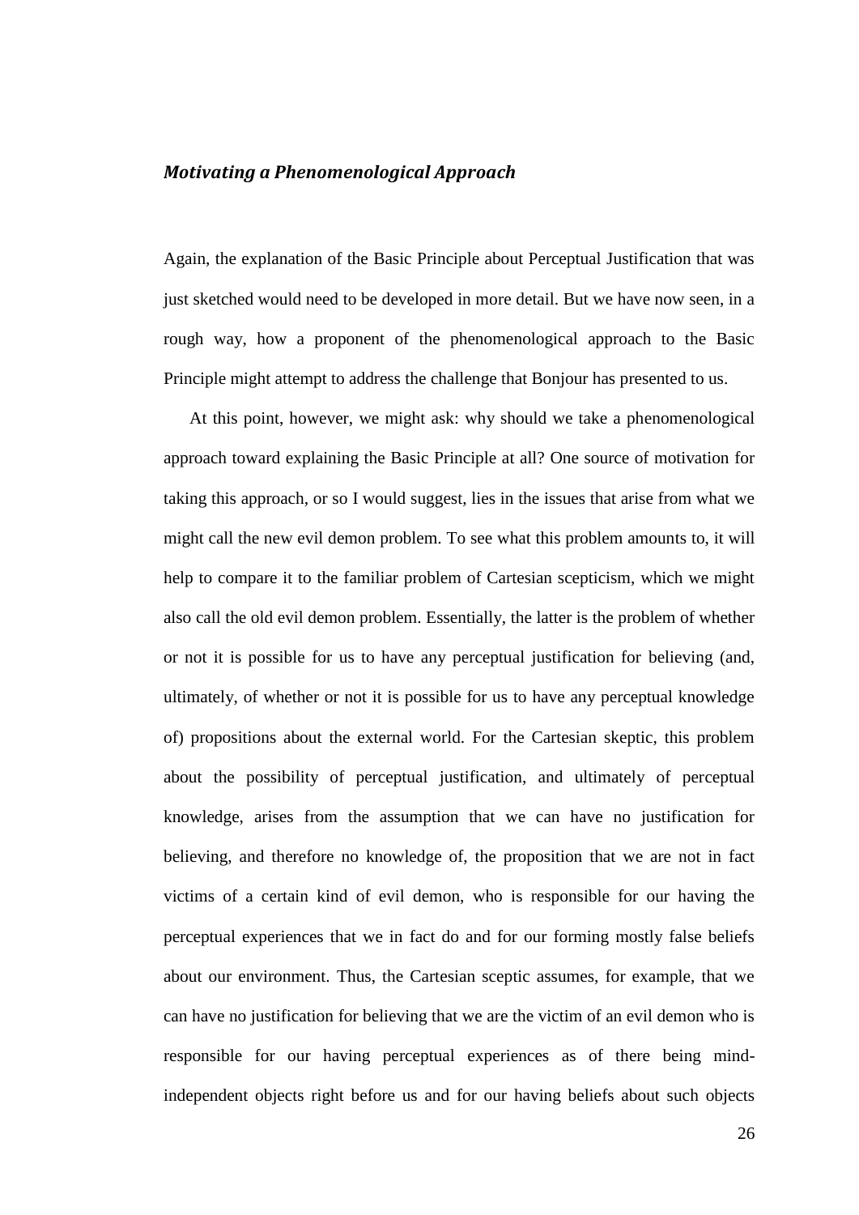### *Motivating a Phenomenological Approach*

Again, the explanation of the Basic Principle about Perceptual Justification that was just sketched would need to be developed in more detail. But we have now seen, in a rough way, how a proponent of the phenomenological approach to the Basic Principle might attempt to address the challenge that Bonjour has presented to us.

At this point, however, we might ask: why should we take a phenomenological approach toward explaining the Basic Principle at all? One source of motivation for taking this approach, or so I would suggest, lies in the issues that arise from what we might call the new evil demon problem. To see what this problem amounts to, it will help to compare it to the familiar problem of Cartesian scepticism, which we might also call the old evil demon problem. Essentially, the latter is the problem of whether or not it is possible for us to have any perceptual justification for believing (and, ultimately, of whether or not it is possible for us to have any perceptual knowledge of) propositions about the external world. For the Cartesian skeptic, this problem about the possibility of perceptual justification, and ultimately of perceptual knowledge, arises from the assumption that we can have no justification for believing, and therefore no knowledge of, the proposition that we are not in fact victims of a certain kind of evil demon, who is responsible for our having the perceptual experiences that we in fact do and for our forming mostly false beliefs about our environment. Thus, the Cartesian sceptic assumes, for example, that we can have no justification for believing that we are the victim of an evil demon who is responsible for our having perceptual experiences as of there being mind-independent objects right before us and for our having beliefs about such objects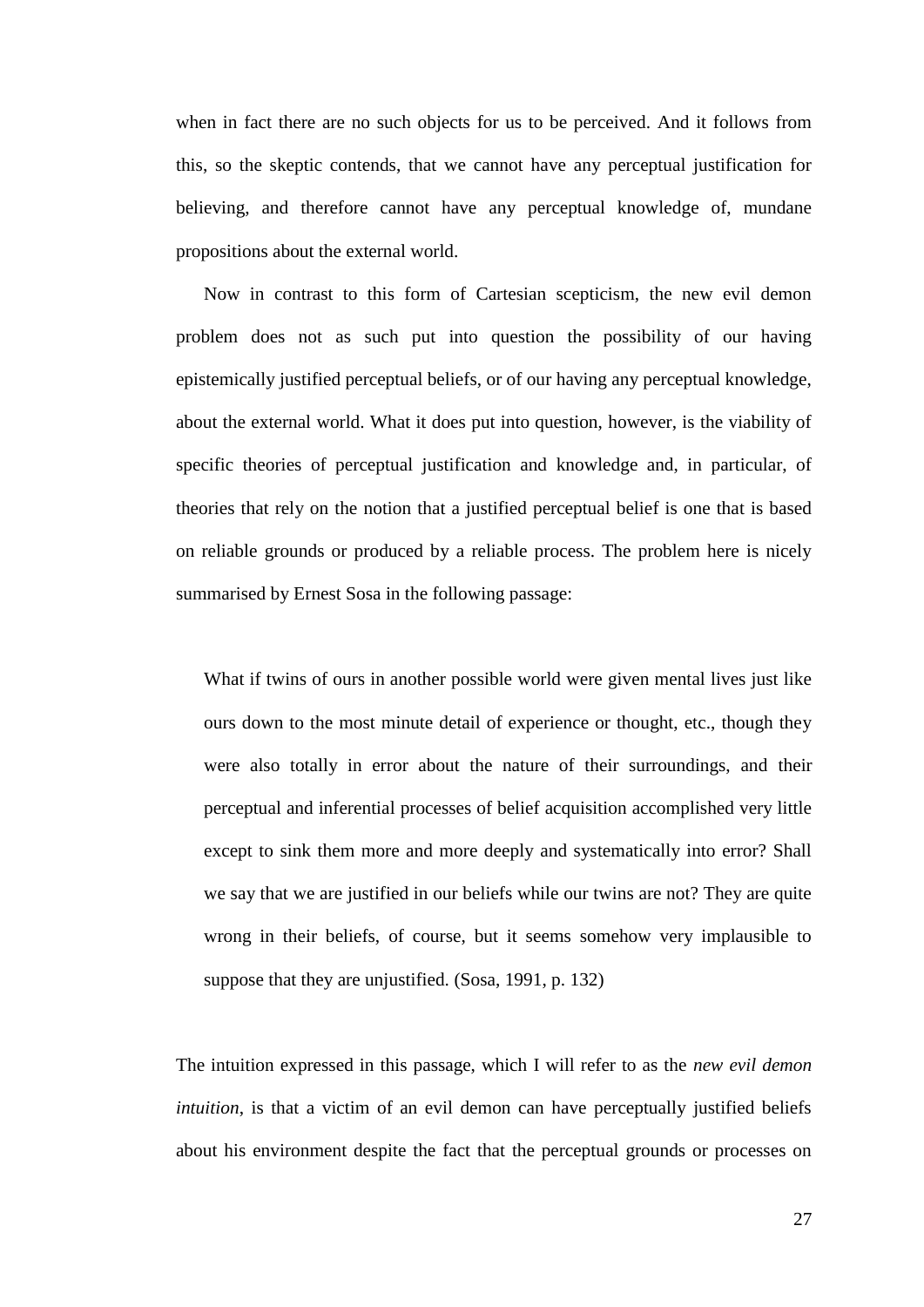when in fact there are no such objects for us to be perceived. And it follows from this, so the skeptic contends, that we cannot have any perceptual justification for believing, and therefore cannot have any perceptual knowledge of, mundane propositions about the external world.

Now in contrast to this form of Cartesian scepticism, the new evil demon problem does not as such put into question the possibility of our having epistemically justified perceptual beliefs, or of our having any perceptual knowledge, about the external world. What it does put into question, however, is the viability of specific theories of perceptual justification and knowledge and, in particular, of theories that rely on the notion that a justified perceptual belief is one that is based on reliable grounds or produced by a reliable process. The problem here is nicely summarised by Ernest Sosa in the following passage:

> What if twins of ours in another possible world were given mental lives just like ours down to the most minute detail of experience or thought, etc., though they were also totally in error about the nature of their surroundings, and their perceptual and inferential processes of belief acquisition accomplished very little except to sink them more and more deeply and systematically into error? Shall we say that we are justified in our beliefs while our twins are not? They are quite wrong in their beliefs, of course, but it seems somehow very implausible to suppose that they are unjustified. (Sosa, 1991, p. 132)

The intuition expressed in this passage, which I will refer to as the *new evil demon intuition*, is that a victim of an evil demon can have perceptually justified beliefs about his environment despite the fact that the perceptual grounds or processes on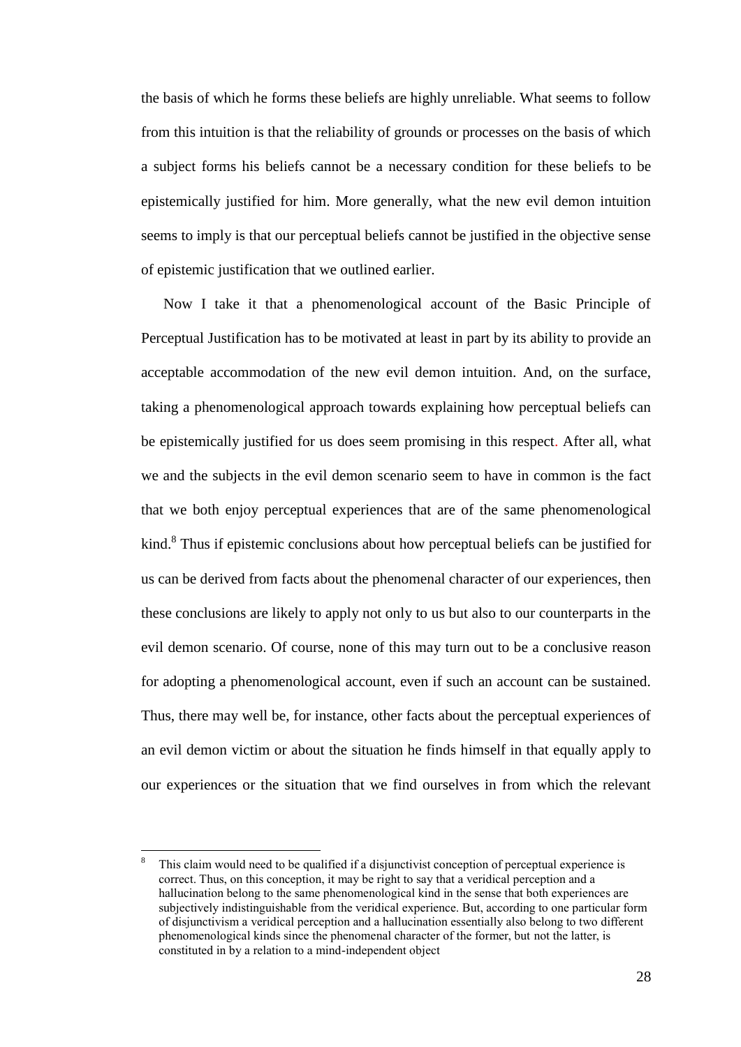the basis of which he forms these beliefs are highly unreliable. What seems to follow from this intuition is that the reliability of grounds or processes on the basis of which a subject forms his beliefs cannot be a necessary condition for these beliefs to be epistemically justified for him. More generally, what the new evil demon intuition seems to imply is that our perceptual beliefs cannot be justified in the objective sense of epistemic justification that we outlined earlier.

Now I take it that a phenomenological account of the Basic Principle of Perceptual Justification has to be motivated at least in part by its ability to provide an acceptable accommodation of the new evil demon intuition. And, on the surface, taking a phenomenological approach towards explaining how perceptual beliefs can be epistemically justified for us does seem promising in this respect. After all, what we and the subjects in the evil demon scenario seem to have in common is the fact that we both enjoy perceptual experiences that are of the same phenomenological kind.[8] Thus if epistemic conclusions about how perceptual beliefs can be justified for us can be derived from facts about the phenomenal character of our experiences, then these conclusions are likely to apply not only to us but also to our counterparts in the evil demon scenario. Of course, none of this may turn out to be a conclusive reason for adopting a phenomenological account, even if such an account can be sustained. Thus, there may well be, for instance, other facts about the perceptual experiences of an evil demon victim or about the situation he finds himself in that equally apply to our experiences or the situation that we find ourselves in from which the relevant

[8] This claim would need to be qualified if a disjunctivist conception of perceptual experience is correct. Thus, on this conception, it may be right to say that a veridical perception and a hallucination belong to the same phenomenological kind in the sense that both experiences are subjectively indistinguishable from the veridical experience. But, according to one particular form of disjunctivism a veridical perception and a hallucination essentially also belong to two different phenomenological kinds since the phenomenal character of the former, but not the latter, is constituted in by a relation to a mind-independent object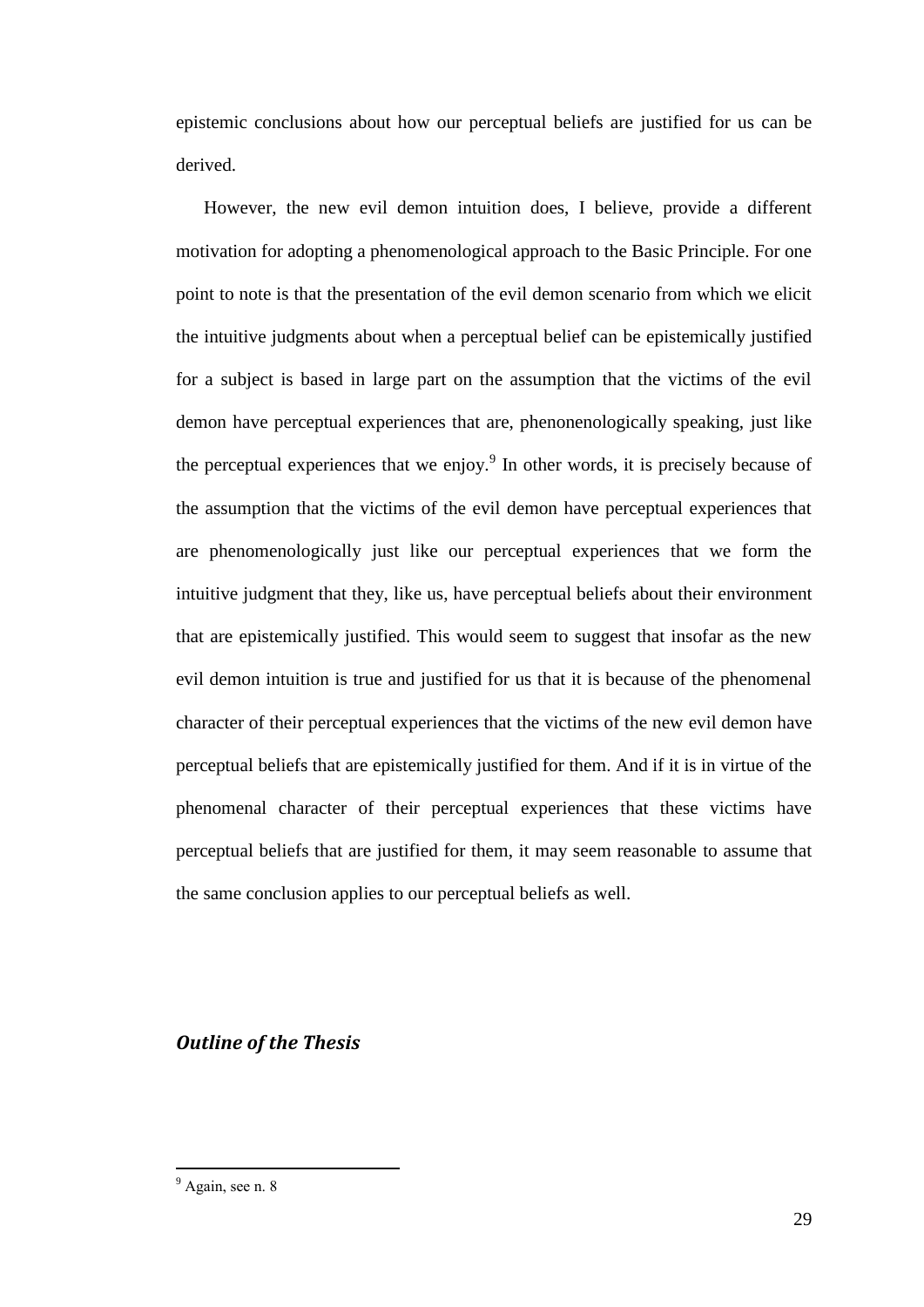epistemic conclusions about how our perceptual beliefs are justified for us can be derived.

However, the new evil demon intuition does, I believe, provide a different motivation for adopting a phenomenological approach to the Basic Principle. For one point to note is that the presentation of the evil demon scenario from which we elicit the intuitive judgments about when a perceptual belief can be epistemically justified for a subject is based in large part on the assumption that the victims of the evil demon have perceptual experiences that are, phenonenologically speaking, just like the perceptual experiences that we enjoy.[9] In other words, it is precisely because of the assumption that the victims of the evil demon have perceptual experiences that are phenomenologically just like our perceptual experiences that we form the intuitive judgment that they, like us, have perceptual beliefs about their environment that are epistemically justified. This would seem to suggest that insofar as the new evil demon intuition is true and justified for us that it is because of the phenomenal character of their perceptual experiences that the victims of the new evil demon have perceptual beliefs that are epistemically justified for them. And if it is in virtue of the phenomenal character of their perceptual experiences that these victims have perceptual beliefs that are justified for them, it may seem reasonable to assume that the same conclusion applies to our perceptual beliefs as well.

### *Outline of the Thesis*

---

[9] Again, see n. 8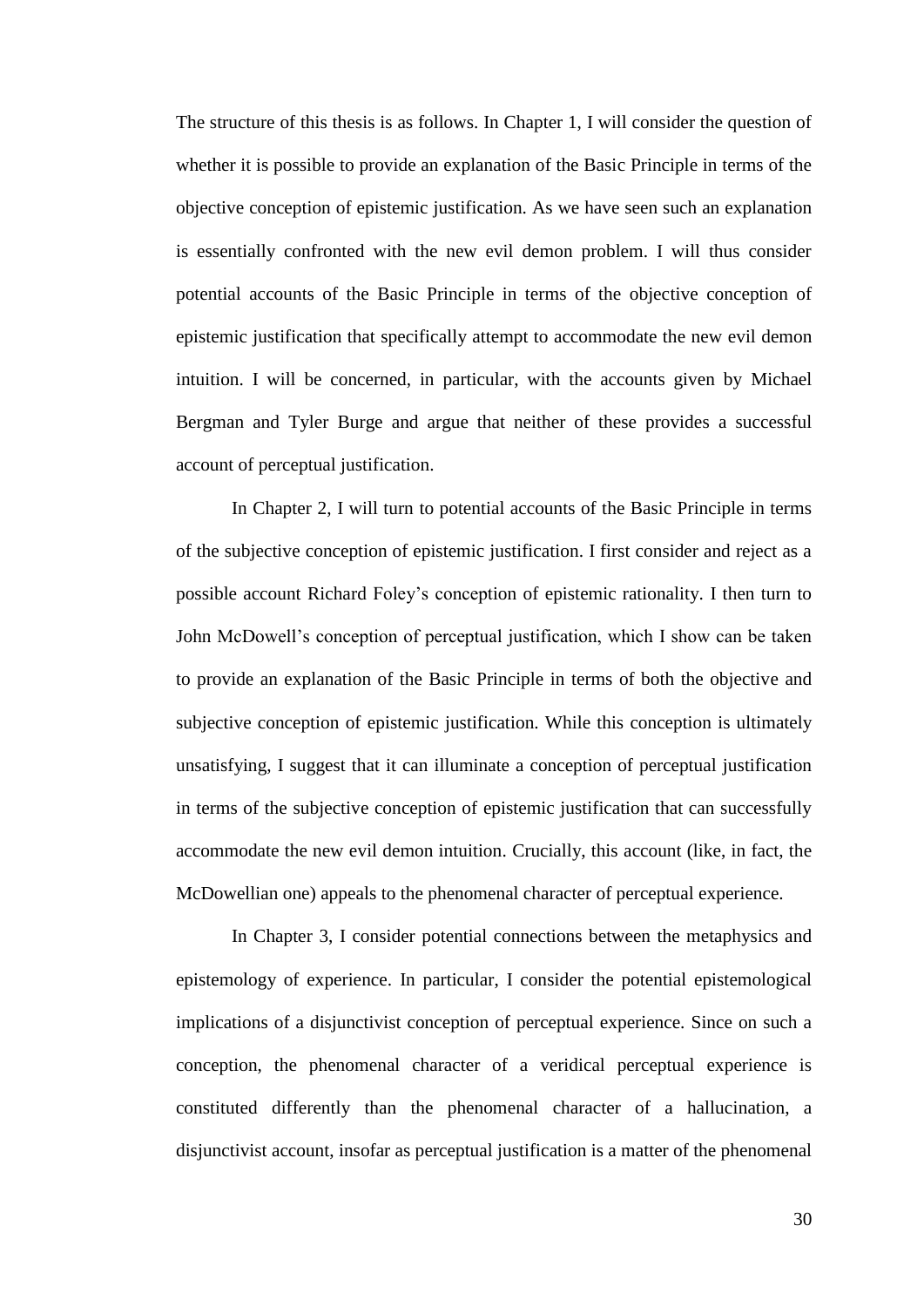The structure of this thesis is as follows. In Chapter 1, I will consider the question of whether it is possible to provide an explanation of the Basic Principle in terms of the objective conception of epistemic justification. As we have seen such an explanation is essentially confronted with the new evil demon problem. I will thus consider potential accounts of the Basic Principle in terms of the objective conception of epistemic justification that specifically attempt to accommodate the new evil demon intuition. I will be concerned, in particular, with the accounts given by Michael Bergman and Tyler Burge and argue that neither of these provides a successful account of perceptual justification.

In Chapter 2, I will turn to potential accounts of the Basic Principle in terms of the subjective conception of epistemic justification. I first consider and reject as a possible account Richard Foley's conception of epistemic rationality. I then turn to John McDowell's conception of perceptual justification, which I show can be taken to provide an explanation of the Basic Principle in terms of both the objective and subjective conception of epistemic justification. While this conception is ultimately unsatisfying, I suggest that it can illuminate a conception of perceptual justification in terms of the subjective conception of epistemic justification that can successfully accommodate the new evil demon intuition. Crucially, this account (like, in fact, the McDowellian one) appeals to the phenomenal character of perceptual experience.

In Chapter 3, I consider potential connections between the metaphysics and epistemology of experience. In particular, I consider the potential epistemological implications of a disjunctivist conception of perceptual experience. Since on such a conception, the phenomenal character of a veridical perceptual experience is constituted differently than the phenomenal character of a hallucination, a disjunctivist account, insofar as perceptual justification is a matter of the phenomenal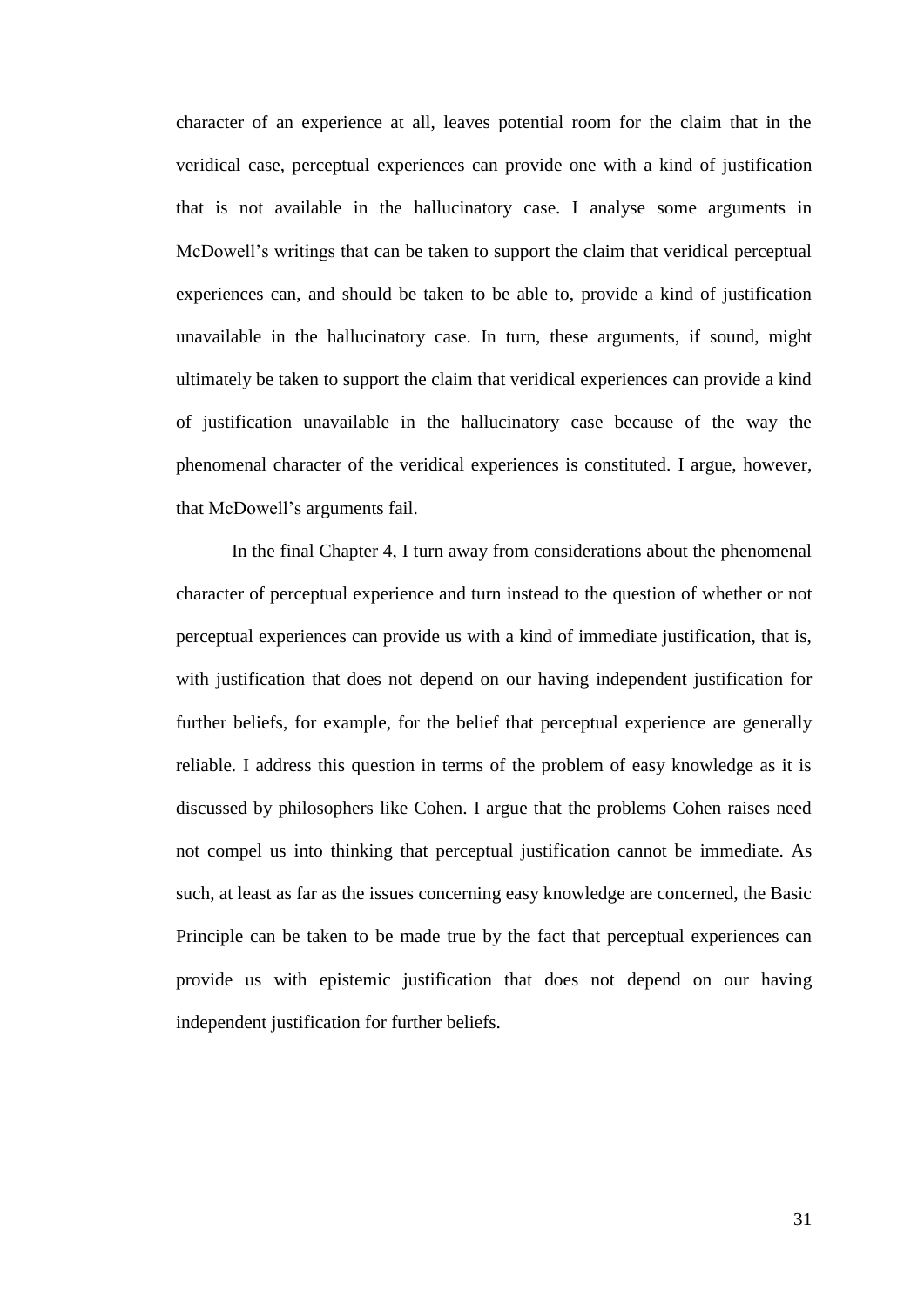character of an experience at all, leaves potential room for the claim that in the veridical case, perceptual experiences can provide one with a kind of justification that is not available in the hallucinatory case. I analyse some arguments in McDowell's writings that can be taken to support the claim that veridical perceptual experiences can, and should be taken to be able to, provide a kind of justification unavailable in the hallucinatory case. In turn, these arguments, if sound, might ultimately be taken to support the claim that veridical experiences can provide a kind of justification unavailable in the hallucinatory case because of the way the phenomenal character of the veridical experiences is constituted. I argue, however, that McDowell's arguments fail.

In the final Chapter 4, I turn away from considerations about the phenomenal character of perceptual experience and turn instead to the question of whether or not perceptual experiences can provide us with a kind of immediate justification, that is, with justification that does not depend on our having independent justification for further beliefs, for example, for the belief that perceptual experience are generally reliable. I address this question in terms of the problem of easy knowledge as it is discussed by philosophers like Cohen. I argue that the problems Cohen raises need not compel us into thinking that perceptual justification cannot be immediate. As such, at least as far as the issues concerning easy knowledge are concerned, the Basic Principle can be taken to be made true by the fact that perceptual experiences can provide us with epistemic justification that does not depend on our having independent justification for further beliefs.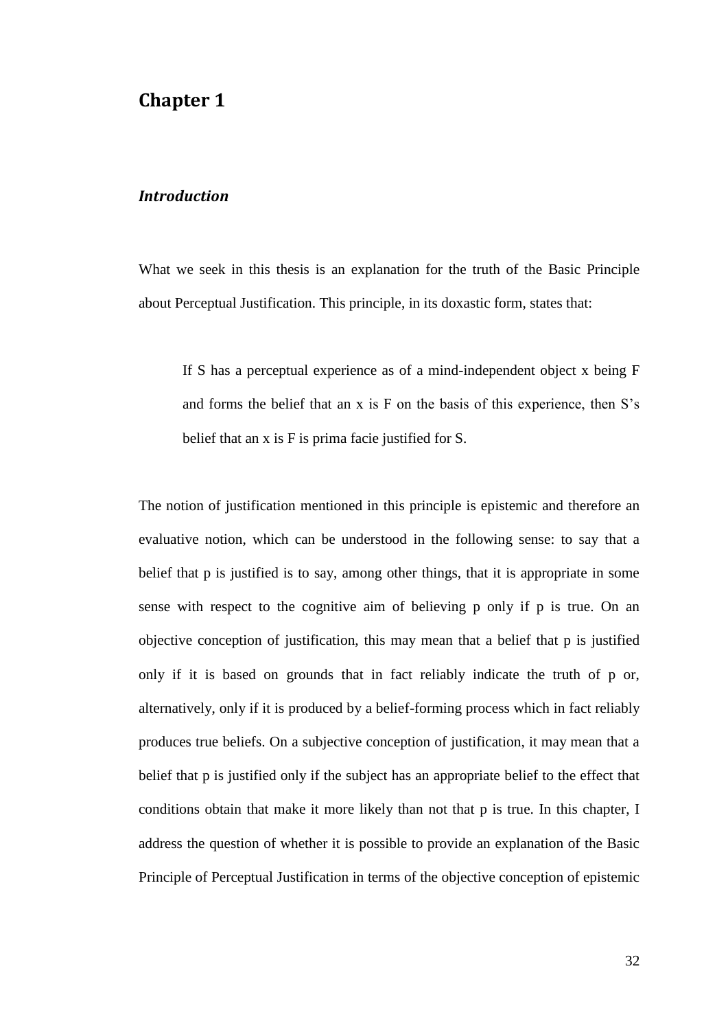# Chapter 1

## *Introduction*

What we seek in this thesis is an explanation for the truth of the Basic Principle about Perceptual Justification. This principle, in its doxastic form, states that:

> If S has a perceptual experience as of a mind-independent object x being F and forms the belief that an x is F on the basis of this experience, then S's belief that an x is F is prima facie justified for S.

The notion of justification mentioned in this principle is epistemic and therefore an evaluative notion, which can be understood in the following sense: to say that a belief that p is justified is to say, among other things, that it is appropriate in some sense with respect to the cognitive aim of believing p only if p is true. On an objective conception of justification, this may mean that a belief that p is justified only if it is based on grounds that in fact reliably indicate the truth of p or, alternatively, only if it is produced by a belief-forming process which in fact reliably produces true beliefs. On a subjective conception of justification, it may mean that a belief that p is justified only if the subject has an appropriate belief to the effect that conditions obtain that make it more likely than not that p is true. In this chapter, I address the question of whether it is possible to provide an explanation of the Basic Principle of Perceptual Justification in terms of the objective conception of epistemic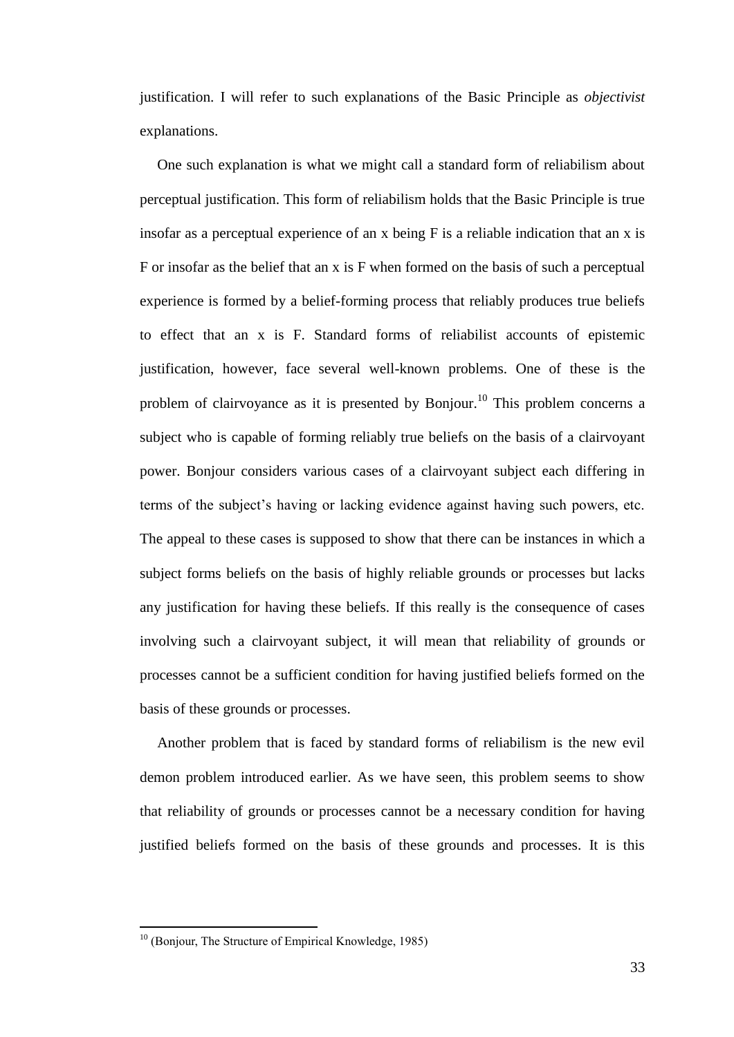justification. I will refer to such explanations of the Basic Principle as *objectivist* explanations.

One such explanation is what we might call a standard form of reliabilism about perceptual justification. This form of reliabilism holds that the Basic Principle is true insofar as a perceptual experience of an x being F is a reliable indication that an x is F or insofar as the belief that an x is F when formed on the basis of such a perceptual experience is formed by a belief-forming process that reliably produces true beliefs to effect that an x is F. Standard forms of reliabilist accounts of epistemic justification, however, face several well-known problems. One of these is the problem of clairvoyance as it is presented by Bonjour.[10] This problem concerns a subject who is capable of forming reliably true beliefs on the basis of a clairvoyant power. Bonjour considers various cases of a clairvoyant subject each differing in terms of the subject's having or lacking evidence against having such powers, etc. The appeal to these cases is supposed to show that there can be instances in which a subject forms beliefs on the basis of highly reliable grounds or processes but lacks any justification for having these beliefs. If this really is the consequence of cases involving such a clairvoyant subject, it will mean that reliability of grounds or processes cannot be a sufficient condition for having justified beliefs formed on the basis of these grounds or processes.

Another problem that is faced by standard forms of reliabilism is the new evil demon problem introduced earlier. As we have seen, this problem seems to show that reliability of grounds or processes cannot be a necessary condition for having justified beliefs formed on the basis of these grounds and processes. It is this

[10] (Bonjour, The Structure of Empirical Knowledge, 1985)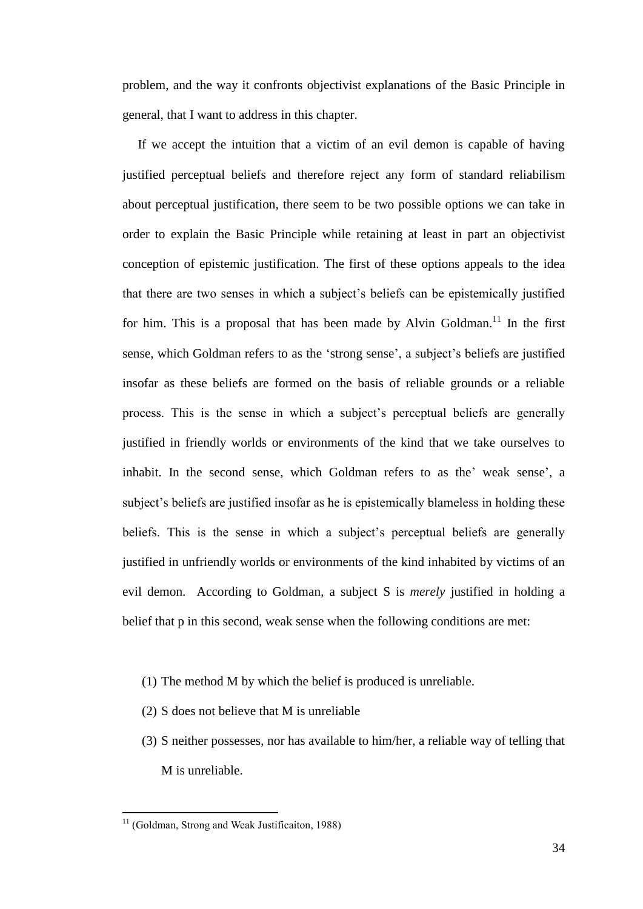problem, and the way it confronts objectivist explanations of the Basic Principle in general, that I want to address in this chapter.

If we accept the intuition that a victim of an evil demon is capable of having justified perceptual beliefs and therefore reject any form of standard reliabilism about perceptual justification, there seem to be two possible options we can take in order to explain the Basic Principle while retaining at least in part an objectivist conception of epistemic justification. The first of these options appeals to the idea that there are two senses in which a subject's beliefs can be epistemically justified for him. This is a proposal that has been made by Alvin Goldman.[11] In the first sense, which Goldman refers to as the 'strong sense', a subject's beliefs are justified insofar as these beliefs are formed on the basis of reliable grounds or a reliable process. This is the sense in which a subject's perceptual beliefs are generally justified in friendly worlds or environments of the kind that we take ourselves to inhabit. In the second sense, which Goldman refers to as the' weak sense', a subject's beliefs are justified insofar as he is epistemically blameless in holding these beliefs. This is the sense in which a subject's perceptual beliefs are generally justified in unfriendly worlds or environments of the kind inhabited by victims of an evil demon. According to Goldman, a subject S is *merely* justified in holding a belief that p in this second, weak sense when the following conditions are met:

(1) The method M by which the belief is produced is unreliable.
(2) S does not believe that M is unreliable
(3) S neither possesses, nor has available to him/her, a reliable way of telling that M is unreliable.

---

[11] (Goldman, Strong and Weak Justificaiton, 1988)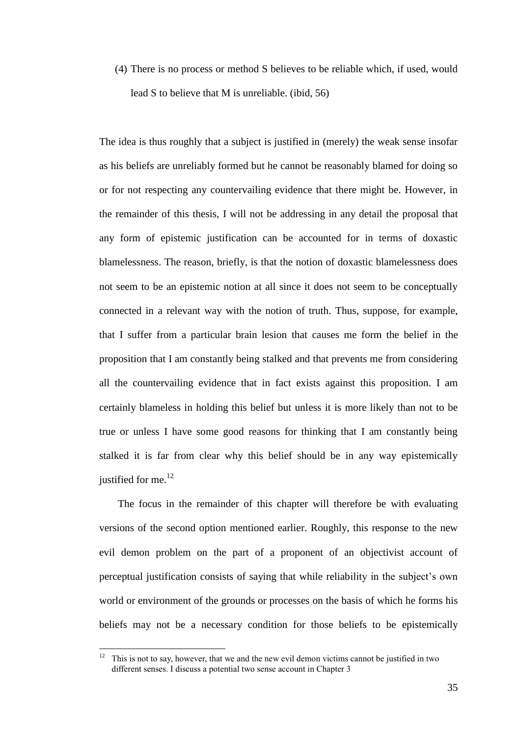(4) There is no process or method S believes to be reliable which, if used, would lead S to believe that M is unreliable. (ibid, 56)

The idea is thus roughly that a subject is justified in (merely) the weak sense insofar as his beliefs are unreliably formed but he cannot be reasonably blamed for doing so or for not respecting any countervailing evidence that there might be. However, in the remainder of this thesis, I will not be addressing in any detail the proposal that any form of epistemic justification can be accounted for in terms of doxastic blamelessness. The reason, briefly, is that the notion of doxastic blamelessness does not seem to be an epistemic notion at all since it does not seem to be conceptually connected in a relevant way with the notion of truth. Thus, suppose, for example, that I suffer from a particular brain lesion that causes me form the belief in the proposition that I am constantly being stalked and that prevents me from considering all the countervailing evidence that in fact exists against this proposition. I am certainly blameless in holding this belief but unless it is more likely than not to be true or unless I have some good reasons for thinking that I am constantly being stalked it is far from clear why this belief should be in any way epistemically justified for me.[12]

The focus in the remainder of this chapter will therefore be with evaluating versions of the second option mentioned earlier. Roughly, this response to the new evil demon problem on the part of a proponent of an objectivist account of perceptual justification consists of saying that while reliability in the subject's own world or environment of the grounds or processes on the basis of which he forms his beliefs may not be a necessary condition for those beliefs to be epistemically

[12] This is not to say, however, that we and the new evil demon victims cannot be justified in two different senses. I discuss a potential two sense account in Chapter 3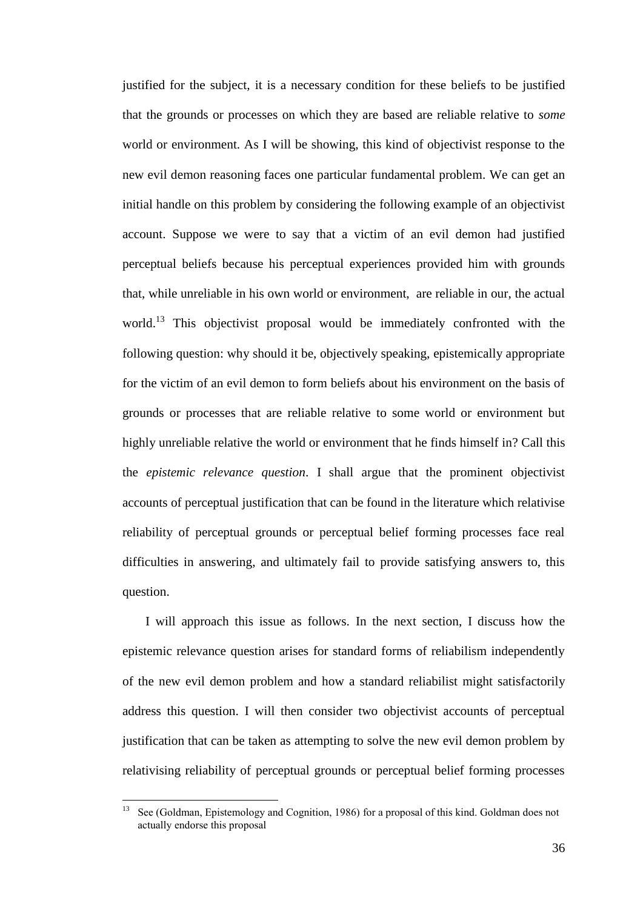justified for the subject, it is a necessary condition for these beliefs to be justified that the grounds or processes on which they are based are reliable relative to *some* world or environment. As I will be showing, this kind of objectivist response to the new evil demon reasoning faces one particular fundamental problem. We can get an initial handle on this problem by considering the following example of an objectivist account. Suppose we were to say that a victim of an evil demon had justified perceptual beliefs because his perceptual experiences provided him with grounds that, while unreliable in his own world or environment, are reliable in our, the actual world.[13] This objectivist proposal would be immediately confronted with the following question: why should it be, objectively speaking, epistemically appropriate for the victim of an evil demon to form beliefs about his environment on the basis of grounds or processes that are reliable relative to some world or environment but highly unreliable relative the world or environment that he finds himself in? Call this the *epistemic relevance question*. I shall argue that the prominent objectivist accounts of perceptual justification that can be found in the literature which relativise reliability of perceptual grounds or perceptual belief forming processes face real difficulties in answering, and ultimately fail to provide satisfying answers to, this question.

I will approach this issue as follows. In the next section, I discuss how the epistemic relevance question arises for standard forms of reliabilism independently of the new evil demon problem and how a standard reliabilist might satisfactorily address this question. I will then consider two objectivist accounts of perceptual justification that can be taken as attempting to solve the new evil demon problem by relativising reliability of perceptual grounds or perceptual belief forming processes

---

[13] See (Goldman, Epistemology and Cognition, 1986) for a proposal of this kind. Goldman does not actually endorse this proposal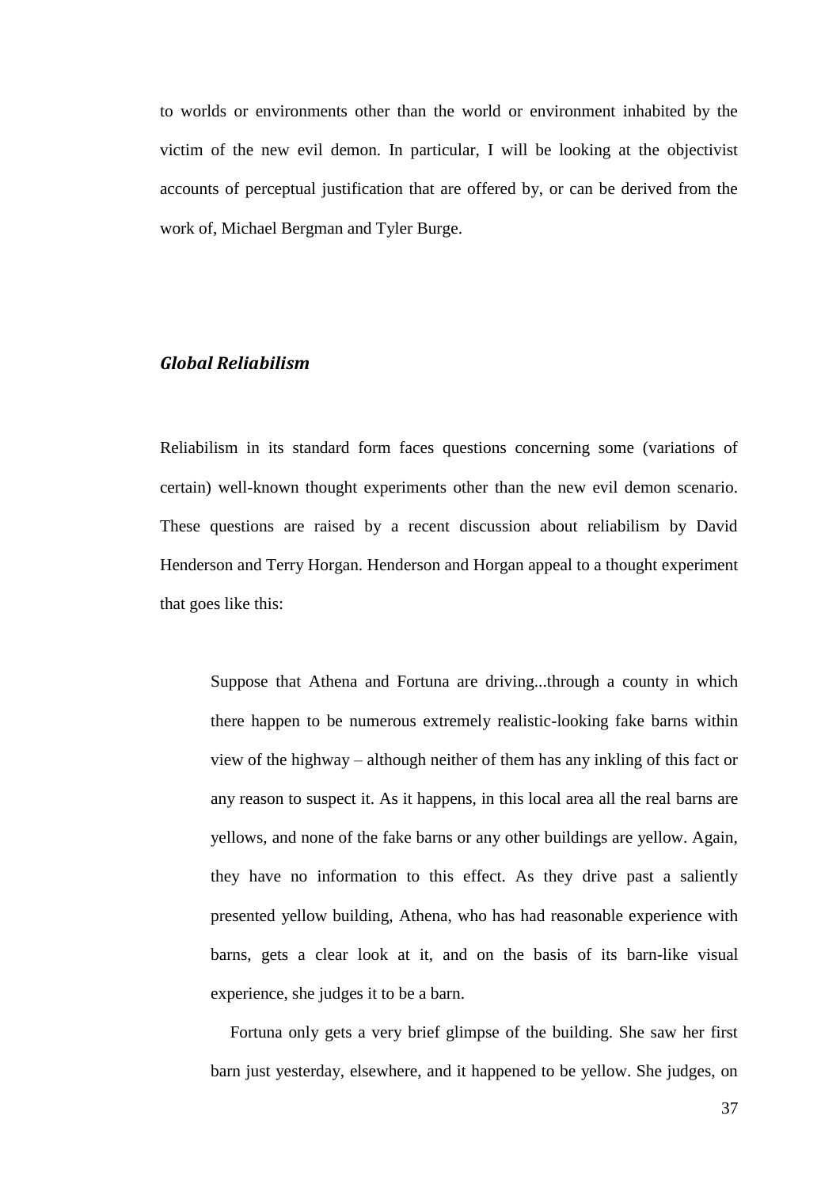to worlds or environments other than the world or environment inhabited by the victim of the new evil demon. In particular, I will be looking at the objectivist accounts of perceptual justification that are offered by, or can be derived from the work of, Michael Bergman and Tyler Burge.

### *Global Reliabilism*

Reliabilism in its standard form faces questions concerning some (variations of certain) well-known thought experiments other than the new evil demon scenario. These questions are raised by a recent discussion about reliabilism by David Henderson and Terry Horgan. Henderson and Horgan appeal to a thought experiment that goes like this:

> Suppose that Athena and Fortuna are driving...through a county in which there happen to be numerous extremely realistic-looking fake barns within view of the highway – although neither of them has any inkling of this fact or any reason to suspect it. As it happens, in this local area all the real barns are yellows, and none of the fake barns or any other buildings are yellow. Again, they have no information to this effect. As they drive past a saliently presented yellow building, Athena, who has had reasonable experience with barns, gets a clear look at it, and on the basis of its barn-like visual experience, she judges it to be a barn.
>
> Fortuna only gets a very brief glimpse of the building. She saw her first barn just yesterday, elsewhere, and it happened to be yellow. She judges, on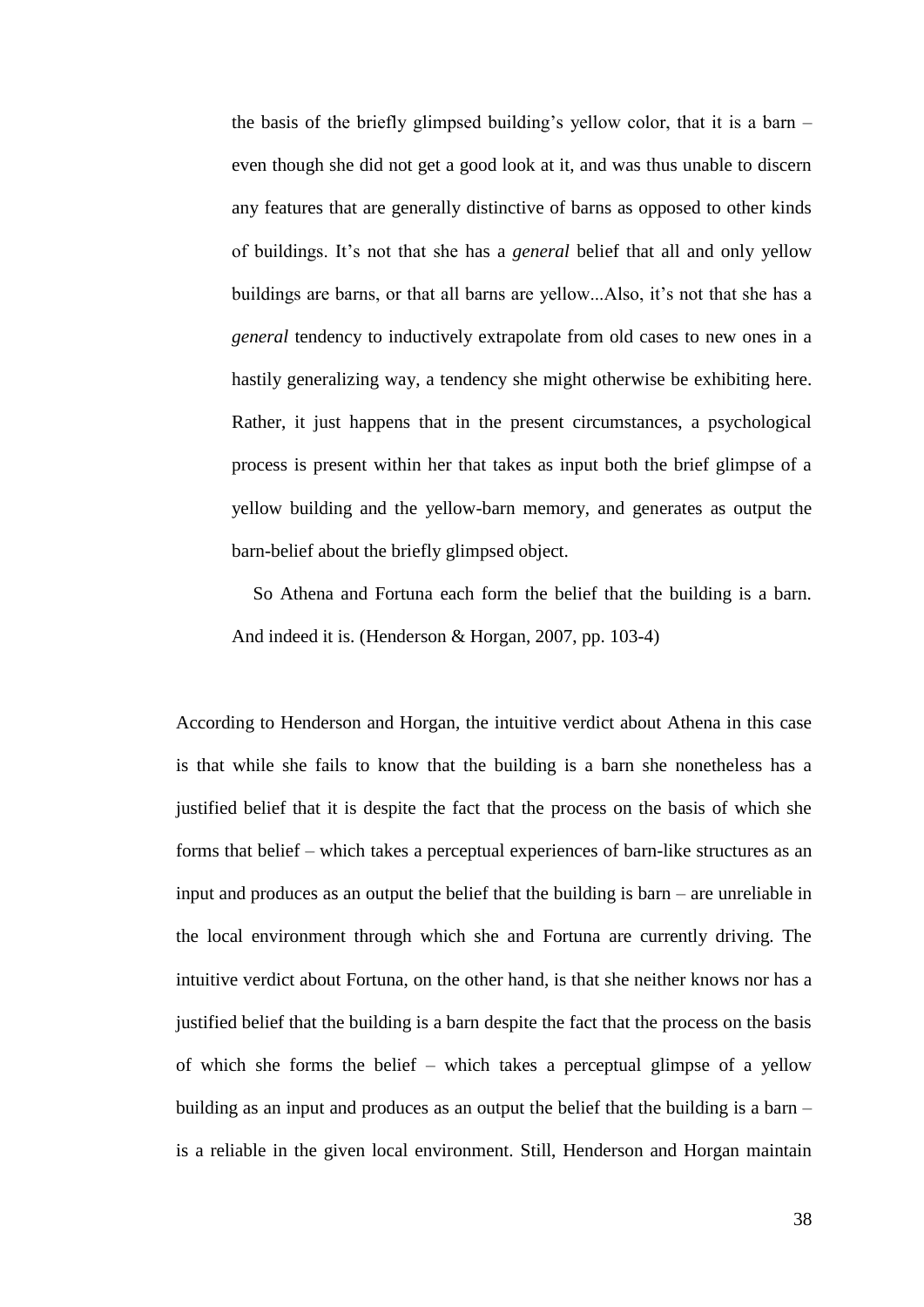> the basis of the briefly glimpsed building's yellow color, that it is a barn – even though she did not get a good look at it, and was thus unable to discern any features that are generally distinctive of barns as opposed to other kinds of buildings. It's not that she has a *general* belief that all and only yellow buildings are barns, or that all barns are yellow...Also, it's not that she has a *general* tendency to inductively extrapolate from old cases to new ones in a hastily generalizing way, a tendency she might otherwise be exhibiting here. Rather, it just happens that in the present circumstances, a psychological process is present within her that takes as input both the brief glimpse of a yellow building and the yellow-barn memory, and generates as output the barn-belief about the briefly glimpsed object.
>
> So Athena and Fortuna each form the belief that the building is a barn. And indeed it is. (Henderson & Horgan, 2007, pp. 103-4)

According to Henderson and Horgan, the intuitive verdict about Athena in this case is that while she fails to know that the building is a barn she nonetheless has a justified belief that it is despite the fact that the process on the basis of which she forms that belief – which takes a perceptual experiences of barn-like structures as an input and produces as an output the belief that the building is barn – are unreliable in the local environment through which she and Fortuna are currently driving. The intuitive verdict about Fortuna, on the other hand, is that she neither knows nor has a justified belief that the building is a barn despite the fact that the process on the basis of which she forms the belief – which takes a perceptual glimpse of a yellow building as an input and produces as an output the belief that the building is a barn – is a reliable in the given local environment. Still, Henderson and Horgan maintain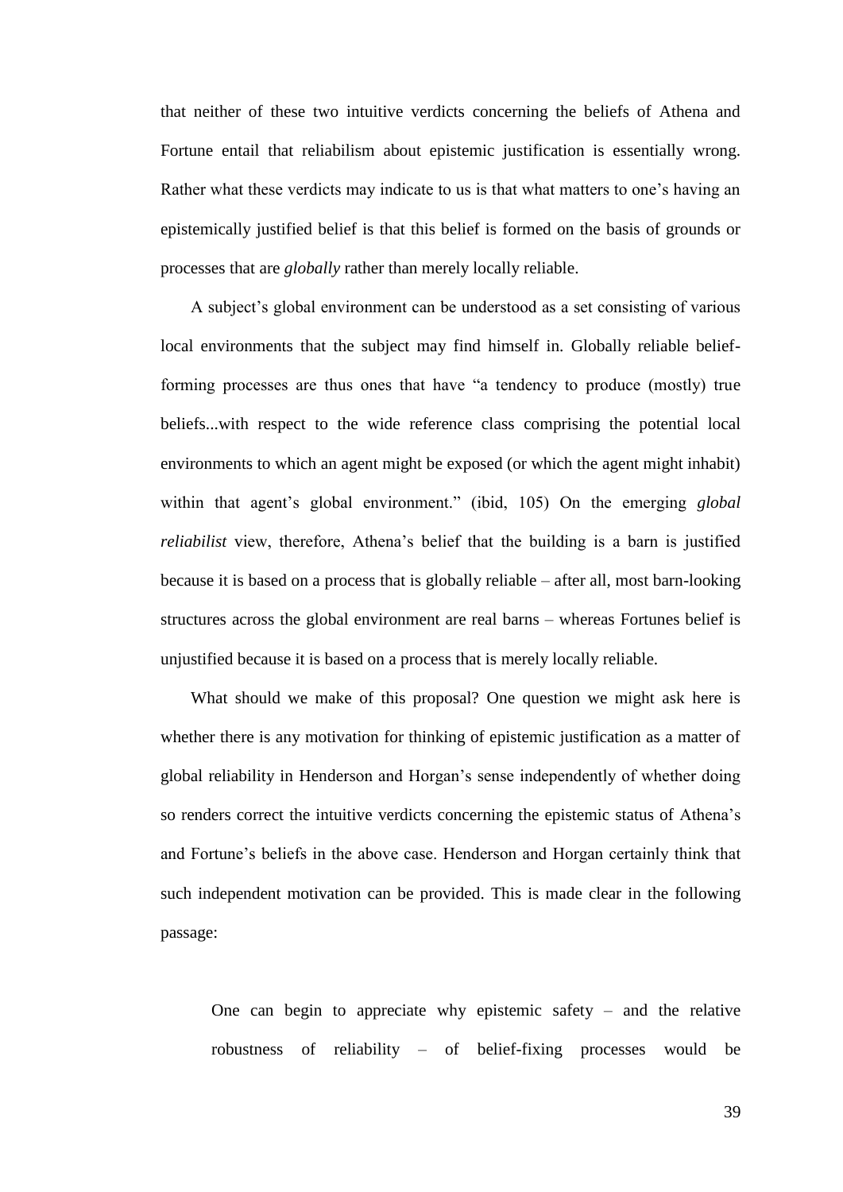that neither of these two intuitive verdicts concerning the beliefs of Athena and Fortune entail that reliabilism about epistemic justification is essentially wrong. Rather what these verdicts may indicate to us is that what matters to one's having an epistemically justified belief is that this belief is formed on the basis of grounds or processes that are *globally* rather than merely locally reliable.

A subject's global environment can be understood as a set consisting of various local environments that the subject may find himself in. Globally reliable belief-forming processes are thus ones that have "a tendency to produce (mostly) true beliefs...with respect to the wide reference class comprising the potential local environments to which an agent might be exposed (or which the agent might inhabit) within that agent's global environment." (ibid, 105) On the emerging *global reliabilist* view, therefore, Athena's belief that the building is a barn is justified because it is based on a process that is globally reliable – after all, most barn-looking structures across the global environment are real barns – whereas Fortunes belief is unjustified because it is based on a process that is merely locally reliable.

What should we make of this proposal? One question we might ask here is whether there is any motivation for thinking of epistemic justification as a matter of global reliability in Henderson and Horgan's sense independently of whether doing so renders correct the intuitive verdicts concerning the epistemic status of Athena's and Fortune's beliefs in the above case. Henderson and Horgan certainly think that such independent motivation can be provided. This is made clear in the following passage:

> One can begin to appreciate why epistemic safety – and the relative robustness of reliability – of belief-fixing processes would be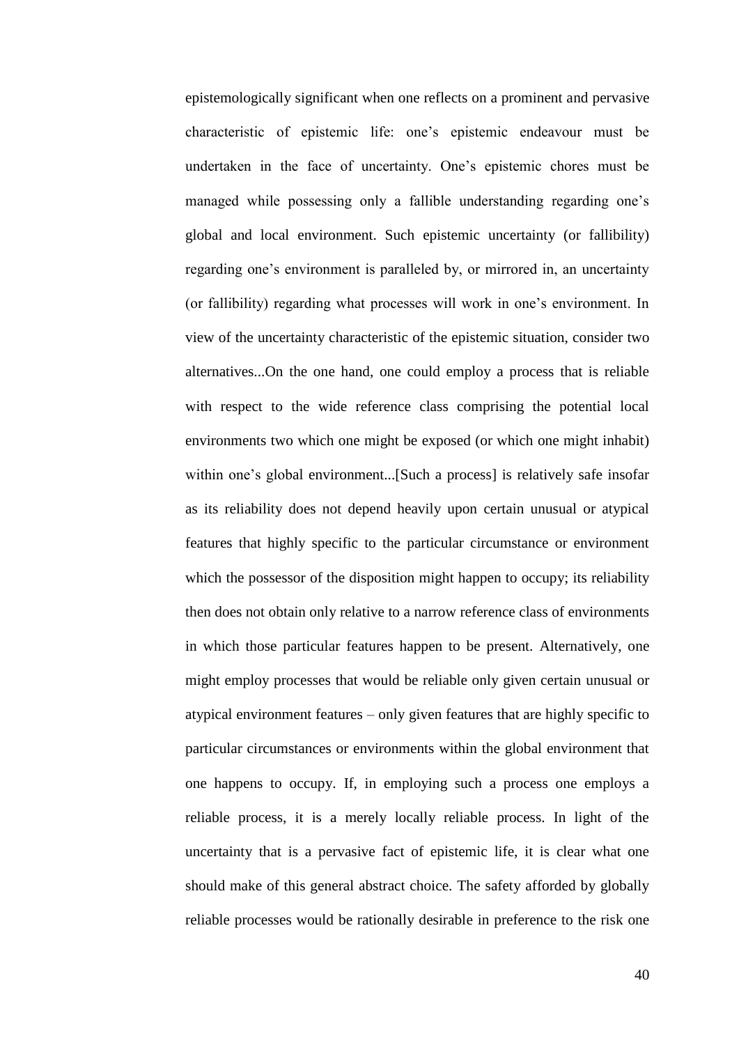epistemologically significant when one reflects on a prominent and pervasive characteristic of epistemic life: one's epistemic endeavour must be undertaken in the face of uncertainty. One's epistemic chores must be managed while possessing only a fallible understanding regarding one's global and local environment. Such epistemic uncertainty (or fallibility) regarding one's environment is paralleled by, or mirrored in, an uncertainty (or fallibility) regarding what processes will work in one's environment. In view of the uncertainty characteristic of the epistemic situation, consider two alternatives...On the one hand, one could employ a process that is reliable with respect to the wide reference class comprising the potential local environments two which one might be exposed (or which one might inhabit) within one's global environment...[Such a process] is relatively safe insofar as its reliability does not depend heavily upon certain unusual or atypical features that highly specific to the particular circumstance or environment which the possessor of the disposition might happen to occupy; its reliability then does not obtain only relative to a narrow reference class of environments in which those particular features happen to be present. Alternatively, one might employ processes that would be reliable only given certain unusual or atypical environment features – only given features that are highly specific to particular circumstances or environments within the global environment that one happens to occupy. If, in employing such a process one employs a reliable process, it is a merely locally reliable process. In light of the uncertainty that is a pervasive fact of epistemic life, it is clear what one should make of this general abstract choice. The safety afforded by globally reliable processes would be rationally desirable in preference to the risk one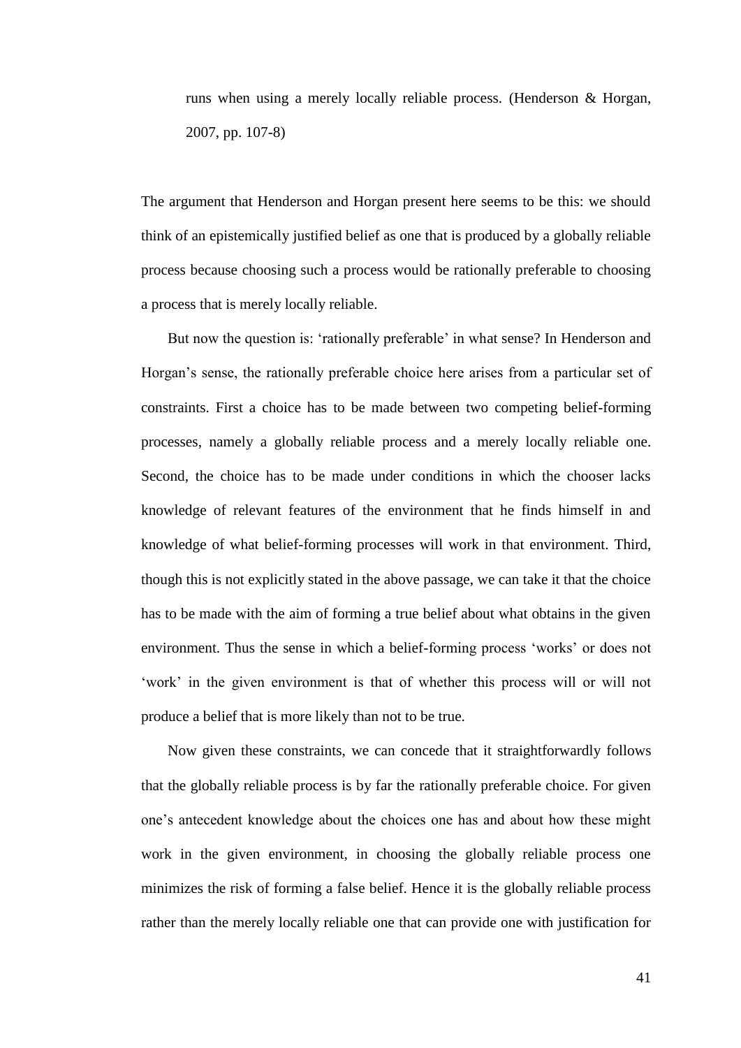> runs when using a merely locally reliable process. (Henderson & Horgan, 2007, pp. 107-8)

The argument that Henderson and Horgan present here seems to be this: we should think of an epistemically justified belief as one that is produced by a globally reliable process because choosing such a process would be rationally preferable to choosing a process that is merely locally reliable.

But now the question is: 'rationally preferable' in what sense? In Henderson and Horgan's sense, the rationally preferable choice here arises from a particular set of constraints. First a choice has to be made between two competing belief-forming processes, namely a globally reliable process and a merely locally reliable one. Second, the choice has to be made under conditions in which the chooser lacks knowledge of relevant features of the environment that he finds himself in and knowledge of what belief-forming processes will work in that environment. Third, though this is not explicitly stated in the above passage, we can take it that the choice has to be made with the aim of forming a true belief about what obtains in the given environment. Thus the sense in which a belief-forming process 'works' or does not 'work' in the given environment is that of whether this process will or will not produce a belief that is more likely than not to be true.

Now given these constraints, we can concede that it straightforwardly follows that the globally reliable process is by far the rationally preferable choice. For given one's antecedent knowledge about the choices one has and about how these might work in the given environment, in choosing the globally reliable process one minimizes the risk of forming a false belief. Hence it is the globally reliable process rather than the merely locally reliable one that can provide one with justification for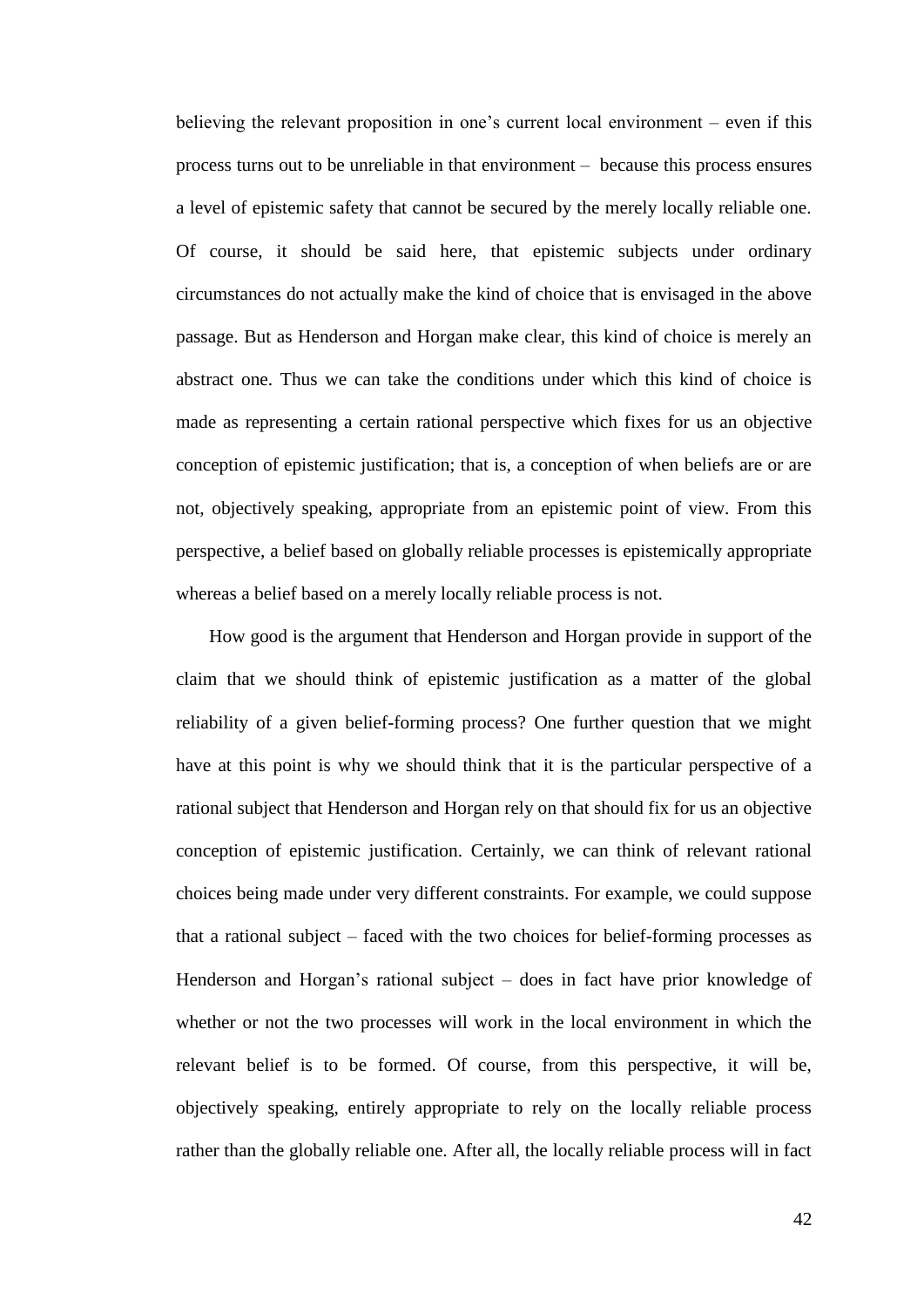believing the relevant proposition in one's current local environment – even if this process turns out to be unreliable in that environment – because this process ensures a level of epistemic safety that cannot be secured by the merely locally reliable one. Of course, it should be said here, that epistemic subjects under ordinary circumstances do not actually make the kind of choice that is envisaged in the above passage. But as Henderson and Horgan make clear, this kind of choice is merely an abstract one. Thus we can take the conditions under which this kind of choice is made as representing a certain rational perspective which fixes for us an objective conception of epistemic justification; that is, a conception of when beliefs are or are not, objectively speaking, appropriate from an epistemic point of view. From this perspective, a belief based on globally reliable processes is epistemically appropriate whereas a belief based on a merely locally reliable process is not.

How good is the argument that Henderson and Horgan provide in support of the claim that we should think of epistemic justification as a matter of the global reliability of a given belief-forming process? One further question that we might have at this point is why we should think that it is the particular perspective of a rational subject that Henderson and Horgan rely on that should fix for us an objective conception of epistemic justification. Certainly, we can think of relevant rational choices being made under very different constraints. For example, we could suppose that a rational subject – faced with the two choices for belief-forming processes as Henderson and Horgan's rational subject – does in fact have prior knowledge of whether or not the two processes will work in the local environment in which the relevant belief is to be formed. Of course, from this perspective, it will be, objectively speaking, entirely appropriate to rely on the locally reliable process rather than the globally reliable one. After all, the locally reliable process will in fact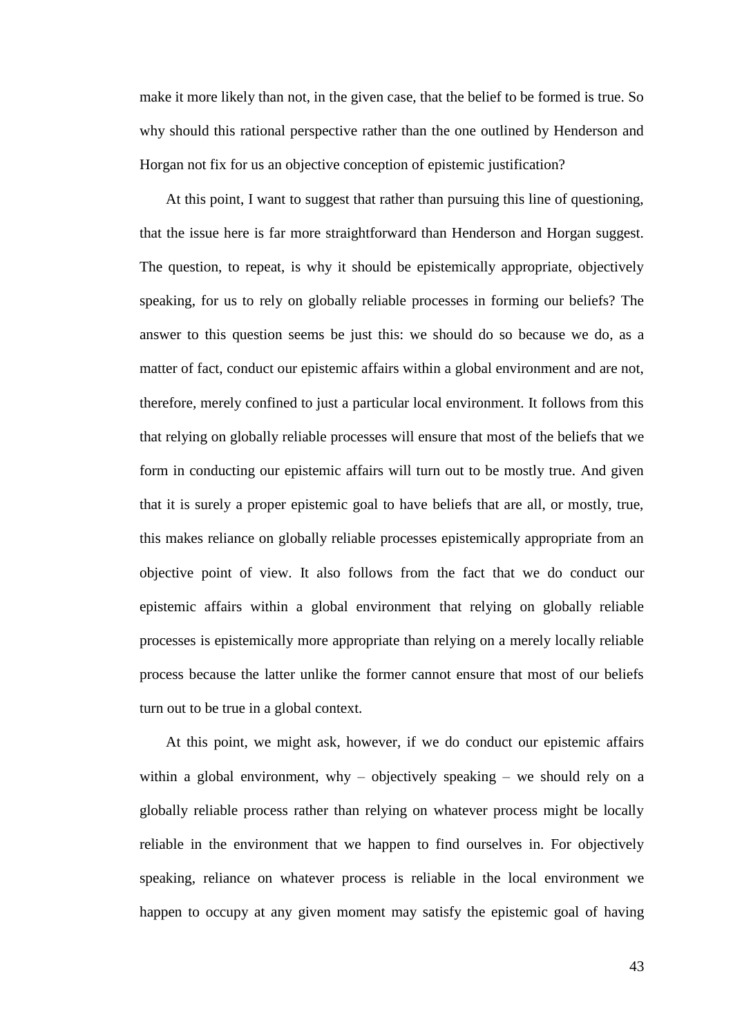make it more likely than not, in the given case, that the belief to be formed is true. So why should this rational perspective rather than the one outlined by Henderson and Horgan not fix for us an objective conception of epistemic justification?

At this point, I want to suggest that rather than pursuing this line of questioning, that the issue here is far more straightforward than Henderson and Horgan suggest. The question, to repeat, is why it should be epistemically appropriate, objectively speaking, for us to rely on globally reliable processes in forming our beliefs? The answer to this question seems be just this: we should do so because we do, as a matter of fact, conduct our epistemic affairs within a global environment and are not, therefore, merely confined to just a particular local environment. It follows from this that relying on globally reliable processes will ensure that most of the beliefs that we form in conducting our epistemic affairs will turn out to be mostly true. And given that it is surely a proper epistemic goal to have beliefs that are all, or mostly, true, this makes reliance on globally reliable processes epistemically appropriate from an objective point of view. It also follows from the fact that we do conduct our epistemic affairs within a global environment that relying on globally reliable processes is epistemically more appropriate than relying on a merely locally reliable process because the latter unlike the former cannot ensure that most of our beliefs turn out to be true in a global context.

At this point, we might ask, however, if we do conduct our epistemic affairs within a global environment, why – objectively speaking – we should rely on a globally reliable process rather than relying on whatever process might be locally reliable in the environment that we happen to find ourselves in. For objectively speaking, reliance on whatever process is reliable in the local environment we happen to occupy at any given moment may satisfy the epistemic goal of having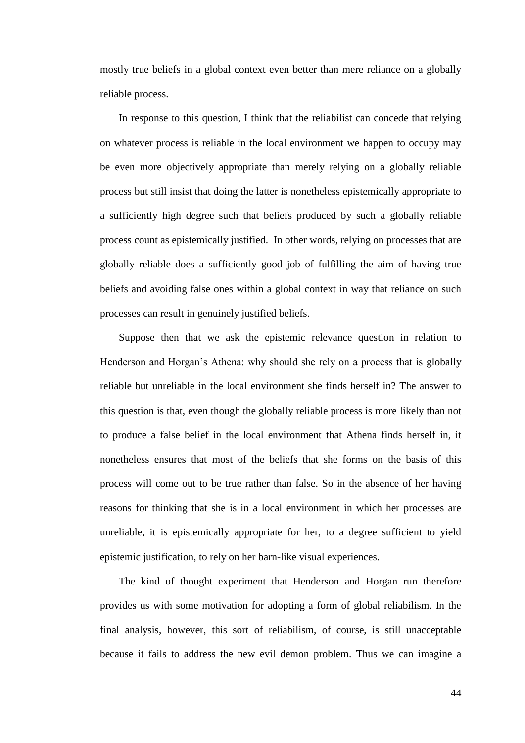mostly true beliefs in a global context even better than mere reliance on a globally reliable process.

In response to this question, I think that the reliabilist can concede that relying on whatever process is reliable in the local environment we happen to occupy may be even more objectively appropriate than merely relying on a globally reliable process but still insist that doing the latter is nonetheless epistemically appropriate to a sufficiently high degree such that beliefs produced by such a globally reliable process count as epistemically justified. In other words, relying on processes that are globally reliable does a sufficiently good job of fulfilling the aim of having true beliefs and avoiding false ones within a global context in way that reliance on such processes can result in genuinely justified beliefs.

Suppose then that we ask the epistemic relevance question in relation to Henderson and Horgan's Athena: why should she rely on a process that is globally reliable but unreliable in the local environment she finds herself in? The answer to this question is that, even though the globally reliable process is more likely than not to produce a false belief in the local environment that Athena finds herself in, it nonetheless ensures that most of the beliefs that she forms on the basis of this process will come out to be true rather than false. So in the absence of her having reasons for thinking that she is in a local environment in which her processes are unreliable, it is epistemically appropriate for her, to a degree sufficient to yield epistemic justification, to rely on her barn-like visual experiences.

The kind of thought experiment that Henderson and Horgan run therefore provides us with some motivation for adopting a form of global reliabilism. In the final analysis, however, this sort of reliabilism, of course, is still unacceptable because it fails to address the new evil demon problem. Thus we can imagine a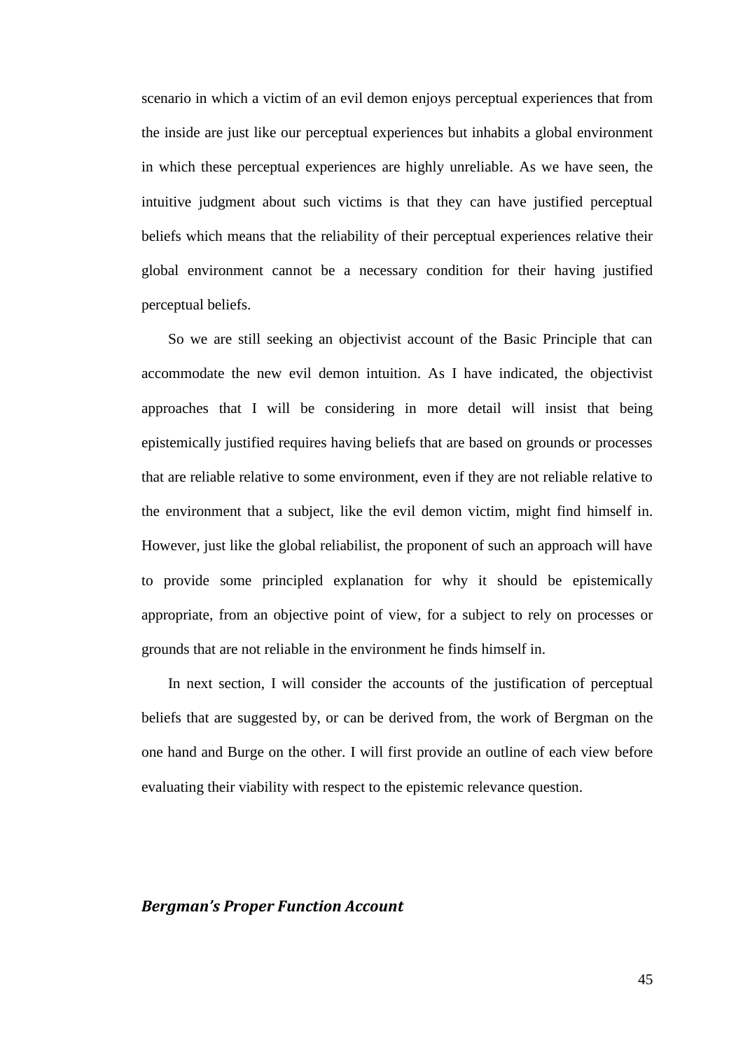scenario in which a victim of an evil demon enjoys perceptual experiences that from the inside are just like our perceptual experiences but inhabits a global environment in which these perceptual experiences are highly unreliable. As we have seen, the intuitive judgment about such victims is that they can have justified perceptual beliefs which means that the reliability of their perceptual experiences relative their global environment cannot be a necessary condition for their having justified perceptual beliefs.

So we are still seeking an objectivist account of the Basic Principle that can accommodate the new evil demon intuition. As I have indicated, the objectivist approaches that I will be considering in more detail will insist that being epistemically justified requires having beliefs that are based on grounds or processes that are reliable relative to some environment, even if they are not reliable relative to the environment that a subject, like the evil demon victim, might find himself in. However, just like the global reliabilist, the proponent of such an approach will have to provide some principled explanation for why it should be epistemically appropriate, from an objective point of view, for a subject to rely on processes or grounds that are not reliable in the environment he finds himself in.

In next section, I will consider the accounts of the justification of perceptual beliefs that are suggested by, or can be derived from, the work of Bergman on the one hand and Burge on the other. I will first provide an outline of each view before evaluating their viability with respect to the epistemic relevance question.

### *Bergman's Proper Function Account*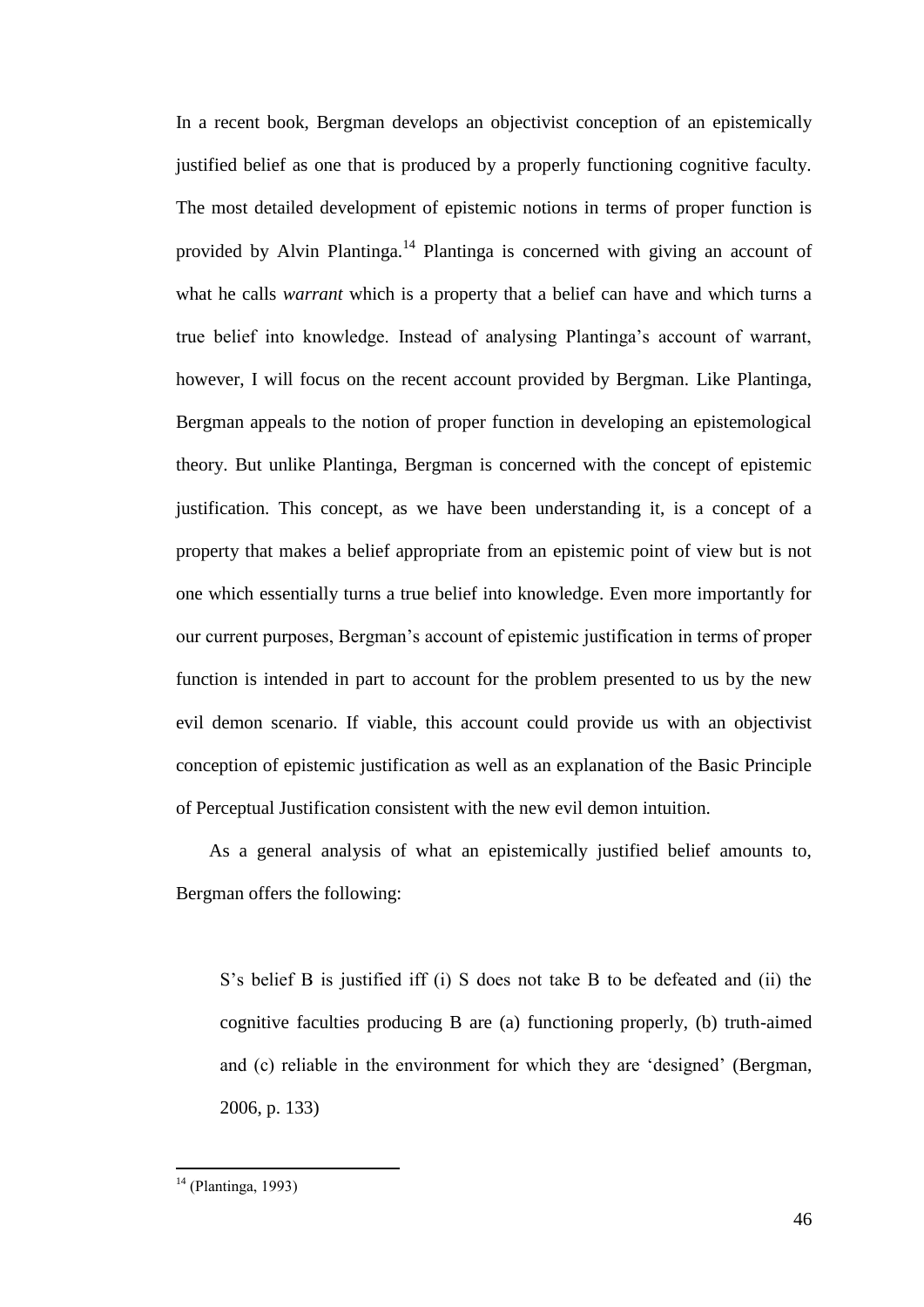In a recent book, Bergman develops an objectivist conception of an epistemically justified belief as one that is produced by a properly functioning cognitive faculty. The most detailed development of epistemic notions in terms of proper function is provided by Alvin Plantinga.[14] Plantinga is concerned with giving an account of what he calls *warrant* which is a property that a belief can have and which turns a true belief into knowledge. Instead of analysing Plantinga's account of warrant, however, I will focus on the recent account provided by Bergman. Like Plantinga, Bergman appeals to the notion of proper function in developing an epistemological theory. But unlike Plantinga, Bergman is concerned with the concept of epistemic justification. This concept, as we have been understanding it, is a concept of a property that makes a belief appropriate from an epistemic point of view but is not one which essentially turns a true belief into knowledge. Even more importantly for our current purposes, Bergman's account of epistemic justification in terms of proper function is intended in part to account for the problem presented to us by the new evil demon scenario. If viable, this account could provide us with an objectivist conception of epistemic justification as well as an explanation of the Basic Principle of Perceptual Justification consistent with the new evil demon intuition.

As a general analysis of what an epistemically justified belief amounts to, Bergman offers the following:

> S's belief B is justified iff (i) S does not take B to be defeated and (ii) the cognitive faculties producing B are (a) functioning properly, (b) truth-aimed and (c) reliable in the environment for which they are 'designed' (Bergman, 2006, p. 133)

---

[14] (Plantinga, 1993)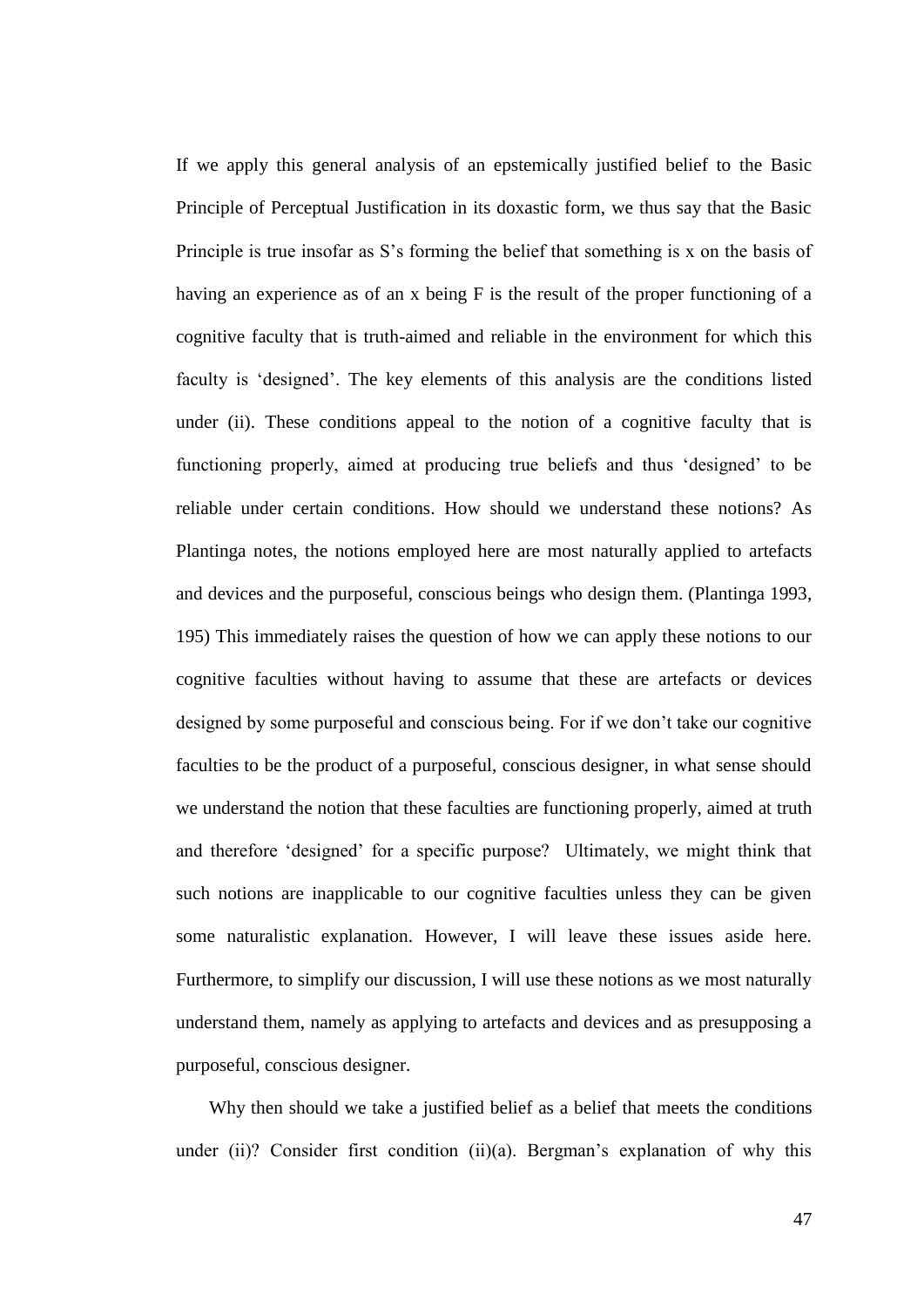If we apply this general analysis of an epstemically justified belief to the Basic Principle of Perceptual Justification in its doxastic form, we thus say that the Basic Principle is true insofar as S's forming the belief that something is x on the basis of having an experience as of an x being F is the result of the proper functioning of a cognitive faculty that is truth-aimed and reliable in the environment for which this faculty is 'designed'. The key elements of this analysis are the conditions listed under (ii). These conditions appeal to the notion of a cognitive faculty that is functioning properly, aimed at producing true beliefs and thus 'designed' to be reliable under certain conditions. How should we understand these notions? As Plantinga notes, the notions employed here are most naturally applied to artefacts and devices and the purposeful, conscious beings who design them. (Plantinga 1993, 195) This immediately raises the question of how we can apply these notions to our cognitive faculties without having to assume that these are artefacts or devices designed by some purposeful and conscious being. For if we don't take our cognitive faculties to be the product of a purposeful, conscious designer, in what sense should we understand the notion that these faculties are functioning properly, aimed at truth and therefore 'designed' for a specific purpose? Ultimately, we might think that such notions are inapplicable to our cognitive faculties unless they can be given some naturalistic explanation. However, I will leave these issues aside here. Furthermore, to simplify our discussion, I will use these notions as we most naturally understand them, namely as applying to artefacts and devices and as presupposing a purposeful, conscious designer.

Why then should we take a justified belief as a belief that meets the conditions under (ii)? Consider first condition (ii)(a). Bergman's explanation of why this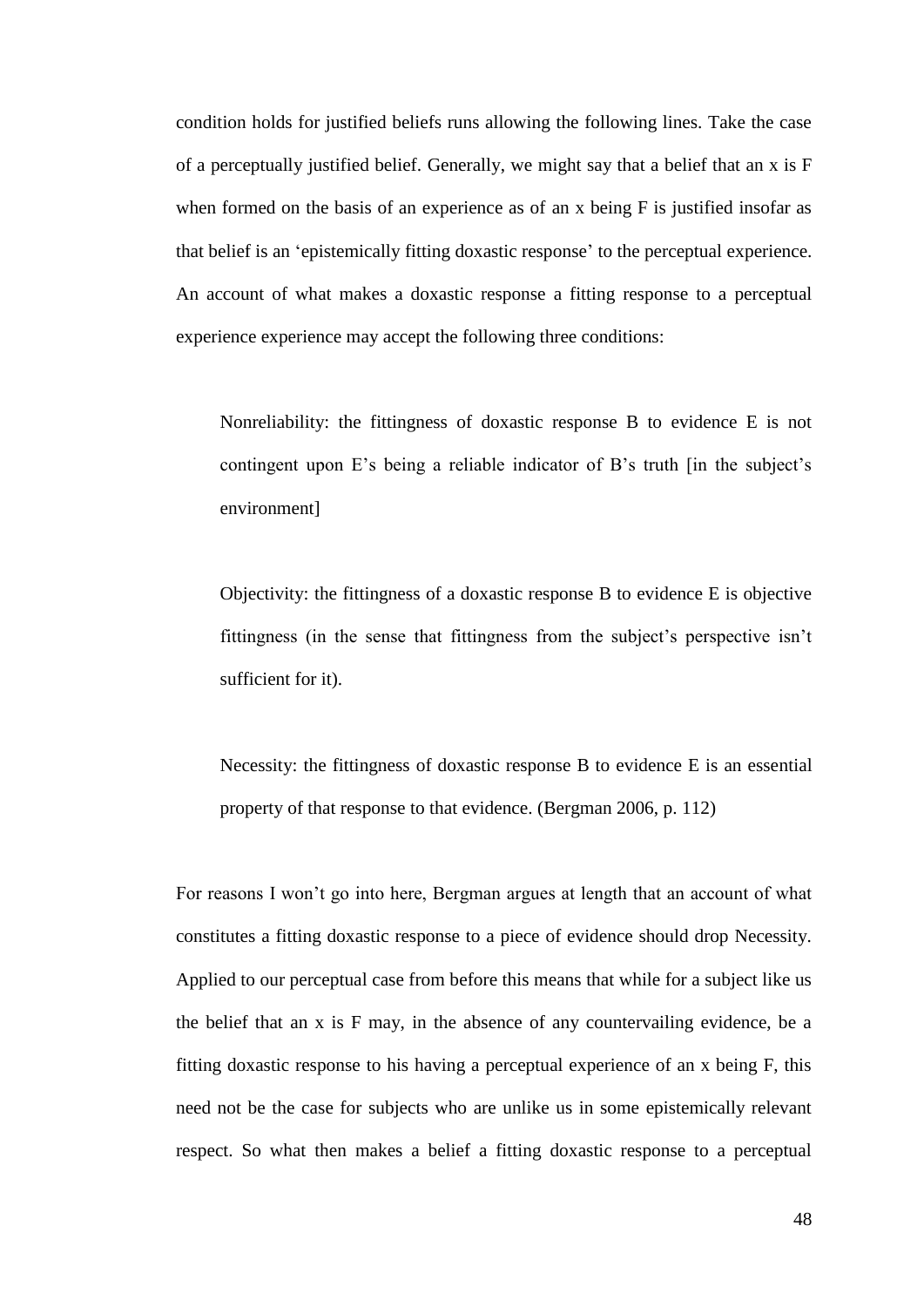condition holds for justified beliefs runs allowing the following lines. Take the case of a perceptually justified belief. Generally, we might say that a belief that an x is F when formed on the basis of an experience as of an x being F is justified insofar as that belief is an 'epistemically fitting doxastic response' to the perceptual experience. An account of what makes a doxastic response a fitting response to a perceptual experience experience may accept the following three conditions:

> Nonreliability: the fittingness of doxastic response B to evidence E is not contingent upon E's being a reliable indicator of B's truth [in the subject's environment]
>
> Objectivity: the fittingness of a doxastic response B to evidence E is objective fittingness (in the sense that fittingness from the subject's perspective isn't sufficient for it).
>
> Necessity: the fittingness of doxastic response B to evidence E is an essential property of that response to that evidence. (Bergman 2006, p. 112)

For reasons I won't go into here, Bergman argues at length that an account of what constitutes a fitting doxastic response to a piece of evidence should drop Necessity. Applied to our perceptual case from before this means that while for a subject like us the belief that an x is F may, in the absence of any countervailing evidence, be a fitting doxastic response to his having a perceptual experience of an x being F, this need not be the case for subjects who are unlike us in some epistemically relevant respect. So what then makes a belief a fitting doxastic response to a perceptual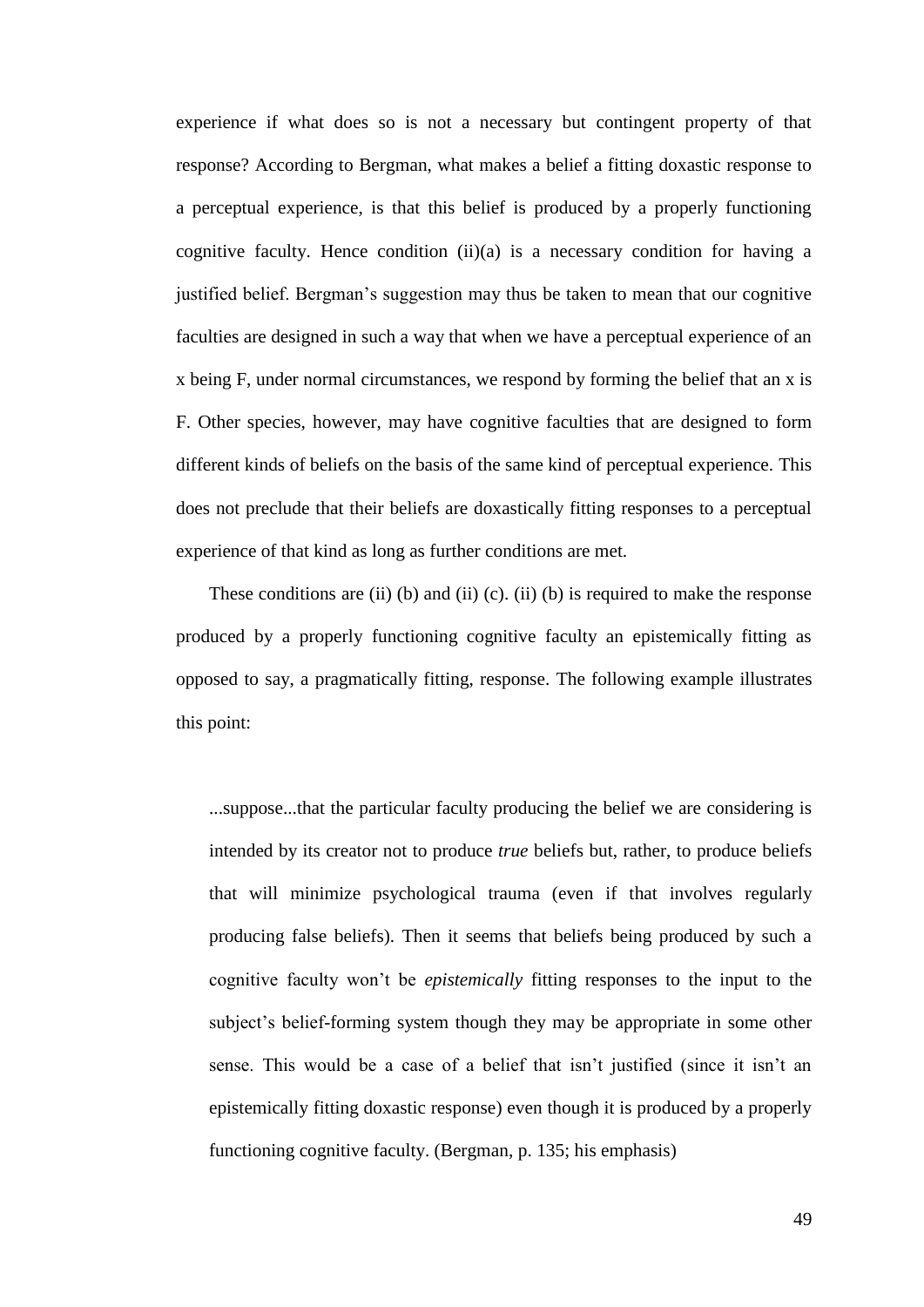experience if what does so is not a necessary but contingent property of that response? According to Bergman, what makes a belief a fitting doxastic response to a perceptual experience, is that this belief is produced by a properly functioning cognitive faculty. Hence condition (ii)(a) is a necessary condition for having a justified belief. Bergman's suggestion may thus be taken to mean that our cognitive faculties are designed in such a way that when we have a perceptual experience of an x being F, under normal circumstances, we respond by forming the belief that an x is F. Other species, however, may have cognitive faculties that are designed to form different kinds of beliefs on the basis of the same kind of perceptual experience. This does not preclude that their beliefs are doxastically fitting responses to a perceptual experience of that kind as long as further conditions are met.

These conditions are (ii) (b) and (ii) (c). (ii) (b) is required to make the response produced by a properly functioning cognitive faculty an epistemically fitting as opposed to say, a pragmatically fitting, response. The following example illustrates this point:

> ...suppose...that the particular faculty producing the belief we are considering is intended by its creator not to produce *true* beliefs but, rather, to produce beliefs that will minimize psychological trauma (even if that involves regularly producing false beliefs). Then it seems that beliefs being produced by such a cognitive faculty won't be *epistemically* fitting responses to the input to the subject's belief-forming system though they may be appropriate in some other sense. This would be a case of a belief that isn't justified (since it isn't an epistemically fitting doxastic response) even though it is produced by a properly functioning cognitive faculty. (Bergman, p. 135; his emphasis)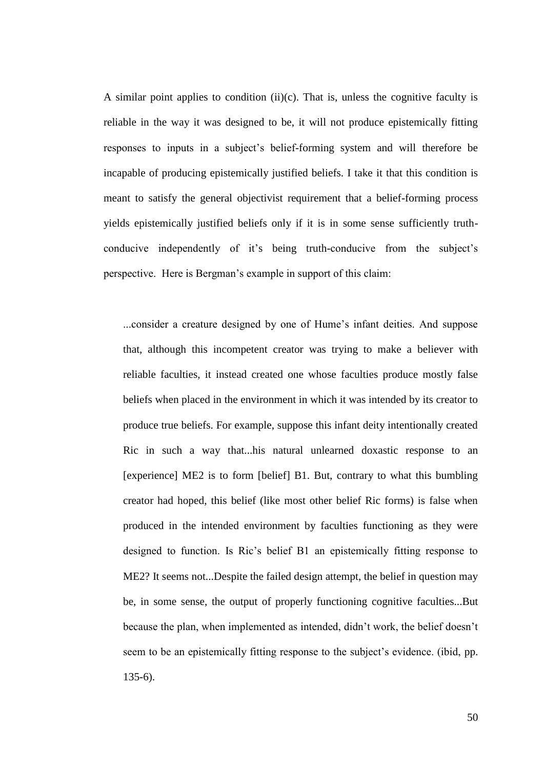A similar point applies to condition (ii)(c). That is, unless the cognitive faculty is reliable in the way it was designed to be, it will not produce epistemically fitting responses to inputs in a subject's belief-forming system and will therefore be incapable of producing epistemically justified beliefs. I take it that this condition is meant to satisfy the general objectivist requirement that a belief-forming process yields epistemically justified beliefs only if it is in some sense sufficiently truth-conducive independently of it's being truth-conducive from the subject's perspective. Here is Bergman's example in support of this claim:

> ...consider a creature designed by one of Hume's infant deities. And suppose that, although this incompetent creator was trying to make a believer with reliable faculties, it instead created one whose faculties produce mostly false beliefs when placed in the environment in which it was intended by its creator to produce true beliefs. For example, suppose this infant deity intentionally created Ric in such a way that...his natural unlearned doxastic response to an [experience] ME2 is to form [belief] B1. But, contrary to what this bumbling creator had hoped, this belief (like most other belief Ric forms) is false when produced in the intended environment by faculties functioning as they were designed to function. Is Ric's belief B1 an epistemically fitting response to ME2? It seems not...Despite the failed design attempt, the belief in question may be, in some sense, the output of properly functioning cognitive faculties...But because the plan, when implemented as intended, didn't work, the belief doesn't seem to be an epistemically fitting response to the subject's evidence. (ibid, pp. 135-6).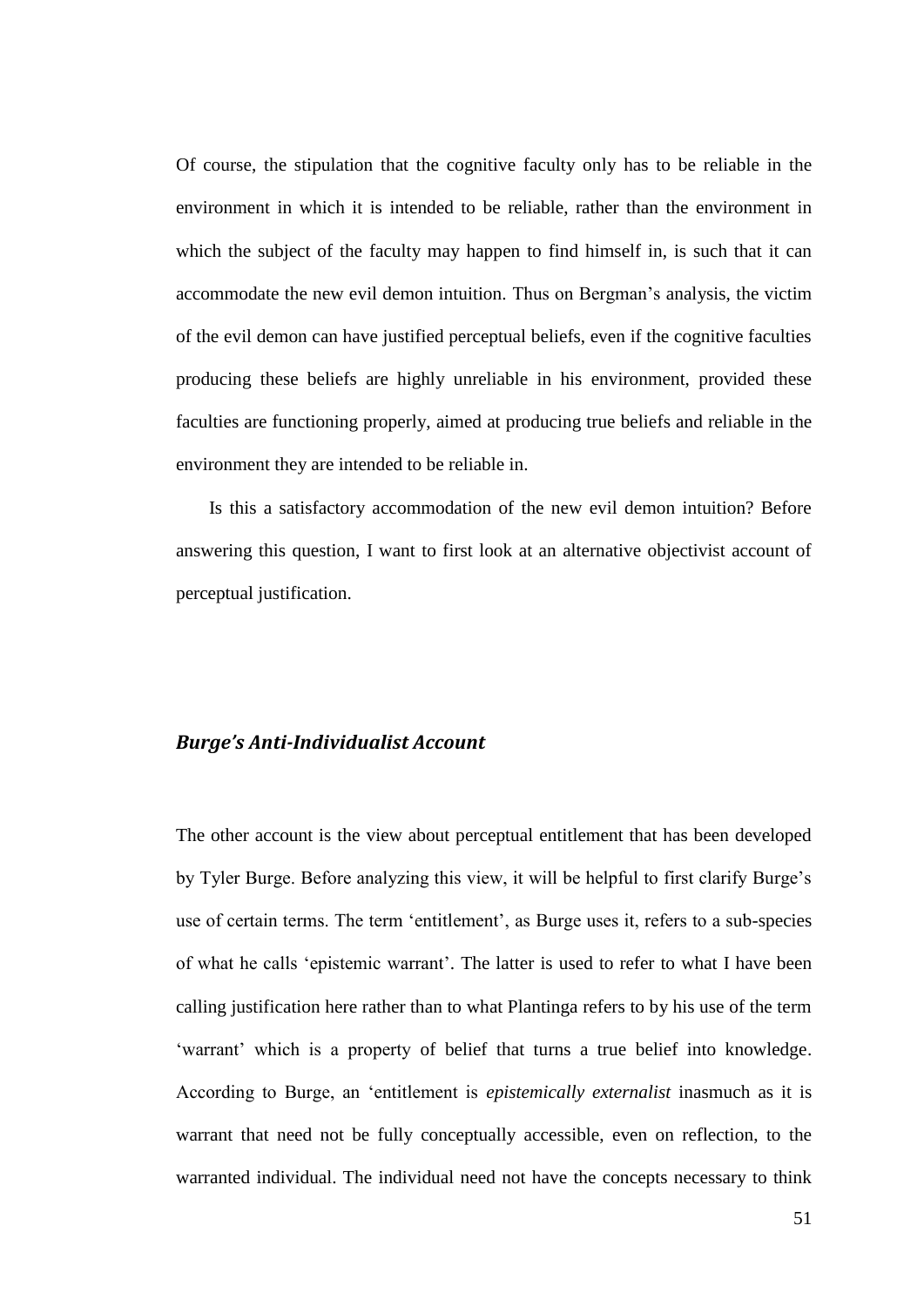Of course, the stipulation that the cognitive faculty only has to be reliable in the environment in which it is intended to be reliable, rather than the environment in which the subject of the faculty may happen to find himself in, is such that it can accommodate the new evil demon intuition. Thus on Bergman's analysis, the victim of the evil demon can have justified perceptual beliefs, even if the cognitive faculties producing these beliefs are highly unreliable in his environment, provided these faculties are functioning properly, aimed at producing true beliefs and reliable in the environment they are intended to be reliable in.

Is this a satisfactory accommodation of the new evil demon intuition? Before answering this question, I want to first look at an alternative objectivist account of perceptual justification.

### *Burge's Anti-Individualist Account*

The other account is the view about perceptual entitlement that has been developed by Tyler Burge. Before analyzing this view, it will be helpful to first clarify Burge's use of certain terms. The term 'entitlement', as Burge uses it, refers to a sub-species of what he calls 'epistemic warrant'. The latter is used to refer to what I have been calling justification here rather than to what Plantinga refers to by his use of the term 'warrant' which is a property of belief that turns a true belief into knowledge. According to Burge, an 'entitlement is *epistemically externalist* inasmuch as it is warrant that need not be fully conceptually accessible, even on reflection, to the warranted individual. The individual need not have the concepts necessary to think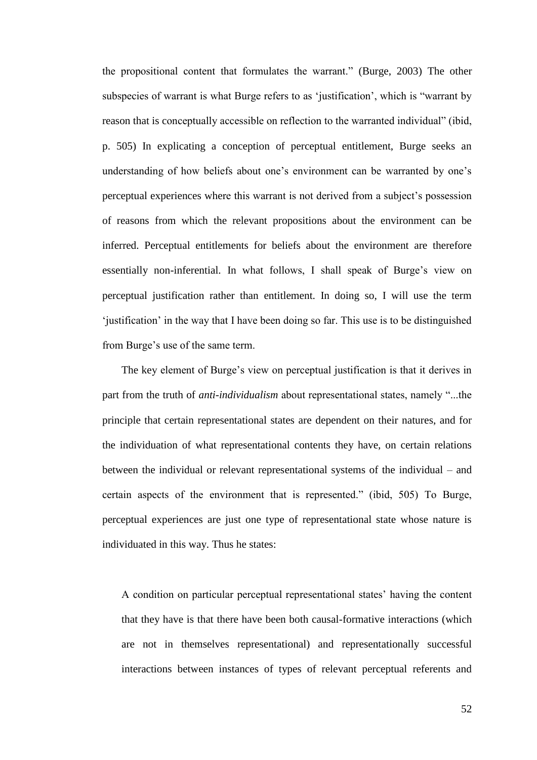the propositional content that formulates the warrant." (Burge, 2003) The other subspecies of warrant is what Burge refers to as 'justification', which is "warrant by reason that is conceptually accessible on reflection to the warranted individual" (ibid, p. 505) In explicating a conception of perceptual entitlement, Burge seeks an understanding of how beliefs about one's environment can be warranted by one's perceptual experiences where this warrant is not derived from a subject's possession of reasons from which the relevant propositions about the environment can be inferred. Perceptual entitlements for beliefs about the environment are therefore essentially non-inferential. In what follows, I shall speak of Burge's view on perceptual justification rather than entitlement. In doing so, I will use the term 'justification' in the way that I have been doing so far. This use is to be distinguished from Burge's use of the same term.

The key element of Burge's view on perceptual justification is that it derives in part from the truth of *anti-individualism* about representational states, namely "...the principle that certain representational states are dependent on their natures, and for the individuation of what representational contents they have, on certain relations between the individual or relevant representational systems of the individual – and certain aspects of the environment that is represented." (ibid, 505) To Burge, perceptual experiences are just one type of representational state whose nature is individuated in this way. Thus he states:

> A condition on particular perceptual representational states' having the content that they have is that there have been both causal-formative interactions (which are not in themselves representational) and representationally successful interactions between instances of types of relevant perceptual referents and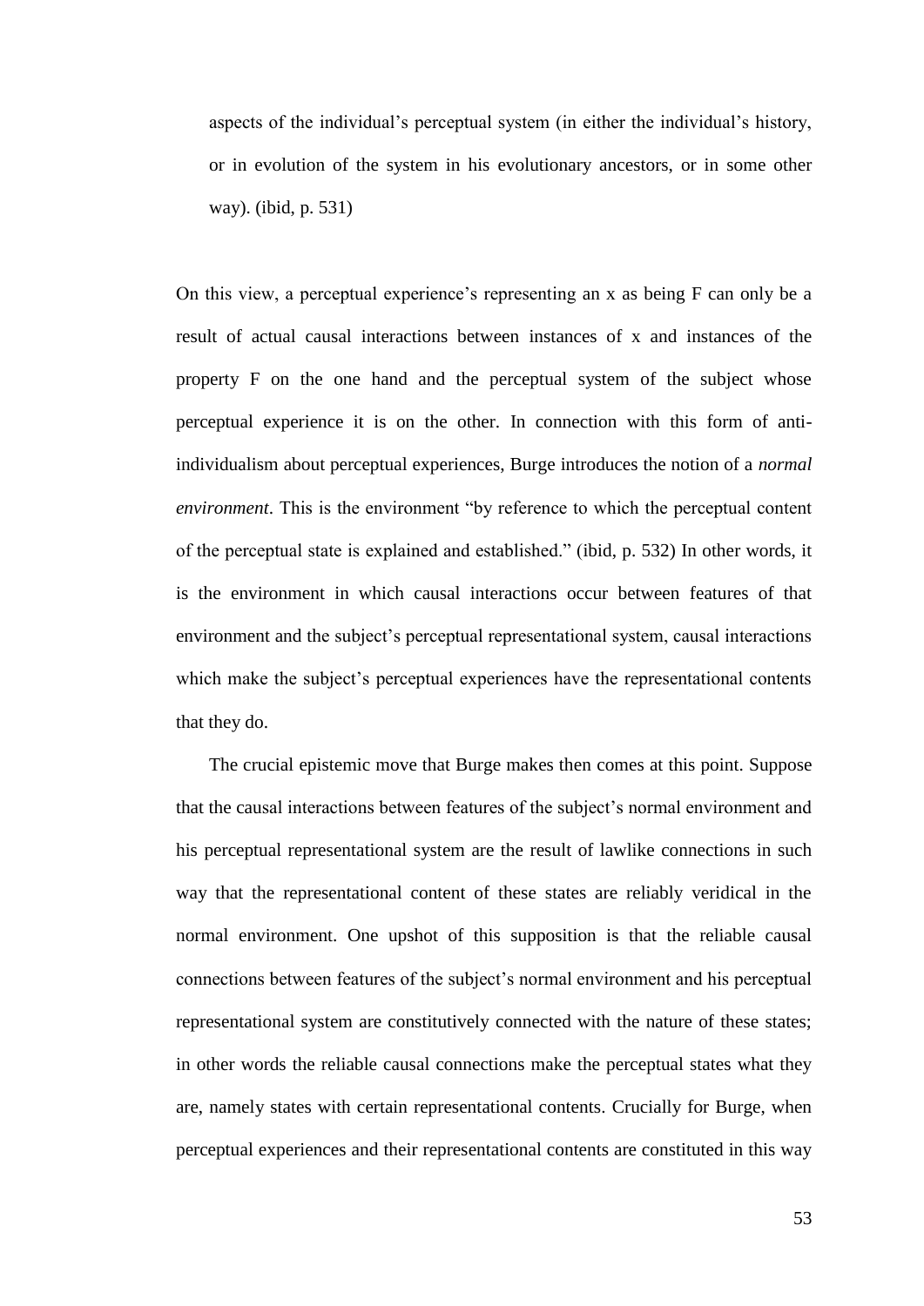> aspects of the individual's perceptual system (in either the individual's history, or in evolution of the system in his evolutionary ancestors, or in some other way). (ibid, p. 531)

On this view, a perceptual experience's representing an x as being F can only be a result of actual causal interactions between instances of x and instances of the property F on the one hand and the perceptual system of the subject whose perceptual experience it is on the other. In connection with this form of anti-individualism about perceptual experiences, Burge introduces the notion of a *normal environment*. This is the environment "by reference to which the perceptual content of the perceptual state is explained and established." (ibid, p. 532) In other words, it is the environment in which causal interactions occur between features of that environment and the subject's perceptual representational system, causal interactions which make the subject's perceptual experiences have the representational contents that they do.

The crucial epistemic move that Burge makes then comes at this point. Suppose that the causal interactions between features of the subject's normal environment and his perceptual representational system are the result of lawlike connections in such way that the representational content of these states are reliably veridical in the normal environment. One upshot of this supposition is that the reliable causal connections between features of the subject's normal environment and his perceptual representational system are constitutively connected with the nature of these states; in other words the reliable causal connections make the perceptual states what they are, namely states with certain representational contents. Crucially for Burge, when perceptual experiences and their representational contents are constituted in this way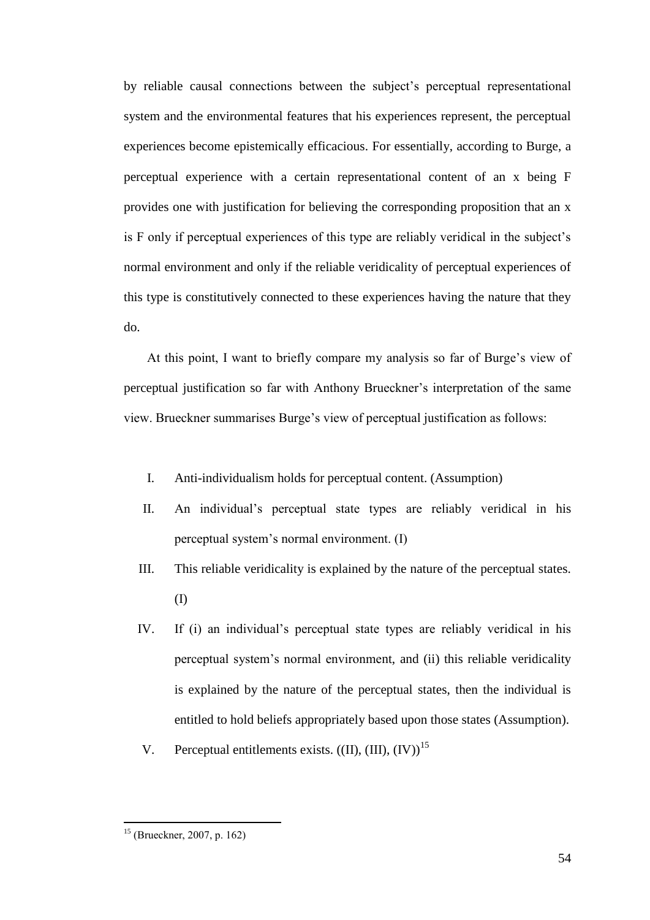by reliable causal connections between the subject's perceptual representational system and the environmental features that his experiences represent, the perceptual experiences become epistemically efficacious. For essentially, according to Burge, a perceptual experience with a certain representational content of an x being F provides one with justification for believing the corresponding proposition that an x is F only if perceptual experiences of this type are reliably veridical in the subject's normal environment and only if the reliable veridicality of perceptual experiences of this type is constitutively connected to these experiences having the nature that they do.

At this point, I want to briefly compare my analysis so far of Burge's view of perceptual justification so far with Anthony Brueckner's interpretation of the same view. Brueckner summarises Burge's view of perceptual justification as follows:

I. Anti-individualism holds for perceptual content. (Assumption)

II. An individual's perceptual state types are reliably veridical in his perceptual system's normal environment. (I)

III. This reliable veridicality is explained by the nature of the perceptual states. (I)

IV. If (i) an individual's perceptual state types are reliably veridical in his perceptual system's normal environment, and (ii) this reliable veridicality is explained by the nature of the perceptual states, then the individual is entitled to hold beliefs appropriately based upon those states (Assumption).

V. Perceptual entitlements exists. ((II), (III), (IV))[15]

---

[15] (Brueckner, 2007, p. 162)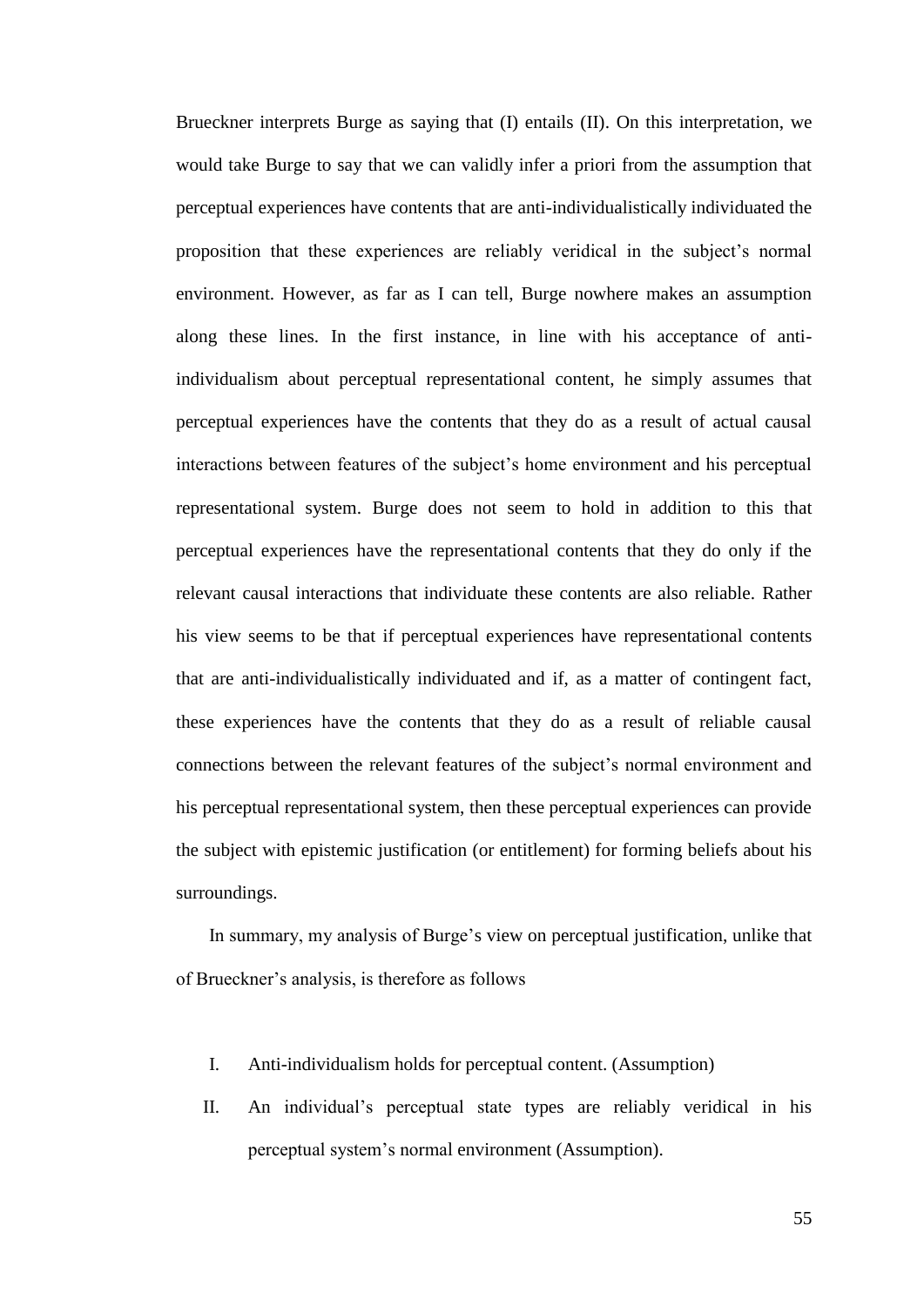Brueckner interprets Burge as saying that (I) entails (II). On this interpretation, we would take Burge to say that we can validly infer a priori from the assumption that perceptual experiences have contents that are anti-individualistically individuated the proposition that these experiences are reliably veridical in the subject's normal environment. However, as far as I can tell, Burge nowhere makes an assumption along these lines. In the first instance, in line with his acceptance of anti-individualism about perceptual representational content, he simply assumes that perceptual experiences have the contents that they do as a result of actual causal interactions between features of the subject's home environment and his perceptual representational system. Burge does not seem to hold in addition to this that perceptual experiences have the representational contents that they do only if the relevant causal interactions that individuate these contents are also reliable. Rather his view seems to be that if perceptual experiences have representational contents that are anti-individualistically individuated and if, as a matter of contingent fact, these experiences have the contents that they do as a result of reliable causal connections between the relevant features of the subject's normal environment and his perceptual representational system, then these perceptual experiences can provide the subject with epistemic justification (or entitlement) for forming beliefs about his surroundings.

In summary, my analysis of Burge's view on perceptual justification, unlike that of Brueckner's analysis, is therefore as follows

I. Anti-individualism holds for perceptual content. (Assumption)

II. An individual's perceptual state types are reliably veridical in his perceptual system's normal environment (Assumption).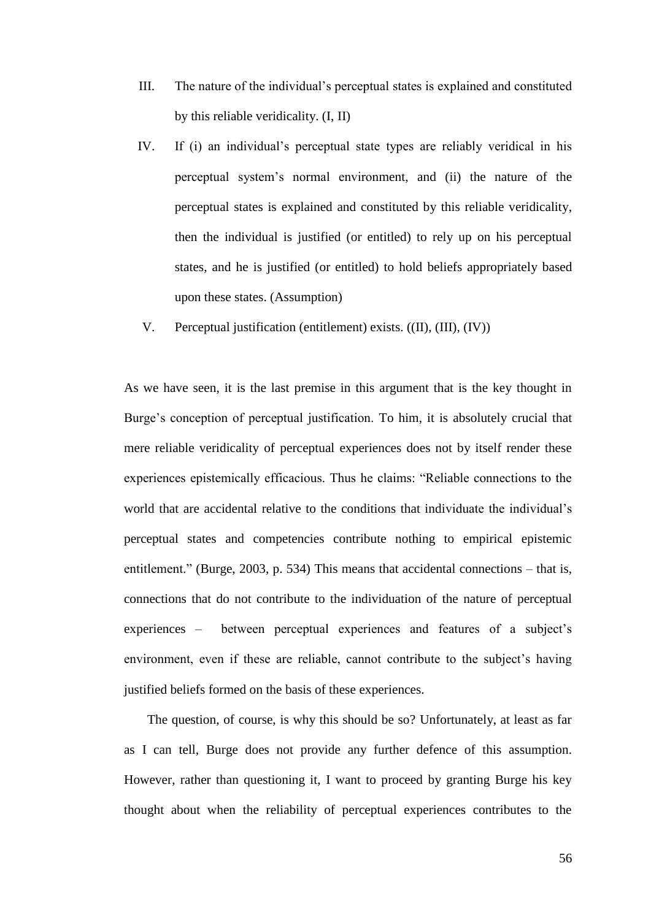III. The nature of the individual's perceptual states is explained and constituted by this reliable veridicality. (I, II)

IV. If (i) an individual's perceptual state types are reliably veridical in his perceptual system's normal environment, and (ii) the nature of the perceptual states is explained and constituted by this reliable veridicality, then the individual is justified (or entitled) to rely up on his perceptual states, and he is justified (or entitled) to hold beliefs appropriately based upon these states. (Assumption)

V. Perceptual justification (entitlement) exists. ((II), (III), (IV))

As we have seen, it is the last premise in this argument that is the key thought in Burge's conception of perceptual justification. To him, it is absolutely crucial that mere reliable veridicality of perceptual experiences does not by itself render these experiences epistemically efficacious. Thus he claims: "Reliable connections to the world that are accidental relative to the conditions that individuate the individual's perceptual states and competencies contribute nothing to empirical epistemic entitlement." (Burge, 2003, p. 534) This means that accidental connections – that is, connections that do not contribute to the individuation of the nature of perceptual experiences – between perceptual experiences and features of a subject's environment, even if these are reliable, cannot contribute to the subject's having justified beliefs formed on the basis of these experiences.

The question, of course, is why this should be so? Unfortunately, at least as far as I can tell, Burge does not provide any further defence of this assumption. However, rather than questioning it, I want to proceed by granting Burge his key thought about when the reliability of perceptual experiences contributes to the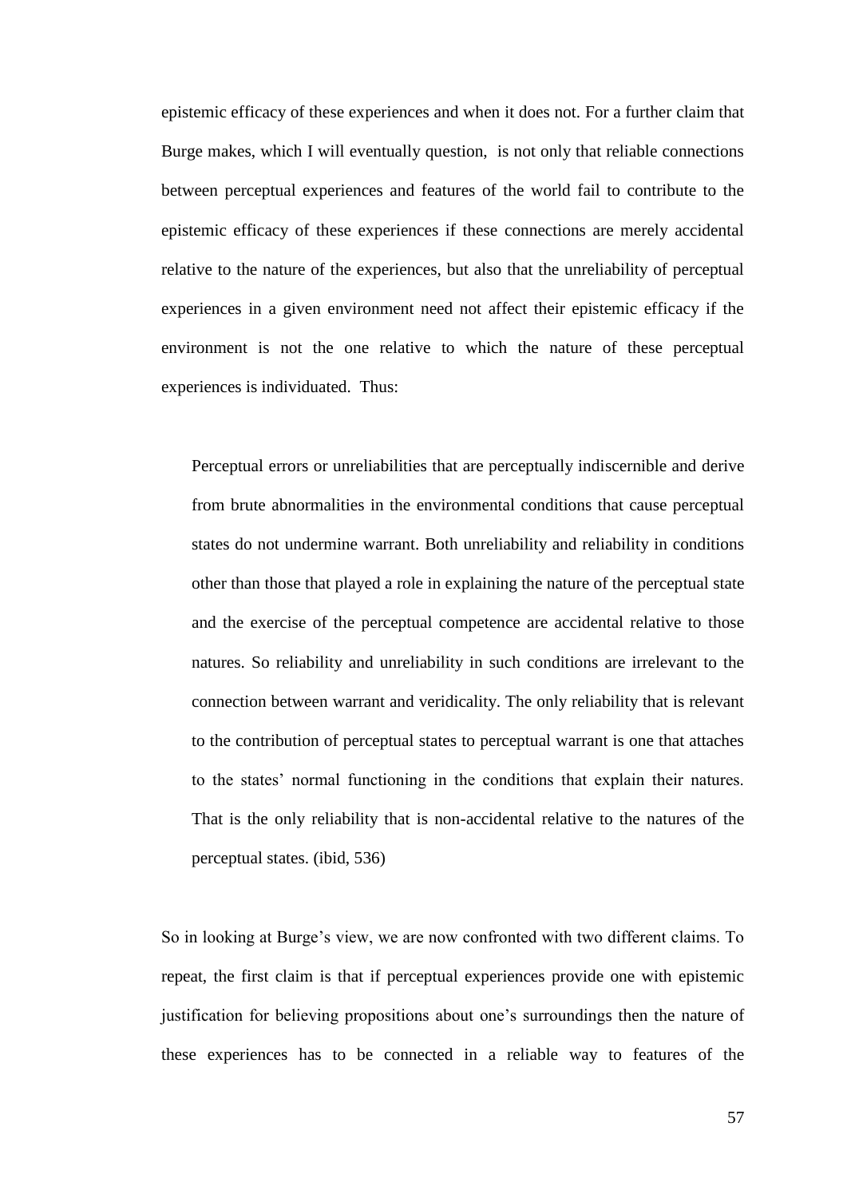epistemic efficacy of these experiences and when it does not. For a further claim that Burge makes, which I will eventually question, is not only that reliable connections between perceptual experiences and features of the world fail to contribute to the epistemic efficacy of these experiences if these connections are merely accidental relative to the nature of the experiences, but also that the unreliability of perceptual experiences in a given environment need not affect their epistemic efficacy if the environment is not the one relative to which the nature of these perceptual experiences is individuated. Thus:

> Perceptual errors or unreliabilities that are perceptually indiscernible and derive from brute abnormalities in the environmental conditions that cause perceptual states do not undermine warrant. Both unreliability and reliability in conditions other than those that played a role in explaining the nature of the perceptual state and the exercise of the perceptual competence are accidental relative to those natures. So reliability and unreliability in such conditions are irrelevant to the connection between warrant and veridicality. The only reliability that is relevant to the contribution of perceptual states to perceptual warrant is one that attaches to the states' normal functioning in the conditions that explain their natures. That is the only reliability that is non-accidental relative to the natures of the perceptual states. (ibid, 536)

So in looking at Burge's view, we are now confronted with two different claims. To repeat, the first claim is that if perceptual experiences provide one with epistemic justification for believing propositions about one's surroundings then the nature of these experiences has to be connected in a reliable way to features of the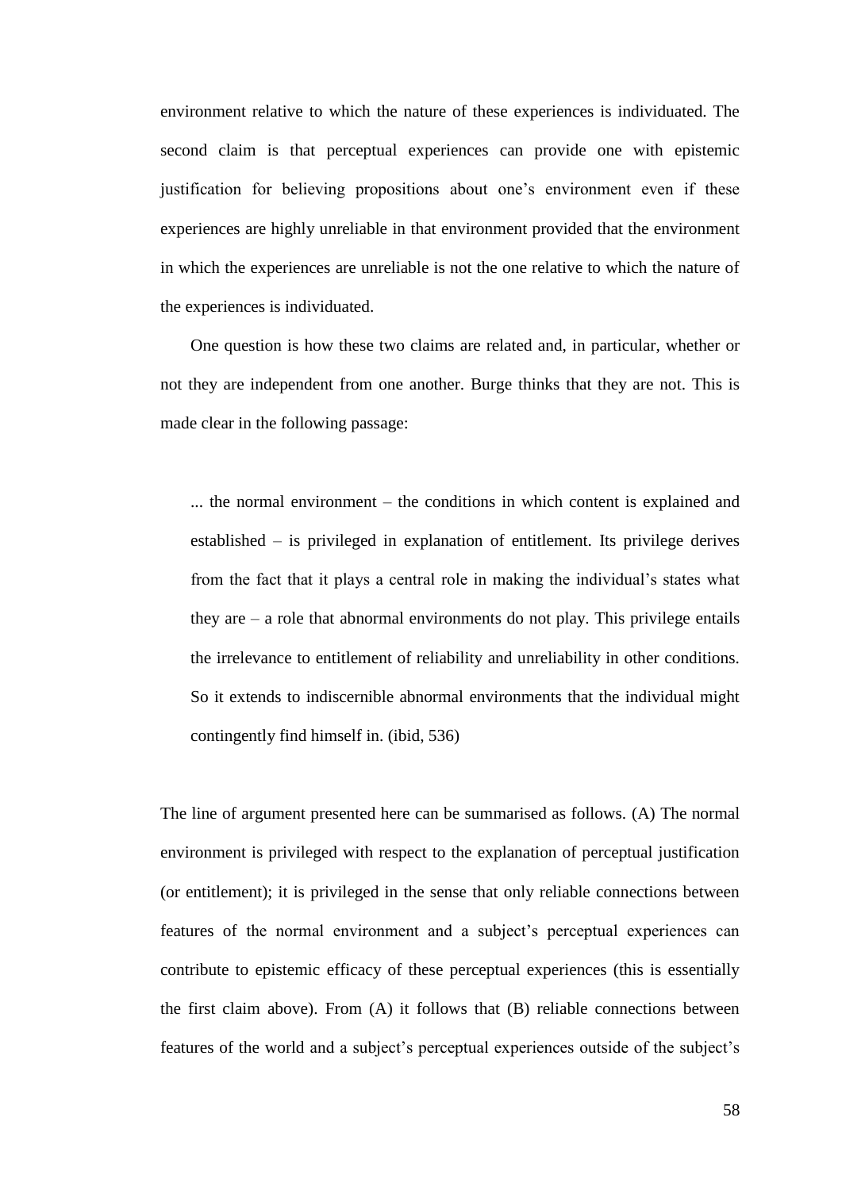environment relative to which the nature of these experiences is individuated. The second claim is that perceptual experiences can provide one with epistemic justification for believing propositions about one's environment even if these experiences are highly unreliable in that environment provided that the environment in which the experiences are unreliable is not the one relative to which the nature of the experiences is individuated.

One question is how these two claims are related and, in particular, whether or not they are independent from one another. Burge thinks that they are not. This is made clear in the following passage:

> ... the normal environment – the conditions in which content is explained and established – is privileged in explanation of entitlement. Its privilege derives from the fact that it plays a central role in making the individual's states what they are – a role that abnormal environments do not play. This privilege entails the irrelevance to entitlement of reliability and unreliability in other conditions. So it extends to indiscernible abnormal environments that the individual might contingently find himself in. (ibid, 536)

The line of argument presented here can be summarised as follows. (A) The normal environment is privileged with respect to the explanation of perceptual justification (or entitlement); it is privileged in the sense that only reliable connections between features of the normal environment and a subject's perceptual experiences can contribute to epistemic efficacy of these perceptual experiences (this is essentially the first claim above). From (A) it follows that (B) reliable connections between features of the world and a subject's perceptual experiences outside of the subject's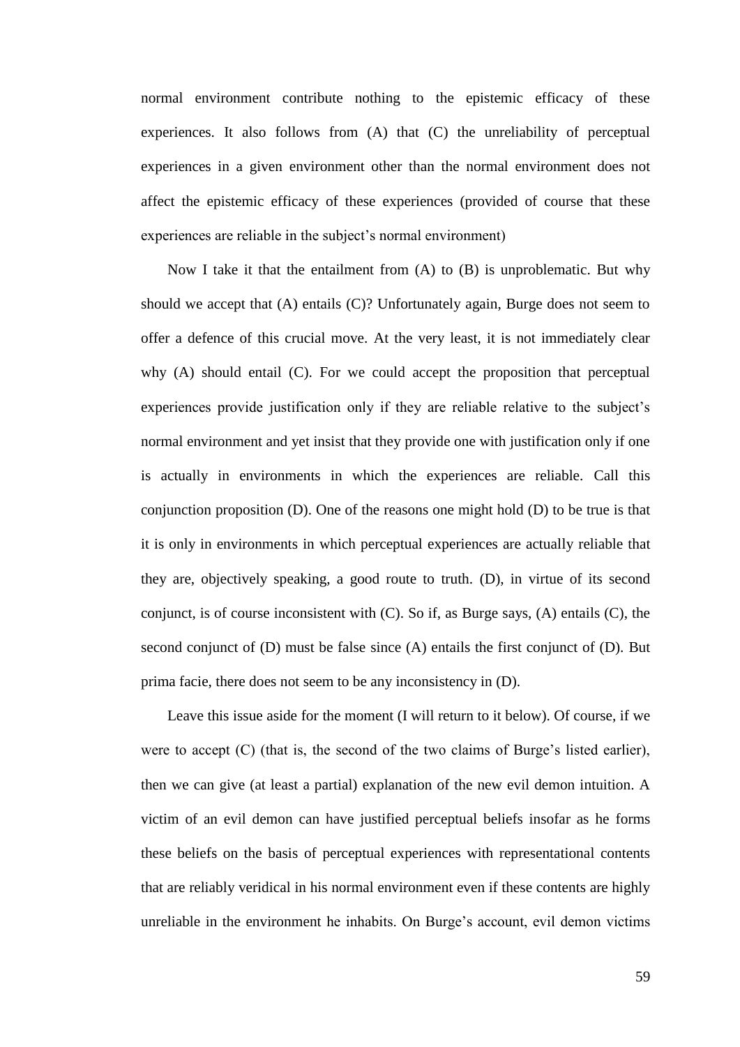normal environment contribute nothing to the epistemic efficacy of these experiences. It also follows from (A) that (C) the unreliability of perceptual experiences in a given environment other than the normal environment does not affect the epistemic efficacy of these experiences (provided of course that these experiences are reliable in the subject's normal environment)

Now I take it that the entailment from (A) to (B) is unproblematic. But why should we accept that (A) entails (C)? Unfortunately again, Burge does not seem to offer a defence of this crucial move. At the very least, it is not immediately clear why (A) should entail (C). For we could accept the proposition that perceptual experiences provide justification only if they are reliable relative to the subject's normal environment and yet insist that they provide one with justification only if one is actually in environments in which the experiences are reliable. Call this conjunction proposition (D). One of the reasons one might hold (D) to be true is that it is only in environments in which perceptual experiences are actually reliable that they are, objectively speaking, a good route to truth. (D), in virtue of its second conjunct, is of course inconsistent with (C). So if, as Burge says, (A) entails (C), the second conjunct of (D) must be false since (A) entails the first conjunct of (D). But prima facie, there does not seem to be any inconsistency in (D).

Leave this issue aside for the moment (I will return to it below). Of course, if we were to accept (C) (that is, the second of the two claims of Burge's listed earlier), then we can give (at least a partial) explanation of the new evil demon intuition. A victim of an evil demon can have justified perceptual beliefs insofar as he forms these beliefs on the basis of perceptual experiences with representational contents that are reliably veridical in his normal environment even if these contents are highly unreliable in the environment he inhabits. On Burge's account, evil demon victims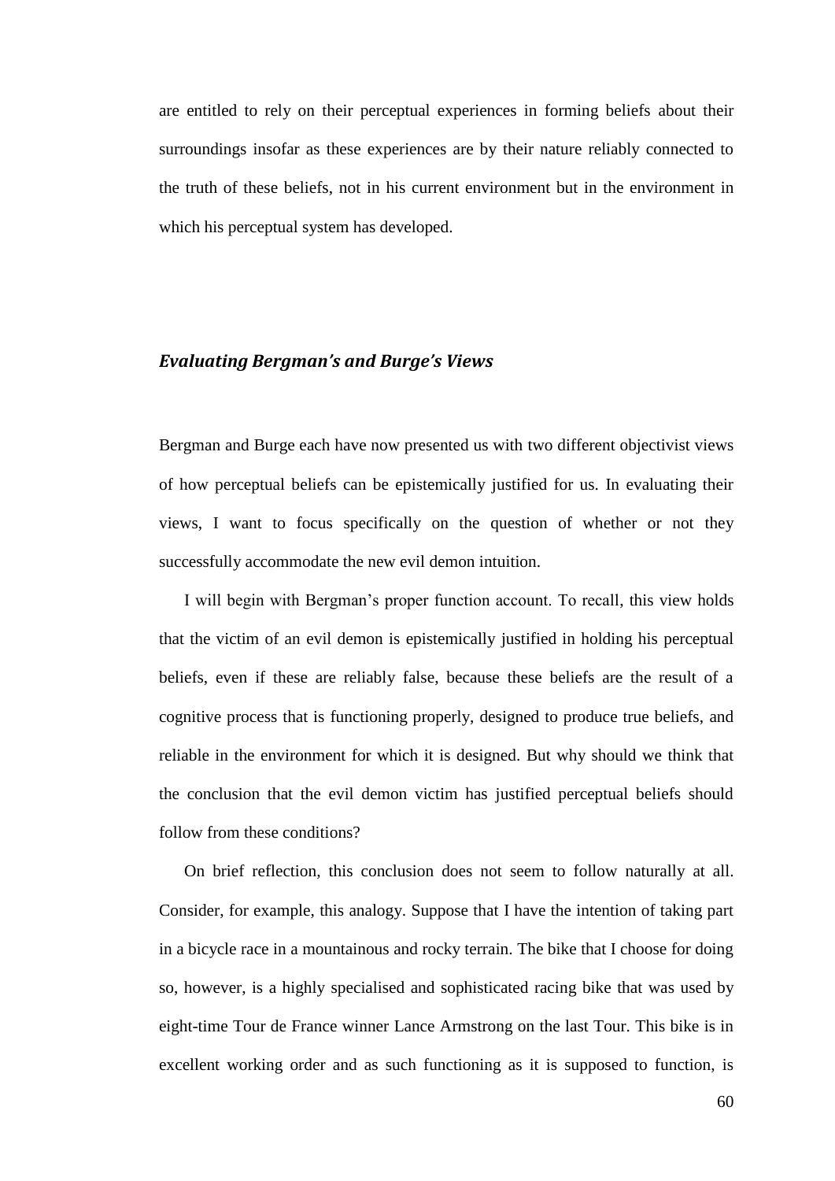are entitled to rely on their perceptual experiences in forming beliefs about their surroundings insofar as these experiences are by their nature reliably connected to the truth of these beliefs, not in his current environment but in the environment in which his perceptual system has developed.

### *Evaluating Bergman's and Burge's Views*

Bergman and Burge each have now presented us with two different objectivist views of how perceptual beliefs can be epistemically justified for us. In evaluating their views, I want to focus specifically on the question of whether or not they successfully accommodate the new evil demon intuition.

I will begin with Bergman's proper function account. To recall, this view holds that the victim of an evil demon is epistemically justified in holding his perceptual beliefs, even if these are reliably false, because these beliefs are the result of a cognitive process that is functioning properly, designed to produce true beliefs, and reliable in the environment for which it is designed. But why should we think that the conclusion that the evil demon victim has justified perceptual beliefs should follow from these conditions?

On brief reflection, this conclusion does not seem to follow naturally at all. Consider, for example, this analogy. Suppose that I have the intention of taking part in a bicycle race in a mountainous and rocky terrain. The bike that I choose for doing so, however, is a highly specialised and sophisticated racing bike that was used by eight-time Tour de France winner Lance Armstrong on the last Tour. This bike is in excellent working order and as such functioning as it is supposed to function, is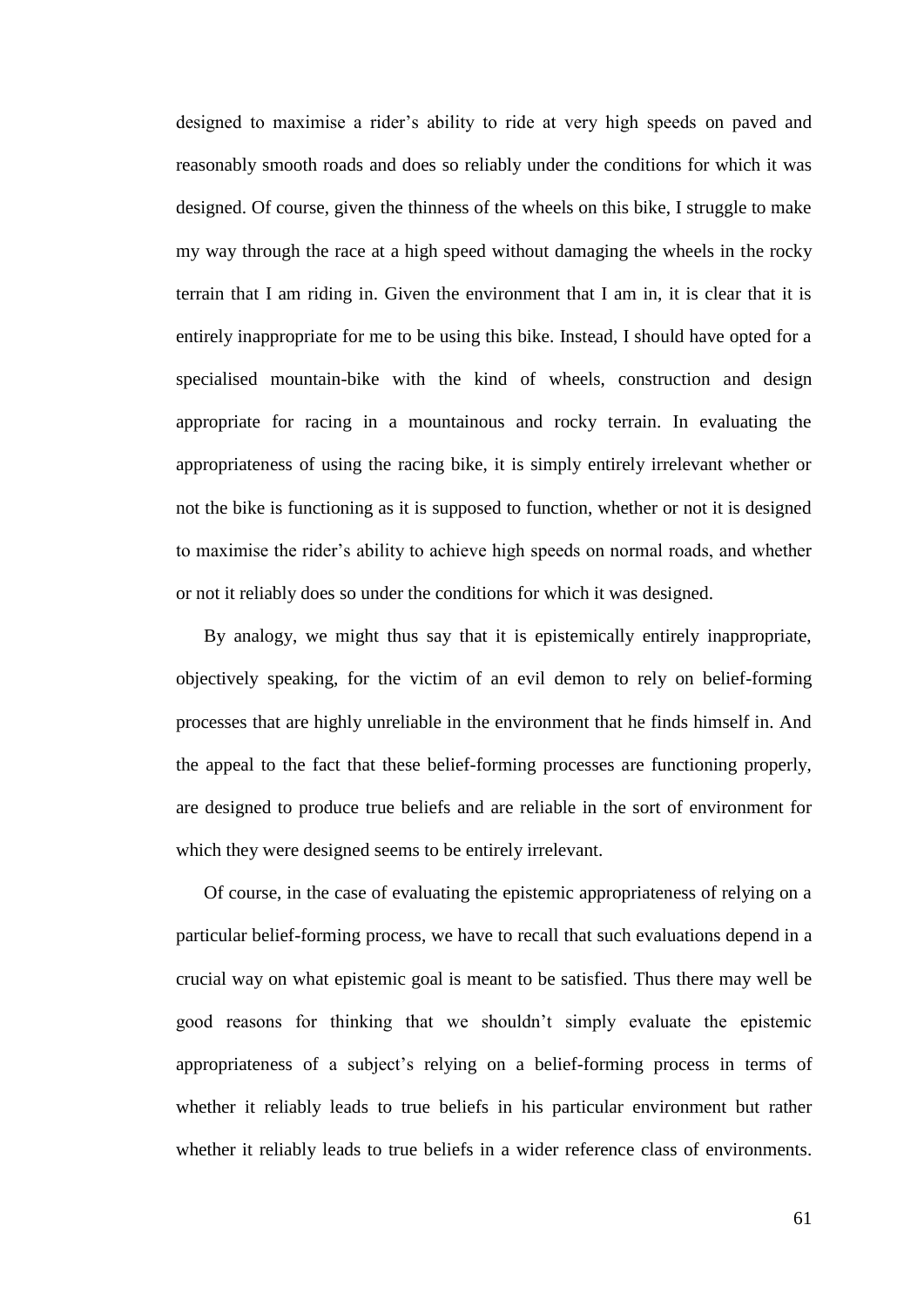designed to maximise a rider's ability to ride at very high speeds on paved and reasonably smooth roads and does so reliably under the conditions for which it was designed. Of course, given the thinness of the wheels on this bike, I struggle to make my way through the race at a high speed without damaging the wheels in the rocky terrain that I am riding in. Given the environment that I am in, it is clear that it is entirely inappropriate for me to be using this bike. Instead, I should have opted for a specialised mountain-bike with the kind of wheels, construction and design appropriate for racing in a mountainous and rocky terrain. In evaluating the appropriateness of using the racing bike, it is simply entirely irrelevant whether or not the bike is functioning as it is supposed to function, whether or not it is designed to maximise the rider's ability to achieve high speeds on normal roads, and whether or not it reliably does so under the conditions for which it was designed.

By analogy, we might thus say that it is epistemically entirely inappropriate, objectively speaking, for the victim of an evil demon to rely on belief-forming processes that are highly unreliable in the environment that he finds himself in. And the appeal to the fact that these belief-forming processes are functioning properly, are designed to produce true beliefs and are reliable in the sort of environment for which they were designed seems to be entirely irrelevant.

Of course, in the case of evaluating the epistemic appropriateness of relying on a particular belief-forming process, we have to recall that such evaluations depend in a crucial way on what epistemic goal is meant to be satisfied. Thus there may well be good reasons for thinking that we shouldn't simply evaluate the epistemic appropriateness of a subject's relying on a belief-forming process in terms of whether it reliably leads to true beliefs in his particular environment but rather whether it reliably leads to true beliefs in a wider reference class of environments.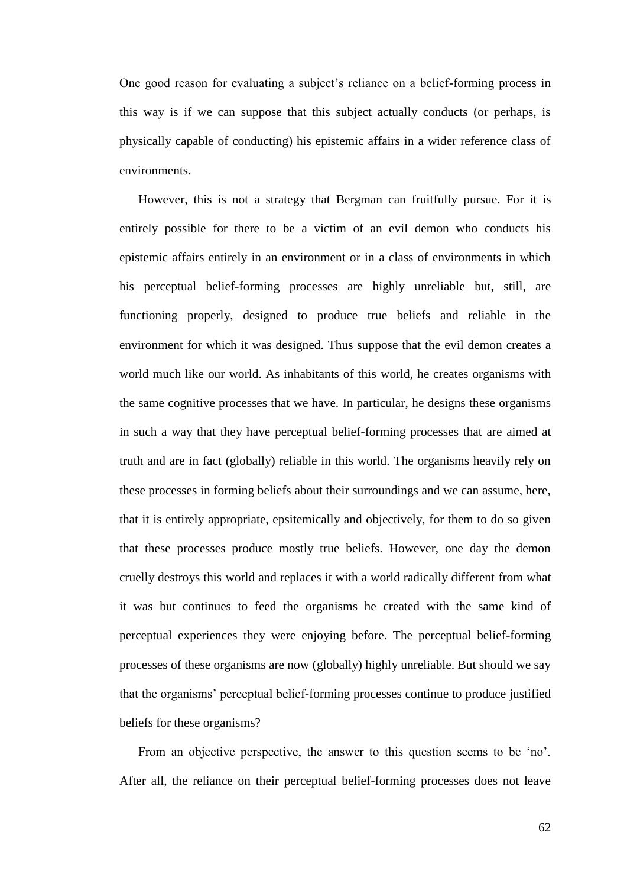One good reason for evaluating a subject's reliance on a belief-forming process in this way is if we can suppose that this subject actually conducts (or perhaps, is physically capable of conducting) his epistemic affairs in a wider reference class of environments.

However, this is not a strategy that Bergman can fruitfully pursue. For it is entirely possible for there to be a victim of an evil demon who conducts his epistemic affairs entirely in an environment or in a class of environments in which his perceptual belief-forming processes are highly unreliable but, still, are functioning properly, designed to produce true beliefs and reliable in the environment for which it was designed. Thus suppose that the evil demon creates a world much like our world. As inhabitants of this world, he creates organisms with the same cognitive processes that we have. In particular, he designs these organisms in such a way that they have perceptual belief-forming processes that are aimed at truth and are in fact (globally) reliable in this world. The organisms heavily rely on these processes in forming beliefs about their surroundings and we can assume, here, that it is entirely appropriate, epsitemically and objectively, for them to do so given that these processes produce mostly true beliefs. However, one day the demon cruelly destroys this world and replaces it with a world radically different from what it was but continues to feed the organisms he created with the same kind of perceptual experiences they were enjoying before. The perceptual belief-forming processes of these organisms are now (globally) highly unreliable. But should we say that the organisms' perceptual belief-forming processes continue to produce justified beliefs for these organisms?

From an objective perspective, the answer to this question seems to be 'no'. After all, the reliance on their perceptual belief-forming processes does not leave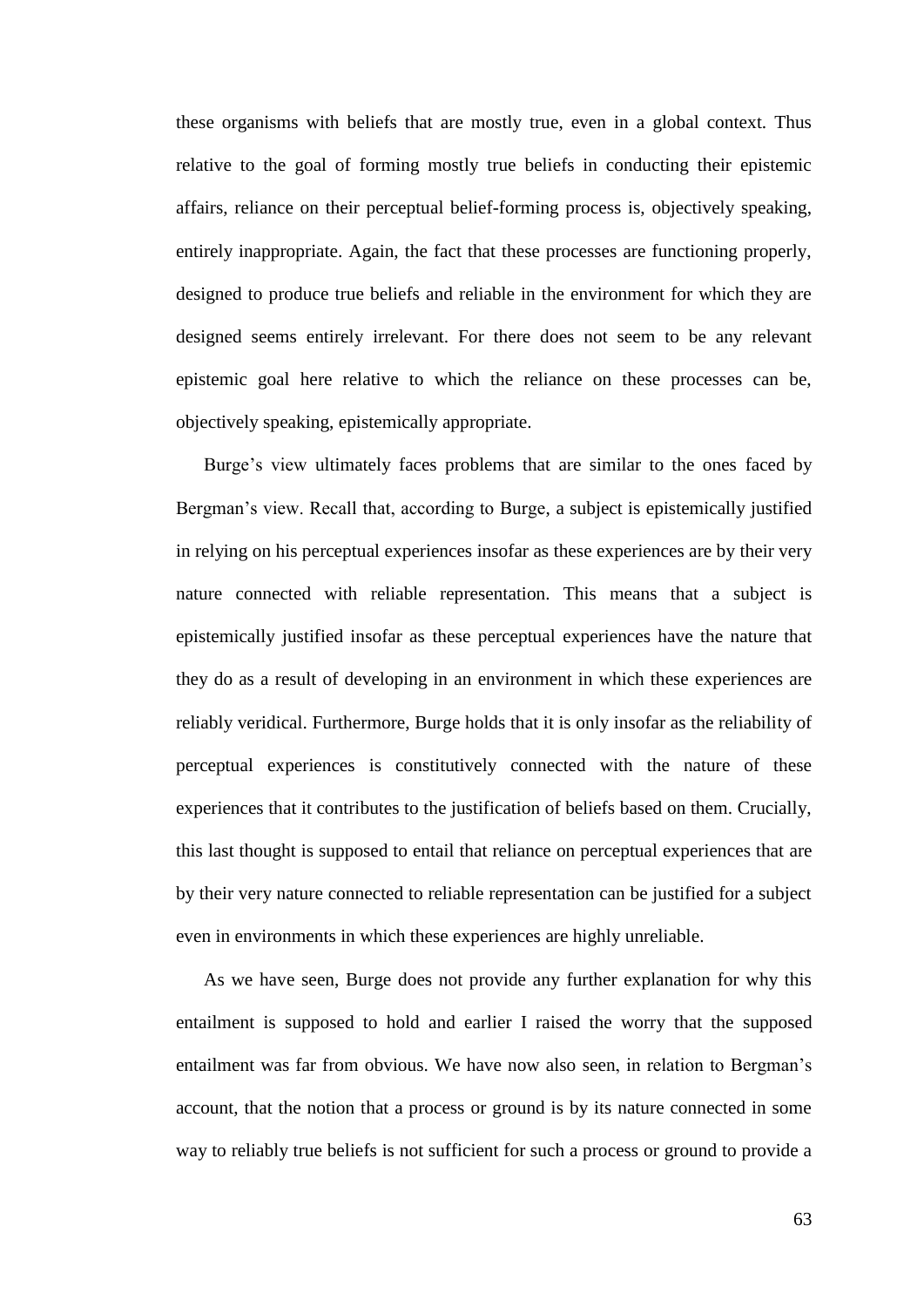these organisms with beliefs that are mostly true, even in a global context. Thus relative to the goal of forming mostly true beliefs in conducting their epistemic affairs, reliance on their perceptual belief-forming process is, objectively speaking, entirely inappropriate. Again, the fact that these processes are functioning properly, designed to produce true beliefs and reliable in the environment for which they are designed seems entirely irrelevant. For there does not seem to be any relevant epistemic goal here relative to which the reliance on these processes can be, objectively speaking, epistemically appropriate.

Burge's view ultimately faces problems that are similar to the ones faced by Bergman's view. Recall that, according to Burge, a subject is epistemically justified in relying on his perceptual experiences insofar as these experiences are by their very nature connected with reliable representation. This means that a subject is epistemically justified insofar as these perceptual experiences have the nature that they do as a result of developing in an environment in which these experiences are reliably veridical. Furthermore, Burge holds that it is only insofar as the reliability of perceptual experiences is constitutively connected with the nature of these experiences that it contributes to the justification of beliefs based on them. Crucially, this last thought is supposed to entail that reliance on perceptual experiences that are by their very nature connected to reliable representation can be justified for a subject even in environments in which these experiences are highly unreliable.

As we have seen, Burge does not provide any further explanation for why this entailment is supposed to hold and earlier I raised the worry that the supposed entailment was far from obvious. We have now also seen, in relation to Bergman's account, that the notion that a process or ground is by its nature connected in some way to reliably true beliefs is not sufficient for such a process or ground to provide a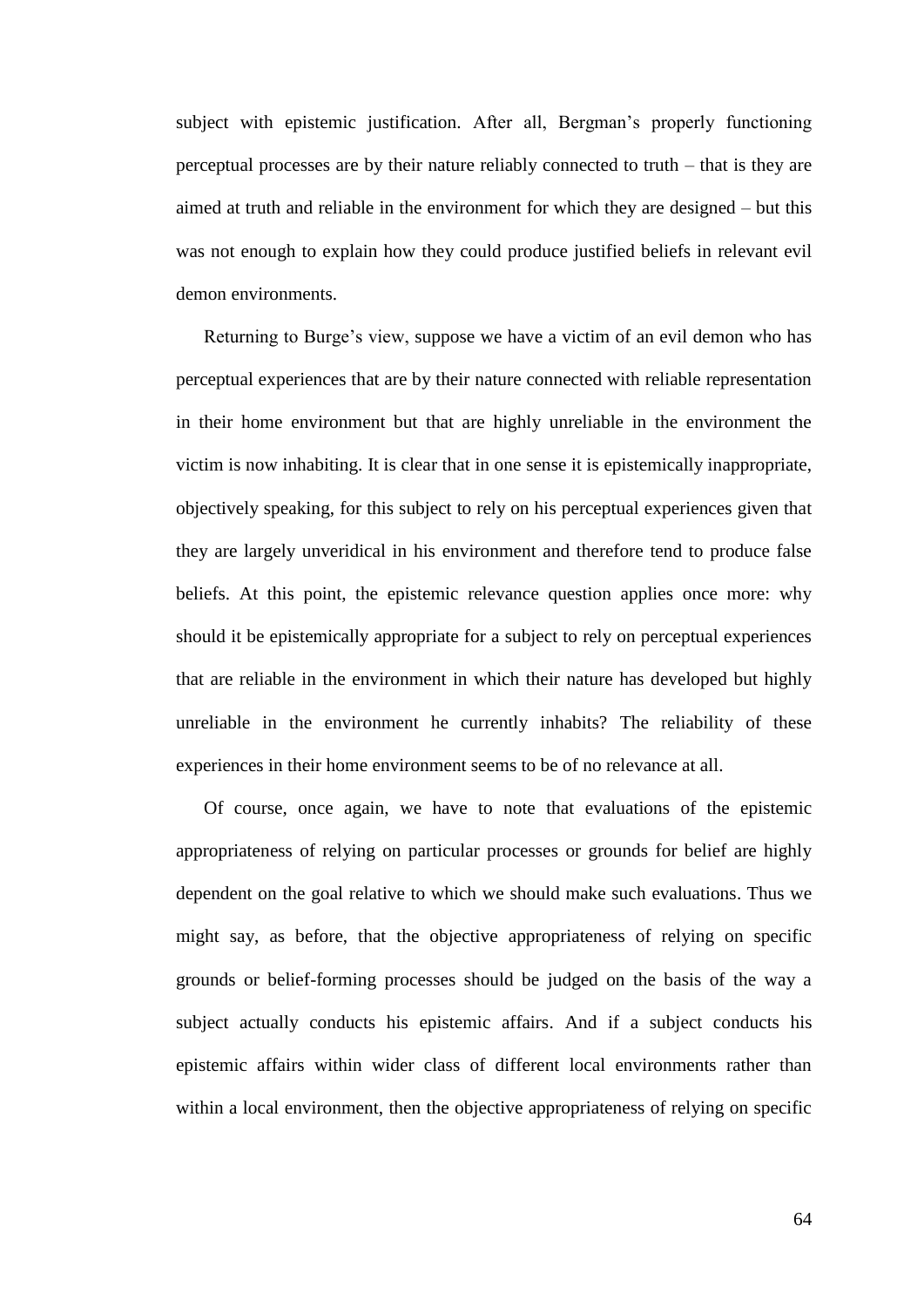subject with epistemic justification. After all, Bergman's properly functioning perceptual processes are by their nature reliably connected to truth – that is they are aimed at truth and reliable in the environment for which they are designed – but this was not enough to explain how they could produce justified beliefs in relevant evil demon environments.

Returning to Burge's view, suppose we have a victim of an evil demon who has perceptual experiences that are by their nature connected with reliable representation in their home environment but that are highly unreliable in the environment the victim is now inhabiting. It is clear that in one sense it is epistemically inappropriate, objectively speaking, for this subject to rely on his perceptual experiences given that they are largely unveridical in his environment and therefore tend to produce false beliefs. At this point, the epistemic relevance question applies once more: why should it be epistemically appropriate for a subject to rely on perceptual experiences that are reliable in the environment in which their nature has developed but highly unreliable in the environment he currently inhabits? The reliability of these experiences in their home environment seems to be of no relevance at all.

Of course, once again, we have to note that evaluations of the epistemic appropriateness of relying on particular processes or grounds for belief are highly dependent on the goal relative to which we should make such evaluations. Thus we might say, as before, that the objective appropriateness of relying on specific grounds or belief-forming processes should be judged on the basis of the way a subject actually conducts his epistemic affairs. And if a subject conducts his epistemic affairs within wider class of different local environments rather than within a local environment, then the objective appropriateness of relying on specific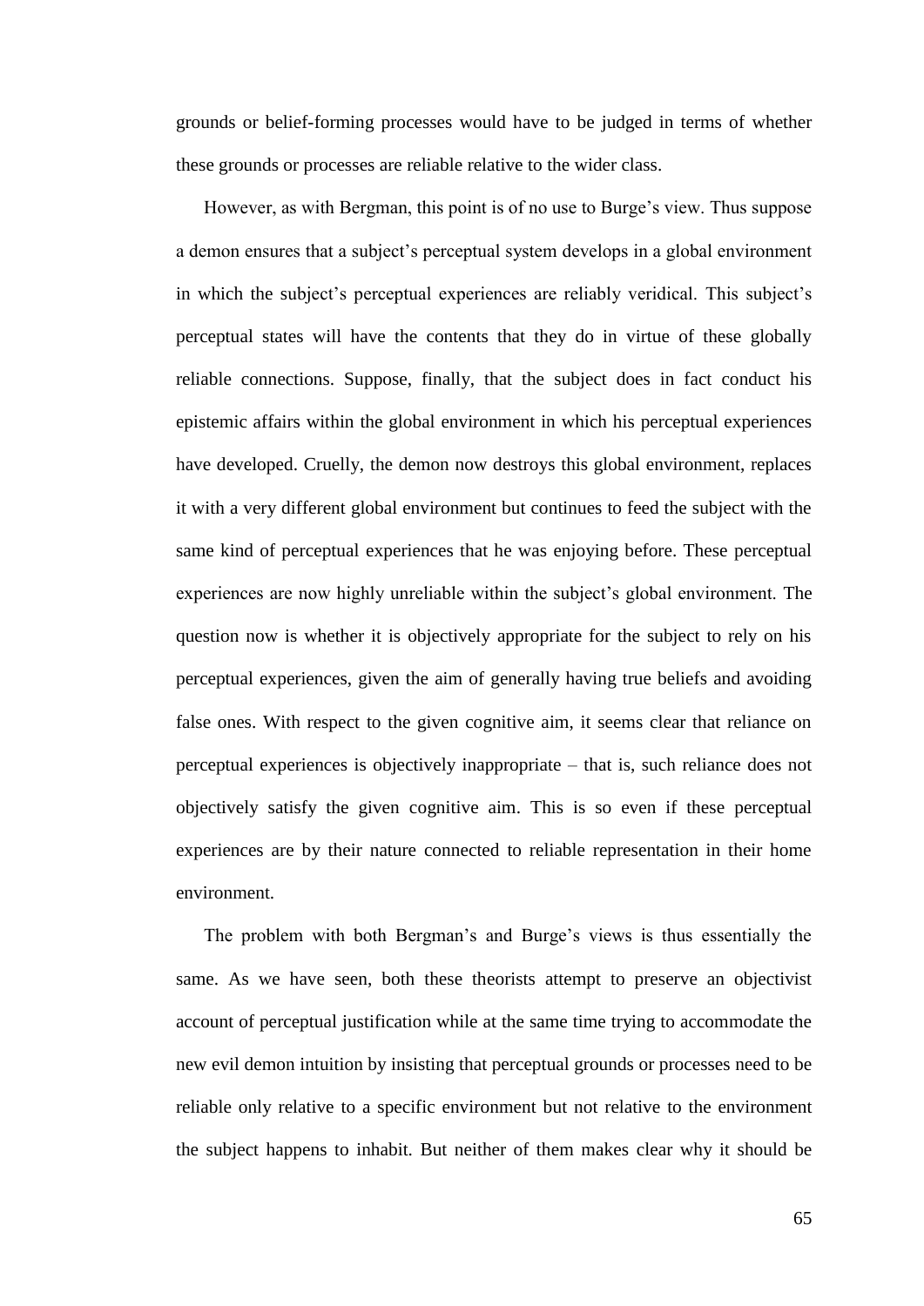grounds or belief-forming processes would have to be judged in terms of whether these grounds or processes are reliable relative to the wider class.

However, as with Bergman, this point is of no use to Burge's view. Thus suppose a demon ensures that a subject's perceptual system develops in a global environment in which the subject's perceptual experiences are reliably veridical. This subject's perceptual states will have the contents that they do in virtue of these globally reliable connections. Suppose, finally, that the subject does in fact conduct his epistemic affairs within the global environment in which his perceptual experiences have developed. Cruelly, the demon now destroys this global environment, replaces it with a very different global environment but continues to feed the subject with the same kind of perceptual experiences that he was enjoying before. These perceptual experiences are now highly unreliable within the subject's global environment. The question now is whether it is objectively appropriate for the subject to rely on his perceptual experiences, given the aim of generally having true beliefs and avoiding false ones. With respect to the given cognitive aim, it seems clear that reliance on perceptual experiences is objectively inappropriate – that is, such reliance does not objectively satisfy the given cognitive aim. This is so even if these perceptual experiences are by their nature connected to reliable representation in their home environment.

The problem with both Bergman's and Burge's views is thus essentially the same. As we have seen, both these theorists attempt to preserve an objectivist account of perceptual justification while at the same time trying to accommodate the new evil demon intuition by insisting that perceptual grounds or processes need to be reliable only relative to a specific environment but not relative to the environment the subject happens to inhabit. But neither of them makes clear why it should be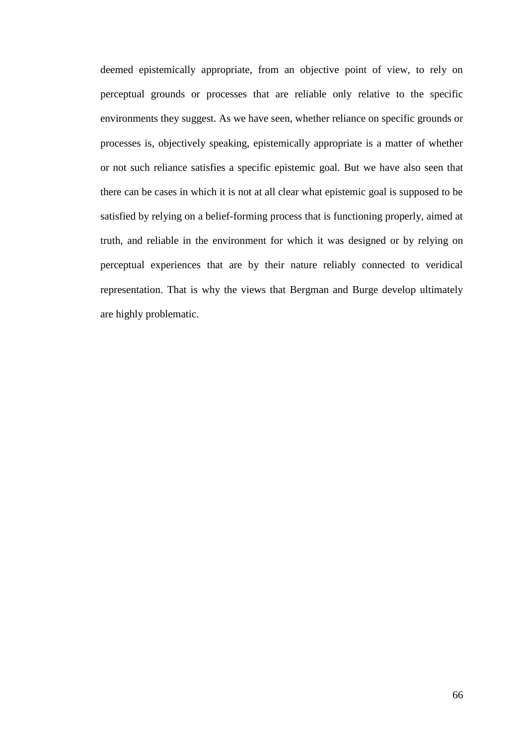deemed epistemically appropriate, from an objective point of view, to rely on perceptual grounds or processes that are reliable only relative to the specific environments they suggest. As we have seen, whether reliance on specific grounds or processes is, objectively speaking, epistemically appropriate is a matter of whether or not such reliance satisfies a specific epistemic goal. But we have also seen that there can be cases in which it is not at all clear what epistemic goal is supposed to be satisfied by relying on a belief-forming process that is functioning properly, aimed at truth, and reliable in the environment for which it was designed or by relying on perceptual experiences that are by their nature reliably connected to veridical representation. That is why the views that Bergman and Burge develop ultimately are highly problematic.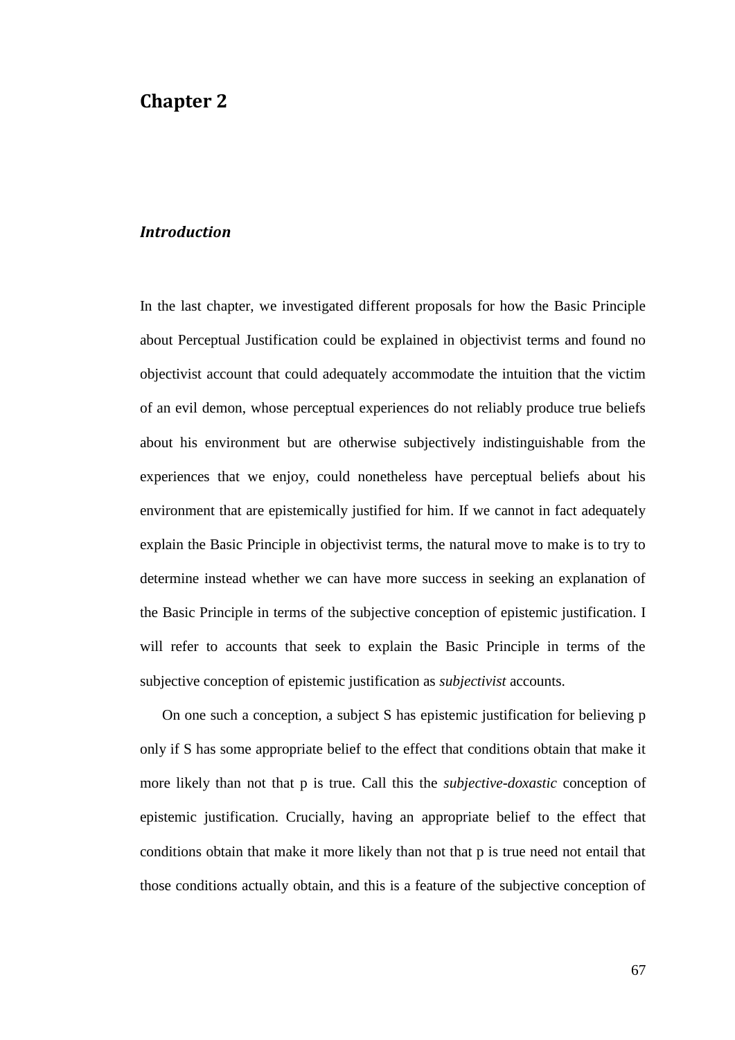# Chapter 2

## *Introduction*

In the last chapter, we investigated different proposals for how the Basic Principle about Perceptual Justification could be explained in objectivist terms and found no objectivist account that could adequately accommodate the intuition that the victim of an evil demon, whose perceptual experiences do not reliably produce true beliefs about his environment but are otherwise subjectively indistinguishable from the experiences that we enjoy, could nonetheless have perceptual beliefs about his environment that are epistemically justified for him. If we cannot in fact adequately explain the Basic Principle in objectivist terms, the natural move to make is to try to determine instead whether we can have more success in seeking an explanation of the Basic Principle in terms of the subjective conception of epistemic justification. I will refer to accounts that seek to explain the Basic Principle in terms of the subjective conception of epistemic justification as *subjectivist* accounts.

On one such a conception, a subject S has epistemic justification for believing p only if S has some appropriate belief to the effect that conditions obtain that make it more likely than not that p is true. Call this the *subjective-doxastic* conception of epistemic justification. Crucially, having an appropriate belief to the effect that conditions obtain that make it more likely than not that p is true need not entail that those conditions actually obtain, and this is a feature of the subjective conception of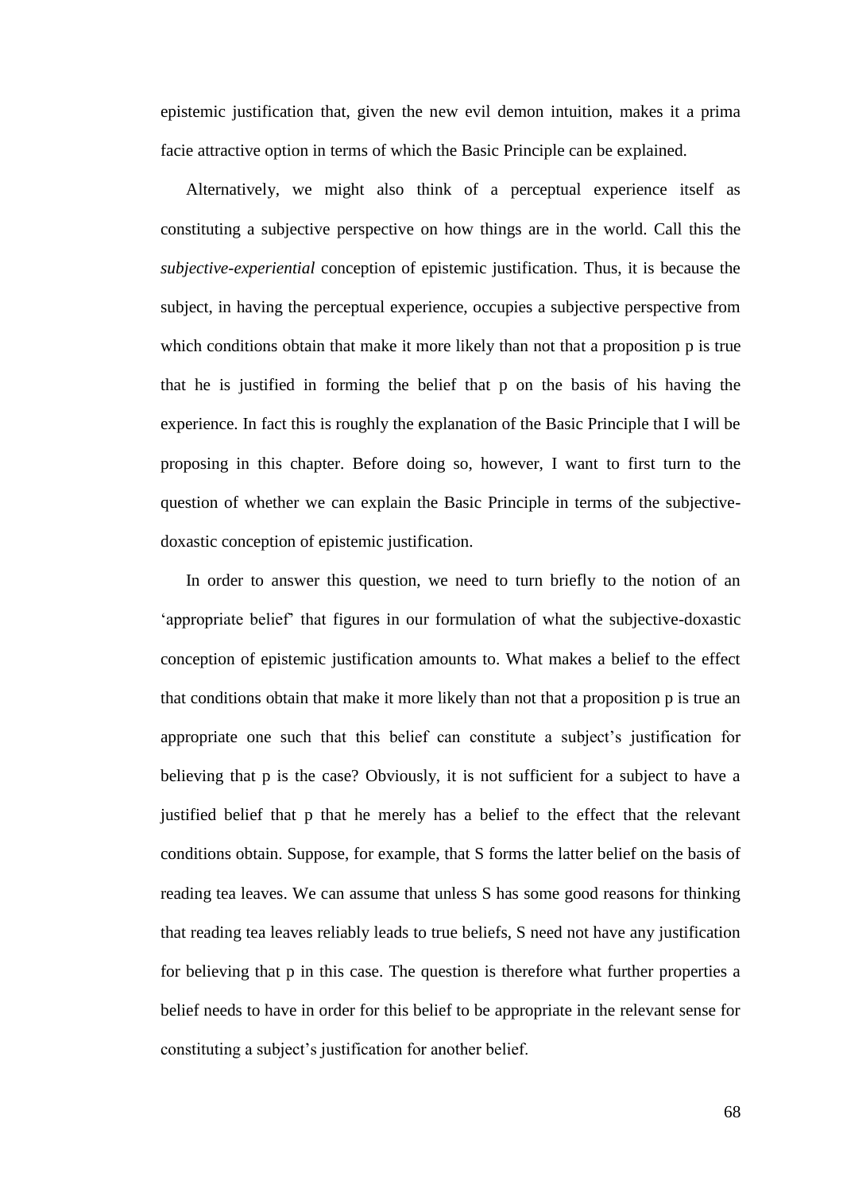epistemic justification that, given the new evil demon intuition, makes it a prima facie attractive option in terms of which the Basic Principle can be explained.

Alternatively, we might also think of a perceptual experience itself as constituting a subjective perspective on how things are in the world. Call this the *subjective-experiential* conception of epistemic justification. Thus, it is because the subject, in having the perceptual experience, occupies a subjective perspective from which conditions obtain that make it more likely than not that a proposition p is true that he is justified in forming the belief that p on the basis of his having the experience. In fact this is roughly the explanation of the Basic Principle that I will be proposing in this chapter. Before doing so, however, I want to first turn to the question of whether we can explain the Basic Principle in terms of the subjective-doxastic conception of epistemic justification.

In order to answer this question, we need to turn briefly to the notion of an 'appropriate belief' that figures in our formulation of what the subjective-doxastic conception of epistemic justification amounts to. What makes a belief to the effect that conditions obtain that make it more likely than not that a proposition p is true an appropriate one such that this belief can constitute a subject's justification for believing that p is the case? Obviously, it is not sufficient for a subject to have a justified belief that p that he merely has a belief to the effect that the relevant conditions obtain. Suppose, for example, that S forms the latter belief on the basis of reading tea leaves. We can assume that unless S has some good reasons for thinking that reading tea leaves reliably leads to true beliefs, S need not have any justification for believing that p in this case. The question is therefore what further properties a belief needs to have in order for this belief to be appropriate in the relevant sense for constituting a subject's justification for another belief.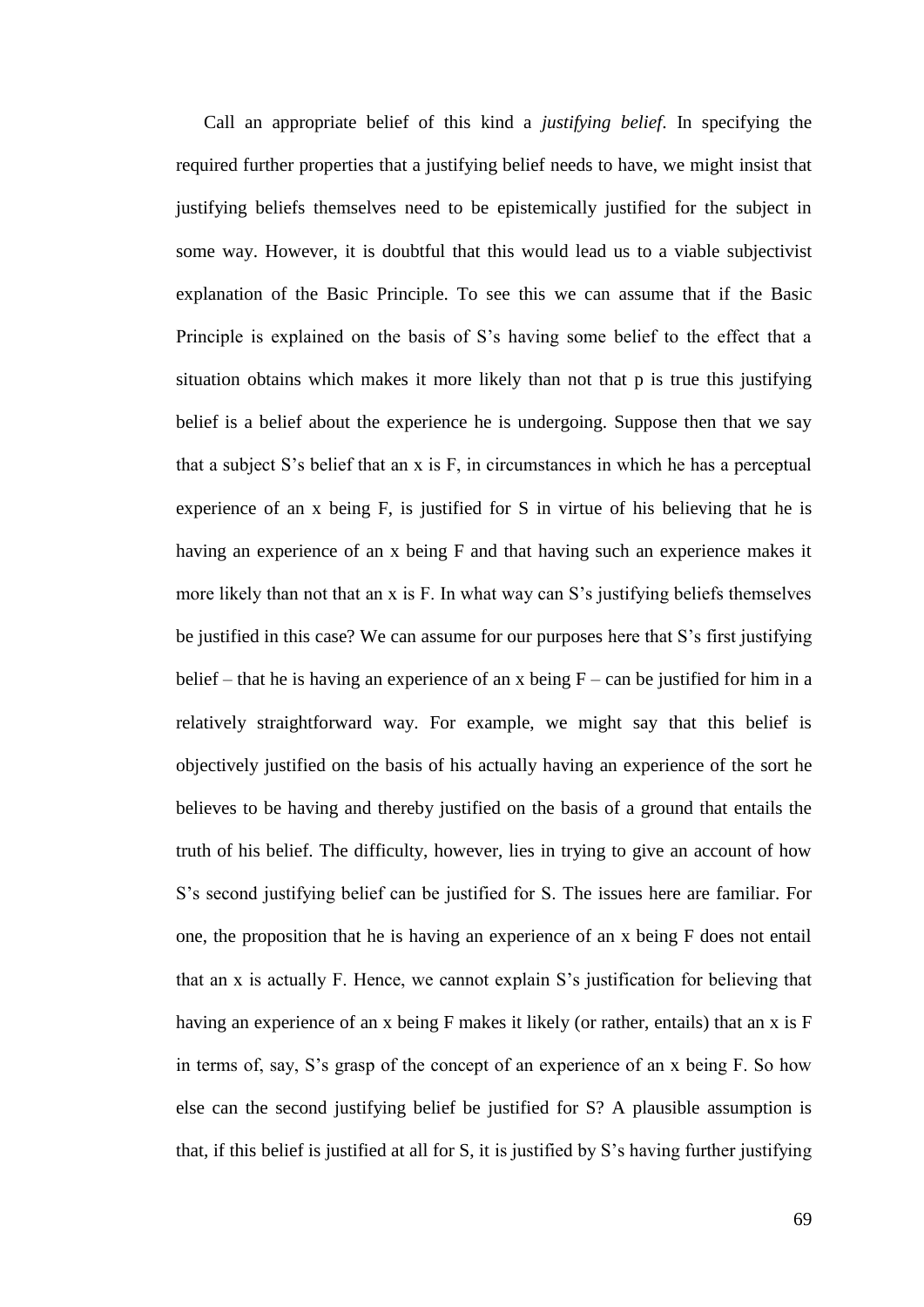Call an appropriate belief of this kind a *justifying belief*. In specifying the required further properties that a justifying belief needs to have, we might insist that justifying beliefs themselves need to be epistemically justified for the subject in some way. However, it is doubtful that this would lead us to a viable subjectivist explanation of the Basic Principle. To see this we can assume that if the Basic Principle is explained on the basis of S's having some belief to the effect that a situation obtains which makes it more likely than not that p is true this justifying belief is a belief about the experience he is undergoing. Suppose then that we say that a subject S's belief that an x is F, in circumstances in which he has a perceptual experience of an x being F, is justified for S in virtue of his believing that he is having an experience of an x being F and that having such an experience makes it more likely than not that an x is F. In what way can S's justifying beliefs themselves be justified in this case? We can assume for our purposes here that S's first justifying belief – that he is having an experience of an x being F – can be justified for him in a relatively straightforward way. For example, we might say that this belief is objectively justified on the basis of his actually having an experience of the sort he believes to be having and thereby justified on the basis of a ground that entails the truth of his belief. The difficulty, however, lies in trying to give an account of how S's second justifying belief can be justified for S. The issues here are familiar. For one, the proposition that he is having an experience of an x being F does not entail that an x is actually F. Hence, we cannot explain S's justification for believing that having an experience of an x being F makes it likely (or rather, entails) that an x is F in terms of, say, S's grasp of the concept of an experience of an x being F. So how else can the second justifying belief be justified for S? A plausible assumption is that, if this belief is justified at all for S, it is justified by S's having further justifying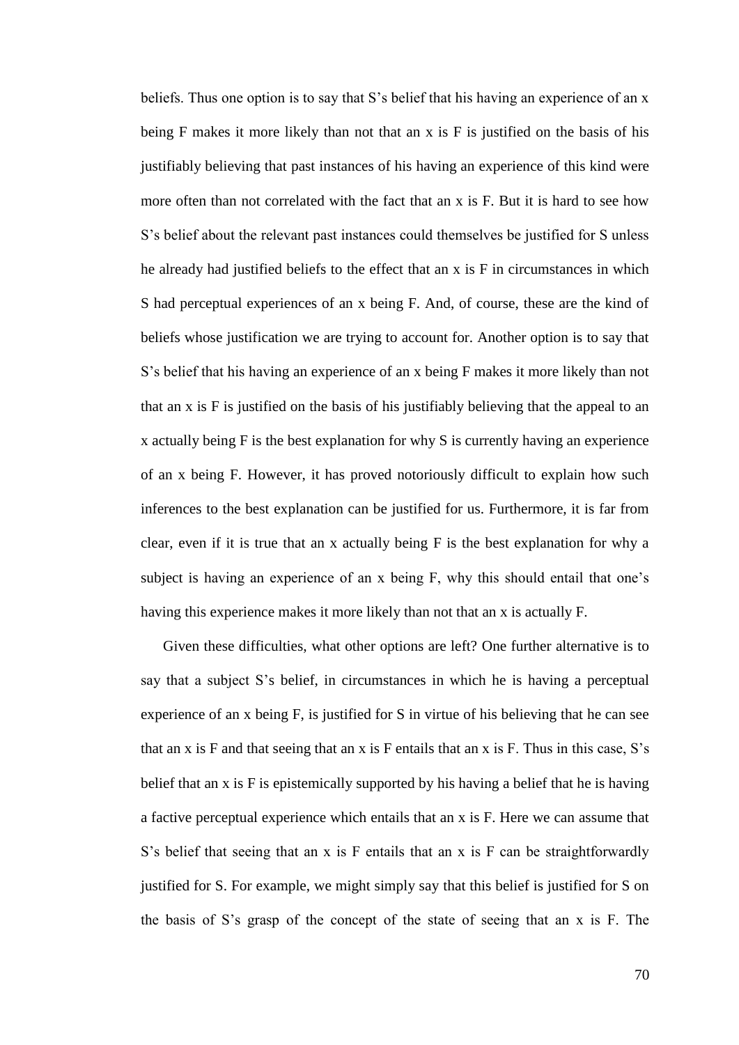beliefs. Thus one option is to say that S's belief that his having an experience of an x being F makes it more likely than not that an x is F is justified on the basis of his justifiably believing that past instances of his having an experience of this kind were more often than not correlated with the fact that an x is F. But it is hard to see how S's belief about the relevant past instances could themselves be justified for S unless he already had justified beliefs to the effect that an x is F in circumstances in which S had perceptual experiences of an x being F. And, of course, these are the kind of beliefs whose justification we are trying to account for. Another option is to say that S's belief that his having an experience of an x being F makes it more likely than not that an x is F is justified on the basis of his justifiably believing that the appeal to an x actually being F is the best explanation for why S is currently having an experience of an x being F. However, it has proved notoriously difficult to explain how such inferences to the best explanation can be justified for us. Furthermore, it is far from clear, even if it is true that an x actually being F is the best explanation for why a subject is having an experience of an x being F, why this should entail that one's having this experience makes it more likely than not that an x is actually F.

Given these difficulties, what other options are left? One further alternative is to say that a subject S's belief, in circumstances in which he is having a perceptual experience of an x being F, is justified for S in virtue of his believing that he can see that an x is F and that seeing that an x is F entails that an x is F. Thus in this case, S's belief that an x is F is epistemically supported by his having a belief that he is having a factive perceptual experience which entails that an x is F. Here we can assume that S's belief that seeing that an x is F entails that an x is F can be straightforwardly justified for S. For example, we might simply say that this belief is justified for S on the basis of S's grasp of the concept of the state of seeing that an x is F. The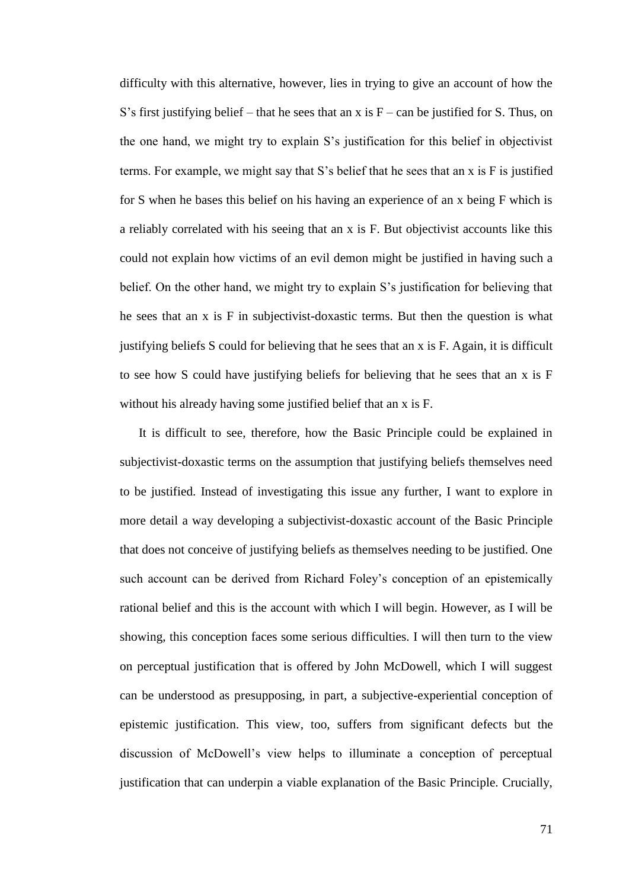difficulty with this alternative, however, lies in trying to give an account of how the S's first justifying belief – that he sees that an x is F – can be justified for S. Thus, on the one hand, we might try to explain S's justification for this belief in objectivist terms. For example, we might say that S's belief that he sees that an x is F is justified for S when he bases this belief on his having an experience of an x being F which is a reliably correlated with his seeing that an x is F. But objectivist accounts like this could not explain how victims of an evil demon might be justified in having such a belief. On the other hand, we might try to explain S's justification for believing that he sees that an x is F in subjectivist-doxastic terms. But then the question is what justifying beliefs S could for believing that he sees that an x is F. Again, it is difficult to see how S could have justifying beliefs for believing that he sees that an x is F without his already having some justified belief that an x is F.

It is difficult to see, therefore, how the Basic Principle could be explained in subjectivist-doxastic terms on the assumption that justifying beliefs themselves need to be justified. Instead of investigating this issue any further, I want to explore in more detail a way developing a subjectivist-doxastic account of the Basic Principle that does not conceive of justifying beliefs as themselves needing to be justified. One such account can be derived from Richard Foley's conception of an epistemically rational belief and this is the account with which I will begin. However, as I will be showing, this conception faces some serious difficulties. I will then turn to the view on perceptual justification that is offered by John McDowell, which I will suggest can be understood as presupposing, in part, a subjective-experiential conception of epistemic justification. This view, too, suffers from significant defects but the discussion of McDowell's view helps to illuminate a conception of perceptual justification that can underpin a viable explanation of the Basic Principle. Crucially,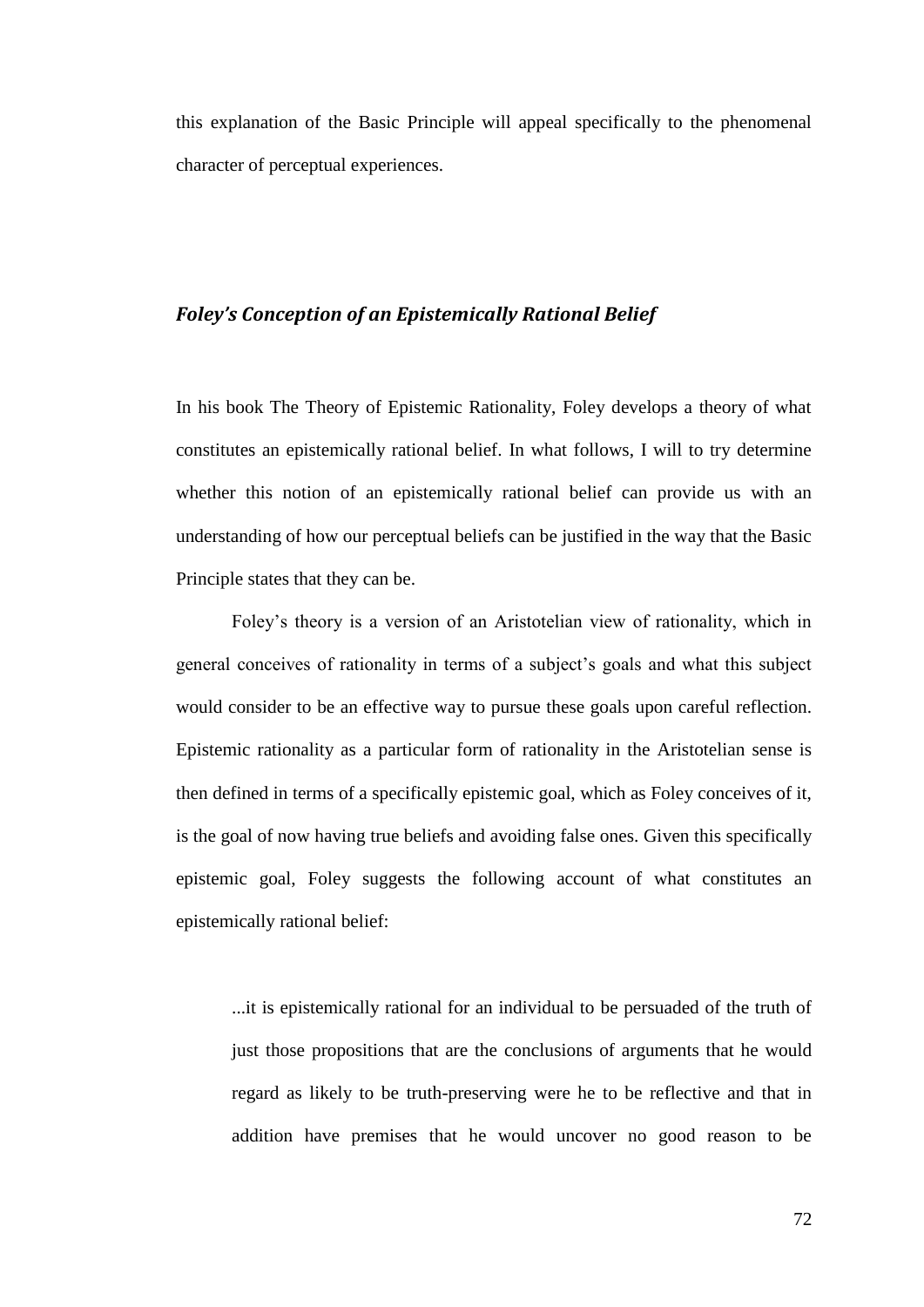this explanation of the Basic Principle will appeal specifically to the phenomenal character of perceptual experiences.

### *Foley's Conception of an Epistemically Rational Belief*

In his book The Theory of Epistemic Rationality, Foley develops a theory of what constitutes an epistemically rational belief. In what follows, I will to try determine whether this notion of an epistemically rational belief can provide us with an understanding of how our perceptual beliefs can be justified in the way that the Basic Principle states that they can be.

Foley's theory is a version of an Aristotelian view of rationality, which in general conceives of rationality in terms of a subject's goals and what this subject would consider to be an effective way to pursue these goals upon careful reflection. Epistemic rationality as a particular form of rationality in the Aristotelian sense is then defined in terms of a specifically epistemic goal, which as Foley conceives of it, is the goal of now having true beliefs and avoiding false ones. Given this specifically epistemic goal, Foley suggests the following account of what constitutes an epistemically rational belief:

> ...it is epistemically rational for an individual to be persuaded of the truth of just those propositions that are the conclusions of arguments that he would regard as likely to be truth-preserving were he to be reflective and that in addition have premises that he would uncover no good reason to be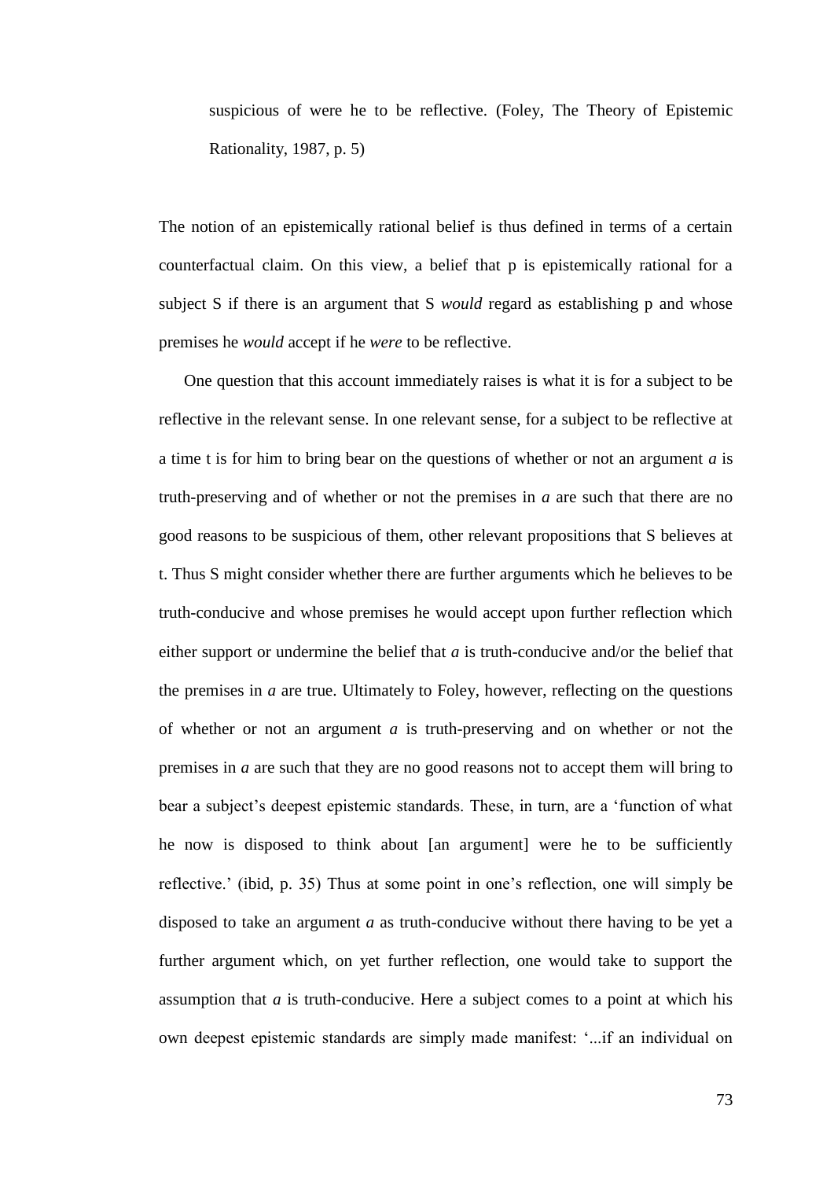suspicious of were he to be reflective. (Foley, The Theory of Epistemic Rationality, 1987, p. 5)

The notion of an epistemically rational belief is thus defined in terms of a certain counterfactual claim. On this view, a belief that p is epistemically rational for a subject S if there is an argument that S *would* regard as establishing p and whose premises he *would* accept if he *were* to be reflective.

One question that this account immediately raises is what it is for a subject to be reflective in the relevant sense. In one relevant sense, for a subject to be reflective at a time t is for him to bring bear on the questions of whether or not an argument *a* is truth-preserving and of whether or not the premises in *a* are such that there are no good reasons to be suspicious of them, other relevant propositions that S believes at t. Thus S might consider whether there are further arguments which he believes to be truth-conducive and whose premises he would accept upon further reflection which either support or undermine the belief that *a* is truth-conducive and/or the belief that the premises in *a* are true. Ultimately to Foley, however, reflecting on the questions of whether or not an argument *a* is truth-preserving and on whether or not the premises in *a* are such that they are no good reasons not to accept them will bring to bear a subject's deepest epistemic standards. These, in turn, are a 'function of what he now is disposed to think about [an argument] were he to be sufficiently reflective.' (ibid, p. 35) Thus at some point in one's reflection, one will simply be disposed to take an argument *a* as truth-conducive without there having to be yet a further argument which, on yet further reflection, one would take to support the assumption that *a* is truth-conducive. Here a subject comes to a point at which his own deepest epistemic standards are simply made manifest: '...if an individual on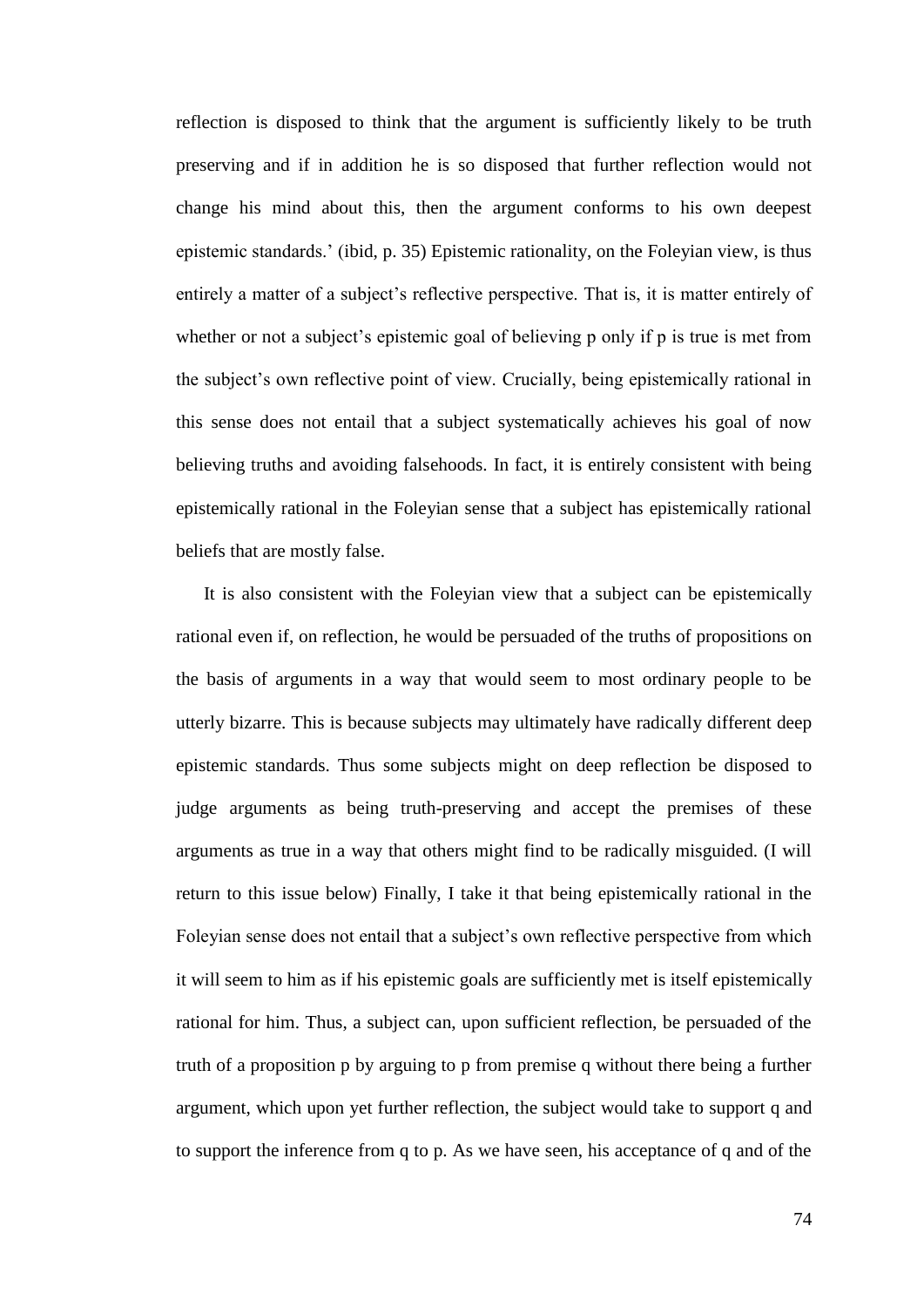reflection is disposed to think that the argument is sufficiently likely to be truth preserving and if in addition he is so disposed that further reflection would not change his mind about this, then the argument conforms to his own deepest epistemic standards.' (ibid, p. 35) Epistemic rationality, on the Foleyian view, is thus entirely a matter of a subject's reflective perspective. That is, it is matter entirely of whether or not a subject's epistemic goal of believing p only if p is true is met from the subject's own reflective point of view. Crucially, being epistemically rational in this sense does not entail that a subject systematically achieves his goal of now believing truths and avoiding falsehoods. In fact, it is entirely consistent with being epistemically rational in the Foleyian sense that a subject has epistemically rational beliefs that are mostly false.

It is also consistent with the Foleyian view that a subject can be epistemically rational even if, on reflection, he would be persuaded of the truths of propositions on the basis of arguments in a way that would seem to most ordinary people to be utterly bizarre. This is because subjects may ultimately have radically different deep epistemic standards. Thus some subjects might on deep reflection be disposed to judge arguments as being truth-preserving and accept the premises of these arguments as true in a way that others might find to be radically misguided. (I will return to this issue below) Finally, I take it that being epistemically rational in the Foleyian sense does not entail that a subject's own reflective perspective from which it will seem to him as if his epistemic goals are sufficiently met is itself epistemically rational for him. Thus, a subject can, upon sufficient reflection, be persuaded of the truth of a proposition p by arguing to p from premise q without there being a further argument, which upon yet further reflection, the subject would take to support q and to support the inference from q to p. As we have seen, his acceptance of q and of the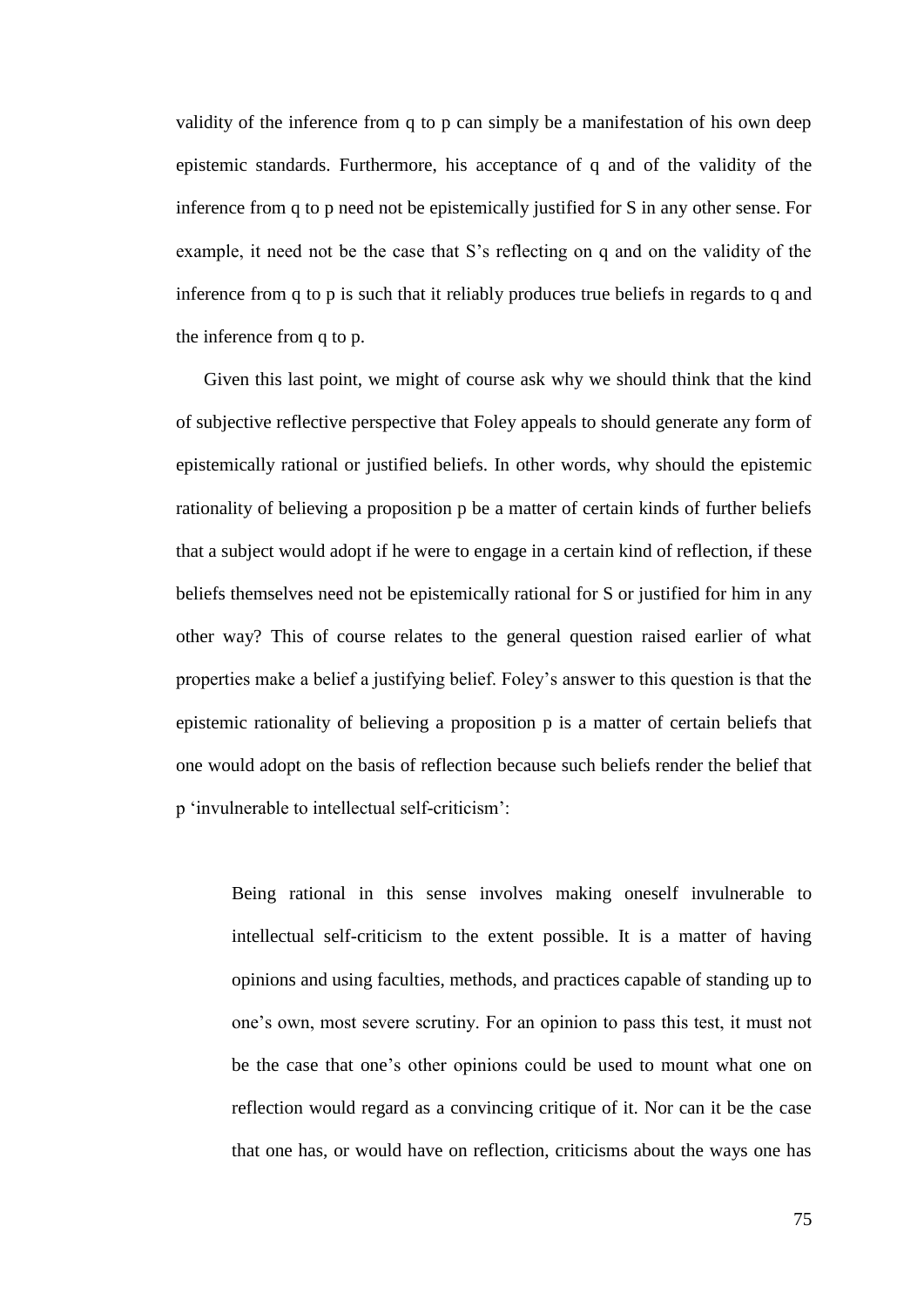validity of the inference from q to p can simply be a manifestation of his own deep epistemic standards. Furthermore, his acceptance of q and of the validity of the inference from q to p need not be epistemically justified for S in any other sense. For example, it need not be the case that S's reflecting on q and on the validity of the inference from q to p is such that it reliably produces true beliefs in regards to q and the inference from q to p.

Given this last point, we might of course ask why we should think that the kind of subjective reflective perspective that Foley appeals to should generate any form of epistemically rational or justified beliefs. In other words, why should the epistemic rationality of believing a proposition p be a matter of certain kinds of further beliefs that a subject would adopt if he were to engage in a certain kind of reflection, if these beliefs themselves need not be epistemically rational for S or justified for him in any other way? This of course relates to the general question raised earlier of what properties make a belief a justifying belief. Foley's answer to this question is that the epistemic rationality of believing a proposition p is a matter of certain beliefs that one would adopt on the basis of reflection because such beliefs render the belief that p 'invulnerable to intellectual self-criticism':

> Being rational in this sense involves making oneself invulnerable to intellectual self-criticism to the extent possible. It is a matter of having opinions and using faculties, methods, and practices capable of standing up to one's own, most severe scrutiny. For an opinion to pass this test, it must not be the case that one's other opinions could be used to mount what one on reflection would regard as a convincing critique of it. Nor can it be the case that one has, or would have on reflection, criticisms about the ways one has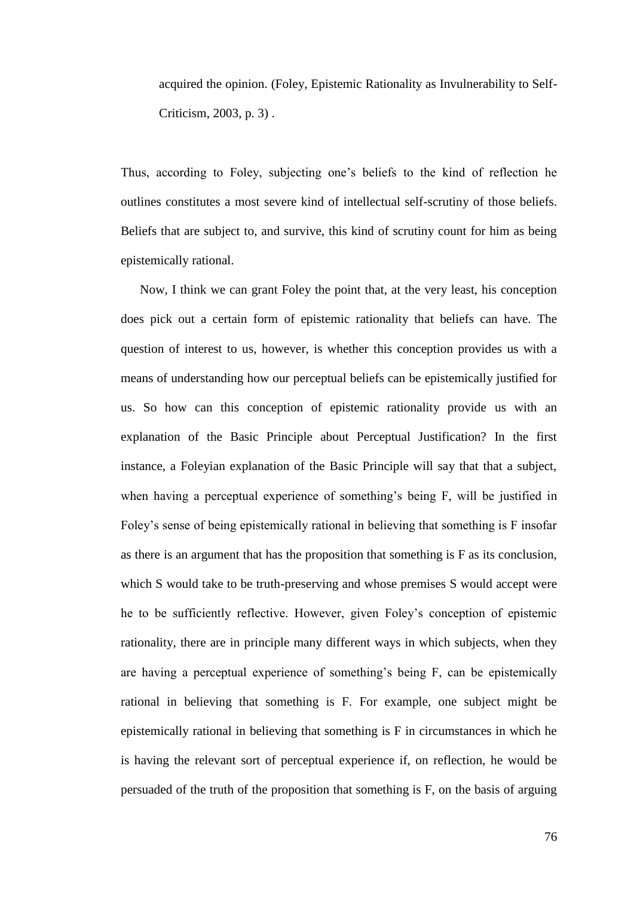> acquired the opinion. (Foley, Epistemic Rationality as Invulnerability to Self-Criticism, 2003, p. 3) .

Thus, according to Foley, subjecting one's beliefs to the kind of reflection he outlines constitutes a most severe kind of intellectual self-scrutiny of those beliefs. Beliefs that are subject to, and survive, this kind of scrutiny count for him as being epistemically rational.

Now, I think we can grant Foley the point that, at the very least, his conception does pick out a certain form of epistemic rationality that beliefs can have. The question of interest to us, however, is whether this conception provides us with a means of understanding how our perceptual beliefs can be epistemically justified for us. So how can this conception of epistemic rationality provide us with an explanation of the Basic Principle about Perceptual Justification? In the first instance, a Foleyian explanation of the Basic Principle will say that that a subject, when having a perceptual experience of something's being F, will be justified in Foley's sense of being epistemically rational in believing that something is F insofar as there is an argument that has the proposition that something is F as its conclusion, which S would take to be truth-preserving and whose premises S would accept were he to be sufficiently reflective. However, given Foley's conception of epistemic rationality, there are in principle many different ways in which subjects, when they are having a perceptual experience of something's being F, can be epistemically rational in believing that something is F. For example, one subject might be epistemically rational in believing that something is F in circumstances in which he is having the relevant sort of perceptual experience if, on reflection, he would be persuaded of the truth of the proposition that something is F, on the basis of arguing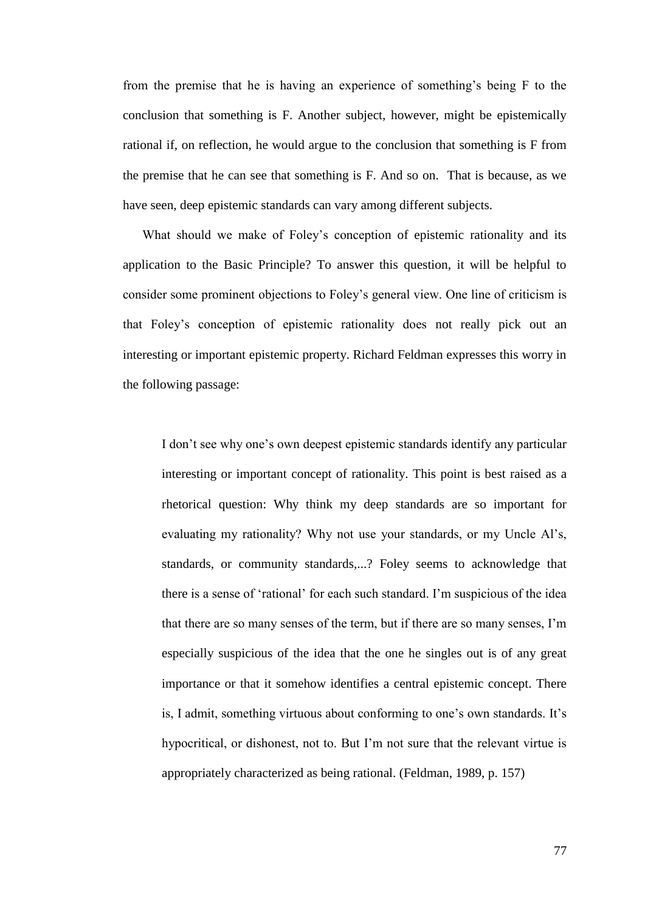from the premise that he is having an experience of something's being F to the conclusion that something is F. Another subject, however, might be epistemically rational if, on reflection, he would argue to the conclusion that something is F from the premise that he can see that something is F. And so on. That is because, as we have seen, deep epistemic standards can vary among different subjects.

What should we make of Foley's conception of epistemic rationality and its application to the Basic Principle? To answer this question, it will be helpful to consider some prominent objections to Foley's general view. One line of criticism is that Foley's conception of epistemic rationality does not really pick out an interesting or important epistemic property. Richard Feldman expresses this worry in the following passage:

> I don't see why one's own deepest epistemic standards identify any particular interesting or important concept of rationality. This point is best raised as a rhetorical question: Why think my deep standards are so important for evaluating my rationality? Why not use your standards, or my Uncle Al's, standards, or community standards,...? Foley seems to acknowledge that there is a sense of 'rational' for each such standard. I'm suspicious of the idea that there are so many senses of the term, but if there are so many senses, I'm especially suspicious of the idea that the one he singles out is of any great importance or that it somehow identifies a central epistemic concept. There is, I admit, something virtuous about conforming to one's own standards. It's hypocritical, or dishonest, not to. But I'm not sure that the relevant virtue is appropriately characterized as being rational. (Feldman, 1989, p. 157)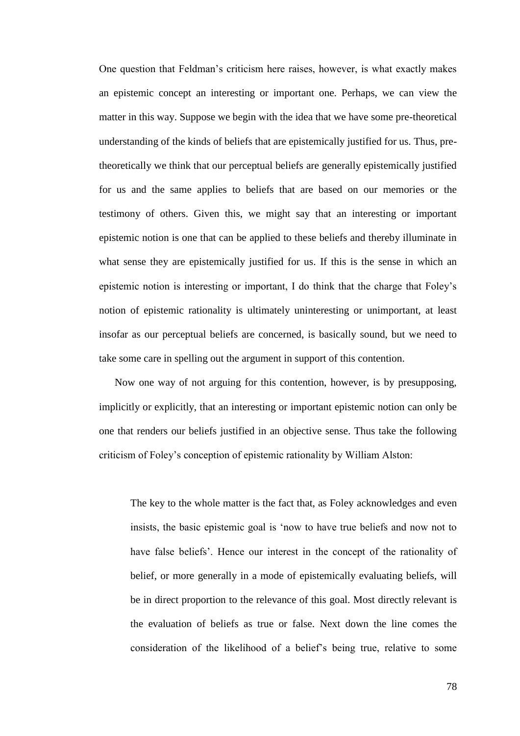One question that Feldman's criticism here raises, however, is what exactly makes an epistemic concept an interesting or important one. Perhaps, we can view the matter in this way. Suppose we begin with the idea that we have some pre-theoretical understanding of the kinds of beliefs that are epistemically justified for us. Thus, pre-theoretically we think that our perceptual beliefs are generally epistemically justified for us and the same applies to beliefs that are based on our memories or the testimony of others. Given this, we might say that an interesting or important epistemic notion is one that can be applied to these beliefs and thereby illuminate in what sense they are epistemically justified for us. If this is the sense in which an epistemic notion is interesting or important, I do think that the charge that Foley's notion of epistemic rationality is ultimately uninteresting or unimportant, at least insofar as our perceptual beliefs are concerned, is basically sound, but we need to take some care in spelling out the argument in support of this contention.

Now one way of not arguing for this contention, however, is by presupposing, implicitly or explicitly, that an interesting or important epistemic notion can only be one that renders our beliefs justified in an objective sense. Thus take the following criticism of Foley's conception of epistemic rationality by William Alston:

> The key to the whole matter is the fact that, as Foley acknowledges and even insists, the basic epistemic goal is 'now to have true beliefs and now not to have false beliefs'. Hence our interest in the concept of the rationality of belief, or more generally in a mode of epistemically evaluating beliefs, will be in direct proportion to the relevance of this goal. Most directly relevant is the evaluation of beliefs as true or false. Next down the line comes the consideration of the likelihood of a belief's being true, relative to some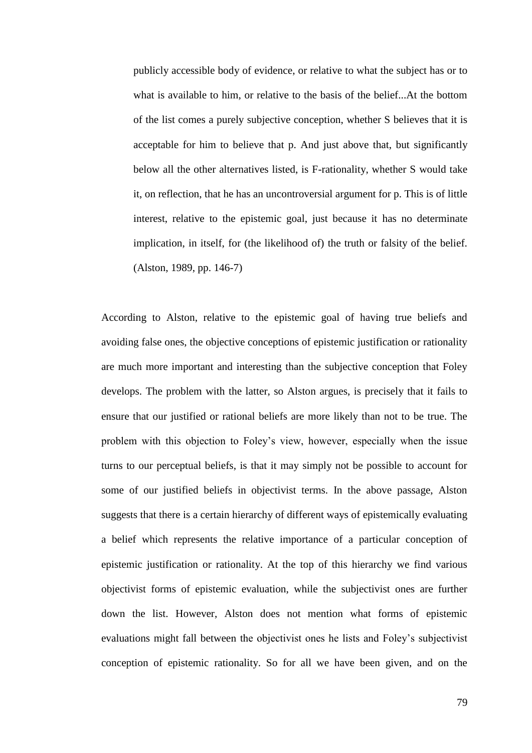> publicly accessible body of evidence, or relative to what the subject has or to what is available to him, or relative to the basis of the belief...At the bottom of the list comes a purely subjective conception, whether S believes that it is acceptable for him to believe that p. And just above that, but significantly below all the other alternatives listed, is F-rationality, whether S would take it, on reflection, that he has an uncontroversial argument for p. This is of little interest, relative to the epistemic goal, just because it has no determinate implication, in itself, for (the likelihood of) the truth or falsity of the belief. (Alston, 1989, pp. 146-7)

According to Alston, relative to the epistemic goal of having true beliefs and avoiding false ones, the objective conceptions of epistemic justification or rationality are much more important and interesting than the subjective conception that Foley develops. The problem with the latter, so Alston argues, is precisely that it fails to ensure that our justified or rational beliefs are more likely than not to be true. The problem with this objection to Foley's view, however, especially when the issue turns to our perceptual beliefs, is that it may simply not be possible to account for some of our justified beliefs in objectivist terms. In the above passage, Alston suggests that there is a certain hierarchy of different ways of epistemically evaluating a belief which represents the relative importance of a particular conception of epistemic justification or rationality. At the top of this hierarchy we find various objectivist forms of epistemic evaluation, while the subjectivist ones are further down the list. However, Alston does not mention what forms of epistemic evaluations might fall between the objectivist ones he lists and Foley's subjectivist conception of epistemic rationality. So for all we have been given, and on the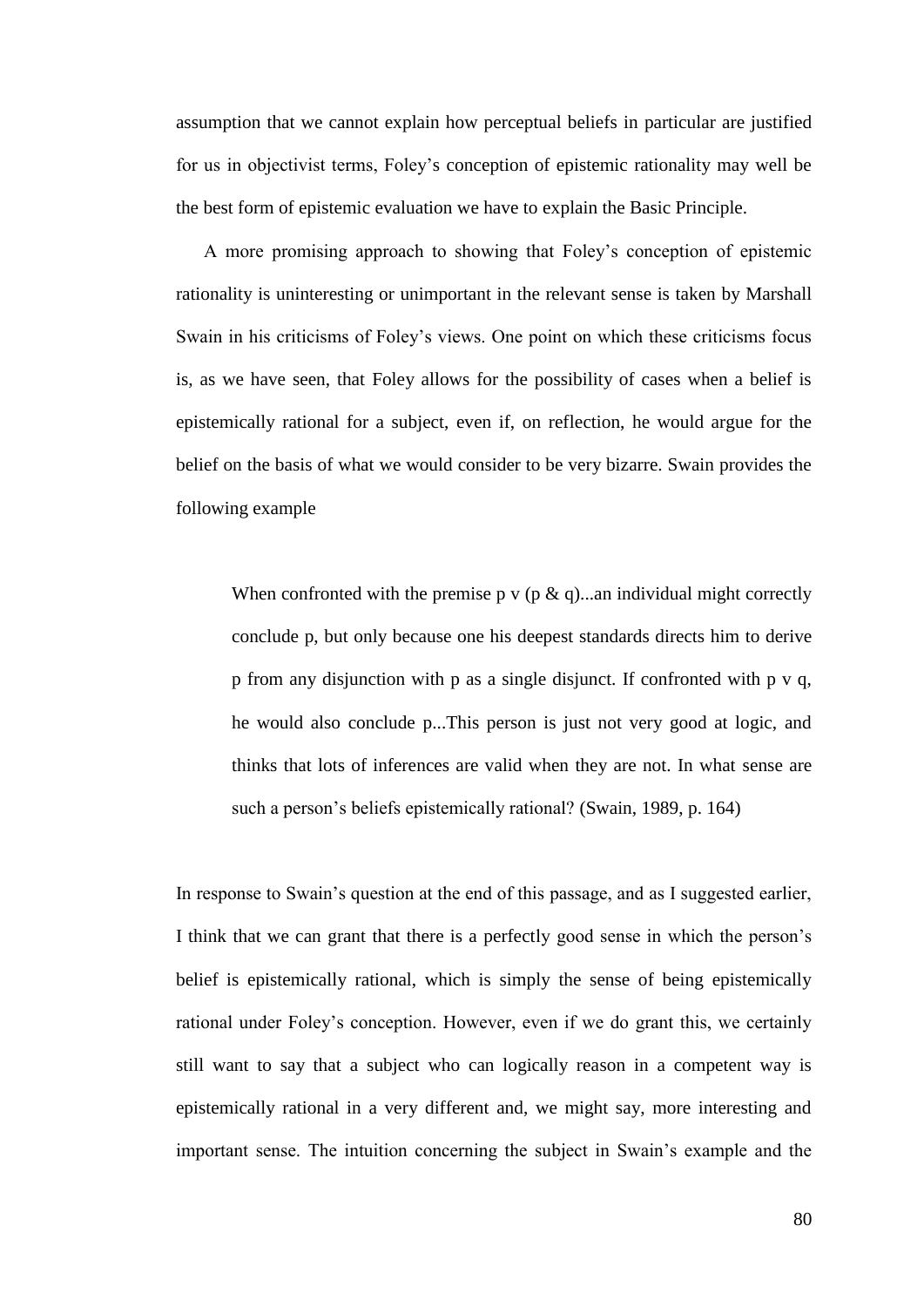assumption that we cannot explain how perceptual beliefs in particular are justified for us in objectivist terms, Foley's conception of epistemic rationality may well be the best form of epistemic evaluation we have to explain the Basic Principle.

A more promising approach to showing that Foley's conception of epistemic rationality is uninteresting or unimportant in the relevant sense is taken by Marshall Swain in his criticisms of Foley's views. One point on which these criticisms focus is, as we have seen, that Foley allows for the possibility of cases when a belief is epistemically rational for a subject, even if, on reflection, he would argue for the belief on the basis of what we would consider to be very bizarre. Swain provides the following example

> When confronted with the premise p v (p & q)...an individual might correctly conclude p, but only because one his deepest standards directs him to derive p from any disjunction with p as a single disjunct. If confronted with p v q, he would also conclude p...This person is just not very good at logic, and thinks that lots of inferences are valid when they are not. In what sense are such a person's beliefs epistemically rational? (Swain, 1989, p. 164)

In response to Swain's question at the end of this passage, and as I suggested earlier, I think that we can grant that there is a perfectly good sense in which the person's belief is epistemically rational, which is simply the sense of being epistemically rational under Foley's conception. However, even if we do grant this, we certainly still want to say that a subject who can logically reason in a competent way is epistemically rational in a very different and, we might say, more interesting and important sense. The intuition concerning the subject in Swain's example and the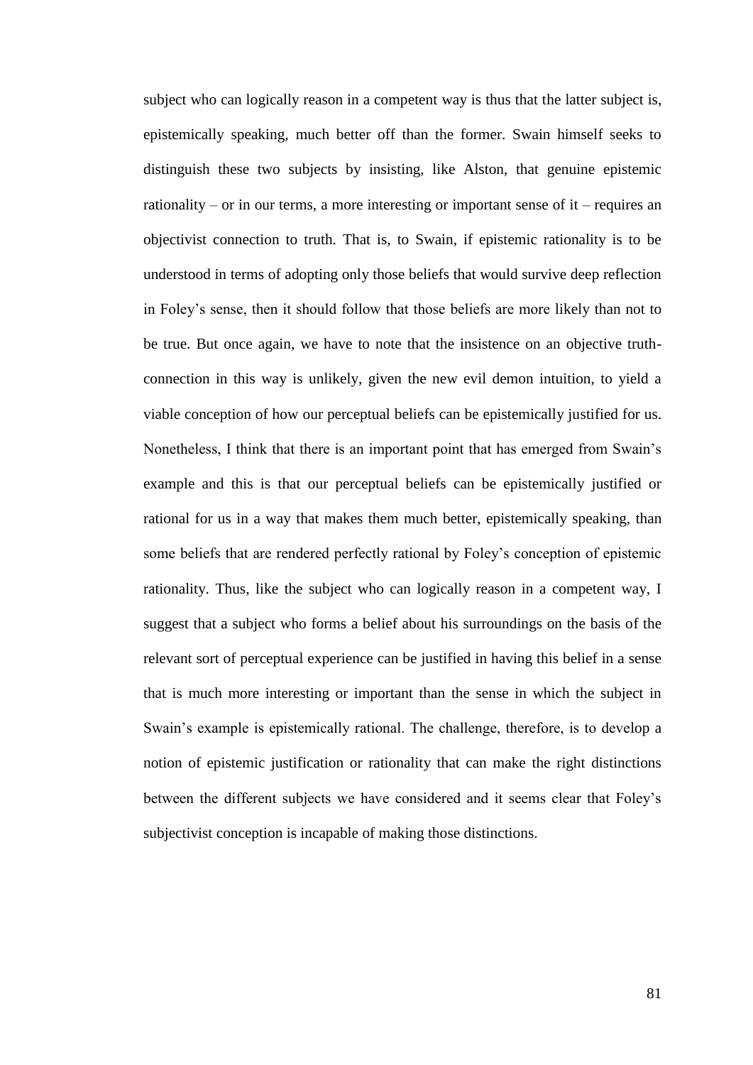subject who can logically reason in a competent way is thus that the latter subject is, epistemically speaking, much better off than the former. Swain himself seeks to distinguish these two subjects by insisting, like Alston, that genuine epistemic rationality – or in our terms, a more interesting or important sense of it – requires an objectivist connection to truth. That is, to Swain, if epistemic rationality is to be understood in terms of adopting only those beliefs that would survive deep reflection in Foley's sense, then it should follow that those beliefs are more likely than not to be true. But once again, we have to note that the insistence on an objective truth-connection in this way is unlikely, given the new evil demon intuition, to yield a viable conception of how our perceptual beliefs can be epistemically justified for us. Nonetheless, I think that there is an important point that has emerged from Swain's example and this is that our perceptual beliefs can be epistemically justified or rational for us in a way that makes them much better, epistemically speaking, than some beliefs that are rendered perfectly rational by Foley's conception of epistemic rationality. Thus, like the subject who can logically reason in a competent way, I suggest that a subject who forms a belief about his surroundings on the basis of the relevant sort of perceptual experience can be justified in having this belief in a sense that is much more interesting or important than the sense in which the subject in Swain's example is epistemically rational. The challenge, therefore, is to develop a notion of epistemic justification or rationality that can make the right distinctions between the different subjects we have considered and it seems clear that Foley's subjectivist conception is incapable of making those distinctions.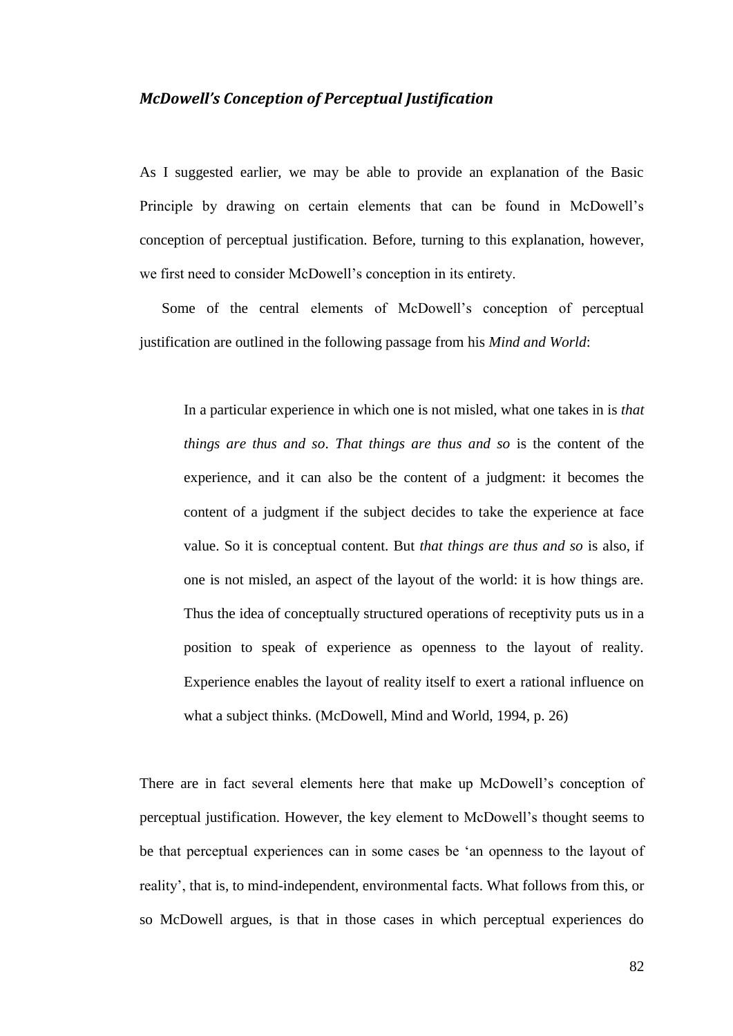### *McDowell's Conception of Perceptual Justification*

As I suggested earlier, we may be able to provide an explanation of the Basic Principle by drawing on certain elements that can be found in McDowell's conception of perceptual justification. Before, turning to this explanation, however, we first need to consider McDowell's conception in its entirety.

Some of the central elements of McDowell's conception of perceptual justification are outlined in the following passage from his *Mind and World*:

> In a particular experience in which one is not misled, what one takes in is *that things are thus and so*. *That things are thus and so* is the content of the experience, and it can also be the content of a judgment: it becomes the content of a judgment if the subject decides to take the experience at face value. So it is conceptual content. But *that things are thus and so* is also, if one is not misled, an aspect of the layout of the world: it is how things are. Thus the idea of conceptually structured operations of receptivity puts us in a position to speak of experience as openness to the layout of reality. Experience enables the layout of reality itself to exert a rational influence on what a subject thinks. (McDowell, Mind and World, 1994, p. 26)

There are in fact several elements here that make up McDowell's conception of perceptual justification. However, the key element to McDowell's thought seems to be that perceptual experiences can in some cases be 'an openness to the layout of reality', that is, to mind-independent, environmental facts. What follows from this, or so McDowell argues, is that in those cases in which perceptual experiences do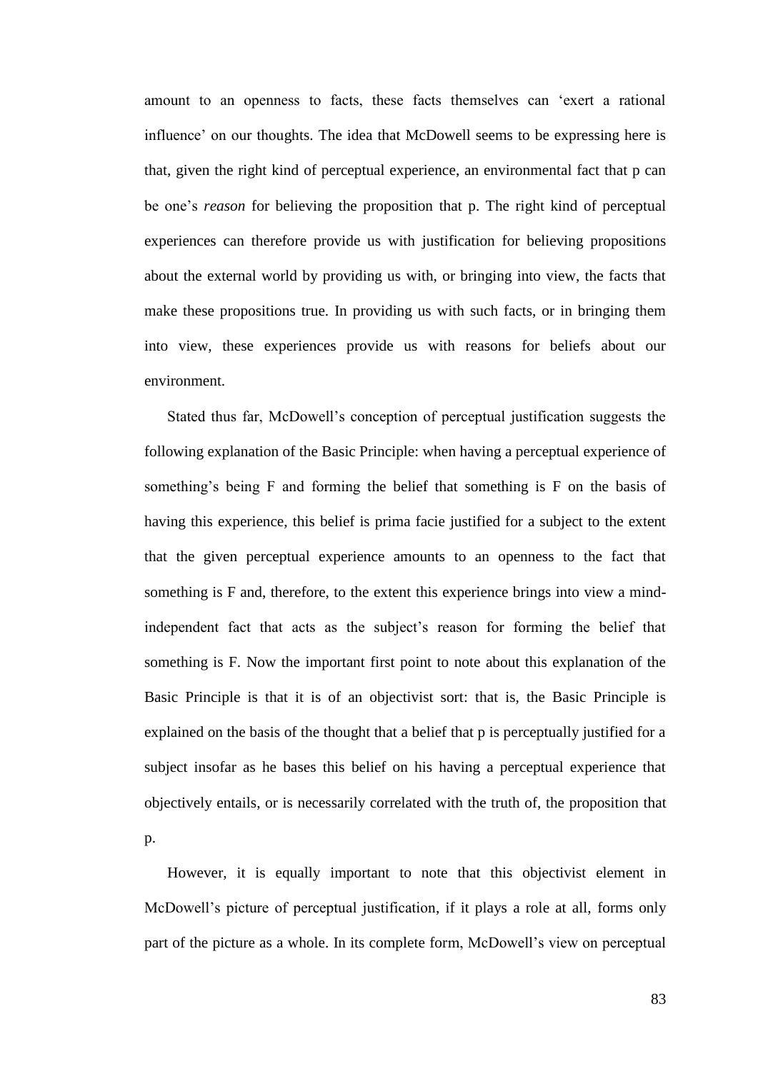amount to an openness to facts, these facts themselves can 'exert a rational influence' on our thoughts. The idea that McDowell seems to be expressing here is that, given the right kind of perceptual experience, an environmental fact that p can be one's *reason* for believing the proposition that p. The right kind of perceptual experiences can therefore provide us with justification for believing propositions about the external world by providing us with, or bringing into view, the facts that make these propositions true. In providing us with such facts, or in bringing them into view, these experiences provide us with reasons for beliefs about our environment.

Stated thus far, McDowell's conception of perceptual justification suggests the following explanation of the Basic Principle: when having a perceptual experience of something's being F and forming the belief that something is F on the basis of having this experience, this belief is prima facie justified for a subject to the extent that the given perceptual experience amounts to an openness to the fact that something is F and, therefore, to the extent this experience brings into view a mind-independent fact that acts as the subject's reason for forming the belief that something is F. Now the important first point to note about this explanation of the Basic Principle is that it is of an objectivist sort: that is, the Basic Principle is explained on the basis of the thought that a belief that p is perceptually justified for a subject insofar as he bases this belief on his having a perceptual experience that objectively entails, or is necessarily correlated with the truth of, the proposition that p.

However, it is equally important to note that this objectivist element in McDowell's picture of perceptual justification, if it plays a role at all, forms only part of the picture as a whole. In its complete form, McDowell's view on perceptual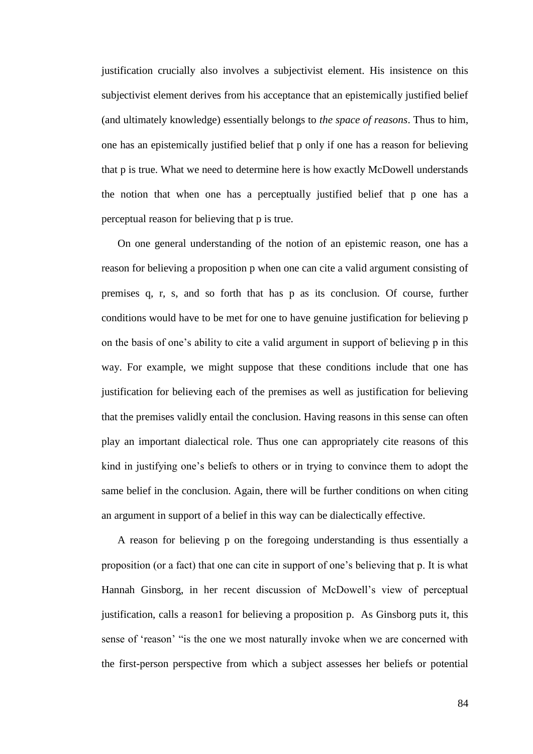justification crucially also involves a subjectivist element. His insistence on this subjectivist element derives from his acceptance that an epistemically justified belief (and ultimately knowledge) essentially belongs to *the space of reasons*. Thus to him, one has an epistemically justified belief that p only if one has a reason for believing that p is true. What we need to determine here is how exactly McDowell understands the notion that when one has a perceptually justified belief that p one has a perceptual reason for believing that p is true.

On one general understanding of the notion of an epistemic reason, one has a reason for believing a proposition p when one can cite a valid argument consisting of premises q, r, s, and so forth that has p as its conclusion. Of course, further conditions would have to be met for one to have genuine justification for believing p on the basis of one's ability to cite a valid argument in support of believing p in this way. For example, we might suppose that these conditions include that one has justification for believing each of the premises as well as justification for believing that the premises validly entail the conclusion. Having reasons in this sense can often play an important dialectical role. Thus one can appropriately cite reasons of this kind in justifying one's beliefs to others or in trying to convince them to adopt the same belief in the conclusion. Again, there will be further conditions on when citing an argument in support of a belief in this way can be dialectically effective.

A reason for believing p on the foregoing understanding is thus essentially a proposition (or a fact) that one can cite in support of one's believing that p. It is what Hannah Ginsborg, in her recent discussion of McDowell's view of perceptual justification, calls a reason1 for believing a proposition p. As Ginsborg puts it, this sense of 'reason' "is the one we most naturally invoke when we are concerned with the first-person perspective from which a subject assesses her beliefs or potential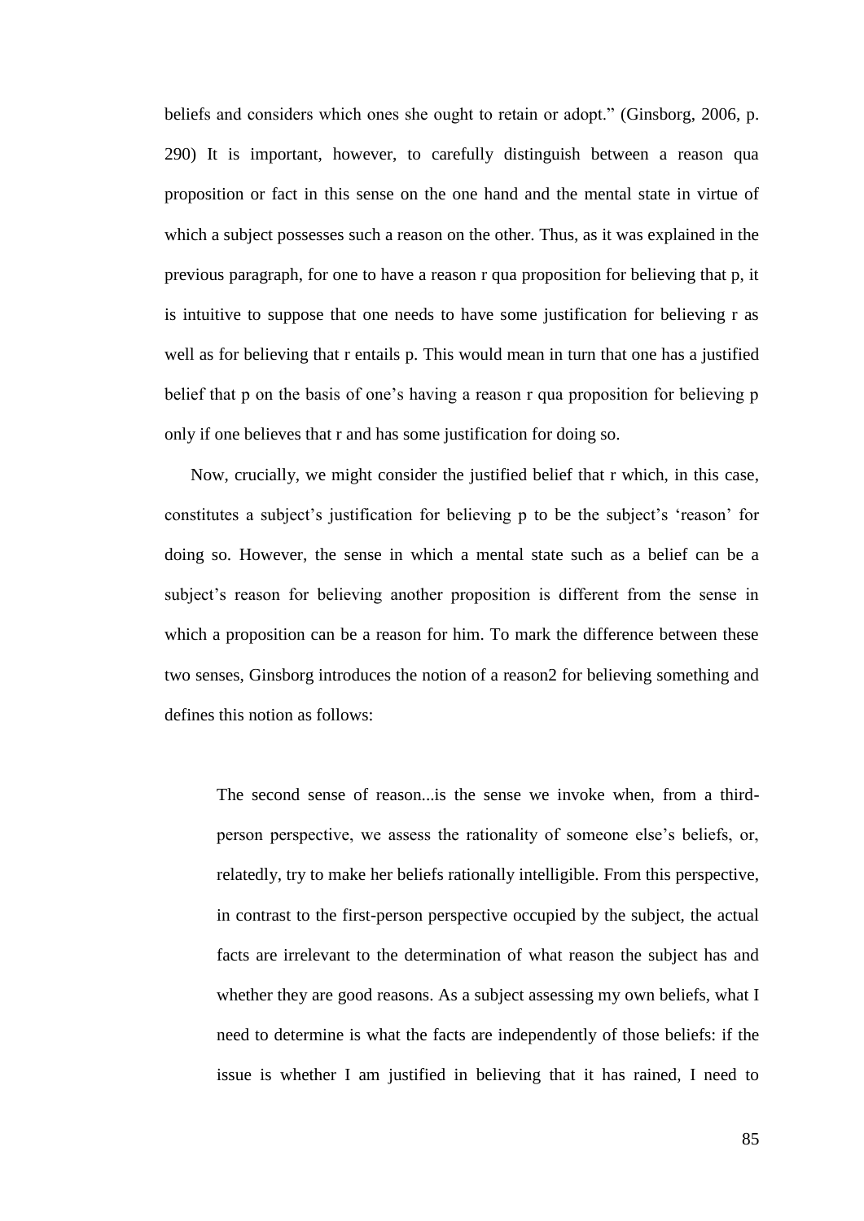beliefs and considers which ones she ought to retain or adopt." (Ginsborg, 2006, p. 290) It is important, however, to carefully distinguish between a reason qua proposition or fact in this sense on the one hand and the mental state in virtue of which a subject possesses such a reason on the other. Thus, as it was explained in the previous paragraph, for one to have a reason r qua proposition for believing that p, it is intuitive to suppose that one needs to have some justification for believing r as well as for believing that r entails p. This would mean in turn that one has a justified belief that p on the basis of one's having a reason r qua proposition for believing p only if one believes that r and has some justification for doing so.

Now, crucially, we might consider the justified belief that r which, in this case, constitutes a subject's justification for believing p to be the subject's 'reason' for doing so. However, the sense in which a mental state such as a belief can be a subject's reason for believing another proposition is different from the sense in which a proposition can be a reason for him. To mark the difference between these two senses, Ginsborg introduces the notion of a reason2 for believing something and defines this notion as follows:

> The second sense of reason...is the sense we invoke when, from a third-person perspective, we assess the rationality of someone else's beliefs, or, relatedly, try to make her beliefs rationally intelligible. From this perspective, in contrast to the first-person perspective occupied by the subject, the actual facts are irrelevant to the determination of what reason the subject has and whether they are good reasons. As a subject assessing my own beliefs, what I need to determine is what the facts are independently of those beliefs: if the issue is whether I am justified in believing that it has rained, I need to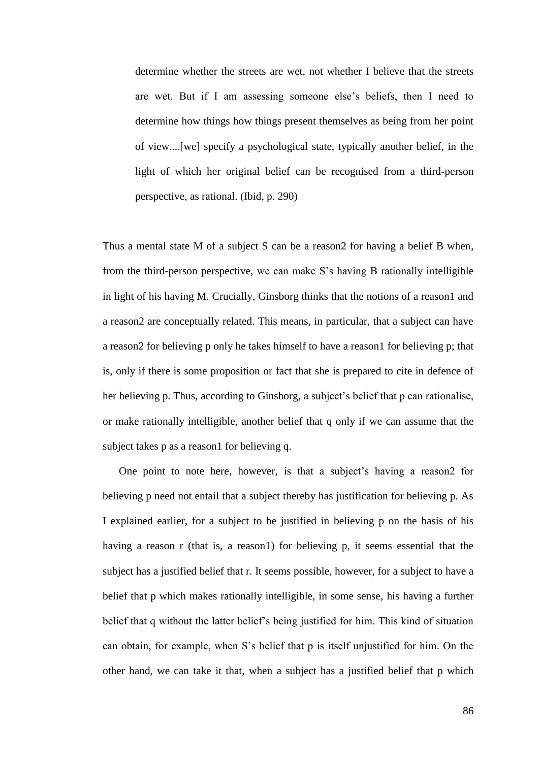> determine whether the streets are wet, not whether I believe that the streets are wet. But if I am assessing someone else's beliefs, then I need to determine how things how things present themselves as being from her point of view....[we] specify a psychological state, typically another belief, in the light of which her original belief can be recognised from a third-person perspective, as rational. (Ibid, p. 290)

Thus a mental state M of a subject S can be a reason2 for having a belief B when, from the third-person perspective, we can make S's having B rationally intelligible in light of his having M. Crucially, Ginsborg thinks that the notions of a reason1 and a reason2 are conceptually related. This means, in particular, that a subject can have a reason2 for believing p only he takes himself to have a reason1 for believing p; that is, only if there is some proposition or fact that she is prepared to cite in defence of her believing p. Thus, according to Ginsborg, a subject's belief that p can rationalise, or make rationally intelligible, another belief that q only if we can assume that the subject takes p as a reason1 for believing q.

One point to note here, however, is that a subject's having a reason2 for believing p need not entail that a subject thereby has justification for believing p. As I explained earlier, for a subject to be justified in believing p on the basis of his having a reason r (that is, a reason1) for believing p, it seems essential that the subject has a justified belief that r. It seems possible, however, for a subject to have a belief that p which makes rationally intelligible, in some sense, his having a further belief that q without the latter belief's being justified for him. This kind of situation can obtain, for example, when S's belief that p is itself unjustified for him. On the other hand, we can take it that, when a subject has a justified belief that p which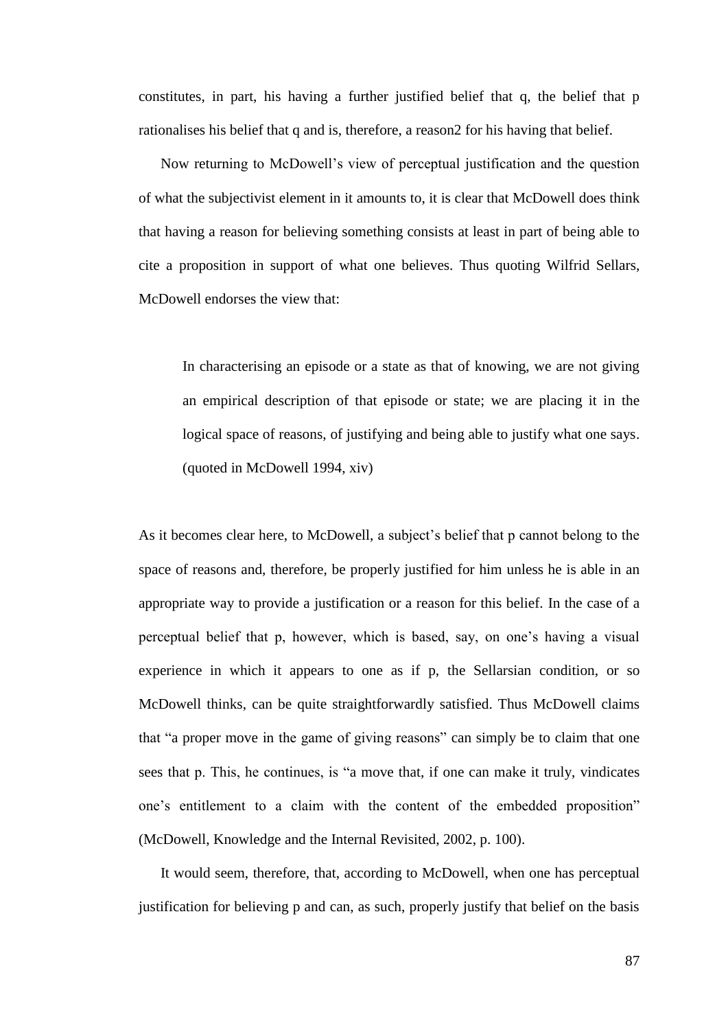constitutes, in part, his having a further justified belief that q, the belief that p rationalises his belief that q and is, therefore, a reason2 for his having that belief.

Now returning to McDowell's view of perceptual justification and the question of what the subjectivist element in it amounts to, it is clear that McDowell does think that having a reason for believing something consists at least in part of being able to cite a proposition in support of what one believes. Thus quoting Wilfrid Sellars, McDowell endorses the view that:

> In characterising an episode or a state as that of knowing, we are not giving an empirical description of that episode or state; we are placing it in the logical space of reasons, of justifying and being able to justify what one says. (quoted in McDowell 1994, xiv)

As it becomes clear here, to McDowell, a subject's belief that p cannot belong to the space of reasons and, therefore, be properly justified for him unless he is able in an appropriate way to provide a justification or a reason for this belief. In the case of a perceptual belief that p, however, which is based, say, on one's having a visual experience in which it appears to one as if p, the Sellarsian condition, or so McDowell thinks, can be quite straightforwardly satisfied. Thus McDowell claims that "a proper move in the game of giving reasons" can simply be to claim that one sees that p. This, he continues, is "a move that, if one can make it truly, vindicates one's entitlement to a claim with the content of the embedded proposition" (McDowell, Knowledge and the Internal Revisited, 2002, p. 100).

It would seem, therefore, that, according to McDowell, when one has perceptual justification for believing p and can, as such, properly justify that belief on the basis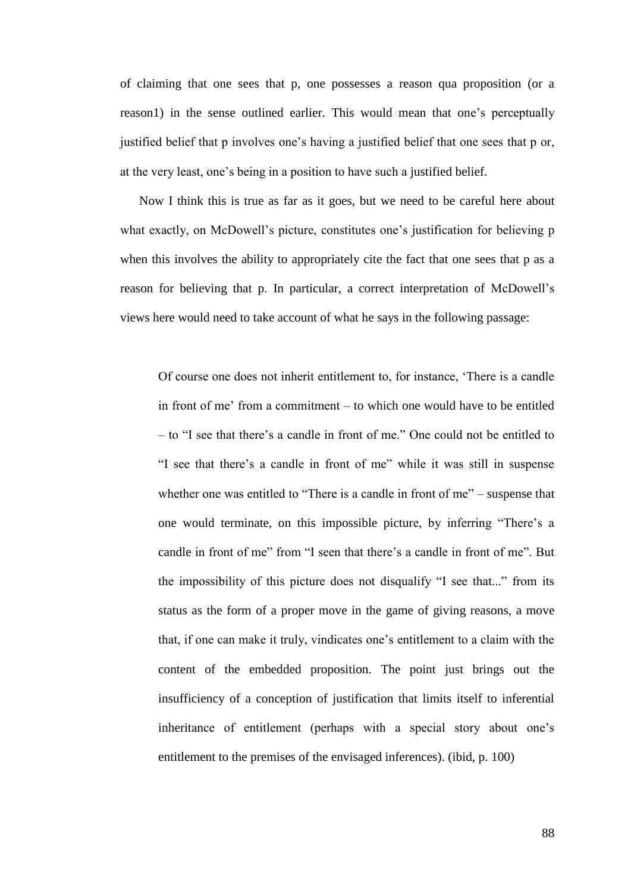of claiming that one sees that p, one possesses a reason qua proposition (or a reason1) in the sense outlined earlier. This would mean that one's perceptually justified belief that p involves one's having a justified belief that one sees that p or, at the very least, one's being in a position to have such a justified belief.

Now I think this is true as far as it goes, but we need to be careful here about what exactly, on McDowell's picture, constitutes one's justification for believing p when this involves the ability to appropriately cite the fact that one sees that p as a reason for believing that p. In particular, a correct interpretation of McDowell's views here would need to take account of what he says in the following passage:

> Of course one does not inherit entitlement to, for instance, 'There is a candle in front of me' from a commitment – to which one would have to be entitled – to "I see that there's a candle in front of me." One could not be entitled to "I see that there's a candle in front of me" while it was still in suspense whether one was entitled to "There is a candle in front of me" – suspense that one would terminate, on this impossible picture, by inferring "There's a candle in front of me" from "I seen that there's a candle in front of me". But the impossibility of this picture does not disqualify "I see that..." from its status as the form of a proper move in the game of giving reasons, a move that, if one can make it truly, vindicates one's entitlement to a claim with the content of the embedded proposition. The point just brings out the insufficiency of a conception of justification that limits itself to inferential inheritance of entitlement (perhaps with a special story about one's entitlement to the premises of the envisaged inferences). (ibid, p. 100)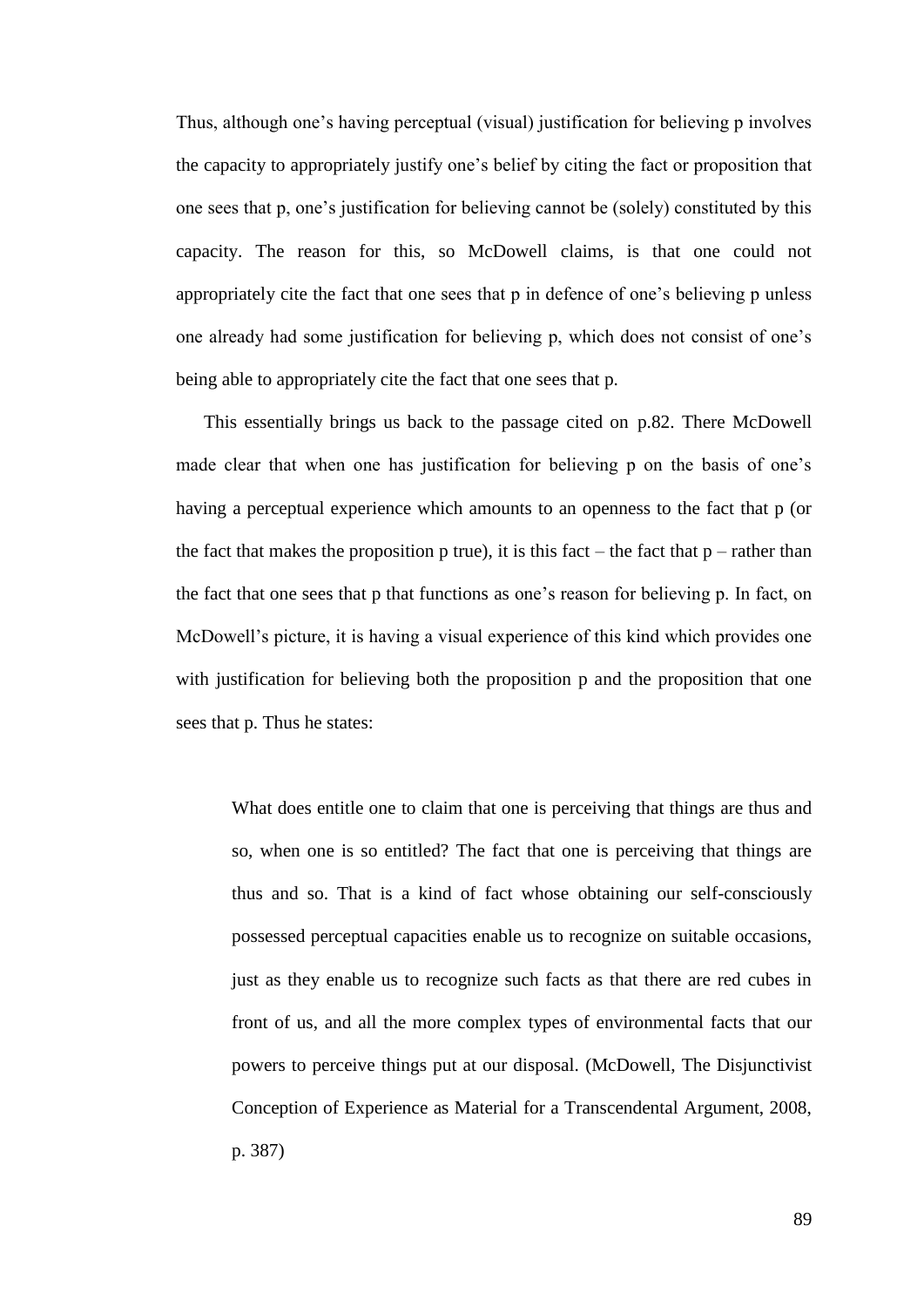Thus, although one's having perceptual (visual) justification for believing p involves the capacity to appropriately justify one's belief by citing the fact or proposition that one sees that p, one's justification for believing cannot be (solely) constituted by this capacity. The reason for this, so McDowell claims, is that one could not appropriately cite the fact that one sees that p in defence of one's believing p unless one already had some justification for believing p, which does not consist of one's being able to appropriately cite the fact that one sees that p.

This essentially brings us back to the passage cited on p.82. There McDowell made clear that when one has justification for believing p on the basis of one's having a perceptual experience which amounts to an openness to the fact that p (or the fact that makes the proposition p true), it is this fact – the fact that p – rather than the fact that one sees that p that functions as one's reason for believing p. In fact, on McDowell's picture, it is having a visual experience of this kind which provides one with justification for believing both the proposition p and the proposition that one sees that p. Thus he states:

> What does entitle one to claim that one is perceiving that things are thus and so, when one is so entitled? The fact that one is perceiving that things are thus and so. That is a kind of fact whose obtaining our self-consciously possessed perceptual capacities enable us to recognize on suitable occasions, just as they enable us to recognize such facts as that there are red cubes in front of us, and all the more complex types of environmental facts that our powers to perceive things put at our disposal. (McDowell, The Disjunctivist Conception of Experience as Material for a Transcendental Argument, 2008, p. 387)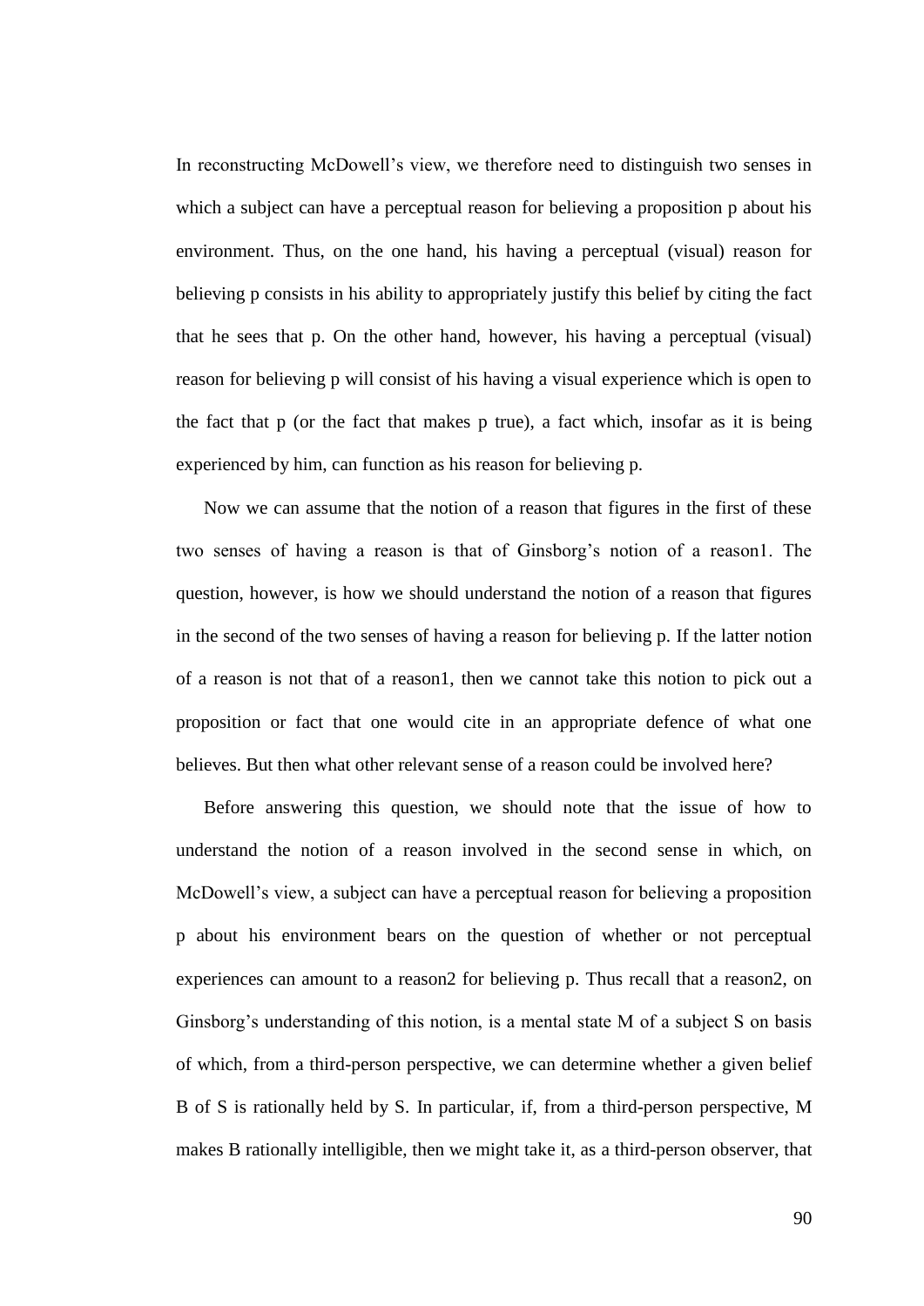In reconstructing McDowell's view, we therefore need to distinguish two senses in which a subject can have a perceptual reason for believing a proposition p about his environment. Thus, on the one hand, his having a perceptual (visual) reason for believing p consists in his ability to appropriately justify this belief by citing the fact that he sees that p. On the other hand, however, his having a perceptual (visual) reason for believing p will consist of his having a visual experience which is open to the fact that p (or the fact that makes p true), a fact which, insofar as it is being experienced by him, can function as his reason for believing p.

Now we can assume that the notion of a reason that figures in the first of these two senses of having a reason is that of Ginsborg's notion of a reason1. The question, however, is how we should understand the notion of a reason that figures in the second of the two senses of having a reason for believing p. If the latter notion of a reason is not that of a reason1, then we cannot take this notion to pick out a proposition or fact that one would cite in an appropriate defence of what one believes. But then what other relevant sense of a reason could be involved here?

Before answering this question, we should note that the issue of how to understand the notion of a reason involved in the second sense in which, on McDowell's view, a subject can have a perceptual reason for believing a proposition p about his environment bears on the question of whether or not perceptual experiences can amount to a reason2 for believing p. Thus recall that a reason2, on Ginsborg's understanding of this notion, is a mental state M of a subject S on basis of which, from a third-person perspective, we can determine whether a given belief B of S is rationally held by S. In particular, if, from a third-person perspective, M makes B rationally intelligible, then we might take it, as a third-person observer, that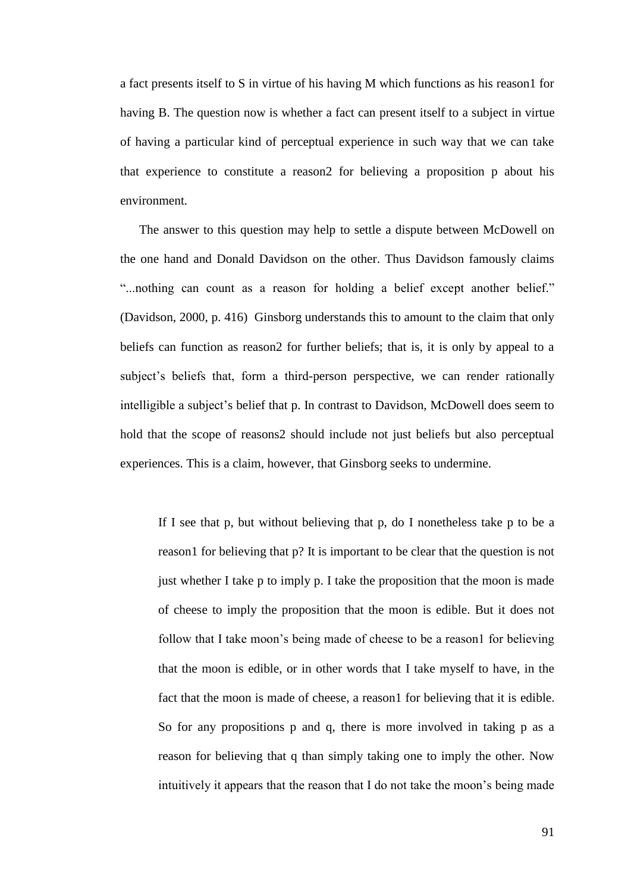a fact presents itself to S in virtue of his having M which functions as his reason1 for having B. The question now is whether a fact can present itself to a subject in virtue of having a particular kind of perceptual experience in such way that we can take that experience to constitute a reason2 for believing a proposition p about his environment.

The answer to this question may help to settle a dispute between McDowell on the one hand and Donald Davidson on the other. Thus Davidson famously claims "...nothing can count as a reason for holding a belief except another belief." (Davidson, 2000, p. 416) Ginsborg understands this to amount to the claim that only beliefs can function as reason2 for further beliefs; that is, it is only by appeal to a subject's beliefs that, form a third-person perspective, we can render rationally intelligible a subject's belief that p. In contrast to Davidson, McDowell does seem to hold that the scope of reasons2 should include not just beliefs but also perceptual experiences. This is a claim, however, that Ginsborg seeks to undermine.

> If I see that p, but without believing that p, do I nonetheless take p to be a reason1 for believing that p? It is important to be clear that the question is not just whether I take p to imply p. I take the proposition that the moon is made of cheese to imply the proposition that the moon is edible. But it does not follow that I take moon's being made of cheese to be a reason1 for believing that the moon is edible, or in other words that I take myself to have, in the fact that the moon is made of cheese, a reason1 for believing that it is edible. So for any propositions p and q, there is more involved in taking p as a reason for believing that q than simply taking one to imply the other. Now intuitively it appears that the reason that I do not take the moon's being made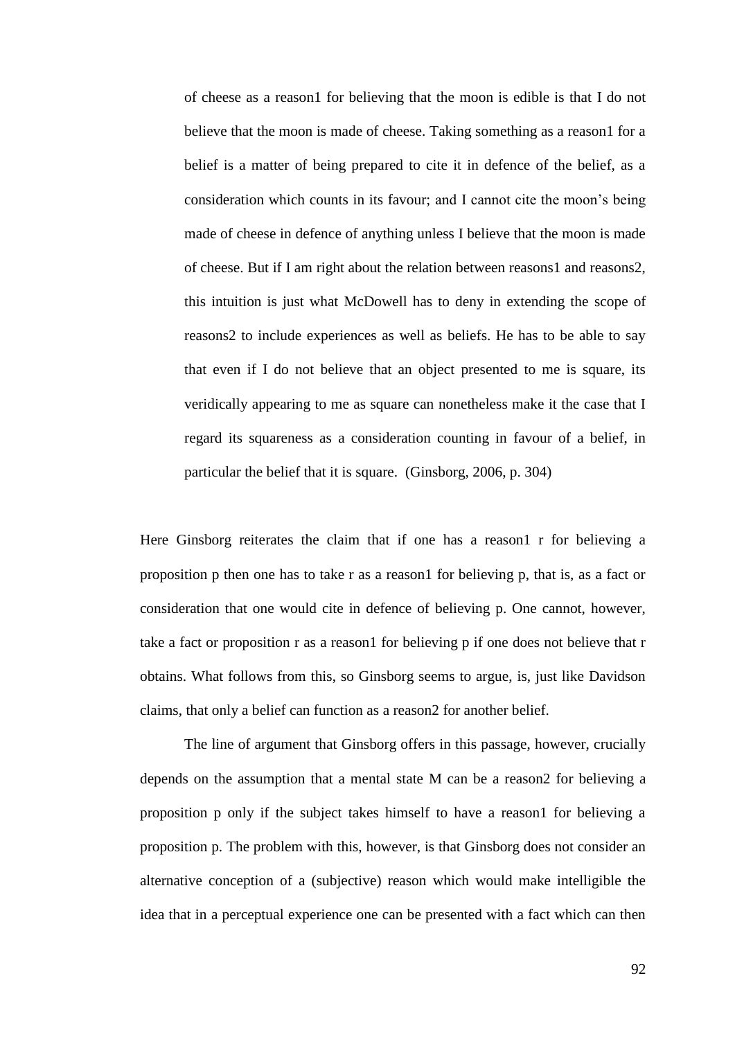> of cheese as a reason1 for believing that the moon is edible is that I do not believe that the moon is made of cheese. Taking something as a reason1 for a belief is a matter of being prepared to cite it in defence of the belief, as a consideration which counts in its favour; and I cannot cite the moon's being made of cheese in defence of anything unless I believe that the moon is made of cheese. But if I am right about the relation between reasons1 and reasons2, this intuition is just what McDowell has to deny in extending the scope of reasons2 to include experiences as well as beliefs. He has to be able to say that even if I do not believe that an object presented to me is square, its veridically appearing to me as square can nonetheless make it the case that I regard its squareness as a consideration counting in favour of a belief, in particular the belief that it is square. (Ginsborg, 2006, p. 304)

Here Ginsborg reiterates the claim that if one has a reason1 r for believing a proposition p then one has to take r as a reason1 for believing p, that is, as a fact or consideration that one would cite in defence of believing p. One cannot, however, take a fact or proposition r as a reason1 for believing p if one does not believe that r obtains. What follows from this, so Ginsborg seems to argue, is, just like Davidson claims, that only a belief can function as a reason2 for another belief.

The line of argument that Ginsborg offers in this passage, however, crucially depends on the assumption that a mental state M can be a reason2 for believing a proposition p only if the subject takes himself to have a reason1 for believing a proposition p. The problem with this, however, is that Ginsborg does not consider an alternative conception of a (subjective) reason which would make intelligible the idea that in a perceptual experience one can be presented with a fact which can then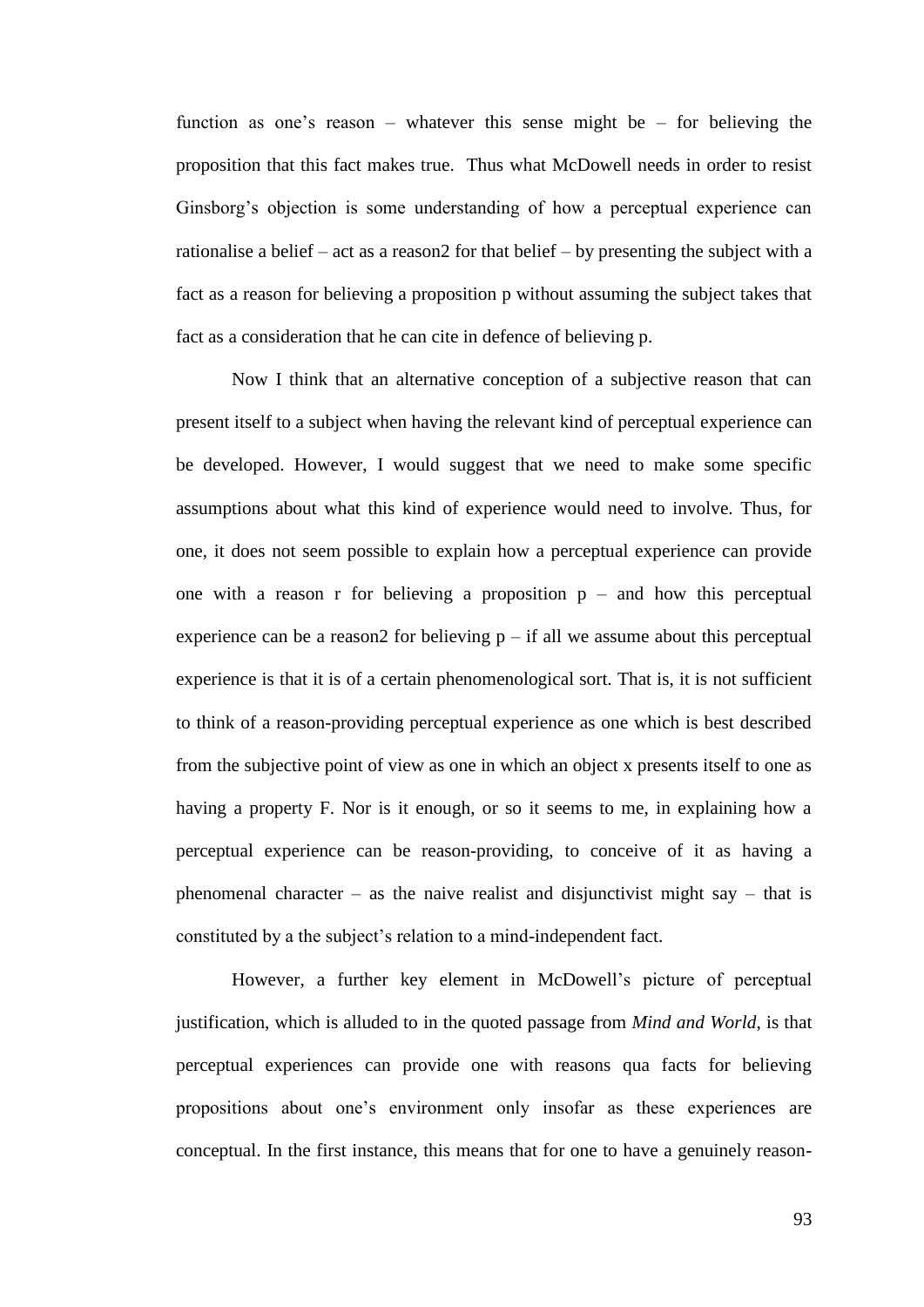function as one's reason – whatever this sense might be – for believing the proposition that this fact makes true. Thus what McDowell needs in order to resist Ginsborg's objection is some understanding of how a perceptual experience can rationalise a belief – act as a reason2 for that belief – by presenting the subject with a fact as a reason for believing a proposition p without assuming the subject takes that fact as a consideration that he can cite in defence of believing p.

Now I think that an alternative conception of a subjective reason that can present itself to a subject when having the relevant kind of perceptual experience can be developed. However, I would suggest that we need to make some specific assumptions about what this kind of experience would need to involve. Thus, for one, it does not seem possible to explain how a perceptual experience can provide one with a reason r for believing a proposition p – and how this perceptual experience can be a reason2 for believing p – if all we assume about this perceptual experience is that it is of a certain phenomenological sort. That is, it is not sufficient to think of a reason-providing perceptual experience as one which is best described from the subjective point of view as one in which an object x presents itself to one as having a property F. Nor is it enough, or so it seems to me, in explaining how a perceptual experience can be reason-providing, to conceive of it as having a phenomenal character – as the naive realist and disjunctivist might say – that is constituted by a the subject's relation to a mind-independent fact.

However, a further key element in McDowell's picture of perceptual justification, which is alluded to in the quoted passage from *Mind and World*, is that perceptual experiences can provide one with reasons qua facts for believing propositions about one's environment only insofar as these experiences are conceptual. In the first instance, this means that for one to have a genuinely reason-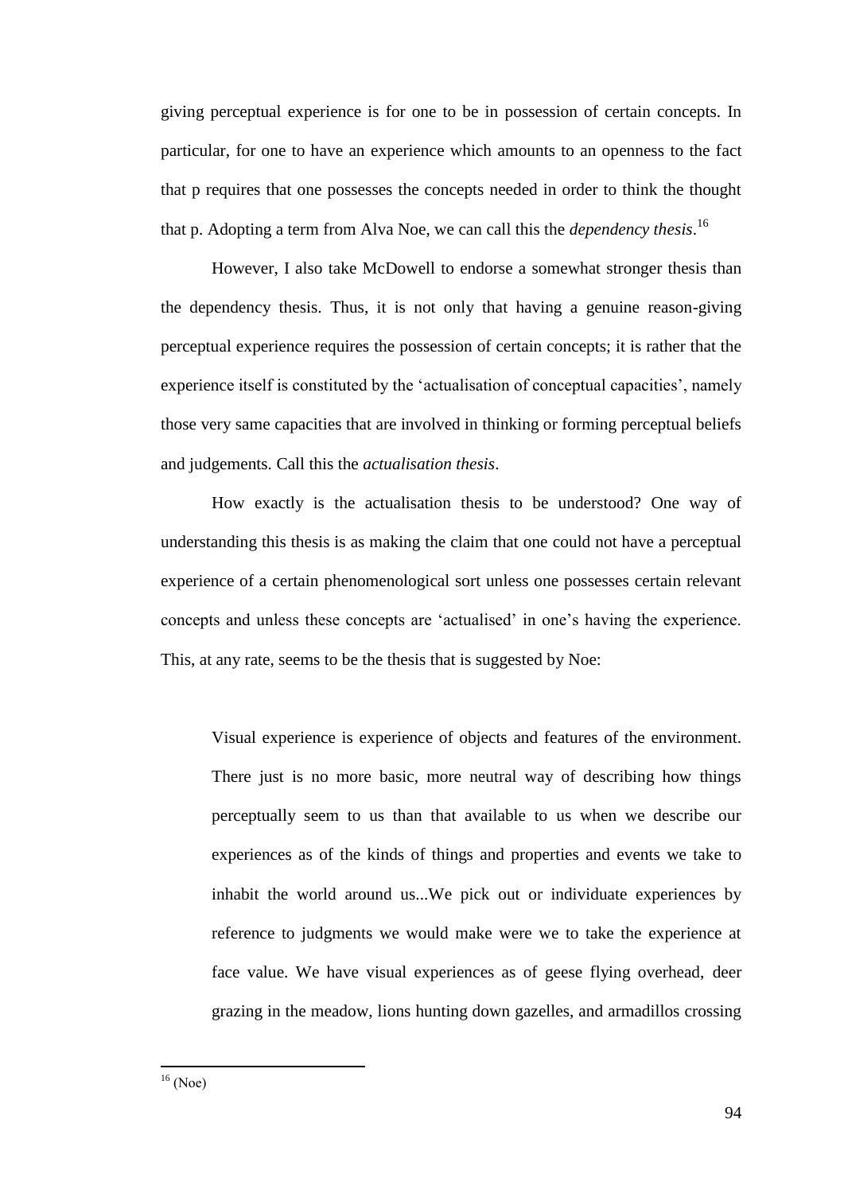giving perceptual experience is for one to be in possession of certain concepts. In particular, for one to have an experience which amounts to an openness to the fact that p requires that one possesses the concepts needed in order to think the thought that p. Adopting a term from Alva Noe, we can call this the *dependency thesis*.[16]

However, I also take McDowell to endorse a somewhat stronger thesis than the dependency thesis. Thus, it is not only that having a genuine reason-giving perceptual experience requires the possession of certain concepts; it is rather that the experience itself is constituted by the 'actualisation of conceptual capacities', namely those very same capacities that are involved in thinking or forming perceptual beliefs and judgements. Call this the *actualisation thesis*.

How exactly is the actualisation thesis to be understood? One way of understanding this thesis is as making the claim that one could not have a perceptual experience of a certain phenomenological sort unless one possesses certain relevant concepts and unless these concepts are 'actualised' in one's having the experience. This, at any rate, seems to be the thesis that is suggested by Noe:

> Visual experience is experience of objects and features of the environment. There just is no more basic, more neutral way of describing how things perceptually seem to us than that available to us when we describe our experiences as of the kinds of things and properties and events we take to inhabit the world around us...We pick out or individuate experiences by reference to judgments we would make were we to take the experience at face value. We have visual experiences as of geese flying overhead, deer grazing in the meadow, lions hunting down gazelles, and armadillos crossing

[16] (Noe)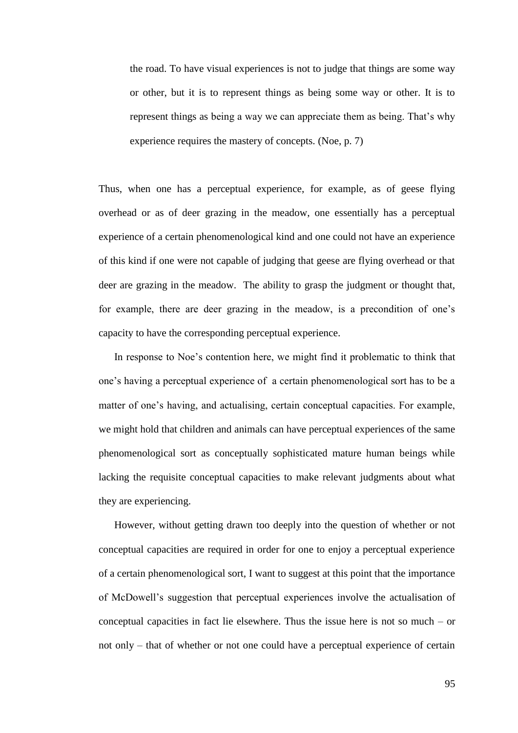> the road. To have visual experiences is not to judge that things are some way or other, but it is to represent things as being some way or other. It is to represent things as being a way we can appreciate them as being. That's why experience requires the mastery of concepts. (Noe, p. 7)

Thus, when one has a perceptual experience, for example, as of geese flying overhead or as of deer grazing in the meadow, one essentially has a perceptual experience of a certain phenomenological kind and one could not have an experience of this kind if one were not capable of judging that geese are flying overhead or that deer are grazing in the meadow. The ability to grasp the judgment or thought that, for example, there are deer grazing in the meadow, is a precondition of one's capacity to have the corresponding perceptual experience.

In response to Noe's contention here, we might find it problematic to think that one's having a perceptual experience of a certain phenomenological sort has to be a matter of one's having, and actualising, certain conceptual capacities. For example, we might hold that children and animals can have perceptual experiences of the same phenomenological sort as conceptually sophisticated mature human beings while lacking the requisite conceptual capacities to make relevant judgments about what they are experiencing.

However, without getting drawn too deeply into the question of whether or not conceptual capacities are required in order for one to enjoy a perceptual experience of a certain phenomenological sort, I want to suggest at this point that the importance of McDowell's suggestion that perceptual experiences involve the actualisation of conceptual capacities in fact lie elsewhere. Thus the issue here is not so much – or not only – that of whether or not one could have a perceptual experience of certain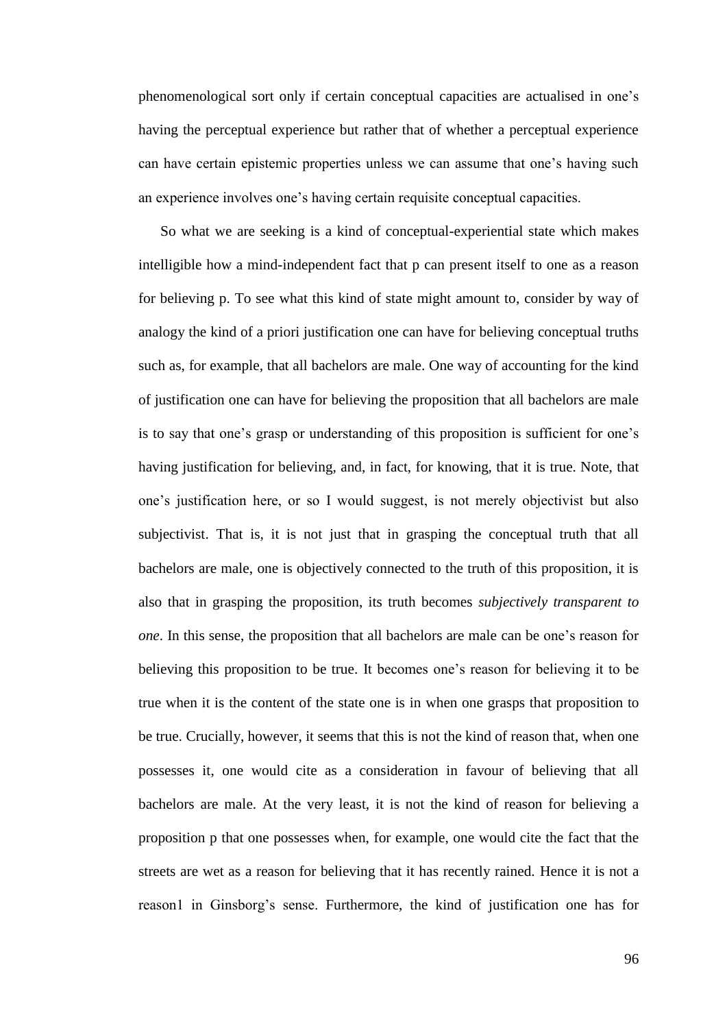phenomenological sort only if certain conceptual capacities are actualised in one's having the perceptual experience but rather that of whether a perceptual experience can have certain epistemic properties unless we can assume that one's having such an experience involves one's having certain requisite conceptual capacities.

So what we are seeking is a kind of conceptual-experiential state which makes intelligible how a mind-independent fact that p can present itself to one as a reason for believing p. To see what this kind of state might amount to, consider by way of analogy the kind of a priori justification one can have for believing conceptual truths such as, for example, that all bachelors are male. One way of accounting for the kind of justification one can have for believing the proposition that all bachelors are male is to say that one's grasp or understanding of this proposition is sufficient for one's having justification for believing, and, in fact, for knowing, that it is true. Note, that one's justification here, or so I would suggest, is not merely objectivist but also subjectivist. That is, it is not just that in grasping the conceptual truth that all bachelors are male, one is objectively connected to the truth of this proposition, it is also that in grasping the proposition, its truth becomes *subjectively transparent to one*. In this sense, the proposition that all bachelors are male can be one's reason for believing this proposition to be true. It becomes one's reason for believing it to be true when it is the content of the state one is in when one grasps that proposition to be true. Crucially, however, it seems that this is not the kind of reason that, when one possesses it, one would cite as a consideration in favour of believing that all bachelors are male. At the very least, it is not the kind of reason for believing a proposition p that one possesses when, for example, one would cite the fact that the streets are wet as a reason for believing that it has recently rained. Hence it is not a reason1 in Ginsborg's sense. Furthermore, the kind of justification one has for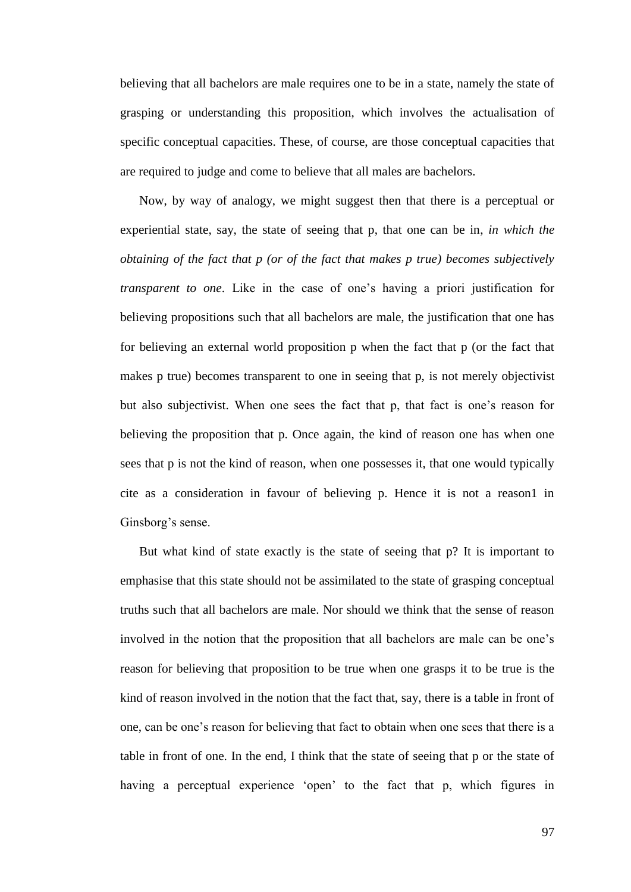believing that all bachelors are male requires one to be in a state, namely the state of grasping or understanding this proposition, which involves the actualisation of specific conceptual capacities. These, of course, are those conceptual capacities that are required to judge and come to believe that all males are bachelors.

Now, by way of analogy, we might suggest then that there is a perceptual or experiential state, say, the state of seeing that p, that one can be in, *in which the obtaining of the fact that p (or of the fact that makes p true) becomes subjectively transparent to one*. Like in the case of one's having a priori justification for believing propositions such that all bachelors are male, the justification that one has for believing an external world proposition p when the fact that p (or the fact that makes p true) becomes transparent to one in seeing that p, is not merely objectivist but also subjectivist. When one sees the fact that p, that fact is one's reason for believing the proposition that p. Once again, the kind of reason one has when one sees that p is not the kind of reason, when one possesses it, that one would typically cite as a consideration in favour of believing p. Hence it is not a reason1 in Ginsborg's sense.

But what kind of state exactly is the state of seeing that p? It is important to emphasise that this state should not be assimilated to the state of grasping conceptual truths such that all bachelors are male. Nor should we think that the sense of reason involved in the notion that the proposition that all bachelors are male can be one's reason for believing that proposition to be true when one grasps it to be true is the kind of reason involved in the notion that the fact that, say, there is a table in front of one, can be one's reason for believing that fact to obtain when one sees that there is a table in front of one. In the end, I think that the state of seeing that p or the state of having a perceptual experience 'open' to the fact that p, which figures in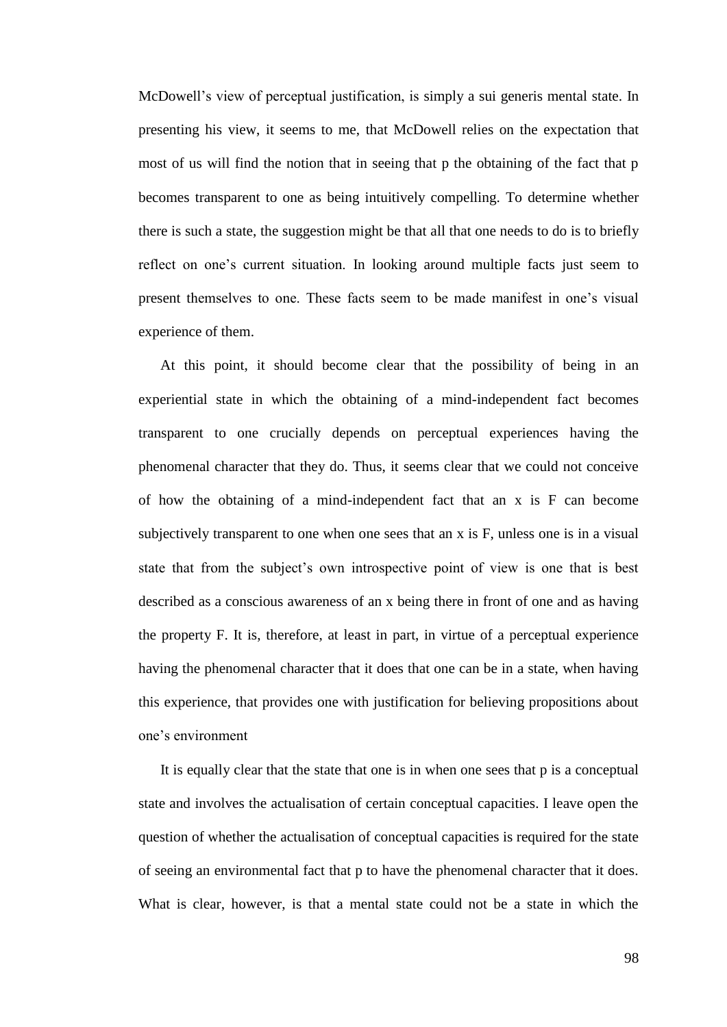McDowell's view of perceptual justification, is simply a sui generis mental state. In presenting his view, it seems to me, that McDowell relies on the expectation that most of us will find the notion that in seeing that p the obtaining of the fact that p becomes transparent to one as being intuitively compelling. To determine whether there is such a state, the suggestion might be that all that one needs to do is to briefly reflect on one's current situation. In looking around multiple facts just seem to present themselves to one. These facts seem to be made manifest in one's visual experience of them.

At this point, it should become clear that the possibility of being in an experiential state in which the obtaining of a mind-independent fact becomes transparent to one crucially depends on perceptual experiences having the phenomenal character that they do. Thus, it seems clear that we could not conceive of how the obtaining of a mind-independent fact that an x is F can become subjectively transparent to one when one sees that an x is F, unless one is in a visual state that from the subject's own introspective point of view is one that is best described as a conscious awareness of an x being there in front of one and as having the property F. It is, therefore, at least in part, in virtue of a perceptual experience having the phenomenal character that it does that one can be in a state, when having this experience, that provides one with justification for believing propositions about one's environment

It is equally clear that the state that one is in when one sees that p is a conceptual state and involves the actualisation of certain conceptual capacities. I leave open the question of whether the actualisation of conceptual capacities is required for the state of seeing an environmental fact that p to have the phenomenal character that it does. What is clear, however, is that a mental state could not be a state in which the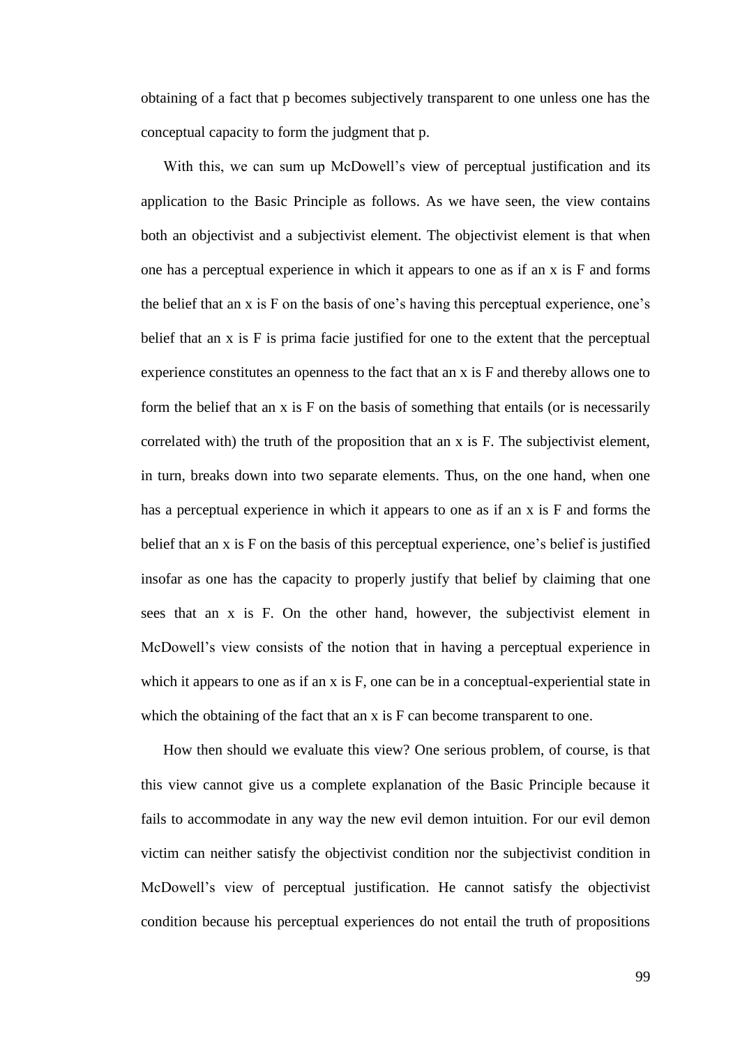obtaining of a fact that p becomes subjectively transparent to one unless one has the conceptual capacity to form the judgment that p.

With this, we can sum up McDowell's view of perceptual justification and its application to the Basic Principle as follows. As we have seen, the view contains both an objectivist and a subjectivist element. The objectivist element is that when one has a perceptual experience in which it appears to one as if an x is F and forms the belief that an x is F on the basis of one's having this perceptual experience, one's belief that an x is F is prima facie justified for one to the extent that the perceptual experience constitutes an openness to the fact that an x is F and thereby allows one to form the belief that an x is F on the basis of something that entails (or is necessarily correlated with) the truth of the proposition that an x is F. The subjectivist element, in turn, breaks down into two separate elements. Thus, on the one hand, when one has a perceptual experience in which it appears to one as if an x is F and forms the belief that an x is F on the basis of this perceptual experience, one's belief is justified insofar as one has the capacity to properly justify that belief by claiming that one sees that an x is F. On the other hand, however, the subjectivist element in McDowell's view consists of the notion that in having a perceptual experience in which it appears to one as if an x is F, one can be in a conceptual-experiential state in which the obtaining of the fact that an x is F can become transparent to one.

How then should we evaluate this view? One serious problem, of course, is that this view cannot give us a complete explanation of the Basic Principle because it fails to accommodate in any way the new evil demon intuition. For our evil demon victim can neither satisfy the objectivist condition nor the subjectivist condition in McDowell's view of perceptual justification. He cannot satisfy the objectivist condition because his perceptual experiences do not entail the truth of propositions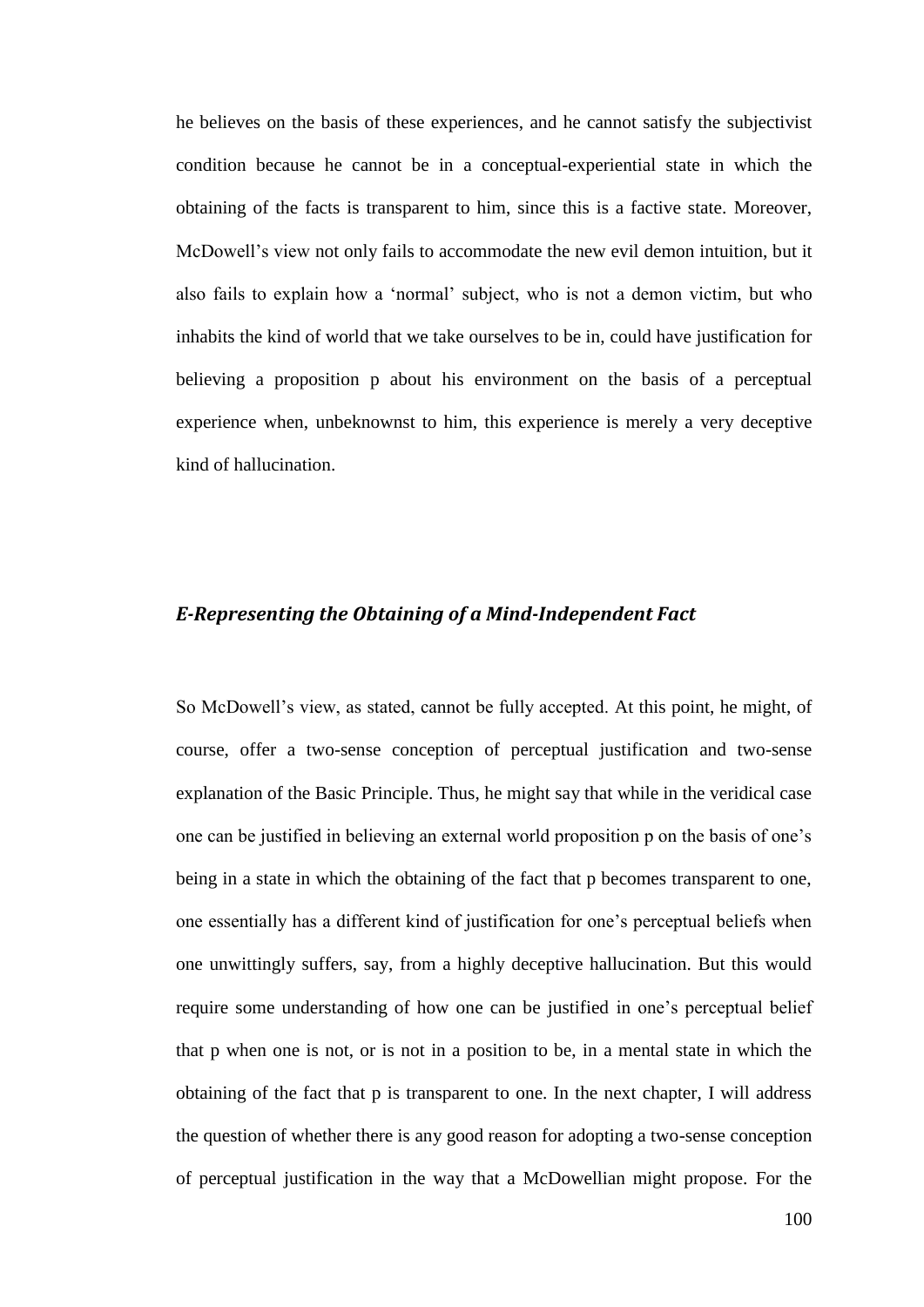he believes on the basis of these experiences, and he cannot satisfy the subjectivist condition because he cannot be in a conceptual-experiential state in which the obtaining of the facts is transparent to him, since this is a factive state. Moreover, McDowell's view not only fails to accommodate the new evil demon intuition, but it also fails to explain how a 'normal' subject, who is not a demon victim, but who inhabits the kind of world that we take ourselves to be in, could have justification for believing a proposition p about his environment on the basis of a perceptual experience when, unbeknownst to him, this experience is merely a very deceptive kind of hallucination.

### *E-Representing the Obtaining of a Mind-Independent Fact*

So McDowell's view, as stated, cannot be fully accepted. At this point, he might, of course, offer a two-sense conception of perceptual justification and two-sense explanation of the Basic Principle. Thus, he might say that while in the veridical case one can be justified in believing an external world proposition p on the basis of one's being in a state in which the obtaining of the fact that p becomes transparent to one, one essentially has a different kind of justification for one's perceptual beliefs when one unwittingly suffers, say, from a highly deceptive hallucination. But this would require some understanding of how one can be justified in one's perceptual belief that p when one is not, or is not in a position to be, in a mental state in which the obtaining of the fact that p is transparent to one. In the next chapter, I will address the question of whether there is any good reason for adopting a two-sense conception of perceptual justification in the way that a McDowellian might propose. For the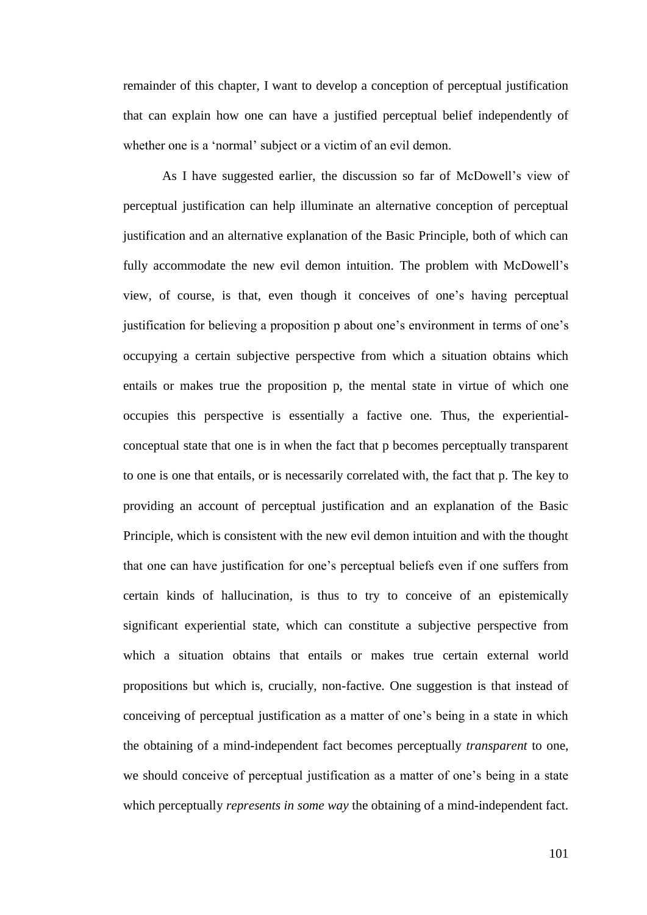remainder of this chapter, I want to develop a conception of perceptual justification that can explain how one can have a justified perceptual belief independently of whether one is a 'normal' subject or a victim of an evil demon.

As I have suggested earlier, the discussion so far of McDowell's view of perceptual justification can help illuminate an alternative conception of perceptual justification and an alternative explanation of the Basic Principle, both of which can fully accommodate the new evil demon intuition. The problem with McDowell's view, of course, is that, even though it conceives of one's having perceptual justification for believing a proposition p about one's environment in terms of one's occupying a certain subjective perspective from which a situation obtains which entails or makes true the proposition p, the mental state in virtue of which one occupies this perspective is essentially a factive one. Thus, the experiential-conceptual state that one is in when the fact that p becomes perceptually transparent to one is one that entails, or is necessarily correlated with, the fact that p. The key to providing an account of perceptual justification and an explanation of the Basic Principle, which is consistent with the new evil demon intuition and with the thought that one can have justification for one's perceptual beliefs even if one suffers from certain kinds of hallucination, is thus to try to conceive of an epistemically significant experiential state, which can constitute a subjective perspective from which a situation obtains that entails or makes true certain external world propositions but which is, crucially, non-factive. One suggestion is that instead of conceiving of perceptual justification as a matter of one's being in a state in which the obtaining of a mind-independent fact becomes perceptually *transparent* to one, we should conceive of perceptual justification as a matter of one's being in a state which perceptually *represents in some way* the obtaining of a mind-independent fact.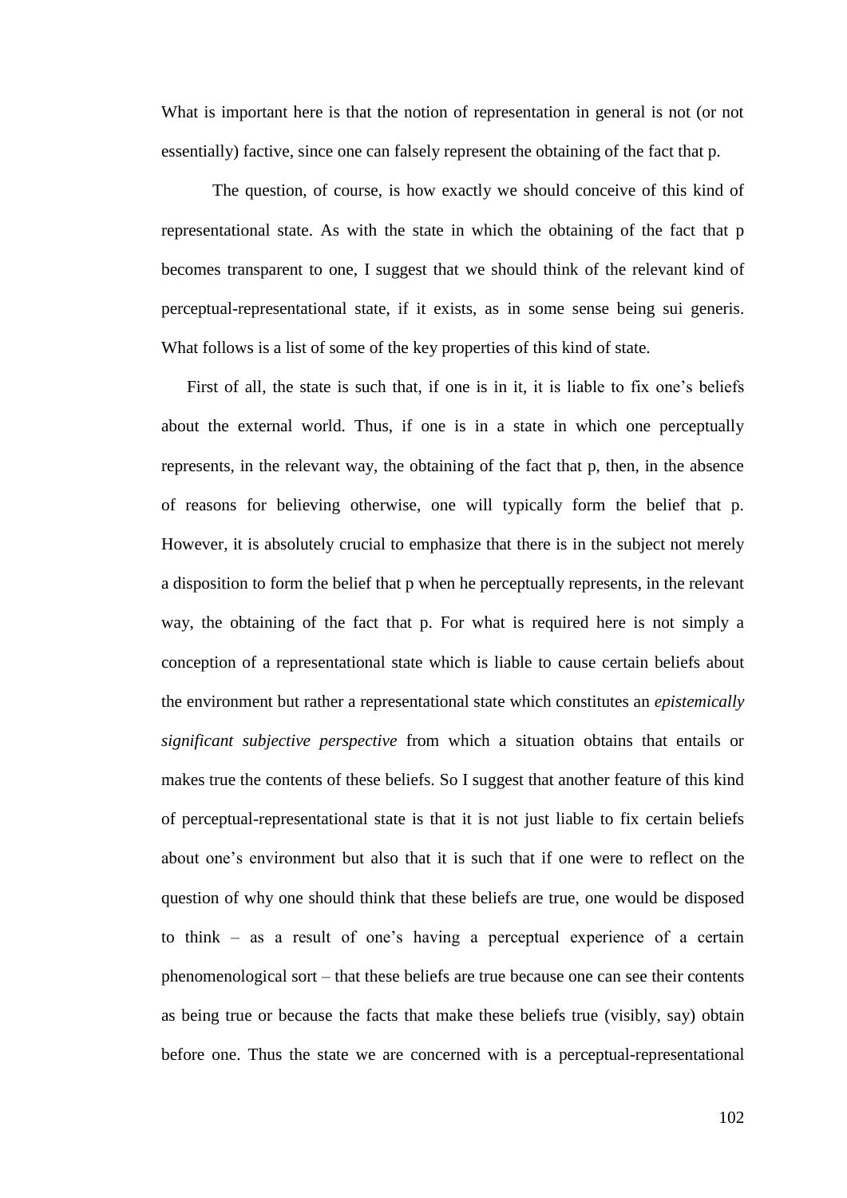What is important here is that the notion of representation in general is not (or not essentially) factive, since one can falsely represent the obtaining of the fact that p.

The question, of course, is how exactly we should conceive of this kind of representational state. As with the state in which the obtaining of the fact that p becomes transparent to one, I suggest that we should think of the relevant kind of perceptual-representational state, if it exists, as in some sense being sui generis. What follows is a list of some of the key properties of this kind of state.

First of all, the state is such that, if one is in it, it is liable to fix one's beliefs about the external world. Thus, if one is in a state in which one perceptually represents, in the relevant way, the obtaining of the fact that p, then, in the absence of reasons for believing otherwise, one will typically form the belief that p. However, it is absolutely crucial to emphasize that there is in the subject not merely a disposition to form the belief that p when he perceptually represents, in the relevant way, the obtaining of the fact that p. For what is required here is not simply a conception of a representational state which is liable to cause certain beliefs about the environment but rather a representational state which constitutes an *epistemically significant subjective perspective* from which a situation obtains that entails or makes true the contents of these beliefs. So I suggest that another feature of this kind of perceptual-representational state is that it is not just liable to fix certain beliefs about one's environment but also that it is such that if one were to reflect on the question of why one should think that these beliefs are true, one would be disposed to think – as a result of one's having a perceptual experience of a certain phenomenological sort – that these beliefs are true because one can see their contents as being true or because the facts that make these beliefs true (visibly, say) obtain before one. Thus the state we are concerned with is a perceptual-representational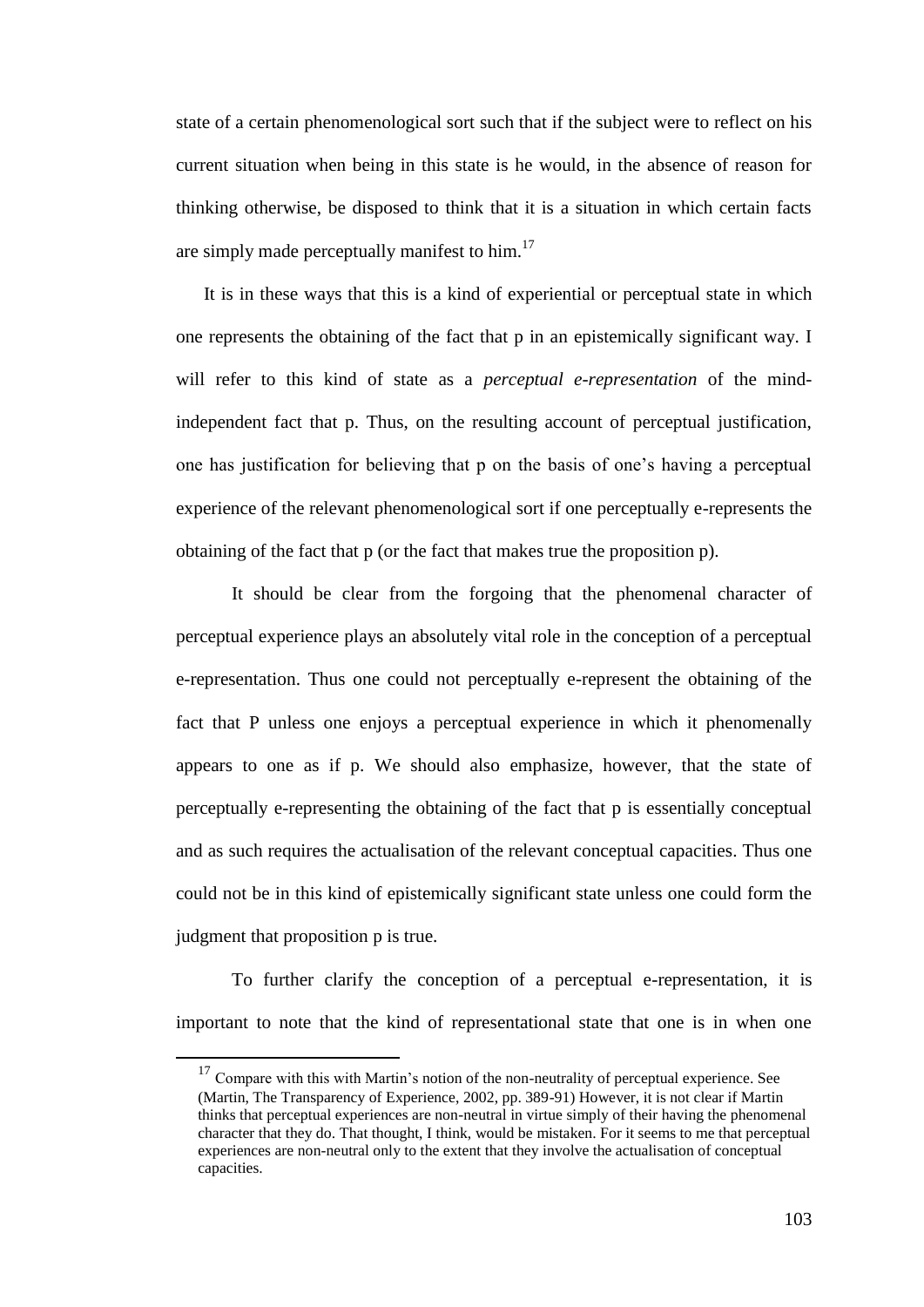state of a certain phenomenological sort such that if the subject were to reflect on his current situation when being in this state is he would, in the absence of reason for thinking otherwise, be disposed to think that it is a situation in which certain facts are simply made perceptually manifest to him.[17]

It is in these ways that this is a kind of experiential or perceptual state in which one represents the obtaining of the fact that p in an epistemically significant way. I will refer to this kind of state as a *perceptual e-representation* of the mind-independent fact that p. Thus, on the resulting account of perceptual justification, one has justification for believing that p on the basis of one's having a perceptual experience of the relevant phenomenological sort if one perceptually e-represents the obtaining of the fact that p (or the fact that makes true the proposition p).

It should be clear from the forgoing that the phenomenal character of perceptual experience plays an absolutely vital role in the conception of a perceptual e-representation. Thus one could not perceptually e-represent the obtaining of the fact that P unless one enjoys a perceptual experience in which it phenomenally appears to one as if p. We should also emphasize, however, that the state of perceptually e-representing the obtaining of the fact that p is essentially conceptual and as such requires the actualisation of the relevant conceptual capacities. Thus one could not be in this kind of epistemically significant state unless one could form the judgment that proposition p is true.

To further clarify the conception of a perceptual e-representation, it is important to note that the kind of representational state that one is in when one

[17] Compare with this with Martin's notion of the non-neutrality of perceptual experience. See (Martin, The Transparency of Experience, 2002, pp. 389-91) However, it is not clear if Martin thinks that perceptual experiences are non-neutral in virtue simply of their having the phenomenal character that they do. That thought, I think, would be mistaken. For it seems to me that perceptual experiences are non-neutral only to the extent that they involve the actualisation of conceptual capacities.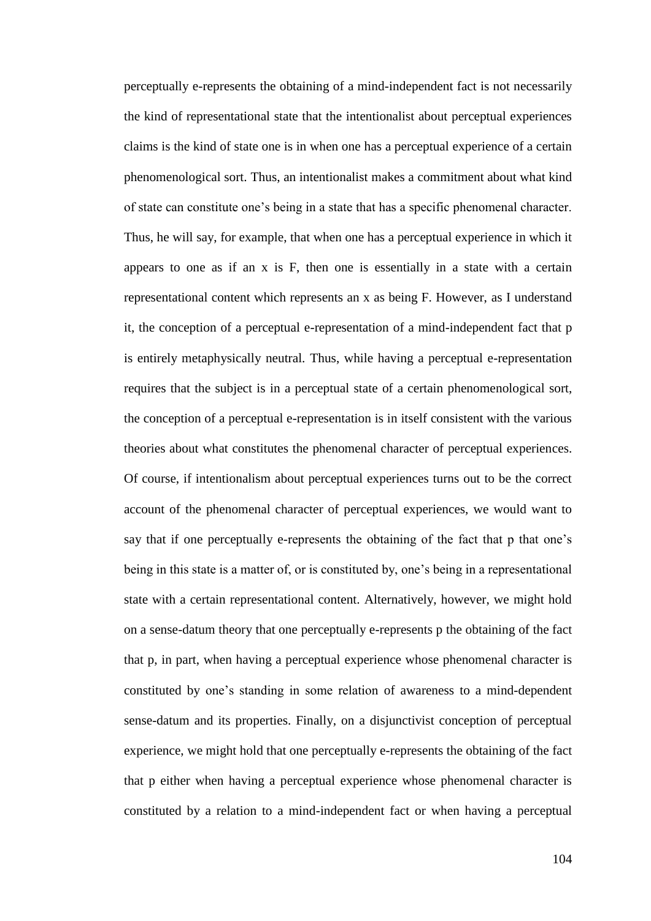perceptually e-represents the obtaining of a mind-independent fact is not necessarily the kind of representational state that the intentionalist about perceptual experiences claims is the kind of state one is in when one has a perceptual experience of a certain phenomenological sort. Thus, an intentionalist makes a commitment about what kind of state can constitute one's being in a state that has a specific phenomenal character. Thus, he will say, for example, that when one has a perceptual experience in which it appears to one as if an x is F, then one is essentially in a state with a certain representational content which represents an x as being F. However, as I understand it, the conception of a perceptual e-representation of a mind-independent fact that p is entirely metaphysically neutral. Thus, while having a perceptual e-representation requires that the subject is in a perceptual state of a certain phenomenological sort, the conception of a perceptual e-representation is in itself consistent with the various theories about what constitutes the phenomenal character of perceptual experiences. Of course, if intentionalism about perceptual experiences turns out to be the correct account of the phenomenal character of perceptual experiences, we would want to say that if one perceptually e-represents the obtaining of the fact that p that one's being in this state is a matter of, or is constituted by, one's being in a representational state with a certain representational content. Alternatively, however, we might hold on a sense-datum theory that one perceptually e-represents p the obtaining of the fact that p, in part, when having a perceptual experience whose phenomenal character is constituted by one's standing in some relation of awareness to a mind-dependent sense-datum and its properties. Finally, on a disjunctivist conception of perceptual experience, we might hold that one perceptually e-represents the obtaining of the fact that p either when having a perceptual experience whose phenomenal character is constituted by a relation to a mind-independent fact or when having a perceptual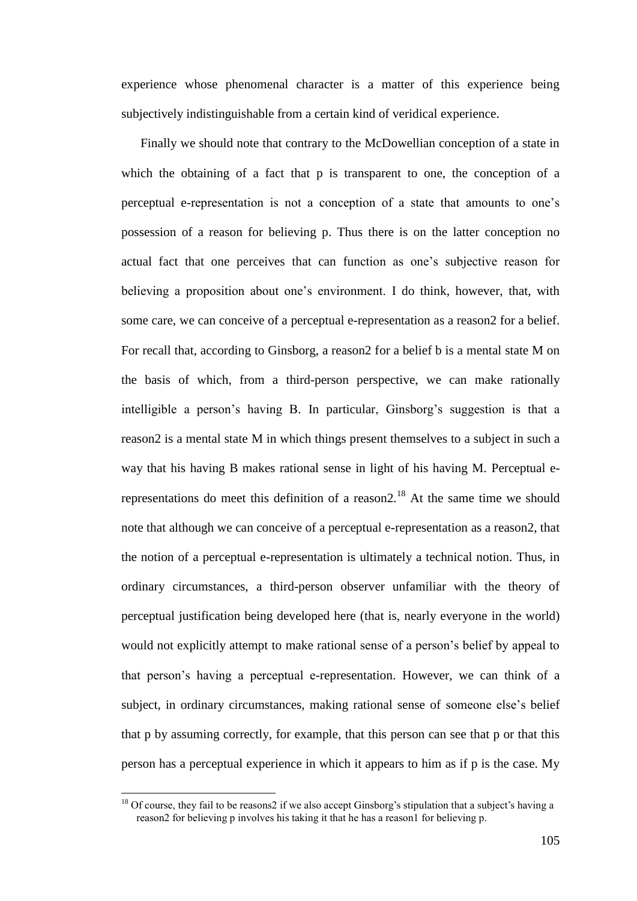experience whose phenomenal character is a matter of this experience being subjectively indistinguishable from a certain kind of veridical experience.

Finally we should note that contrary to the McDowellian conception of a state in which the obtaining of a fact that p is transparent to one, the conception of a perceptual e-representation is not a conception of a state that amounts to one's possession of a reason for believing p. Thus there is on the latter conception no actual fact that one perceives that can function as one's subjective reason for believing a proposition about one's environment. I do think, however, that, with some care, we can conceive of a perceptual e-representation as a reason2 for a belief. For recall that, according to Ginsborg, a reason2 for a belief b is a mental state M on the basis of which, from a third-person perspective, we can make rationally intelligible a person's having B. In particular, Ginsborg's suggestion is that a reason2 is a mental state M in which things present themselves to a subject in such a way that his having B makes rational sense in light of his having M. Perceptual e-representations do meet this definition of a reason2.[18] At the same time we should note that although we can conceive of a perceptual e-representation as a reason2, that the notion of a perceptual e-representation is ultimately a technical notion. Thus, in ordinary circumstances, a third-person observer unfamiliar with the theory of perceptual justification being developed here (that is, nearly everyone in the world) would not explicitly attempt to make rational sense of a person's belief by appeal to that person's having a perceptual e-representation. However, we can think of a subject, in ordinary circumstances, making rational sense of someone else's belief that p by assuming correctly, for example, that this person can see that p or that this person has a perceptual experience in which it appears to him as if p is the case. My

[18] Of course, they fail to be reasons2 if we also accept Ginsborg's stipulation that a subject's having a reason2 for believing p involves his taking it that he has a reason1 for believing p.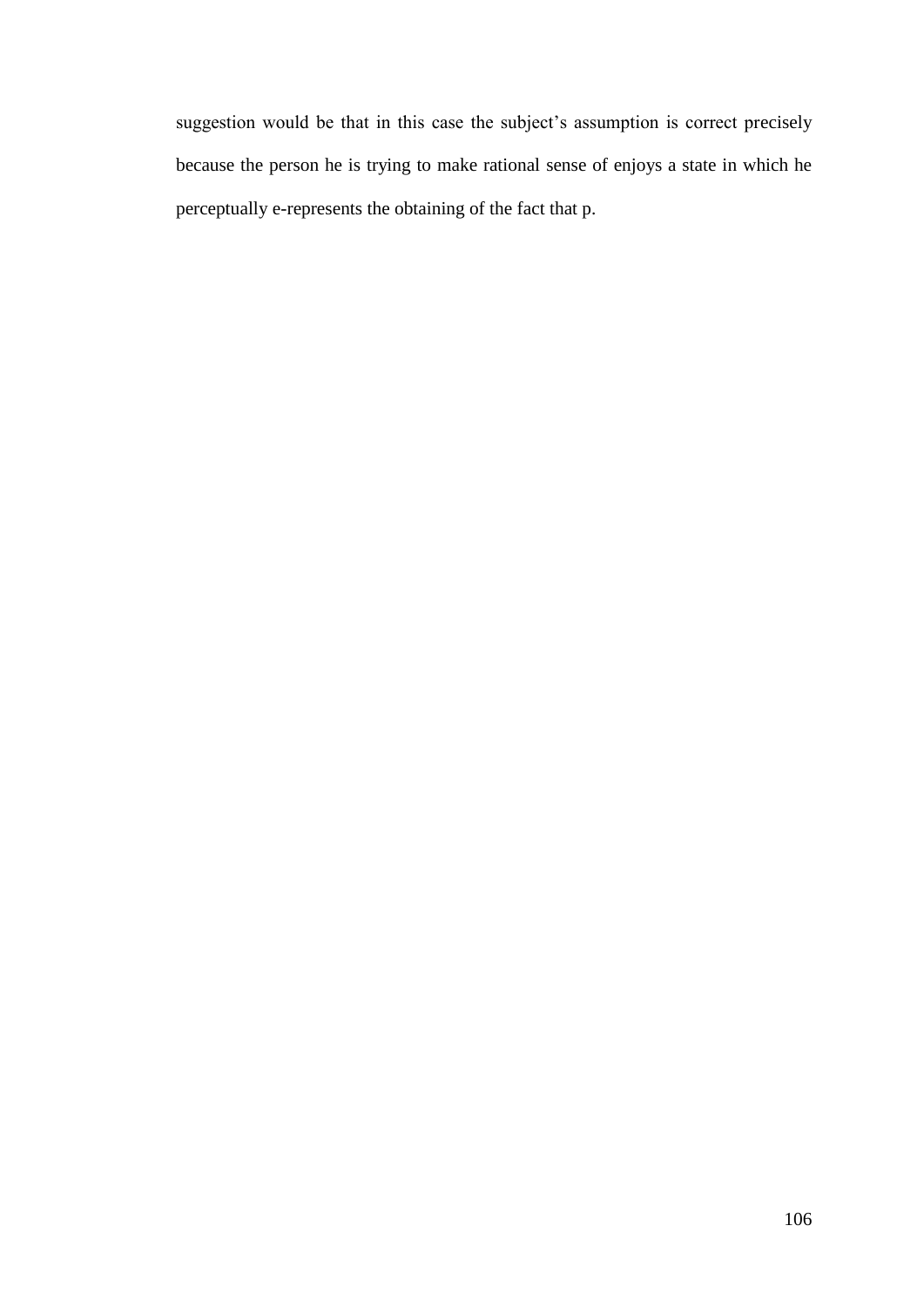suggestion would be that in this case the subject's assumption is correct precisely because the person he is trying to make rational sense of enjoys a state in which he perceptually e-represents the obtaining of the fact that p.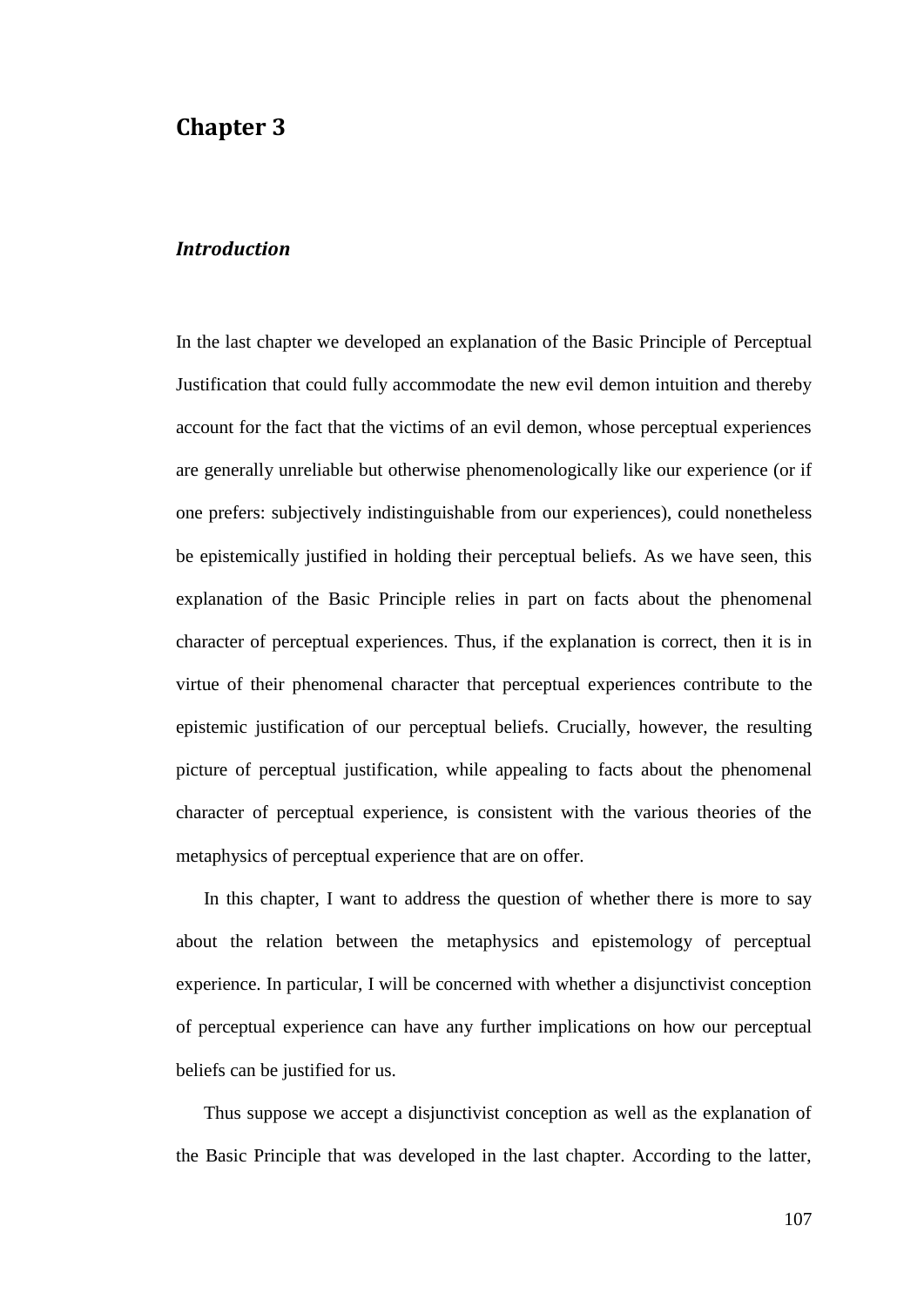# Chapter 3

## *Introduction*

In the last chapter we developed an explanation of the Basic Principle of Perceptual Justification that could fully accommodate the new evil demon intuition and thereby account for the fact that the victims of an evil demon, whose perceptual experiences are generally unreliable but otherwise phenomenologically like our experience (or if one prefers: subjectively indistinguishable from our experiences), could nonetheless be epistemically justified in holding their perceptual beliefs. As we have seen, this explanation of the Basic Principle relies in part on facts about the phenomenal character of perceptual experiences. Thus, if the explanation is correct, then it is in virtue of their phenomenal character that perceptual experiences contribute to the epistemic justification of our perceptual beliefs. Crucially, however, the resulting picture of perceptual justification, while appealing to facts about the phenomenal character of perceptual experience, is consistent with the various theories of the metaphysics of perceptual experience that are on offer.

In this chapter, I want to address the question of whether there is more to say about the relation between the metaphysics and epistemology of perceptual experience. In particular, I will be concerned with whether a disjunctivist conception of perceptual experience can have any further implications on how our perceptual beliefs can be justified for us.

Thus suppose we accept a disjunctivist conception as well as the explanation of the Basic Principle that was developed in the last chapter. According to the latter,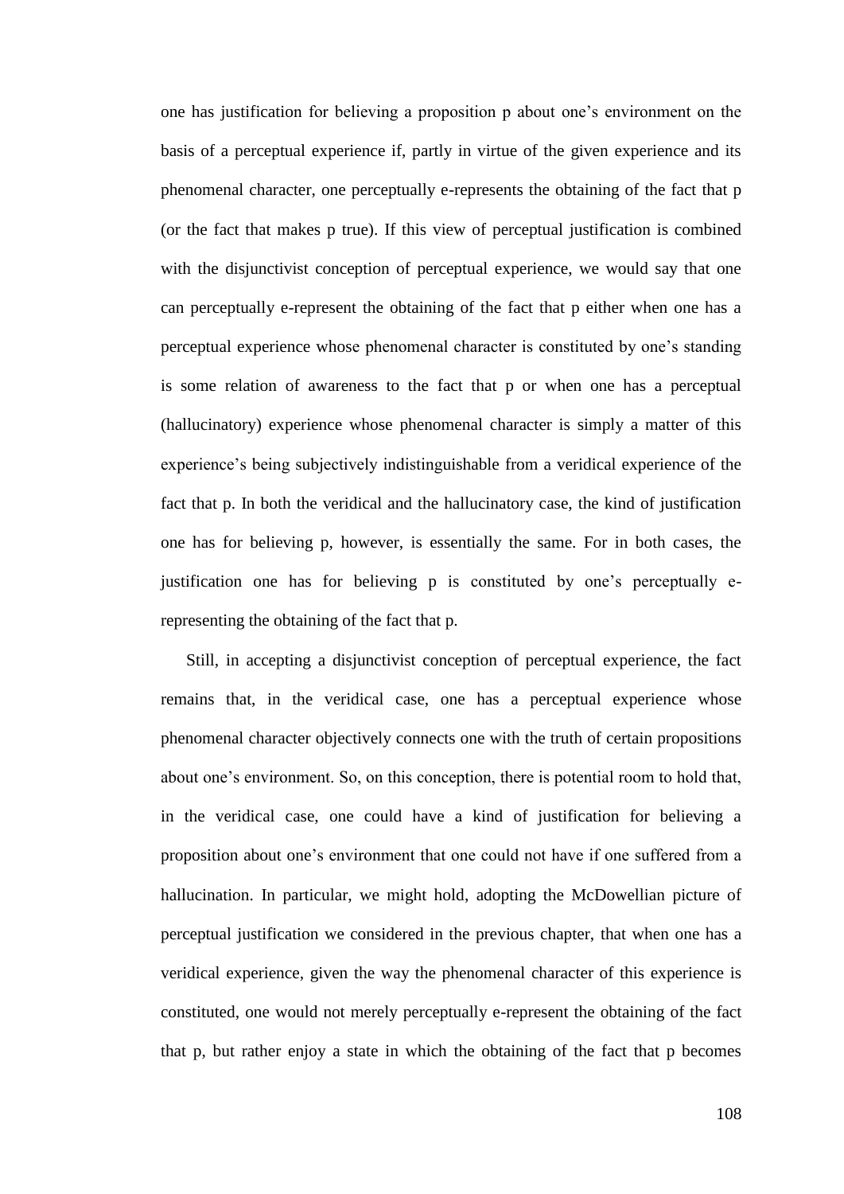one has justification for believing a proposition p about one's environment on the basis of a perceptual experience if, partly in virtue of the given experience and its phenomenal character, one perceptually e-represents the obtaining of the fact that p (or the fact that makes p true). If this view of perceptual justification is combined with the disjunctivist conception of perceptual experience, we would say that one can perceptually e-represent the obtaining of the fact that p either when one has a perceptual experience whose phenomenal character is constituted by one's standing is some relation of awareness to the fact that p or when one has a perceptual (hallucinatory) experience whose phenomenal character is simply a matter of this experience's being subjectively indistinguishable from a veridical experience of the fact that p. In both the veridical and the hallucinatory case, the kind of justification one has for believing p, however, is essentially the same. For in both cases, the justification one has for believing p is constituted by one's perceptually e-representing the obtaining of the fact that p.

Still, in accepting a disjunctivist conception of perceptual experience, the fact remains that, in the veridical case, one has a perceptual experience whose phenomenal character objectively connects one with the truth of certain propositions about one's environment. So, on this conception, there is potential room to hold that, in the veridical case, one could have a kind of justification for believing a proposition about one's environment that one could not have if one suffered from a hallucination. In particular, we might hold, adopting the McDowellian picture of perceptual justification we considered in the previous chapter, that when one has a veridical experience, given the way the phenomenal character of this experience is constituted, one would not merely perceptually e-represent the obtaining of the fact that p, but rather enjoy a state in which the obtaining of the fact that p becomes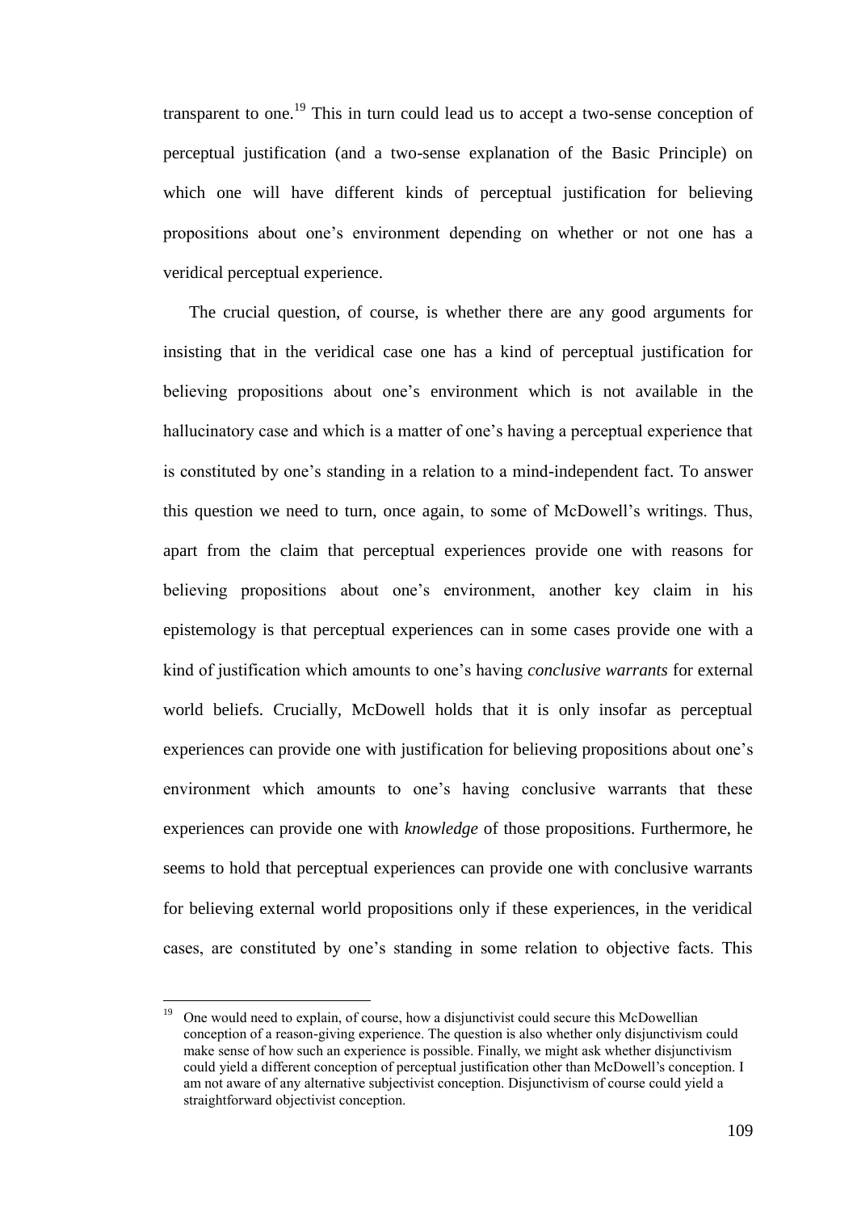transparent to one.[19] This in turn could lead us to accept a two-sense conception of perceptual justification (and a two-sense explanation of the Basic Principle) on which one will have different kinds of perceptual justification for believing propositions about one's environment depending on whether or not one has a veridical perceptual experience.

The crucial question, of course, is whether there are any good arguments for insisting that in the veridical case one has a kind of perceptual justification for believing propositions about one's environment which is not available in the hallucinatory case and which is a matter of one's having a perceptual experience that is constituted by one's standing in a relation to a mind-independent fact. To answer this question we need to turn, once again, to some of McDowell's writings. Thus, apart from the claim that perceptual experiences provide one with reasons for believing propositions about one's environment, another key claim in his epistemology is that perceptual experiences can in some cases provide one with a kind of justification which amounts to one's having *conclusive warrants* for external world beliefs. Crucially, McDowell holds that it is only insofar as perceptual experiences can provide one with justification for believing propositions about one's environment which amounts to one's having conclusive warrants that these experiences can provide one with *knowledge* of those propositions. Furthermore, he seems to hold that perceptual experiences can provide one with conclusive warrants for believing external world propositions only if these experiences, in the veridical cases, are constituted by one's standing in some relation to objective facts. This

[19] One would need to explain, of course, how a disjunctivist could secure this McDowellian conception of a reason-giving experience. The question is also whether only disjunctivism could make sense of how such an experience is possible. Finally, we might ask whether disjunctivism could yield a different conception of perceptual justification other than McDowell's conception. I am not aware of any alternative subjectivist conception. Disjunctivism of course could yield a straightforward objectivist conception.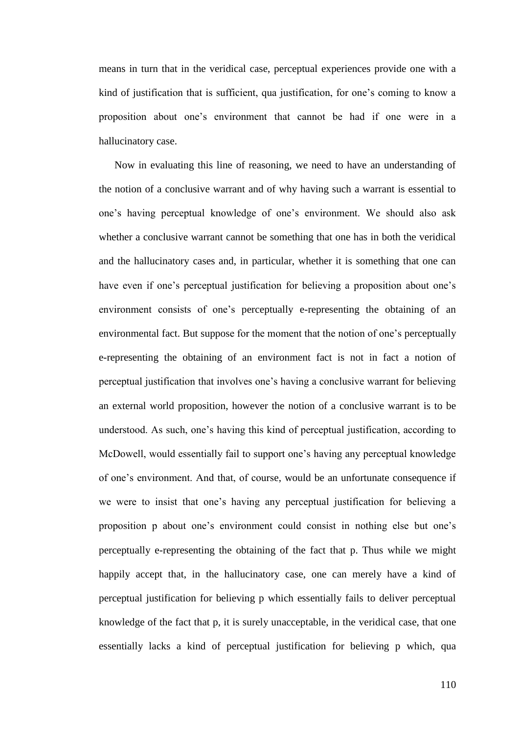means in turn that in the veridical case, perceptual experiences provide one with a kind of justification that is sufficient, qua justification, for one's coming to know a proposition about one's environment that cannot be had if one were in a hallucinatory case.

Now in evaluating this line of reasoning, we need to have an understanding of the notion of a conclusive warrant and of why having such a warrant is essential to one's having perceptual knowledge of one's environment. We should also ask whether a conclusive warrant cannot be something that one has in both the veridical and the hallucinatory cases and, in particular, whether it is something that one can have even if one's perceptual justification for believing a proposition about one's environment consists of one's perceptually e-representing the obtaining of an environmental fact. But suppose for the moment that the notion of one's perceptually e-representing the obtaining of an environment fact is not in fact a notion of perceptual justification that involves one's having a conclusive warrant for believing an external world proposition, however the notion of a conclusive warrant is to be understood. As such, one's having this kind of perceptual justification, according to McDowell, would essentially fail to support one's having any perceptual knowledge of one's environment. And that, of course, would be an unfortunate consequence if we were to insist that one's having any perceptual justification for believing a proposition p about one's environment could consist in nothing else but one's perceptually e-representing the obtaining of the fact that p. Thus while we might happily accept that, in the hallucinatory case, one can merely have a kind of perceptual justification for believing p which essentially fails to deliver perceptual knowledge of the fact that p, it is surely unacceptable, in the veridical case, that one essentially lacks a kind of perceptual justification for believing p which, qua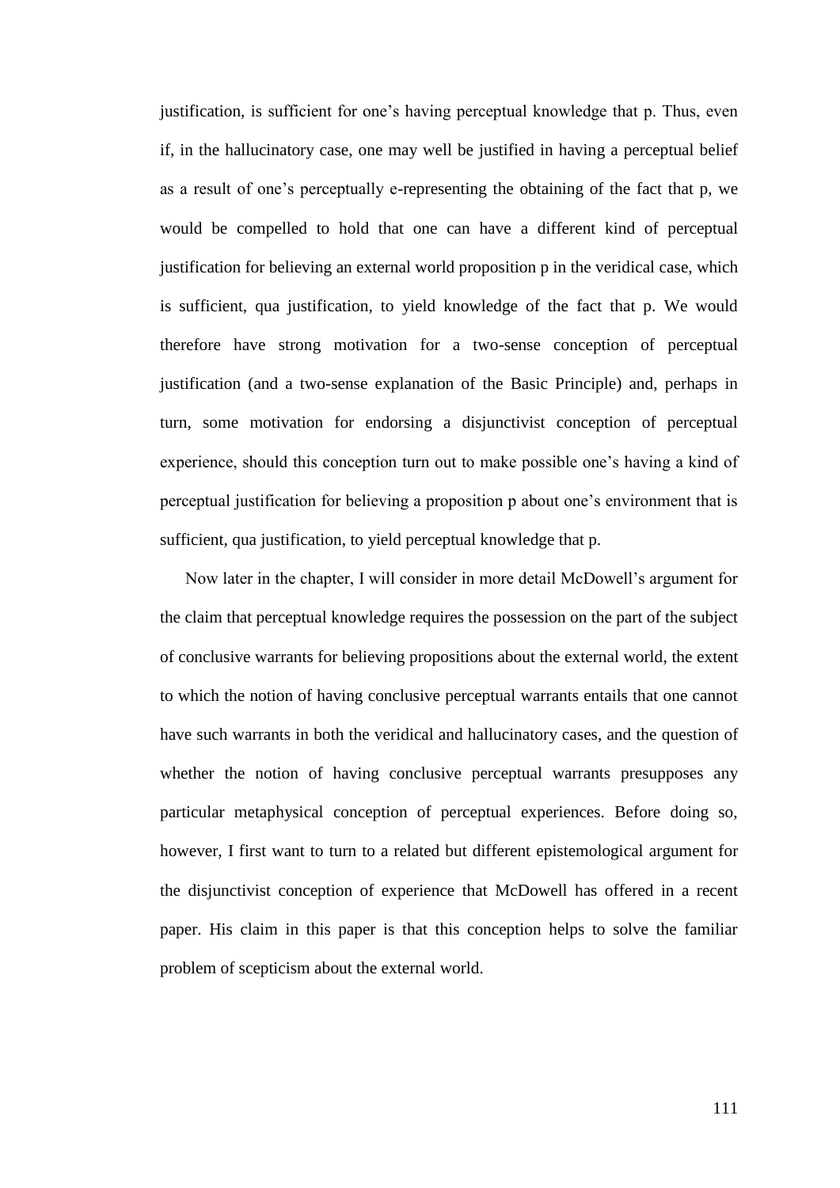justification, is sufficient for one's having perceptual knowledge that p. Thus, even if, in the hallucinatory case, one may well be justified in having a perceptual belief as a result of one's perceptually e-representing the obtaining of the fact that p, we would be compelled to hold that one can have a different kind of perceptual justification for believing an external world proposition p in the veridical case, which is sufficient, qua justification, to yield knowledge of the fact that p. We would therefore have strong motivation for a two-sense conception of perceptual justification (and a two-sense explanation of the Basic Principle) and, perhaps in turn, some motivation for endorsing a disjunctivist conception of perceptual experience, should this conception turn out to make possible one's having a kind of perceptual justification for believing a proposition p about one's environment that is sufficient, qua justification, to yield perceptual knowledge that p.

Now later in the chapter, I will consider in more detail McDowell's argument for the claim that perceptual knowledge requires the possession on the part of the subject of conclusive warrants for believing propositions about the external world, the extent to which the notion of having conclusive perceptual warrants entails that one cannot have such warrants in both the veridical and hallucinatory cases, and the question of whether the notion of having conclusive perceptual warrants presupposes any particular metaphysical conception of perceptual experiences. Before doing so, however, I first want to turn to a related but different epistemological argument for the disjunctivist conception of experience that McDowell has offered in a recent paper. His claim in this paper is that this conception helps to solve the familiar problem of scepticism about the external world.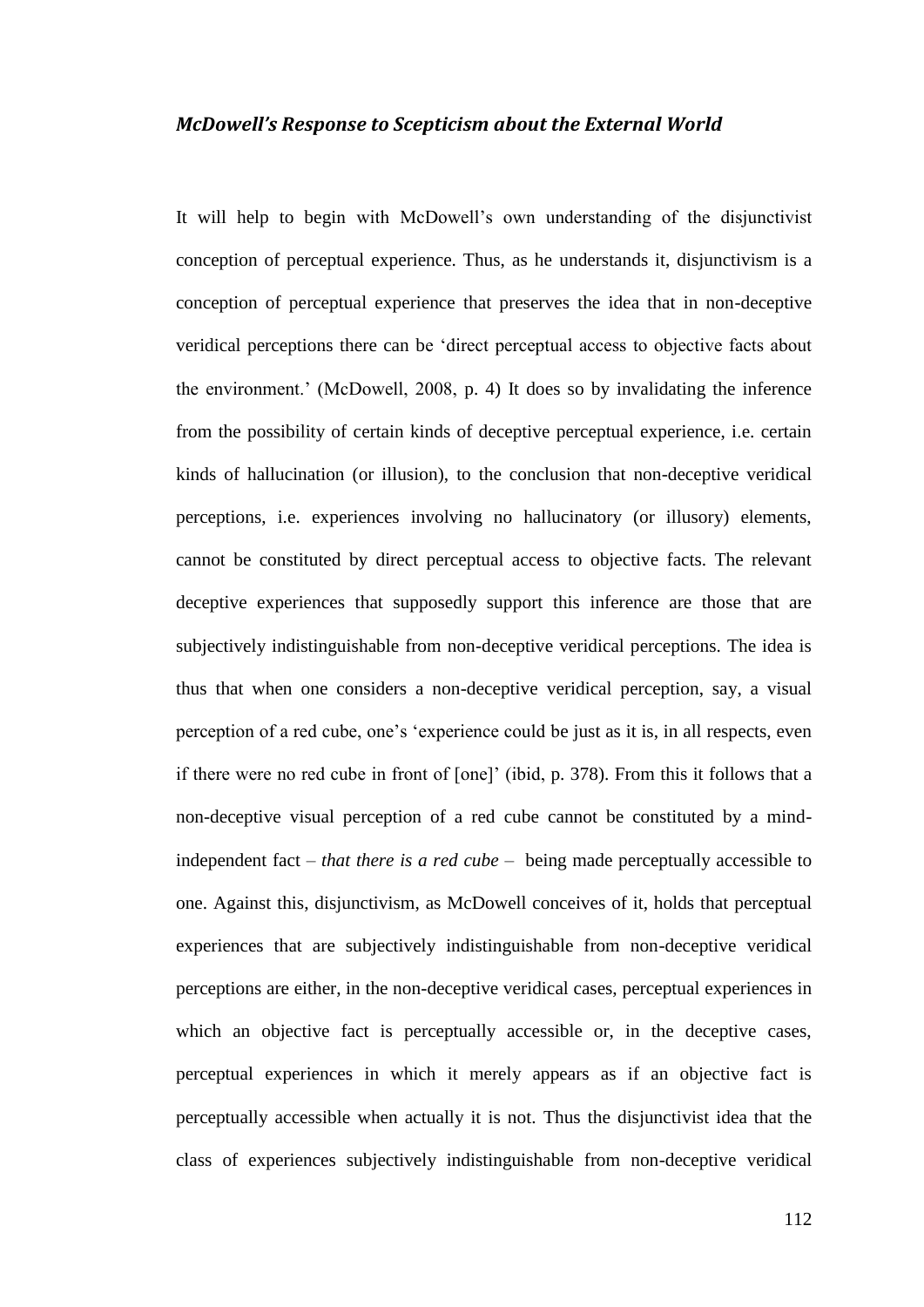### *McDowell's Response to Scepticism about the External World*

It will help to begin with McDowell's own understanding of the disjunctivist conception of perceptual experience. Thus, as he understands it, disjunctivism is a conception of perceptual experience that preserves the idea that in non-deceptive veridical perceptions there can be 'direct perceptual access to objective facts about the environment.' (McDowell, 2008, p. 4) It does so by invalidating the inference from the possibility of certain kinds of deceptive perceptual experience, i.e. certain kinds of hallucination (or illusion), to the conclusion that non-deceptive veridical perceptions, i.e. experiences involving no hallucinatory (or illusory) elements, cannot be constituted by direct perceptual access to objective facts. The relevant deceptive experiences that supposedly support this inference are those that are subjectively indistinguishable from non-deceptive veridical perceptions. The idea is thus that when one considers a non-deceptive veridical perception, say, a visual perception of a red cube, one's 'experience could be just as it is, in all respects, even if there were no red cube in front of [one]' (ibid, p. 378). From this it follows that a non-deceptive visual perception of a red cube cannot be constituted by a mind-independent fact – *that there is a red cube* – being made perceptually accessible to one. Against this, disjunctivism, as McDowell conceives of it, holds that perceptual experiences that are subjectively indistinguishable from non-deceptive veridical perceptions are either, in the non-deceptive veridical cases, perceptual experiences in which an objective fact is perceptually accessible or, in the deceptive cases, perceptual experiences in which it merely appears as if an objective fact is perceptually accessible when actually it is not. Thus the disjunctivist idea that the class of experiences subjectively indistinguishable from non-deceptive veridical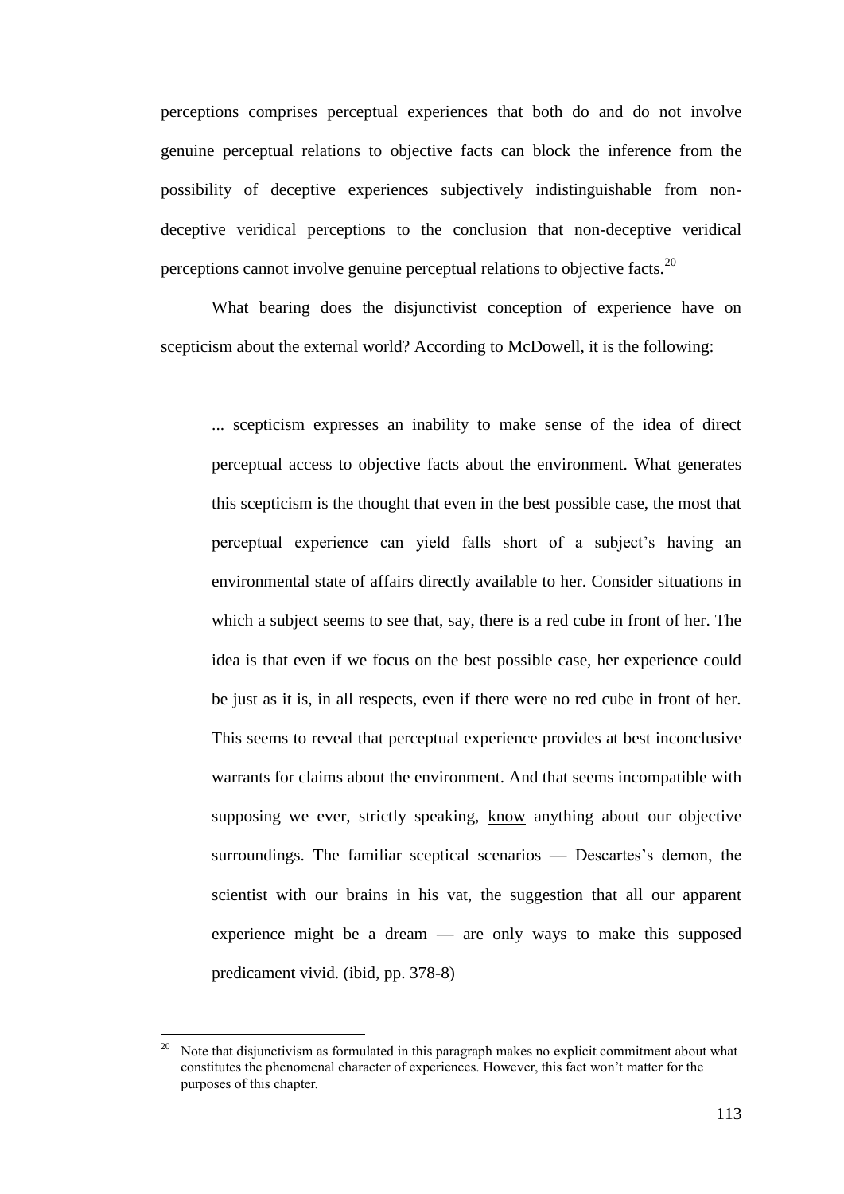perceptions comprises perceptual experiences that both do and do not involve genuine perceptual relations to objective facts can block the inference from the possibility of deceptive experiences subjectively indistinguishable from non-deceptive veridical perceptions to the conclusion that non-deceptive veridical perceptions cannot involve genuine perceptual relations to objective facts.[20]

What bearing does the disjunctivist conception of experience have on scepticism about the external world? According to McDowell, it is the following:

> ... scepticism expresses an inability to make sense of the idea of direct perceptual access to objective facts about the environment. What generates this scepticism is the thought that even in the best possible case, the most that perceptual experience can yield falls short of a subject's having an environmental state of affairs directly available to her. Consider situations in which a subject seems to see that, say, there is a red cube in front of her. The idea is that even if we focus on the best possible case, her experience could be just as it is, in all respects, even if there were no red cube in front of her. This seems to reveal that perceptual experience provides at best inconclusive warrants for claims about the environment. And that seems incompatible with supposing we ever, strictly speaking, <u>know</u> anything about our objective surroundings. The familiar sceptical scenarios — Descartes's demon, the scientist with our brains in his vat, the suggestion that all our apparent experience might be a dream — are only ways to make this supposed predicament vivid. (ibid, pp. 378-8)

[20] Note that disjunctivism as formulated in this paragraph makes no explicit commitment about what constitutes the phenomenal character of experiences. However, this fact won't matter for the purposes of this chapter.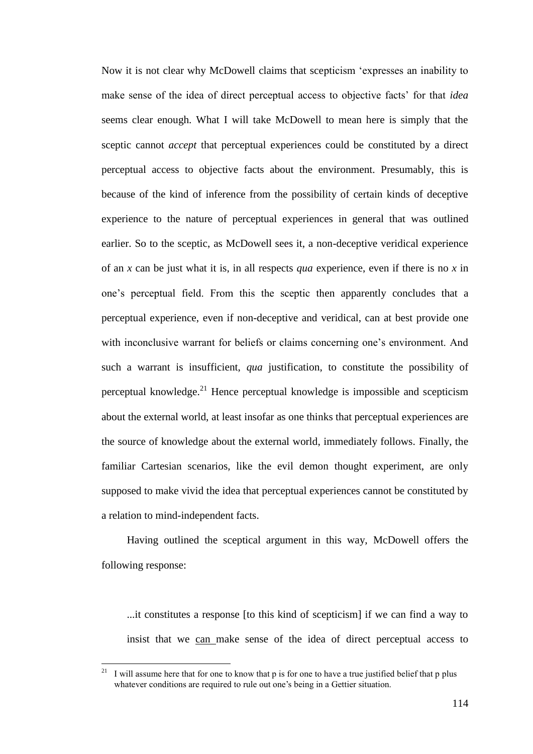Now it is not clear why McDowell claims that scepticism 'expresses an inability to make sense of the idea of direct perceptual access to objective facts' for that *idea* seems clear enough. What I will take McDowell to mean here is simply that the sceptic cannot *accept* that perceptual experiences could be constituted by a direct perceptual access to objective facts about the environment. Presumably, this is because of the kind of inference from the possibility of certain kinds of deceptive experience to the nature of perceptual experiences in general that was outlined earlier. So to the sceptic, as McDowell sees it, a non-deceptive veridical experience of an *x* can be just what it is, in all respects *qua* experience, even if there is no *x* in one's perceptual field. From this the sceptic then apparently concludes that a perceptual experience, even if non-deceptive and veridical, can at best provide one with inconclusive warrant for beliefs or claims concerning one's environment. And such a warrant is insufficient, *qua* justification, to constitute the possibility of perceptual knowledge.[21] Hence perceptual knowledge is impossible and scepticism about the external world, at least insofar as one thinks that perceptual experiences are the source of knowledge about the external world, immediately follows. Finally, the familiar Cartesian scenarios, like the evil demon thought experiment, are only supposed to make vivid the idea that perceptual experiences cannot be constituted by a relation to mind-independent facts.

Having outlined the sceptical argument in this way, McDowell offers the following response:

> ...it constitutes a response [to this kind of scepticism] if we can find a way to insist that we <u>can</u> make sense of the idea of direct perceptual access to

[21] I will assume here that for one to know that p is for one to have a true justified belief that p plus whatever conditions are required to rule out one's being in a Gettier situation.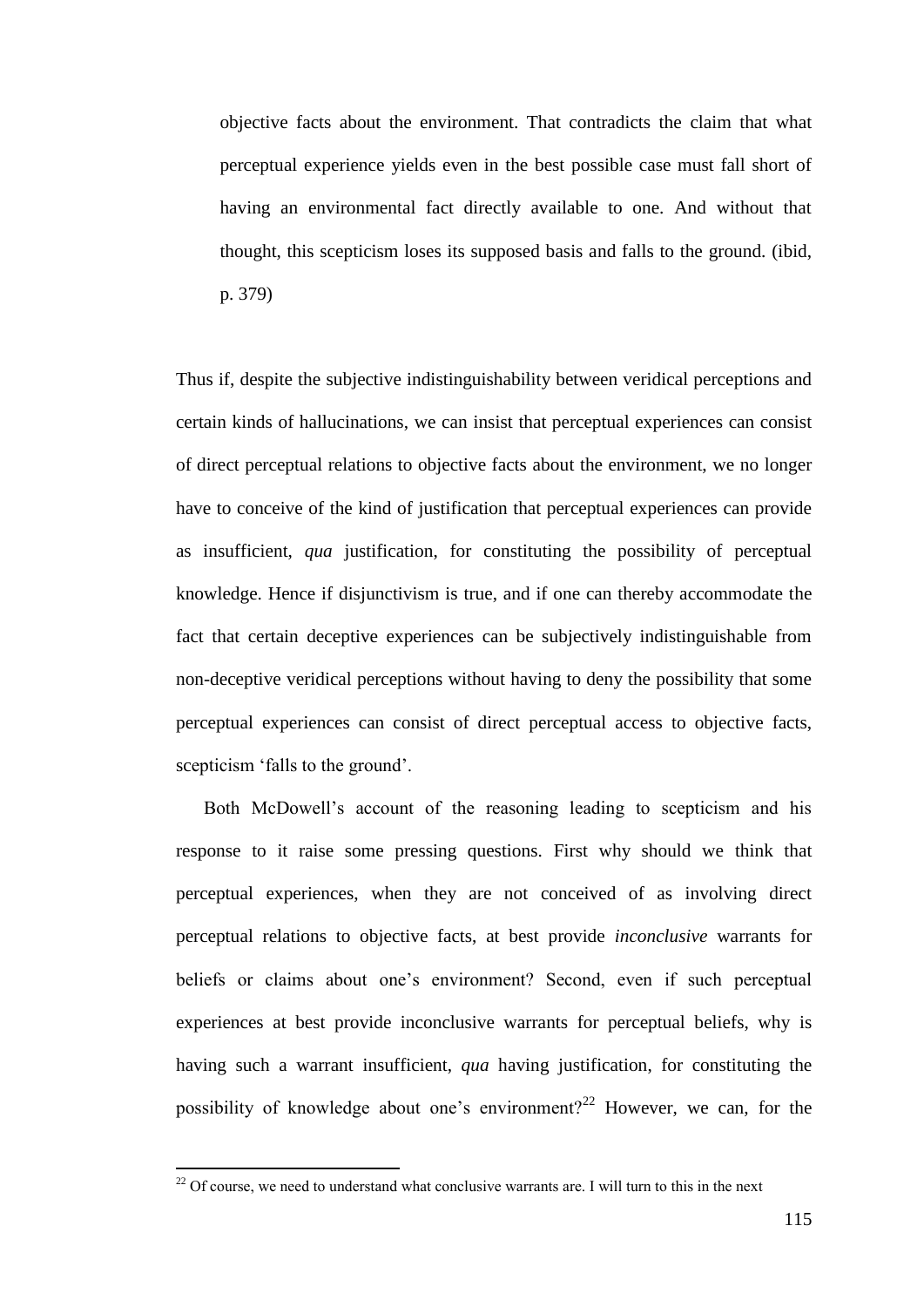> objective facts about the environment. That contradicts the claim that what perceptual experience yields even in the best possible case must fall short of having an environmental fact directly available to one. And without that thought, this scepticism loses its supposed basis and falls to the ground. (ibid, p. 379)

Thus if, despite the subjective indistinguishability between veridical perceptions and certain kinds of hallucinations, we can insist that perceptual experiences can consist of direct perceptual relations to objective facts about the environment, we no longer have to conceive of the kind of justification that perceptual experiences can provide as insufficient, *qua* justification, for constituting the possibility of perceptual knowledge. Hence if disjunctivism is true, and if one can thereby accommodate the fact that certain deceptive experiences can be subjectively indistinguishable from non-deceptive veridical perceptions without having to deny the possibility that some perceptual experiences can consist of direct perceptual access to objective facts, scepticism 'falls to the ground'.

Both McDowell's account of the reasoning leading to scepticism and his response to it raise some pressing questions. First why should we think that perceptual experiences, when they are not conceived of as involving direct perceptual relations to objective facts, at best provide *inconclusive* warrants for beliefs or claims about one's environment? Second, even if such perceptual experiences at best provide inconclusive warrants for perceptual beliefs, why is having such a warrant insufficient, *qua* having justification, for constituting the possibility of knowledge about one's environment?[22] However, we can, for the

[22] Of course, we need to understand what conclusive warrants are. I will turn to this in the next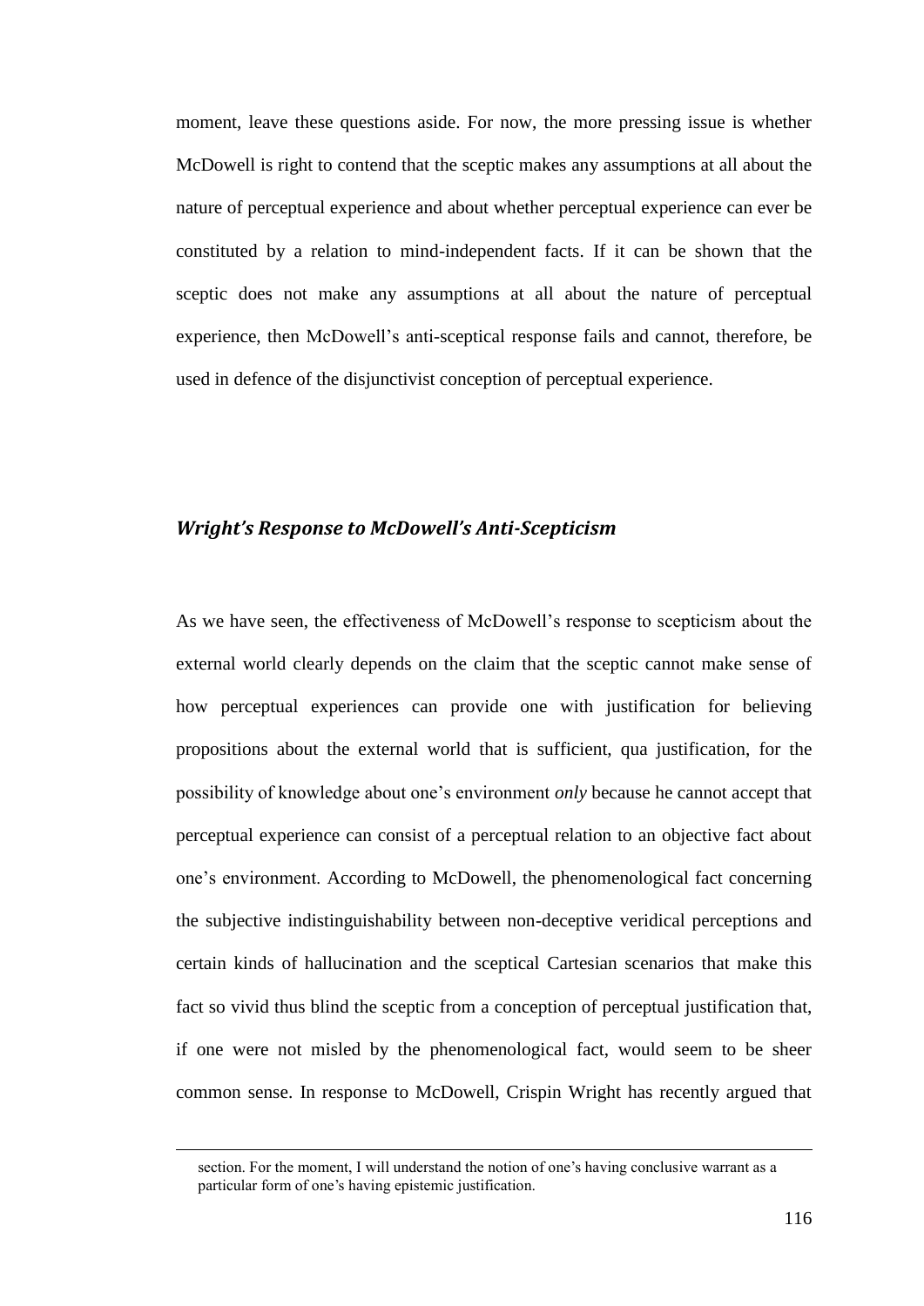moment, leave these questions aside. For now, the more pressing issue is whether McDowell is right to contend that the sceptic makes any assumptions at all about the nature of perceptual experience and about whether perceptual experience can ever be constituted by a relation to mind-independent facts. If it can be shown that the sceptic does not make any assumptions at all about the nature of perceptual experience, then McDowell's anti-sceptical response fails and cannot, therefore, be used in defence of the disjunctivist conception of perceptual experience.

### *Wright's Response to McDowell's Anti-Scepticism*

As we have seen, the effectiveness of McDowell's response to scepticism about the external world clearly depends on the claim that the sceptic cannot make sense of how perceptual experiences can provide one with justification for believing propositions about the external world that is sufficient, qua justification, for the possibility of knowledge about one's environment *only* because he cannot accept that perceptual experience can consist of a perceptual relation to an objective fact about one's environment. According to McDowell, the phenomenological fact concerning the subjective indistinguishability between non-deceptive veridical perceptions and certain kinds of hallucination and the sceptical Cartesian scenarios that make this fact so vivid thus blind the sceptic from a conception of perceptual justification that, if one were not misled by the phenomenological fact, would seem to be sheer common sense. In response to McDowell, Crispin Wright has recently argued that

section. For the moment, I will understand the notion of one's having conclusive warrant as a particular form of one's having epistemic justification.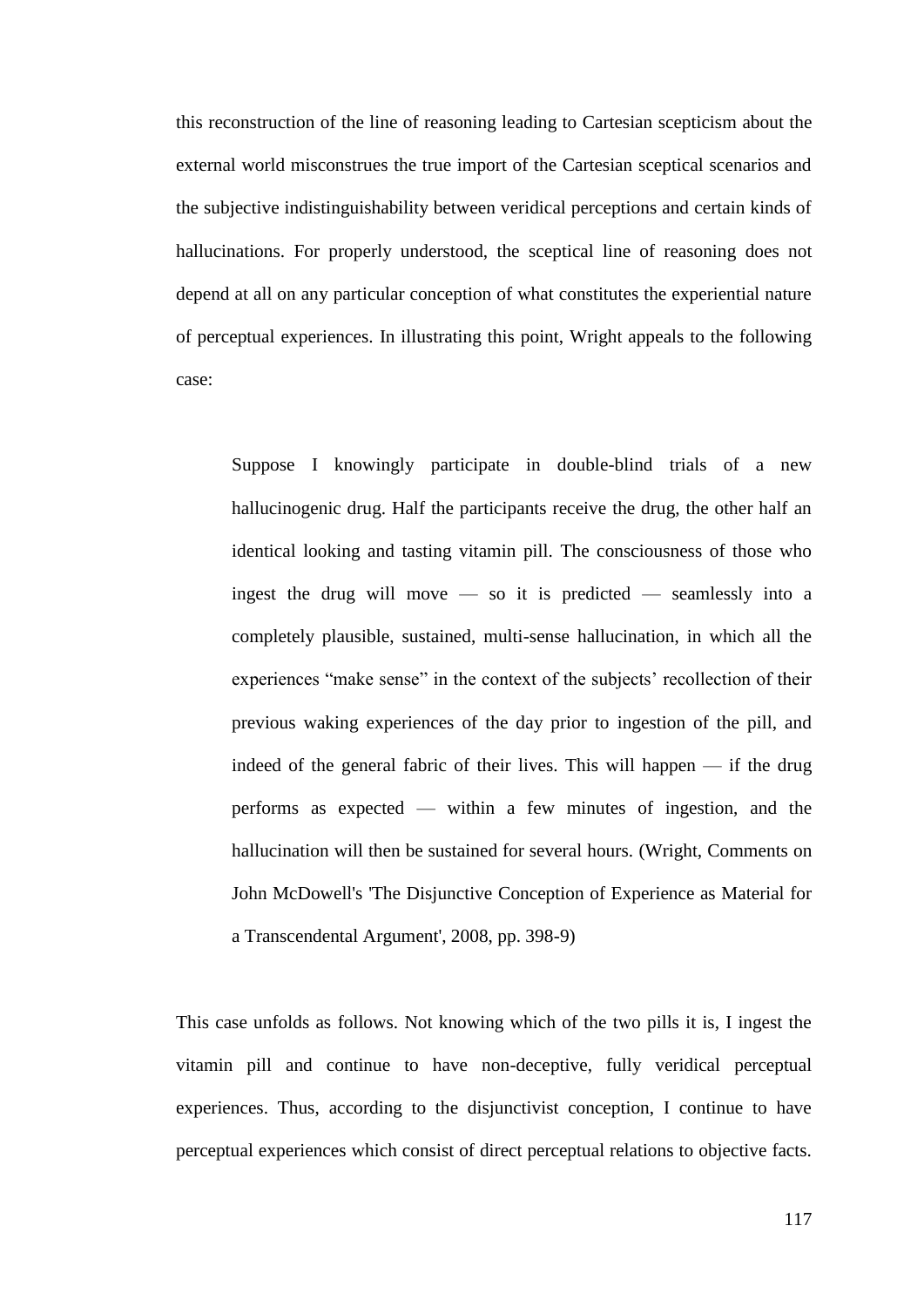this reconstruction of the line of reasoning leading to Cartesian scepticism about the external world misconstrues the true import of the Cartesian sceptical scenarios and the subjective indistinguishability between veridical perceptions and certain kinds of hallucinations. For properly understood, the sceptical line of reasoning does not depend at all on any particular conception of what constitutes the experiential nature of perceptual experiences. In illustrating this point, Wright appeals to the following case:

> Suppose I knowingly participate in double-blind trials of a new hallucinogenic drug. Half the participants receive the drug, the other half an identical looking and tasting vitamin pill. The consciousness of those who ingest the drug will move — so it is predicted — seamlessly into a completely plausible, sustained, multi-sense hallucination, in which all the experiences "make sense" in the context of the subjects' recollection of their previous waking experiences of the day prior to ingestion of the pill, and indeed of the general fabric of their lives. This will happen — if the drug performs as expected — within a few minutes of ingestion, and the hallucination will then be sustained for several hours. (Wright, Comments on John McDowell's 'The Disjunctive Conception of Experience as Material for a Transcendental Argument', 2008, pp. 398-9)

This case unfolds as follows. Not knowing which of the two pills it is, I ingest the vitamin pill and continue to have non-deceptive, fully veridical perceptual experiences. Thus, according to the disjunctivist conception, I continue to have perceptual experiences which consist of direct perceptual relations to objective facts.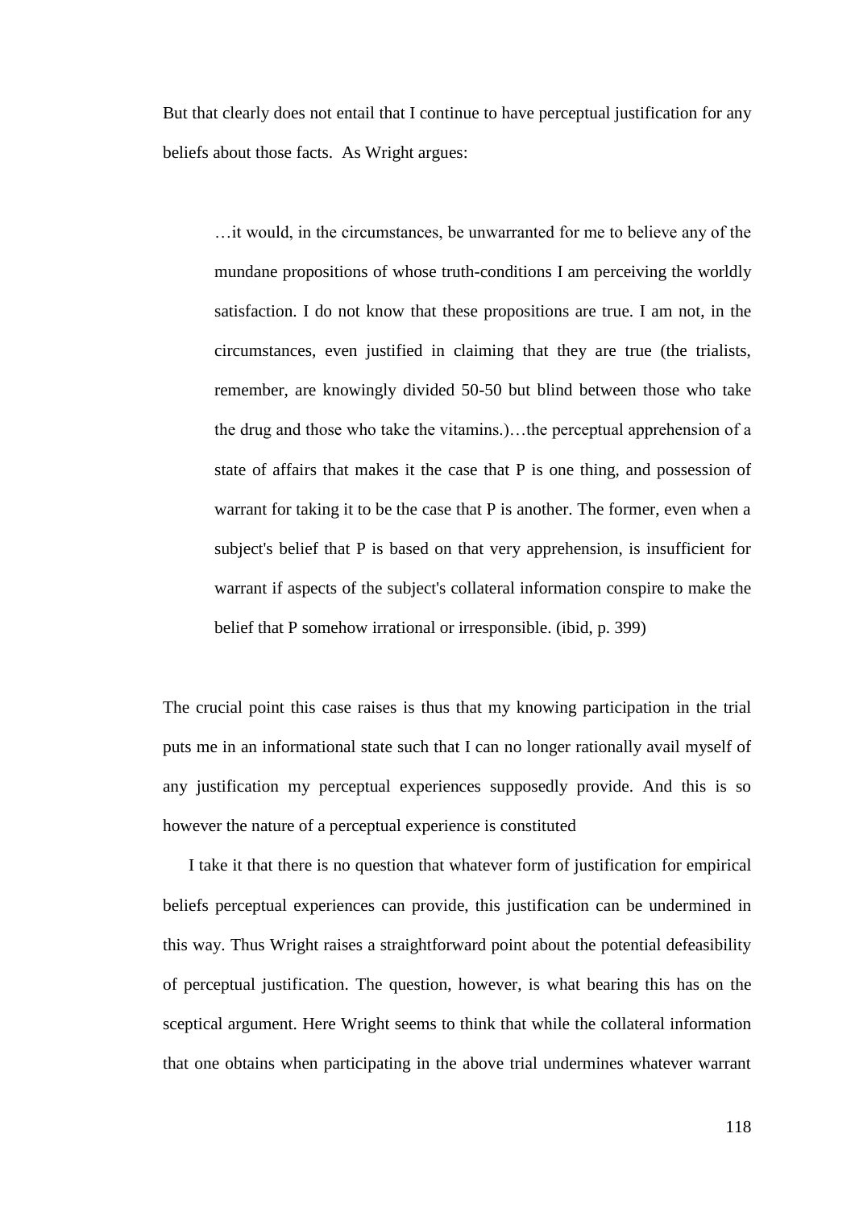But that clearly does not entail that I continue to have perceptual justification for any beliefs about those facts. As Wright argues:

> …it would, in the circumstances, be unwarranted for me to believe any of the mundane propositions of whose truth-conditions I am perceiving the worldly satisfaction. I do not know that these propositions are true. I am not, in the circumstances, even justified in claiming that they are true (the trialists, remember, are knowingly divided 50-50 but blind between those who take the drug and those who take the vitamins.)…the perceptual apprehension of a state of affairs that makes it the case that P is one thing, and possession of warrant for taking it to be the case that P is another. The former, even when a subject's belief that P is based on that very apprehension, is insufficient for warrant if aspects of the subject's collateral information conspire to make the belief that P somehow irrational or irresponsible. (ibid, p. 399)

The crucial point this case raises is thus that my knowing participation in the trial puts me in an informational state such that I can no longer rationally avail myself of any justification my perceptual experiences supposedly provide. And this is so however the nature of a perceptual experience is constituted

I take it that there is no question that whatever form of justification for empirical beliefs perceptual experiences can provide, this justification can be undermined in this way. Thus Wright raises a straightforward point about the potential defeasibility of perceptual justification. The question, however, is what bearing this has on the sceptical argument. Here Wright seems to think that while the collateral information that one obtains when participating in the above trial undermines whatever warrant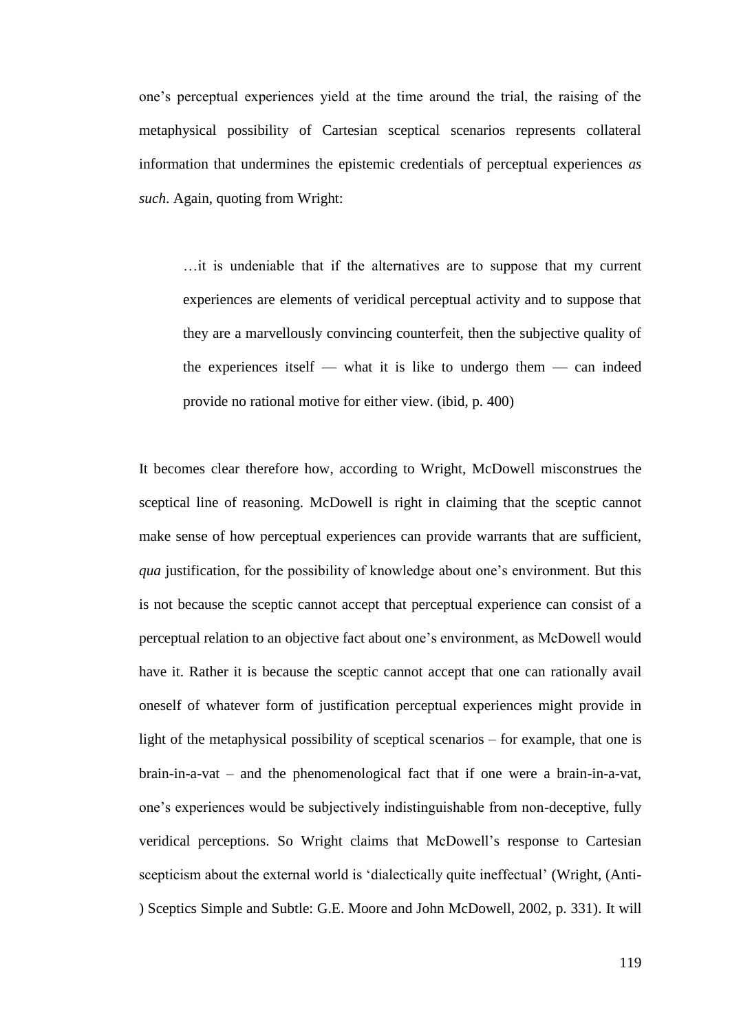one's perceptual experiences yield at the time around the trial, the raising of the metaphysical possibility of Cartesian sceptical scenarios represents collateral information that undermines the epistemic credentials of perceptual experiences *as such*. Again, quoting from Wright:

> …it is undeniable that if the alternatives are to suppose that my current experiences are elements of veridical perceptual activity and to suppose that they are a marvellously convincing counterfeit, then the subjective quality of the experiences itself — what it is like to undergo them — can indeed provide no rational motive for either view. (ibid, p. 400)

It becomes clear therefore how, according to Wright, McDowell misconstrues the sceptical line of reasoning. McDowell is right in claiming that the sceptic cannot make sense of how perceptual experiences can provide warrants that are sufficient, *qua* justification, for the possibility of knowledge about one's environment. But this is not because the sceptic cannot accept that perceptual experience can consist of a perceptual relation to an objective fact about one's environment, as McDowell would have it. Rather it is because the sceptic cannot accept that one can rationally avail oneself of whatever form of justification perceptual experiences might provide in light of the metaphysical possibility of sceptical scenarios – for example, that one is brain-in-a-vat – and the phenomenological fact that if one were a brain-in-a-vat, one's experiences would be subjectively indistinguishable from non-deceptive, fully veridical perceptions. So Wright claims that McDowell's response to Cartesian scepticism about the external world is 'dialectically quite ineffectual' (Wright, (Anti-) Sceptics Simple and Subtle: G.E. Moore and John McDowell, 2002, p. 331). It will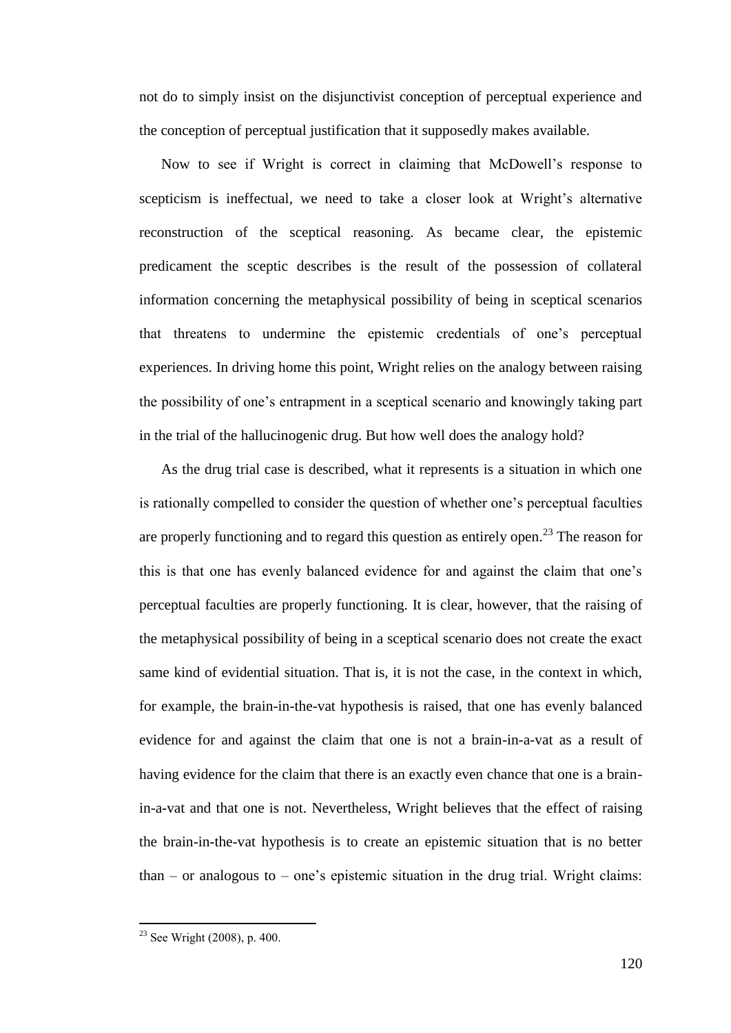not do to simply insist on the disjunctivist conception of perceptual experience and the conception of perceptual justification that it supposedly makes available.

Now to see if Wright is correct in claiming that McDowell's response to scepticism is ineffectual, we need to take a closer look at Wright's alternative reconstruction of the sceptical reasoning. As became clear, the epistemic predicament the sceptic describes is the result of the possession of collateral information concerning the metaphysical possibility of being in sceptical scenarios that threatens to undermine the epistemic credentials of one's perceptual experiences. In driving home this point, Wright relies on the analogy between raising the possibility of one's entrapment in a sceptical scenario and knowingly taking part in the trial of the hallucinogenic drug. But how well does the analogy hold?

As the drug trial case is described, what it represents is a situation in which one is rationally compelled to consider the question of whether one's perceptual faculties are properly functioning and to regard this question as entirely open.[23] The reason for this is that one has evenly balanced evidence for and against the claim that one's perceptual faculties are properly functioning. It is clear, however, that the raising of the metaphysical possibility of being in a sceptical scenario does not create the exact same kind of evidential situation. That is, it is not the case, in the context in which, for example, the brain-in-the-vat hypothesis is raised, that one has evenly balanced evidence for and against the claim that one is not a brain-in-a-vat as a result of having evidence for the claim that there is an exactly even chance that one is a brain-in-a-vat and that one is not. Nevertheless, Wright believes that the effect of raising the brain-in-the-vat hypothesis is to create an epistemic situation that is no better than – or analogous to – one's epistemic situation in the drug trial. Wright claims:

[23] See Wright (2008), p. 400.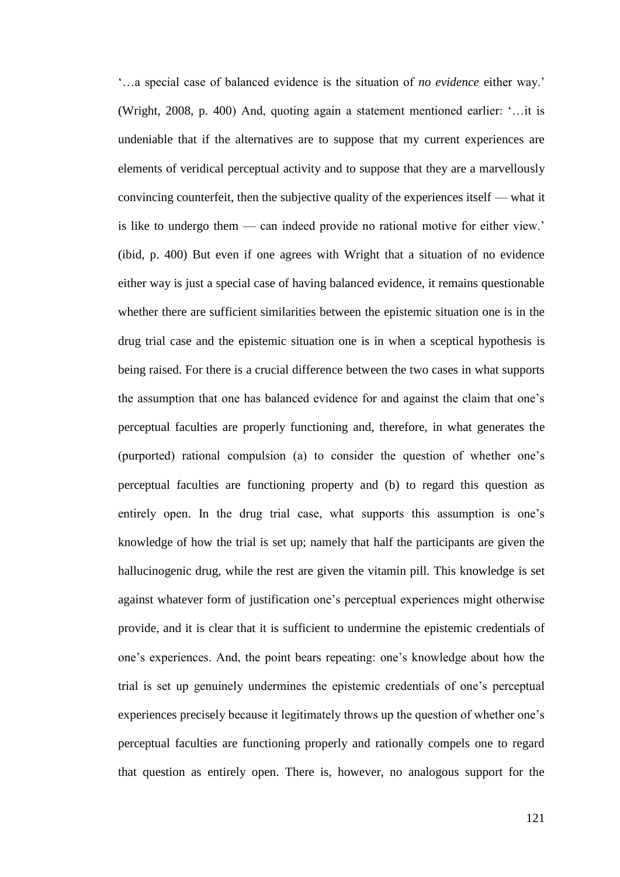'…a special case of balanced evidence is the situation of *no evidence* either way.' (Wright, 2008, p. 400) And, quoting again a statement mentioned earlier: '…it is undeniable that if the alternatives are to suppose that my current experiences are elements of veridical perceptual activity and to suppose that they are a marvellously convincing counterfeit, then the subjective quality of the experiences itself — what it is like to undergo them — can indeed provide no rational motive for either view.' (ibid, p. 400) But even if one agrees with Wright that a situation of no evidence either way is just a special case of having balanced evidence, it remains questionable whether there are sufficient similarities between the epistemic situation one is in the drug trial case and the epistemic situation one is in when a sceptical hypothesis is being raised. For there is a crucial difference between the two cases in what supports the assumption that one has balanced evidence for and against the claim that one's perceptual faculties are properly functioning and, therefore, in what generates the (purported) rational compulsion (a) to consider the question of whether one's perceptual faculties are functioning property and (b) to regard this question as entirely open. In the drug trial case, what supports this assumption is one's knowledge of how the trial is set up; namely that half the participants are given the hallucinogenic drug, while the rest are given the vitamin pill. This knowledge is set against whatever form of justification one's perceptual experiences might otherwise provide, and it is clear that it is sufficient to undermine the epistemic credentials of one's experiences. And, the point bears repeating: one's knowledge about how the trial is set up genuinely undermines the epistemic credentials of one's perceptual experiences precisely because it legitimately throws up the question of whether one's perceptual faculties are functioning properly and rationally compels one to regard that question as entirely open. There is, however, no analogous support for the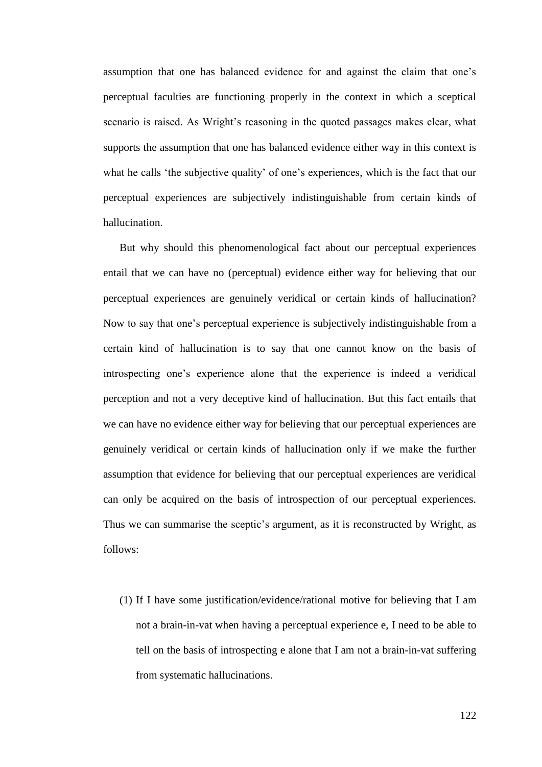assumption that one has balanced evidence for and against the claim that one's perceptual faculties are functioning properly in the context in which a sceptical scenario is raised. As Wright's reasoning in the quoted passages makes clear, what supports the assumption that one has balanced evidence either way in this context is what he calls 'the subjective quality' of one's experiences, which is the fact that our perceptual experiences are subjectively indistinguishable from certain kinds of hallucination.

But why should this phenomenological fact about our perceptual experiences entail that we can have no (perceptual) evidence either way for believing that our perceptual experiences are genuinely veridical or certain kinds of hallucination? Now to say that one's perceptual experience is subjectively indistinguishable from a certain kind of hallucination is to say that one cannot know on the basis of introspecting one's experience alone that the experience is indeed a veridical perception and not a very deceptive kind of hallucination. But this fact entails that we can have no evidence either way for believing that our perceptual experiences are genuinely veridical or certain kinds of hallucination only if we make the further assumption that evidence for believing that our perceptual experiences are veridical can only be acquired on the basis of introspection of our perceptual experiences. Thus we can summarise the sceptic's argument, as it is reconstructed by Wright, as follows:

(1) If I have some justification/evidence/rational motive for believing that I am not a brain-in-vat when having a perceptual experience e, I need to be able to tell on the basis of introspecting e alone that I am not a brain-in-vat suffering from systematic hallucinations.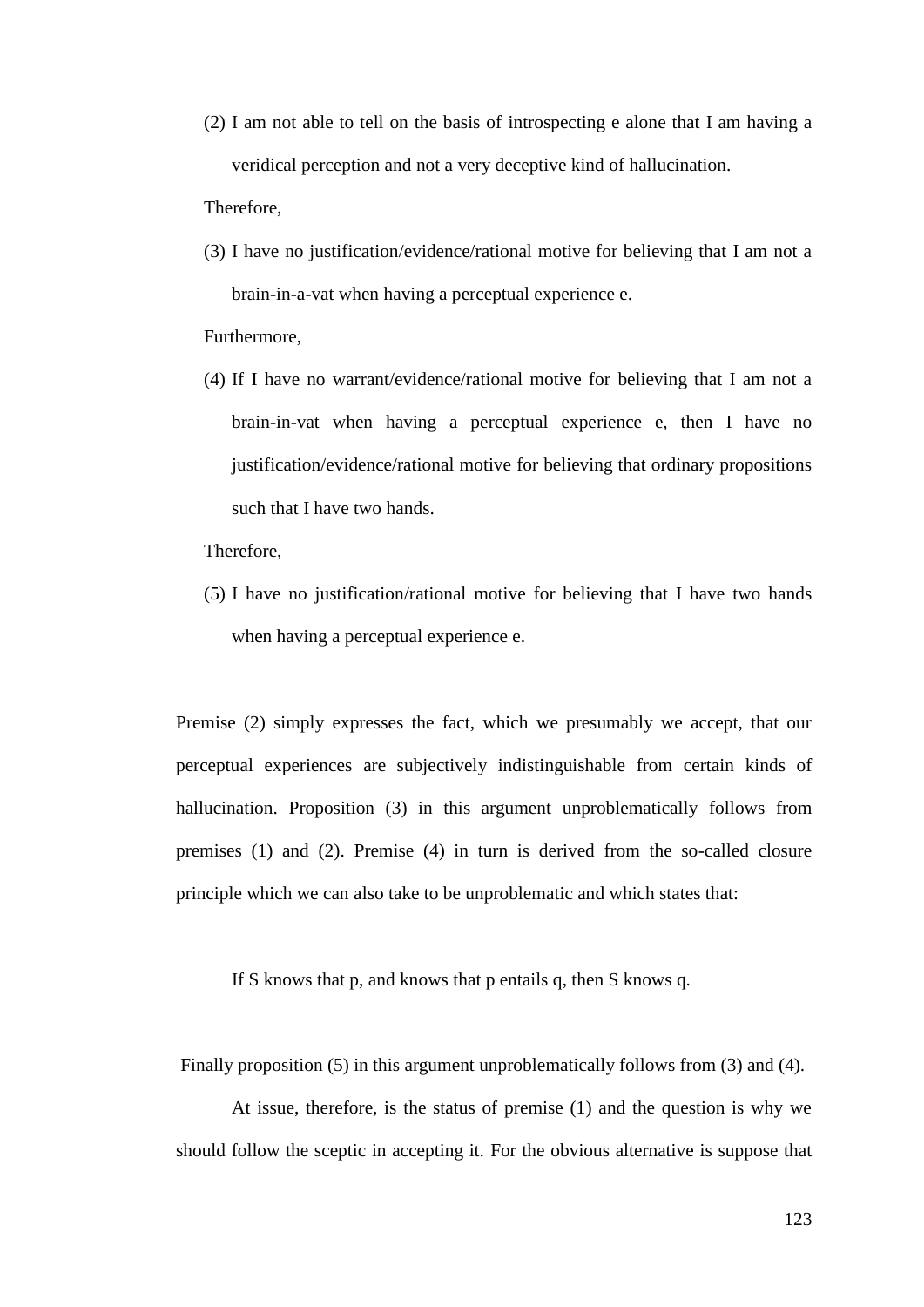(2) I am not able to tell on the basis of introspecting e alone that I am having a veridical perception and not a very deceptive kind of hallucination.

Therefore,

(3) I have no justification/evidence/rational motive for believing that I am not a brain-in-a-vat when having a perceptual experience e.

Furthermore,

(4) If I have no warrant/evidence/rational motive for believing that I am not a brain-in-vat when having a perceptual experience e, then I have no justification/evidence/rational motive for believing that ordinary propositions such that I have two hands.

Therefore,

(5) I have no justification/rational motive for believing that I have two hands when having a perceptual experience e.

Premise (2) simply expresses the fact, which we presumably we accept, that our perceptual experiences are subjectively indistinguishable from certain kinds of hallucination. Proposition (3) in this argument unproblematically follows from premises (1) and (2). Premise (4) in turn is derived from the so-called closure principle which we can also take to be unproblematic and which states that:

> If S knows that p, and knows that p entails q, then S knows q.

Finally proposition (5) in this argument unproblematically follows from (3) and (4).

At issue, therefore, is the status of premise (1) and the question is why we should follow the sceptic in accepting it. For the obvious alternative is suppose that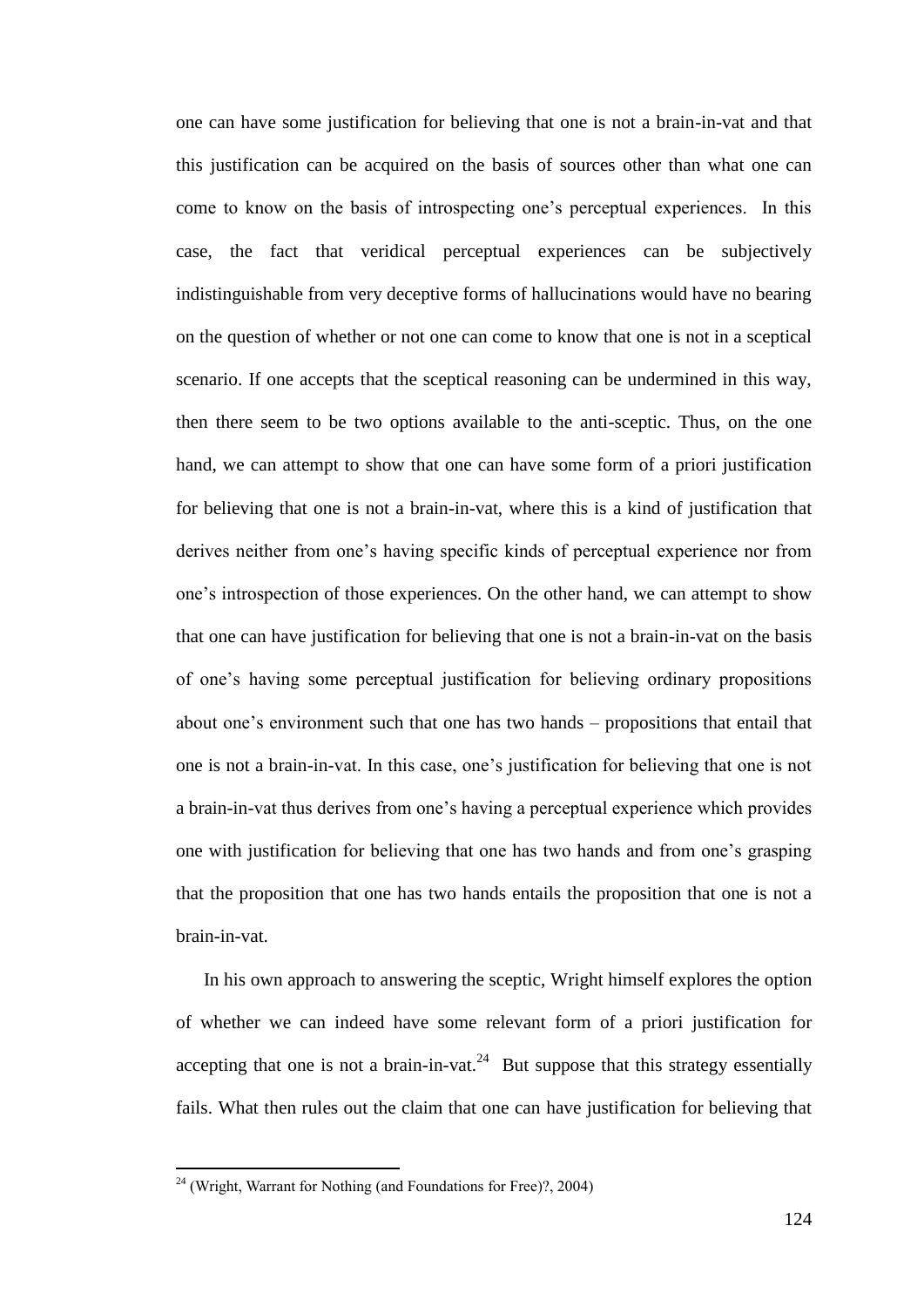one can have some justification for believing that one is not a brain-in-vat and that this justification can be acquired on the basis of sources other than what one can come to know on the basis of introspecting one's perceptual experiences. In this case, the fact that veridical perceptual experiences can be subjectively indistinguishable from very deceptive forms of hallucinations would have no bearing on the question of whether or not one can come to know that one is not in a sceptical scenario. If one accepts that the sceptical reasoning can be undermined in this way, then there seem to be two options available to the anti-sceptic. Thus, on the one hand, we can attempt to show that one can have some form of a priori justification for believing that one is not a brain-in-vat, where this is a kind of justification that derives neither from one's having specific kinds of perceptual experience nor from one's introspection of those experiences. On the other hand, we can attempt to show that one can have justification for believing that one is not a brain-in-vat on the basis of one's having some perceptual justification for believing ordinary propositions about one's environment such that one has two hands – propositions that entail that one is not a brain-in-vat. In this case, one's justification for believing that one is not a brain-in-vat thus derives from one's having a perceptual experience which provides one with justification for believing that one has two hands and from one's grasping that the proposition that one has two hands entails the proposition that one is not a brain-in-vat.

In his own approach to answering the sceptic, Wright himself explores the option of whether we can indeed have some relevant form of a priori justification for accepting that one is not a brain-in-vat.[24] But suppose that this strategy essentially fails. What then rules out the claim that one can have justification for believing that

[24] (Wright, Warrant for Nothing (and Foundations for Free)?, 2004)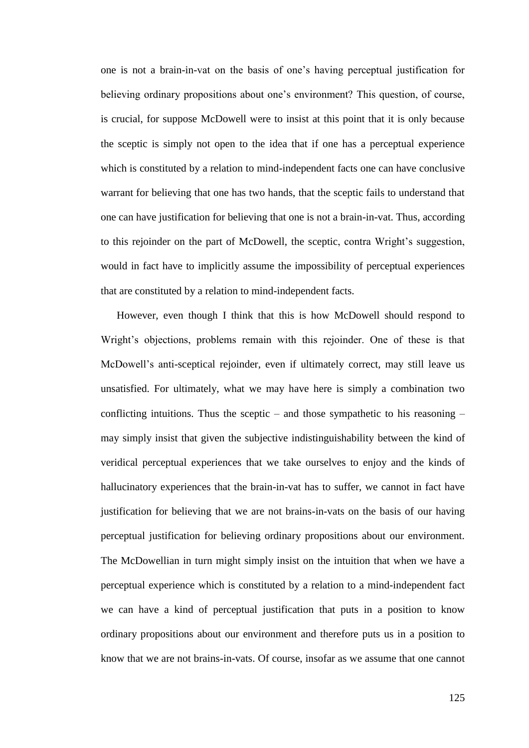one is not a brain-in-vat on the basis of one's having perceptual justification for believing ordinary propositions about one's environment? This question, of course, is crucial, for suppose McDowell were to insist at this point that it is only because the sceptic is simply not open to the idea that if one has a perceptual experience which is constituted by a relation to mind-independent facts one can have conclusive warrant for believing that one has two hands, that the sceptic fails to understand that one can have justification for believing that one is not a brain-in-vat. Thus, according to this rejoinder on the part of McDowell, the sceptic, contra Wright's suggestion, would in fact have to implicitly assume the impossibility of perceptual experiences that are constituted by a relation to mind-independent facts.

However, even though I think that this is how McDowell should respond to Wright's objections, problems remain with this rejoinder. One of these is that McDowell's anti-sceptical rejoinder, even if ultimately correct, may still leave us unsatisfied. For ultimately, what we may have here is simply a combination two conflicting intuitions. Thus the sceptic – and those sympathetic to his reasoning – may simply insist that given the subjective indistinguishability between the kind of veridical perceptual experiences that we take ourselves to enjoy and the kinds of hallucinatory experiences that the brain-in-vat has to suffer, we cannot in fact have justification for believing that we are not brains-in-vats on the basis of our having perceptual justification for believing ordinary propositions about our environment. The McDowellian in turn might simply insist on the intuition that when we have a perceptual experience which is constituted by a relation to a mind-independent fact we can have a kind of perceptual justification that puts in a position to know ordinary propositions about our environment and therefore puts us in a position to know that we are not brains-in-vats. Of course, insofar as we assume that one cannot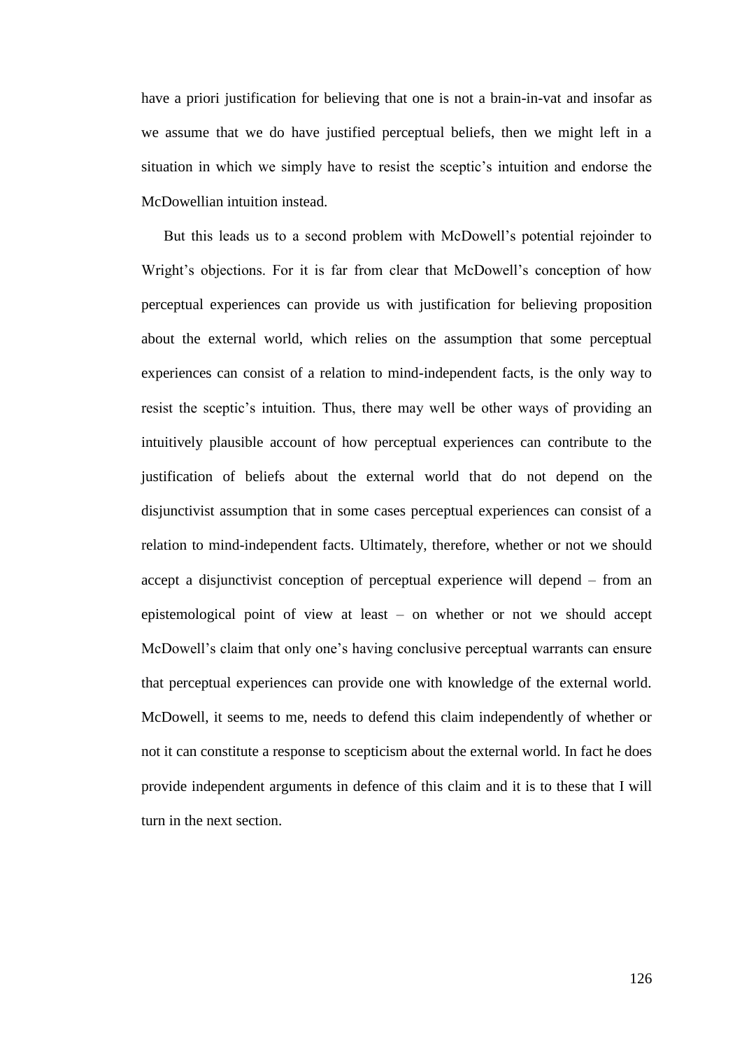have a priori justification for believing that one is not a brain-in-vat and insofar as we assume that we do have justified perceptual beliefs, then we might left in a situation in which we simply have to resist the sceptic's intuition and endorse the McDowellian intuition instead.

But this leads us to a second problem with McDowell's potential rejoinder to Wright's objections. For it is far from clear that McDowell's conception of how perceptual experiences can provide us with justification for believing proposition about the external world, which relies on the assumption that some perceptual experiences can consist of a relation to mind-independent facts, is the only way to resist the sceptic's intuition. Thus, there may well be other ways of providing an intuitively plausible account of how perceptual experiences can contribute to the justification of beliefs about the external world that do not depend on the disjunctivist assumption that in some cases perceptual experiences can consist of a relation to mind-independent facts. Ultimately, therefore, whether or not we should accept a disjunctivist conception of perceptual experience will depend – from an epistemological point of view at least – on whether or not we should accept McDowell's claim that only one's having conclusive perceptual warrants can ensure that perceptual experiences can provide one with knowledge of the external world. McDowell, it seems to me, needs to defend this claim independently of whether or not it can constitute a response to scepticism about the external world. In fact he does provide independent arguments in defence of this claim and it is to these that I will turn in the next section.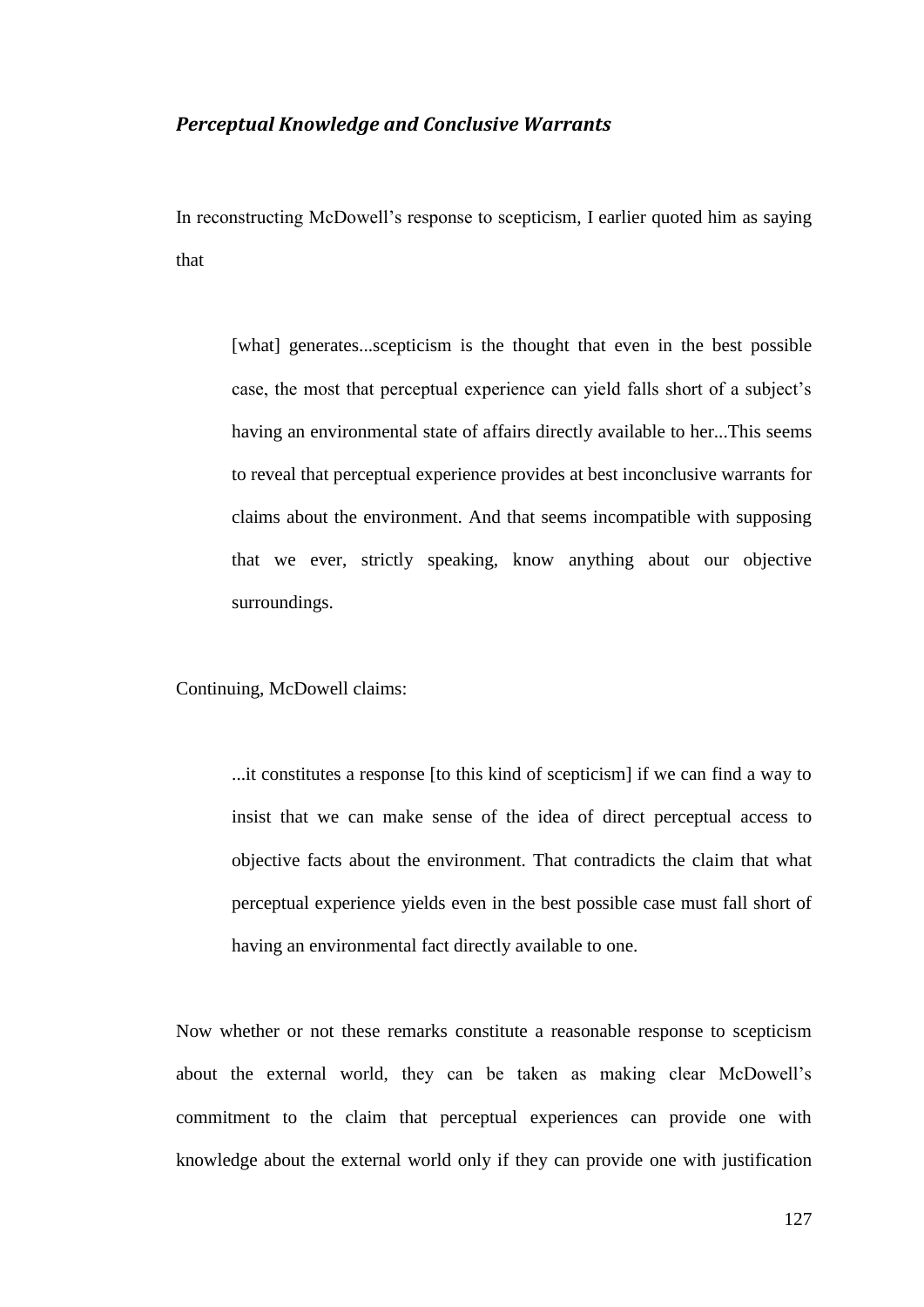### *Perceptual Knowledge and Conclusive Warrants*

In reconstructing McDowell's response to scepticism, I earlier quoted him as saying that

> [what] generates...scepticism is the thought that even in the best possible case, the most that perceptual experience can yield falls short of a subject's having an environmental state of affairs directly available to her...This seems to reveal that perceptual experience provides at best inconclusive warrants for claims about the environment. And that seems incompatible with supposing that we ever, strictly speaking, know anything about our objective surroundings.

Continuing, McDowell claims:

> ...it constitutes a response [to this kind of scepticism] if we can find a way to insist that we can make sense of the idea of direct perceptual access to objective facts about the environment. That contradicts the claim that what perceptual experience yields even in the best possible case must fall short of having an environmental fact directly available to one.

Now whether or not these remarks constitute a reasonable response to scepticism about the external world, they can be taken as making clear McDowell's commitment to the claim that perceptual experiences can provide one with knowledge about the external world only if they can provide one with justification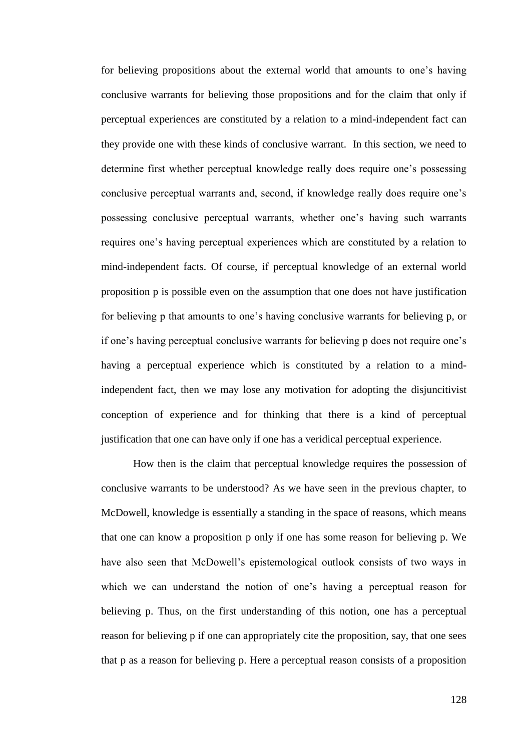for believing propositions about the external world that amounts to one's having conclusive warrants for believing those propositions and for the claim that only if perceptual experiences are constituted by a relation to a mind-independent fact can they provide one with these kinds of conclusive warrant. In this section, we need to determine first whether perceptual knowledge really does require one's possessing conclusive perceptual warrants and, second, if knowledge really does require one's possessing conclusive perceptual warrants, whether one's having such warrants requires one's having perceptual experiences which are constituted by a relation to mind-independent facts. Of course, if perceptual knowledge of an external world proposition p is possible even on the assumption that one does not have justification for believing p that amounts to one's having conclusive warrants for believing p, or if one's having perceptual conclusive warrants for believing p does not require one's having a perceptual experience which is constituted by a relation to a mind-independent fact, then we may lose any motivation for adopting the disjuncitivist conception of experience and for thinking that there is a kind of perceptual justification that one can have only if one has a veridical perceptual experience.

How then is the claim that perceptual knowledge requires the possession of conclusive warrants to be understood? As we have seen in the previous chapter, to McDowell, knowledge is essentially a standing in the space of reasons, which means that one can know a proposition p only if one has some reason for believing p. We have also seen that McDowell's epistemological outlook consists of two ways in which we can understand the notion of one's having a perceptual reason for believing p. Thus, on the first understanding of this notion, one has a perceptual reason for believing p if one can appropriately cite the proposition, say, that one sees that p as a reason for believing p. Here a perceptual reason consists of a proposition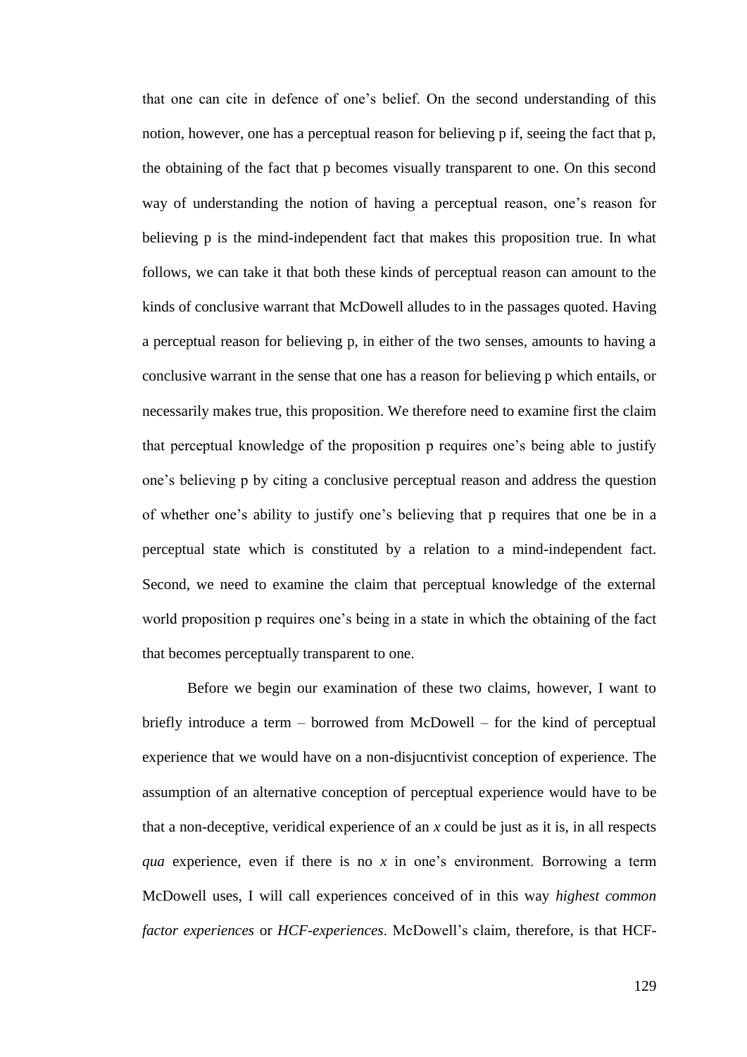that one can cite in defence of one's belief. On the second understanding of this notion, however, one has a perceptual reason for believing p if, seeing the fact that p, the obtaining of the fact that p becomes visually transparent to one. On this second way of understanding the notion of having a perceptual reason, one's reason for believing p is the mind-independent fact that makes this proposition true. In what follows, we can take it that both these kinds of perceptual reason can amount to the kinds of conclusive warrant that McDowell alludes to in the passages quoted. Having a perceptual reason for believing p, in either of the two senses, amounts to having a conclusive warrant in the sense that one has a reason for believing p which entails, or necessarily makes true, this proposition. We therefore need to examine first the claim that perceptual knowledge of the proposition p requires one's being able to justify one's believing p by citing a conclusive perceptual reason and address the question of whether one's ability to justify one's believing that p requires that one be in a perceptual state which is constituted by a relation to a mind-independent fact. Second, we need to examine the claim that perceptual knowledge of the external world proposition p requires one's being in a state in which the obtaining of the fact that becomes perceptually transparent to one.

Before we begin our examination of these two claims, however, I want to briefly introduce a term – borrowed from McDowell – for the kind of perceptual experience that we would have on a non-disjucntivist conception of experience. The assumption of an alternative conception of perceptual experience would have to be that a non-deceptive, veridical experience of an *x* could be just as it is, in all respects *qua* experience, even if there is no *x* in one's environment. Borrowing a term McDowell uses, I will call experiences conceived of in this way *highest common factor experiences* or *HCF-experiences*. McDowell's claim, therefore, is that HCF-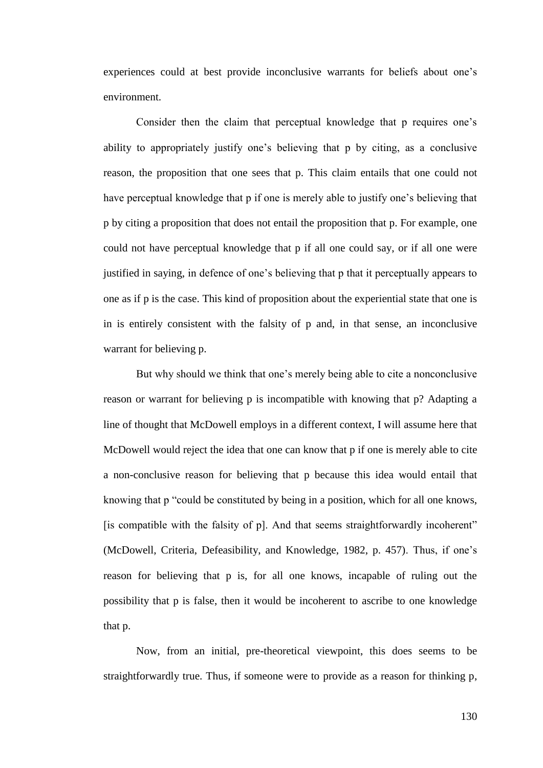experiences could at best provide inconclusive warrants for beliefs about one's environment.

Consider then the claim that perceptual knowledge that p requires one's ability to appropriately justify one's believing that p by citing, as a conclusive reason, the proposition that one sees that p. This claim entails that one could not have perceptual knowledge that p if one is merely able to justify one's believing that p by citing a proposition that does not entail the proposition that p. For example, one could not have perceptual knowledge that p if all one could say, or if all one were justified in saying, in defence of one's believing that p that it perceptually appears to one as if p is the case. This kind of proposition about the experiential state that one is in is entirely consistent with the falsity of p and, in that sense, an inconclusive warrant for believing p.

But why should we think that one's merely being able to cite a nonconclusive reason or warrant for believing p is incompatible with knowing that p? Adapting a line of thought that McDowell employs in a different context, I will assume here that McDowell would reject the idea that one can know that p if one is merely able to cite a non-conclusive reason for believing that p because this idea would entail that knowing that p "could be constituted by being in a position, which for all one knows, [is compatible with the falsity of p]. And that seems straightforwardly incoherent" (McDowell, Criteria, Defeasibility, and Knowledge, 1982, p. 457). Thus, if one's reason for believing that p is, for all one knows, incapable of ruling out the possibility that p is false, then it would be incoherent to ascribe to one knowledge that p.

Now, from an initial, pre-theoretical viewpoint, this does seems to be straightforwardly true. Thus, if someone were to provide as a reason for thinking p,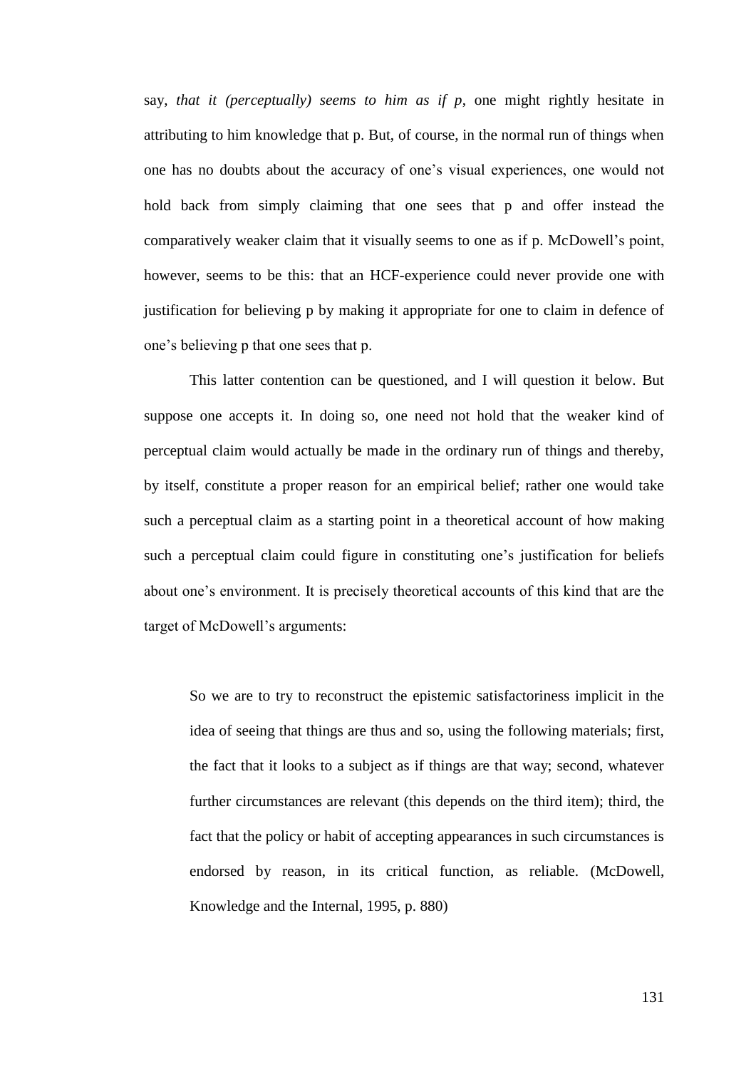say, *that it (perceptually) seems to him as if p*, one might rightly hesitate in attributing to him knowledge that p. But, of course, in the normal run of things when one has no doubts about the accuracy of one's visual experiences, one would not hold back from simply claiming that one sees that p and offer instead the comparatively weaker claim that it visually seems to one as if p. McDowell's point, however, seems to be this: that an HCF-experience could never provide one with justification for believing p by making it appropriate for one to claim in defence of one's believing p that one sees that p.

This latter contention can be questioned, and I will question it below. But suppose one accepts it. In doing so, one need not hold that the weaker kind of perceptual claim would actually be made in the ordinary run of things and thereby, by itself, constitute a proper reason for an empirical belief; rather one would take such a perceptual claim as a starting point in a theoretical account of how making such a perceptual claim could figure in constituting one's justification for beliefs about one's environment. It is precisely theoretical accounts of this kind that are the target of McDowell's arguments:

> So we are to try to reconstruct the epistemic satisfactoriness implicit in the idea of seeing that things are thus and so, using the following materials; first, the fact that it looks to a subject as if things are that way; second, whatever further circumstances are relevant (this depends on the third item); third, the fact that the policy or habit of accepting appearances in such circumstances is endorsed by reason, in its critical function, as reliable. (McDowell, Knowledge and the Internal, 1995, p. 880)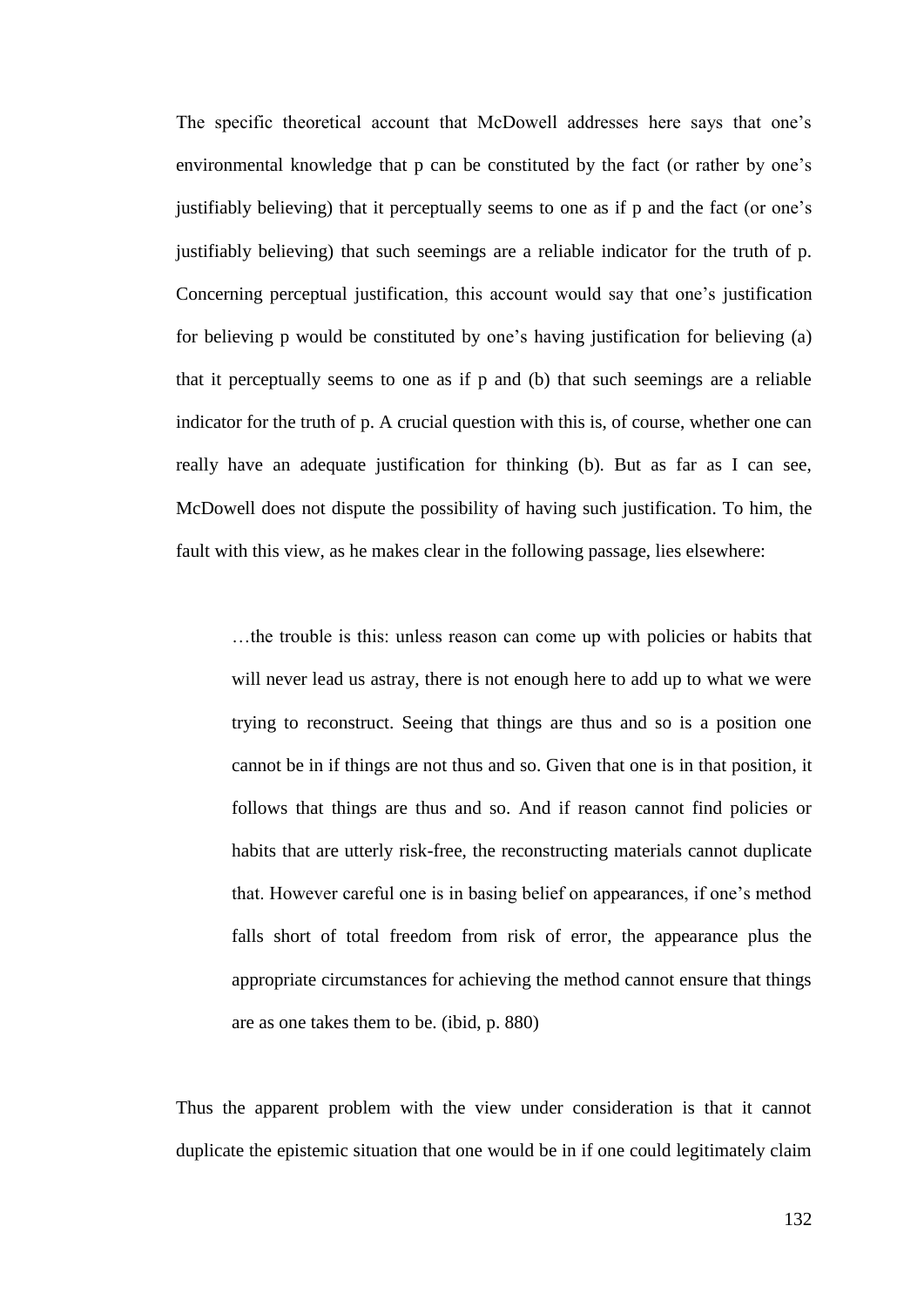The specific theoretical account that McDowell addresses here says that one's environmental knowledge that p can be constituted by the fact (or rather by one's justifiably believing) that it perceptually seems to one as if p and the fact (or one's justifiably believing) that such seemings are a reliable indicator for the truth of p. Concerning perceptual justification, this account would say that one's justification for believing p would be constituted by one's having justification for believing (a) that it perceptually seems to one as if p and (b) that such seemings are a reliable indicator for the truth of p. A crucial question with this is, of course, whether one can really have an adequate justification for thinking (b). But as far as I can see, McDowell does not dispute the possibility of having such justification. To him, the fault with this view, as he makes clear in the following passage, lies elsewhere:

> …the trouble is this: unless reason can come up with policies or habits that will never lead us astray, there is not enough here to add up to what we were trying to reconstruct. Seeing that things are thus and so is a position one cannot be in if things are not thus and so. Given that one is in that position, it follows that things are thus and so. And if reason cannot find policies or habits that are utterly risk-free, the reconstructing materials cannot duplicate that. However careful one is in basing belief on appearances, if one's method falls short of total freedom from risk of error, the appearance plus the appropriate circumstances for achieving the method cannot ensure that things are as one takes them to be. (ibid, p. 880)

Thus the apparent problem with the view under consideration is that it cannot duplicate the epistemic situation that one would be in if one could legitimately claim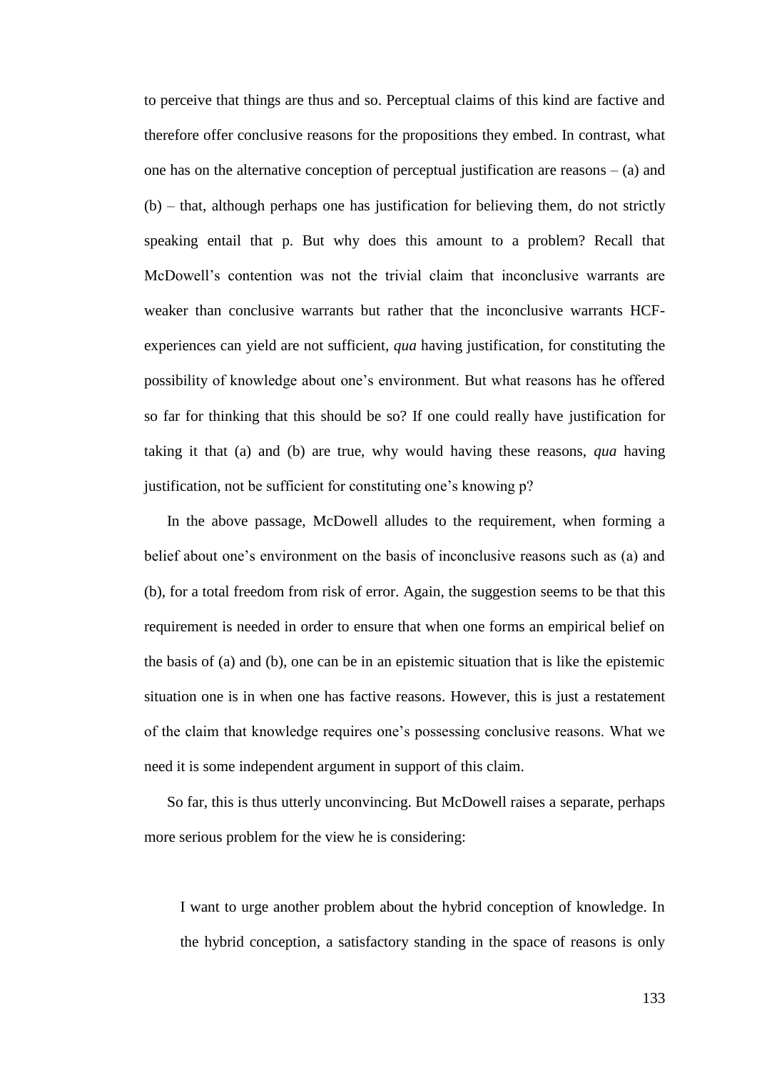to perceive that things are thus and so. Perceptual claims of this kind are factive and therefore offer conclusive reasons for the propositions they embed. In contrast, what one has on the alternative conception of perceptual justification are reasons – (a) and (b) – that, although perhaps one has justification for believing them, do not strictly speaking entail that p. But why does this amount to a problem? Recall that McDowell's contention was not the trivial claim that inconclusive warrants are weaker than conclusive warrants but rather that the inconclusive warrants HCF-experiences can yield are not sufficient, *qua* having justification, for constituting the possibility of knowledge about one's environment. But what reasons has he offered so far for thinking that this should be so? If one could really have justification for taking it that (a) and (b) are true, why would having these reasons, *qua* having justification, not be sufficient for constituting one's knowing p?

In the above passage, McDowell alludes to the requirement, when forming a belief about one's environment on the basis of inconclusive reasons such as (a) and (b), for a total freedom from risk of error. Again, the suggestion seems to be that this requirement is needed in order to ensure that when one forms an empirical belief on the basis of (a) and (b), one can be in an epistemic situation that is like the epistemic situation one is in when one has factive reasons. However, this is just a restatement of the claim that knowledge requires one's possessing conclusive reasons. What we need it is some independent argument in support of this claim.

So far, this is thus utterly unconvincing. But McDowell raises a separate, perhaps more serious problem for the view he is considering:

> I want to urge another problem about the hybrid conception of knowledge. In the hybrid conception, a satisfactory standing in the space of reasons is only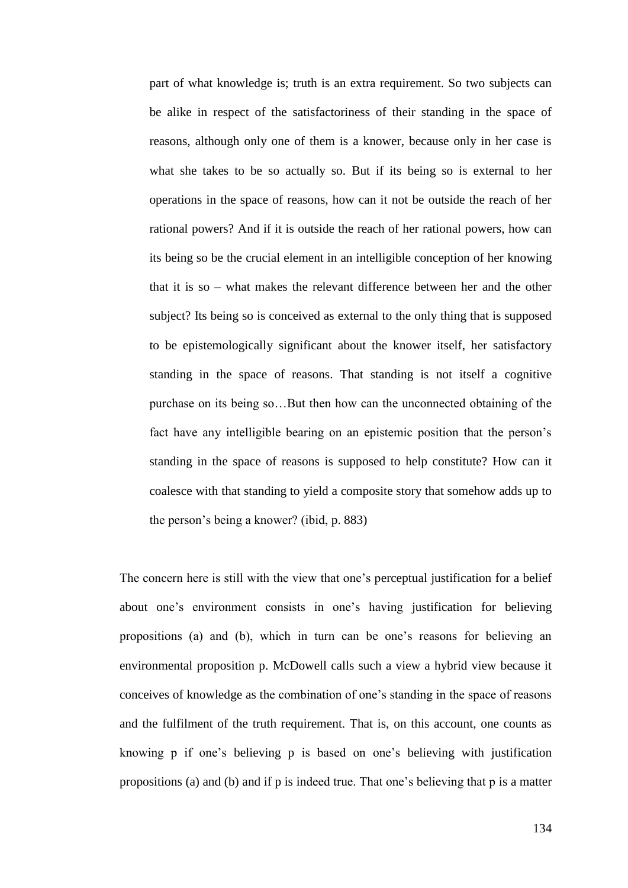> part of what knowledge is; truth is an extra requirement. So two subjects can be alike in respect of the satisfactoriness of their standing in the space of reasons, although only one of them is a knower, because only in her case is what she takes to be so actually so. But if its being so is external to her operations in the space of reasons, how can it not be outside the reach of her rational powers? And if it is outside the reach of her rational powers, how can its being so be the crucial element in an intelligible conception of her knowing that it is so – what makes the relevant difference between her and the other subject? Its being so is conceived as external to the only thing that is supposed to be epistemologically significant about the knower itself, her satisfactory standing in the space of reasons. That standing is not itself a cognitive purchase on its being so…But then how can the unconnected obtaining of the fact have any intelligible bearing on an epistemic position that the person's standing in the space of reasons is supposed to help constitute? How can it coalesce with that standing to yield a composite story that somehow adds up to the person's being a knower? (ibid, p. 883)

The concern here is still with the view that one's perceptual justification for a belief about one's environment consists in one's having justification for believing propositions (a) and (b), which in turn can be one's reasons for believing an environmental proposition p. McDowell calls such a view a hybrid view because it conceives of knowledge as the combination of one's standing in the space of reasons and the fulfilment of the truth requirement. That is, on this account, one counts as knowing p if one's believing p is based on one's believing with justification propositions (a) and (b) and if p is indeed true. That one's believing that p is a matter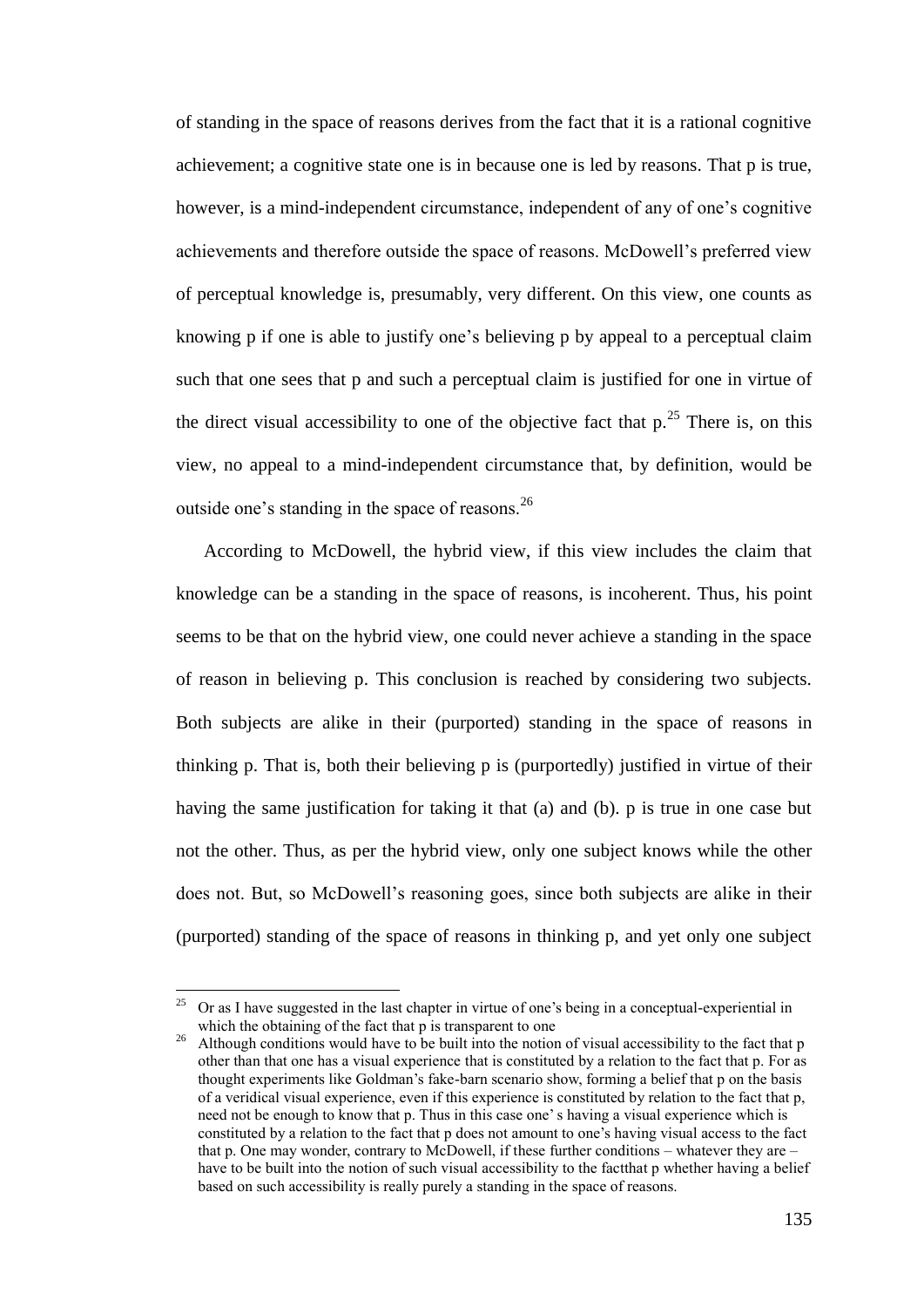of standing in the space of reasons derives from the fact that it is a rational cognitive achievement; a cognitive state one is in because one is led by reasons. That p is true, however, is a mind-independent circumstance, independent of any of one's cognitive achievements and therefore outside the space of reasons. McDowell's preferred view of perceptual knowledge is, presumably, very different. On this view, one counts as knowing p if one is able to justify one's believing p by appeal to a perceptual claim such that one sees that p and such a perceptual claim is justified for one in virtue of the direct visual accessibility to one of the objective fact that p.[25] There is, on this view, no appeal to a mind-independent circumstance that, by definition, would be outside one's standing in the space of reasons.[26]

According to McDowell, the hybrid view, if this view includes the claim that knowledge can be a standing in the space of reasons, is incoherent. Thus, his point seems to be that on the hybrid view, one could never achieve a standing in the space of reason in believing p. This conclusion is reached by considering two subjects. Both subjects are alike in their (purported) standing in the space of reasons in thinking p. That is, both their believing p is (purportedly) justified in virtue of their having the same justification for taking it that (a) and (b). p is true in one case but not the other. Thus, as per the hybrid view, only one subject knows while the other does not. But, so McDowell's reasoning goes, since both subjects are alike in their (purported) standing of the space of reasons in thinking p, and yet only one subject

---

[25] Or as I have suggested in the last chapter in virtue of one's being in a conceptual-experiential in which the obtaining of the fact that p is transparent to one

[26] Although conditions would have to be built into the notion of visual accessibility to the fact that p other than that one has a visual experience that is constituted by a relation to the fact that p. For as thought experiments like Goldman's fake-barn scenario show, forming a belief that p on the basis of a veridical visual experience, even if this experience is constituted by relation to the fact that p, need not be enough to know that p. Thus in this case one' s having a visual experience which is constituted by a relation to the fact that p does not amount to one's having visual access to the fact that p. One may wonder, contrary to McDowell, if these further conditions – whatever they are – have to be built into the notion of such visual accessibility to the factthat p whether having a belief based on such accessibility is really purely a standing in the space of reasons.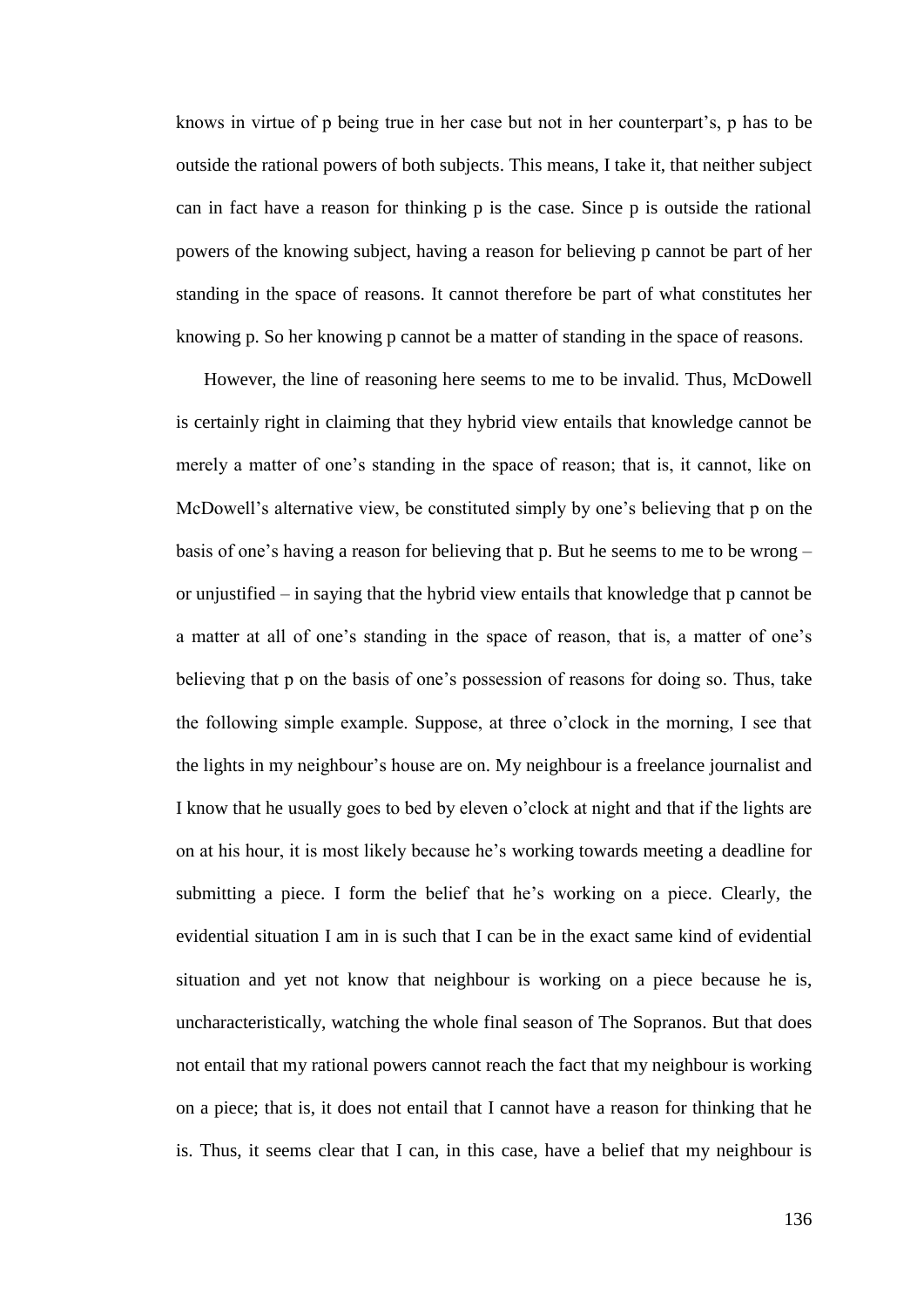knows in virtue of p being true in her case but not in her counterpart's, p has to be outside the rational powers of both subjects. This means, I take it, that neither subject can in fact have a reason for thinking p is the case. Since p is outside the rational powers of the knowing subject, having a reason for believing p cannot be part of her standing in the space of reasons. It cannot therefore be part of what constitutes her knowing p. So her knowing p cannot be a matter of standing in the space of reasons.

However, the line of reasoning here seems to me to be invalid. Thus, McDowell is certainly right in claiming that they hybrid view entails that knowledge cannot be merely a matter of one's standing in the space of reason; that is, it cannot, like on McDowell's alternative view, be constituted simply by one's believing that p on the basis of one's having a reason for believing that p. But he seems to me to be wrong – or unjustified – in saying that the hybrid view entails that knowledge that p cannot be a matter at all of one's standing in the space of reason, that is, a matter of one's believing that p on the basis of one's possession of reasons for doing so. Thus, take the following simple example. Suppose, at three o'clock in the morning, I see that the lights in my neighbour's house are on. My neighbour is a freelance journalist and I know that he usually goes to bed by eleven o'clock at night and that if the lights are on at his hour, it is most likely because he's working towards meeting a deadline for submitting a piece. I form the belief that he's working on a piece. Clearly, the evidential situation I am in is such that I can be in the exact same kind of evidential situation and yet not know that neighbour is working on a piece because he is, uncharacteristically, watching the whole final season of The Sopranos. But that does not entail that my rational powers cannot reach the fact that my neighbour is working on a piece; that is, it does not entail that I cannot have a reason for thinking that he is. Thus, it seems clear that I can, in this case, have a belief that my neighbour is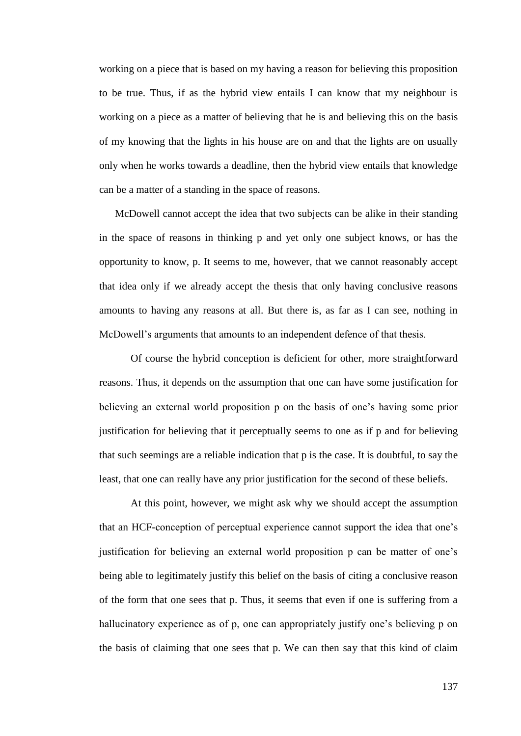working on a piece that is based on my having a reason for believing this proposition to be true. Thus, if as the hybrid view entails I can know that my neighbour is working on a piece as a matter of believing that he is and believing this on the basis of my knowing that the lights in his house are on and that the lights are on usually only when he works towards a deadline, then the hybrid view entails that knowledge can be a matter of a standing in the space of reasons.

McDowell cannot accept the idea that two subjects can be alike in their standing in the space of reasons in thinking p and yet only one subject knows, or has the opportunity to know, p. It seems to me, however, that we cannot reasonably accept that idea only if we already accept the thesis that only having conclusive reasons amounts to having any reasons at all. But there is, as far as I can see, nothing in McDowell's arguments that amounts to an independent defence of that thesis.

Of course the hybrid conception is deficient for other, more straightforward reasons. Thus, it depends on the assumption that one can have some justification for believing an external world proposition p on the basis of one's having some prior justification for believing that it perceptually seems to one as if p and for believing that such seemings are a reliable indication that p is the case. It is doubtful, to say the least, that one can really have any prior justification for the second of these beliefs.

At this point, however, we might ask why we should accept the assumption that an HCF-conception of perceptual experience cannot support the idea that one's justification for believing an external world proposition p can be matter of one's being able to legitimately justify this belief on the basis of citing a conclusive reason of the form that one sees that p. Thus, it seems that even if one is suffering from a hallucinatory experience as of p, one can appropriately justify one's believing p on the basis of claiming that one sees that p. We can then say that this kind of claim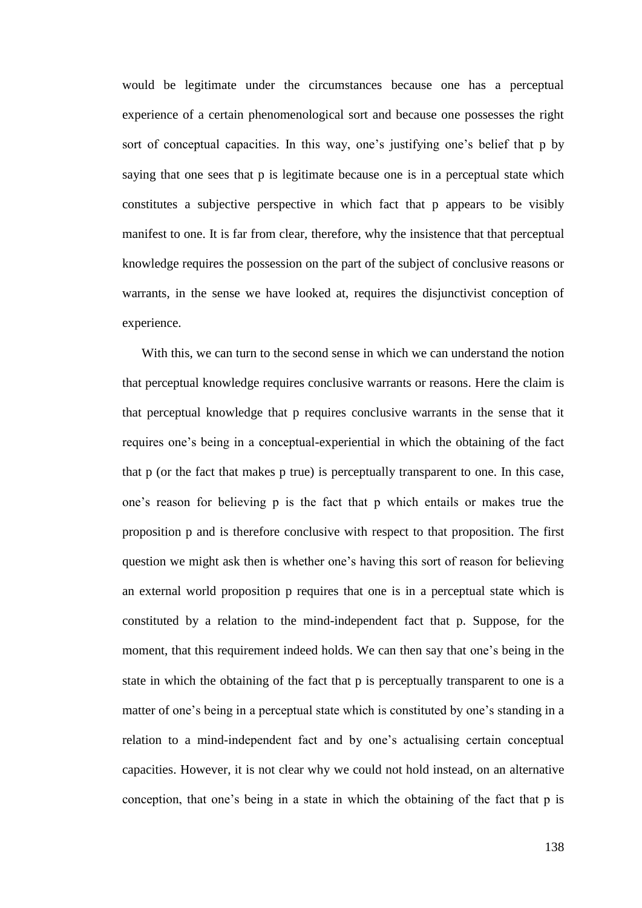would be legitimate under the circumstances because one has a perceptual experience of a certain phenomenological sort and because one possesses the right sort of conceptual capacities. In this way, one's justifying one's belief that p by saying that one sees that p is legitimate because one is in a perceptual state which constitutes a subjective perspective in which fact that p appears to be visibly manifest to one. It is far from clear, therefore, why the insistence that that perceptual knowledge requires the possession on the part of the subject of conclusive reasons or warrants, in the sense we have looked at, requires the disjunctivist conception of experience.

With this, we can turn to the second sense in which we can understand the notion that perceptual knowledge requires conclusive warrants or reasons. Here the claim is that perceptual knowledge that p requires conclusive warrants in the sense that it requires one's being in a conceptual-experiential in which the obtaining of the fact that p (or the fact that makes p true) is perceptually transparent to one. In this case, one's reason for believing p is the fact that p which entails or makes true the proposition p and is therefore conclusive with respect to that proposition. The first question we might ask then is whether one's having this sort of reason for believing an external world proposition p requires that one is in a perceptual state which is constituted by a relation to the mind-independent fact that p. Suppose, for the moment, that this requirement indeed holds. We can then say that one's being in the state in which the obtaining of the fact that p is perceptually transparent to one is a matter of one's being in a perceptual state which is constituted by one's standing in a relation to a mind-independent fact and by one's actualising certain conceptual capacities. However, it is not clear why we could not hold instead, on an alternative conception, that one's being in a state in which the obtaining of the fact that p is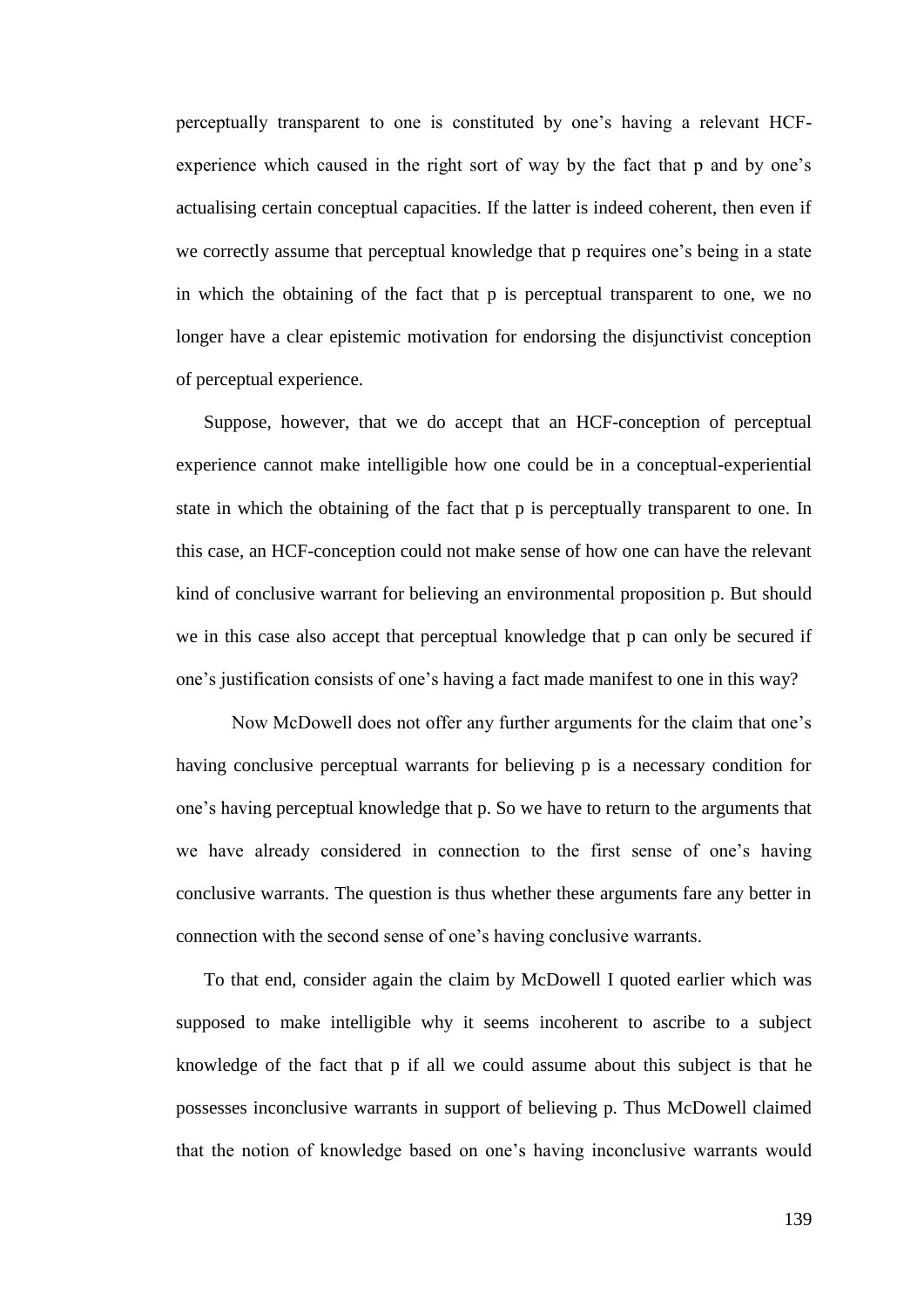perceptually transparent to one is constituted by one's having a relevant HCF-experience which caused in the right sort of way by the fact that p and by one's actualising certain conceptual capacities. If the latter is indeed coherent, then even if we correctly assume that perceptual knowledge that p requires one's being in a state in which the obtaining of the fact that p is perceptual transparent to one, we no longer have a clear epistemic motivation for endorsing the disjunctivist conception of perceptual experience.

Suppose, however, that we do accept that an HCF-conception of perceptual experience cannot make intelligible how one could be in a conceptual-experiential state in which the obtaining of the fact that p is perceptually transparent to one. In this case, an HCF-conception could not make sense of how one can have the relevant kind of conclusive warrant for believing an environmental proposition p. But should we in this case also accept that perceptual knowledge that p can only be secured if one's justification consists of one's having a fact made manifest to one in this way?

Now McDowell does not offer any further arguments for the claim that one's having conclusive perceptual warrants for believing p is a necessary condition for one's having perceptual knowledge that p. So we have to return to the arguments that we have already considered in connection to the first sense of one's having conclusive warrants. The question is thus whether these arguments fare any better in connection with the second sense of one's having conclusive warrants.

To that end, consider again the claim by McDowell I quoted earlier which was supposed to make intelligible why it seems incoherent to ascribe to a subject knowledge of the fact that p if all we could assume about this subject is that he possesses inconclusive warrants in support of believing p. Thus McDowell claimed that the notion of knowledge based on one's having inconclusive warrants would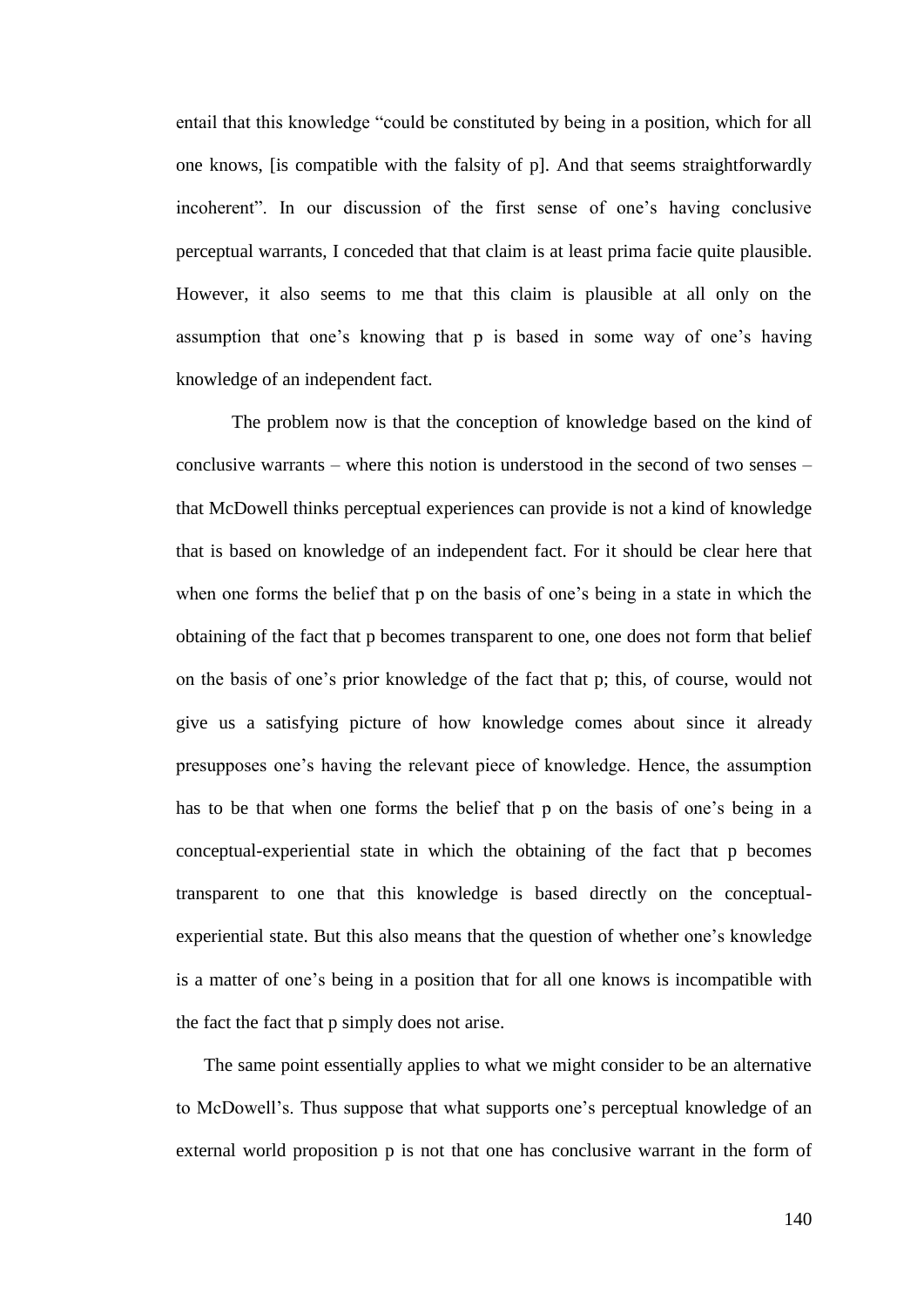entail that this knowledge "could be constituted by being in a position, which for all one knows, [is compatible with the falsity of p]. And that seems straightforwardly incoherent". In our discussion of the first sense of one's having conclusive perceptual warrants, I conceded that that claim is at least prima facie quite plausible. However, it also seems to me that this claim is plausible at all only on the assumption that one's knowing that p is based in some way of one's having knowledge of an independent fact.

The problem now is that the conception of knowledge based on the kind of conclusive warrants – where this notion is understood in the second of two senses – that McDowell thinks perceptual experiences can provide is not a kind of knowledge that is based on knowledge of an independent fact. For it should be clear here that when one forms the belief that p on the basis of one's being in a state in which the obtaining of the fact that p becomes transparent to one, one does not form that belief on the basis of one's prior knowledge of the fact that p; this, of course, would not give us a satisfying picture of how knowledge comes about since it already presupposes one's having the relevant piece of knowledge. Hence, the assumption has to be that when one forms the belief that p on the basis of one's being in a conceptual-experiential state in which the obtaining of the fact that p becomes transparent to one that this knowledge is based directly on the conceptual-experiential state. But this also means that the question of whether one's knowledge is a matter of one's being in a position that for all one knows is incompatible with the fact the fact that p simply does not arise.

The same point essentially applies to what we might consider to be an alternative to McDowell's. Thus suppose that what supports one's perceptual knowledge of an external world proposition p is not that one has conclusive warrant in the form of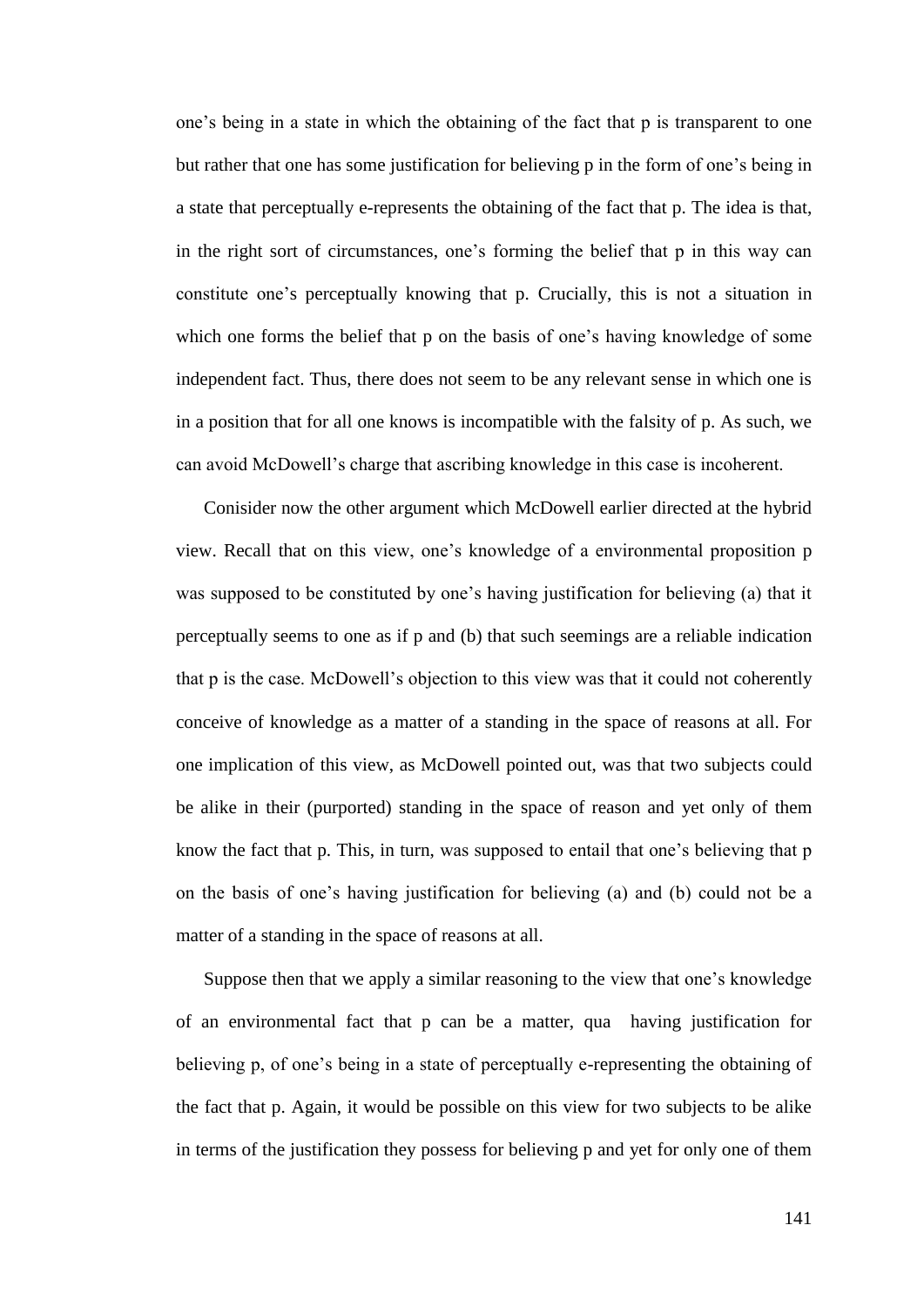one's being in a state in which the obtaining of the fact that p is transparent to one but rather that one has some justification for believing p in the form of one's being in a state that perceptually e-represents the obtaining of the fact that p. The idea is that, in the right sort of circumstances, one's forming the belief that p in this way can constitute one's perceptually knowing that p. Crucially, this is not a situation in which one forms the belief that p on the basis of one's having knowledge of some independent fact. Thus, there does not seem to be any relevant sense in which one is in a position that for all one knows is incompatible with the falsity of p. As such, we can avoid McDowell's charge that ascribing knowledge in this case is incoherent.

Conisider now the other argument which McDowell earlier directed at the hybrid view. Recall that on this view, one's knowledge of a environmental proposition p was supposed to be constituted by one's having justification for believing (a) that it perceptually seems to one as if p and (b) that such seemings are a reliable indication that p is the case. McDowell's objection to this view was that it could not coherently conceive of knowledge as a matter of a standing in the space of reasons at all. For one implication of this view, as McDowell pointed out, was that two subjects could be alike in their (purported) standing in the space of reason and yet only of them know the fact that p. This, in turn, was supposed to entail that one's believing that p on the basis of one's having justification for believing (a) and (b) could not be a matter of a standing in the space of reasons at all.

Suppose then that we apply a similar reasoning to the view that one's knowledge of an environmental fact that p can be a matter, qua having justification for believing p, of one's being in a state of perceptually e-representing the obtaining of the fact that p. Again, it would be possible on this view for two subjects to be alike in terms of the justification they possess for believing p and yet for only one of them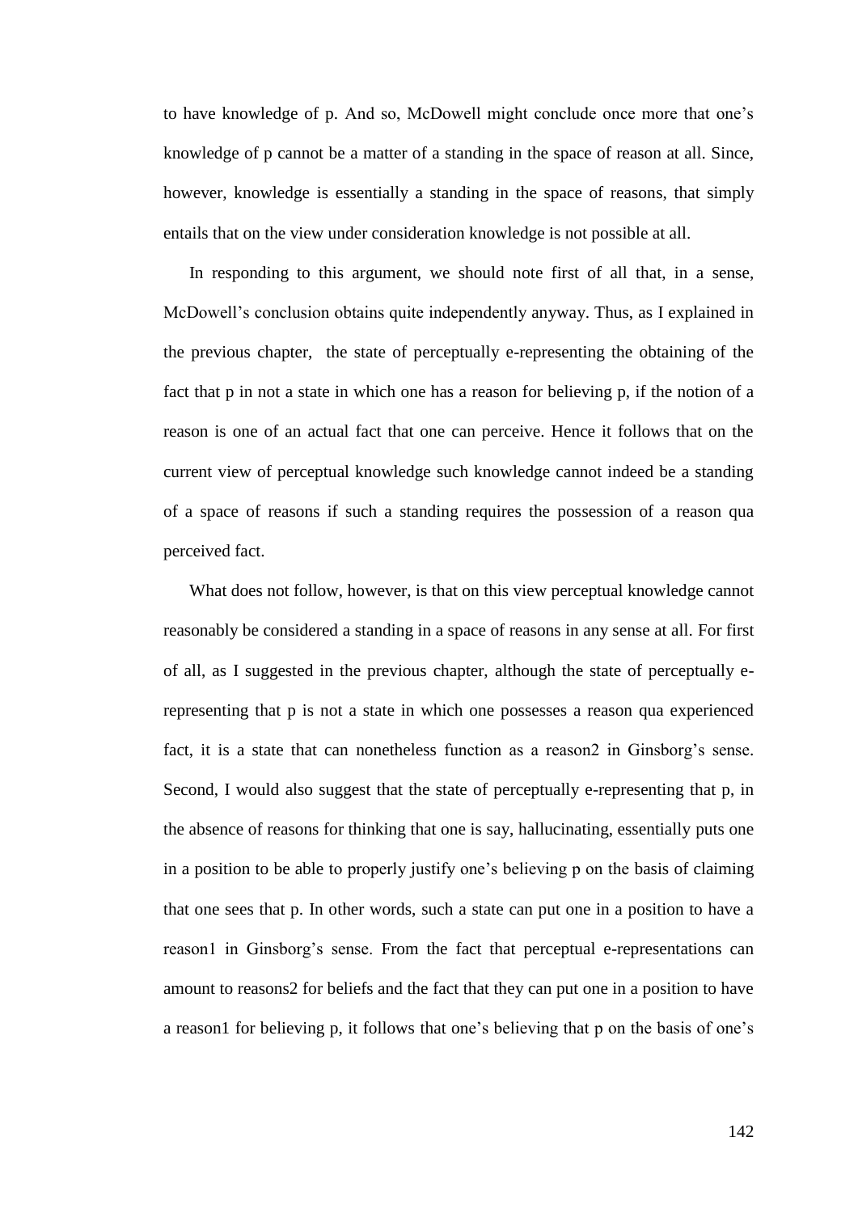to have knowledge of p. And so, McDowell might conclude once more that one's knowledge of p cannot be a matter of a standing in the space of reason at all. Since, however, knowledge is essentially a standing in the space of reasons, that simply entails that on the view under consideration knowledge is not possible at all.

In responding to this argument, we should note first of all that, in a sense, McDowell's conclusion obtains quite independently anyway. Thus, as I explained in the previous chapter, the state of perceptually e-representing the obtaining of the fact that p in not a state in which one has a reason for believing p, if the notion of a reason is one of an actual fact that one can perceive. Hence it follows that on the current view of perceptual knowledge such knowledge cannot indeed be a standing of a space of reasons if such a standing requires the possession of a reason qua perceived fact.

What does not follow, however, is that on this view perceptual knowledge cannot reasonably be considered a standing in a space of reasons in any sense at all. For first of all, as I suggested in the previous chapter, although the state of perceptually e-representing that p is not a state in which one possesses a reason qua experienced fact, it is a state that can nonetheless function as a reason2 in Ginsborg's sense. Second, I would also suggest that the state of perceptually e-representing that p, in the absence of reasons for thinking that one is say, hallucinating, essentially puts one in a position to be able to properly justify one's believing p on the basis of claiming that one sees that p. In other words, such a state can put one in a position to have a reason1 in Ginsborg's sense. From the fact that perceptual e-representations can amount to reasons2 for beliefs and the fact that they can put one in a position to have a reason1 for believing p, it follows that one's believing that p on the basis of one's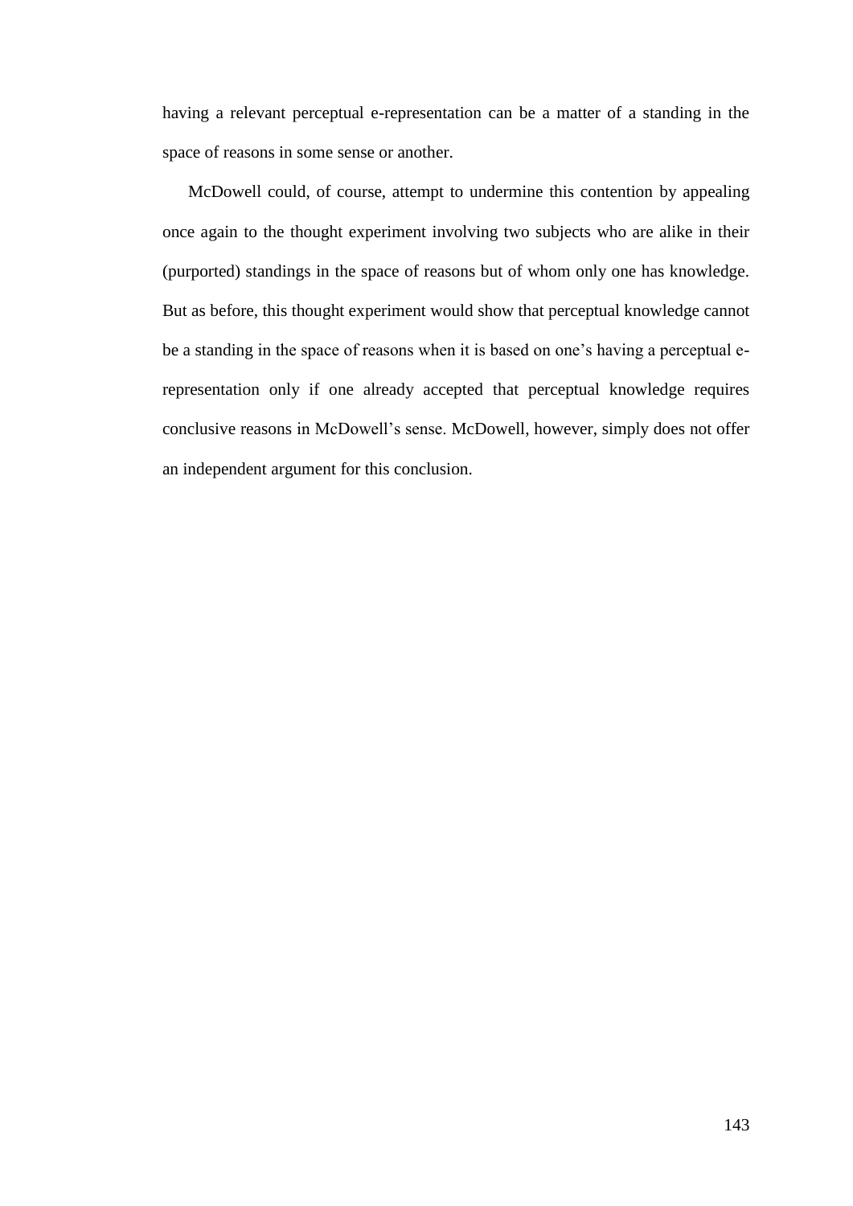having a relevant perceptual e-representation can be a matter of a standing in the space of reasons in some sense or another.

McDowell could, of course, attempt to undermine this contention by appealing once again to the thought experiment involving two subjects who are alike in their (purported) standings in the space of reasons but of whom only one has knowledge. But as before, this thought experiment would show that perceptual knowledge cannot be a standing in the space of reasons when it is based on one's having a perceptual e-representation only if one already accepted that perceptual knowledge requires conclusive reasons in McDowell's sense. McDowell, however, simply does not offer an independent argument for this conclusion.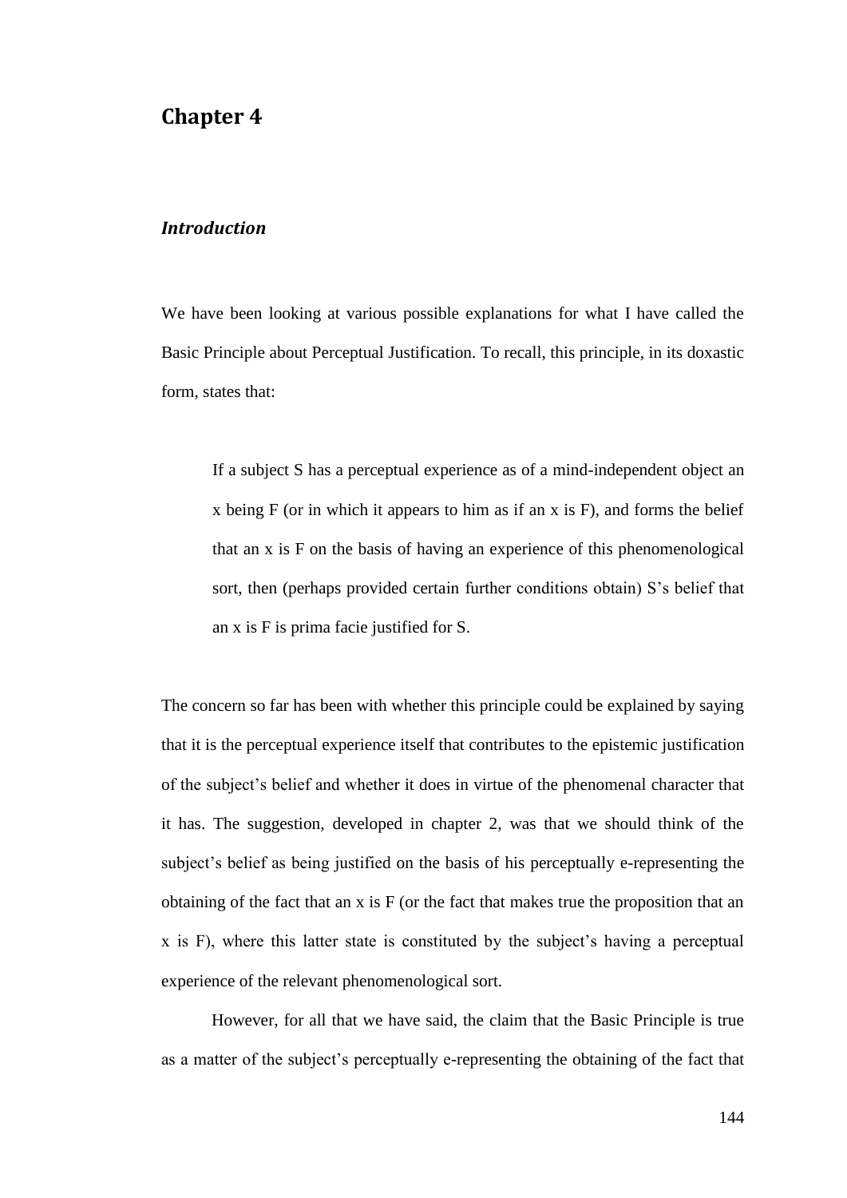# Chapter 4

### *Introduction*

We have been looking at various possible explanations for what I have called the Basic Principle about Perceptual Justification. To recall, this principle, in its doxastic form, states that:

> If a subject S has a perceptual experience as of a mind-independent object an x being F (or in which it appears to him as if an x is F), and forms the belief that an x is F on the basis of having an experience of this phenomenological sort, then (perhaps provided certain further conditions obtain) S's belief that an x is F is prima facie justified for S.

The concern so far has been with whether this principle could be explained by saying that it is the perceptual experience itself that contributes to the epistemic justification of the subject's belief and whether it does in virtue of the phenomenal character that it has. The suggestion, developed in chapter 2, was that we should think of the subject's belief as being justified on the basis of his perceptually e-representing the obtaining of the fact that an x is F (or the fact that makes true the proposition that an x is F), where this latter state is constituted by the subject's having a perceptual experience of the relevant phenomenological sort.

However, for all that we have said, the claim that the Basic Principle is true as a matter of the subject's perceptually e-representing the obtaining of the fact that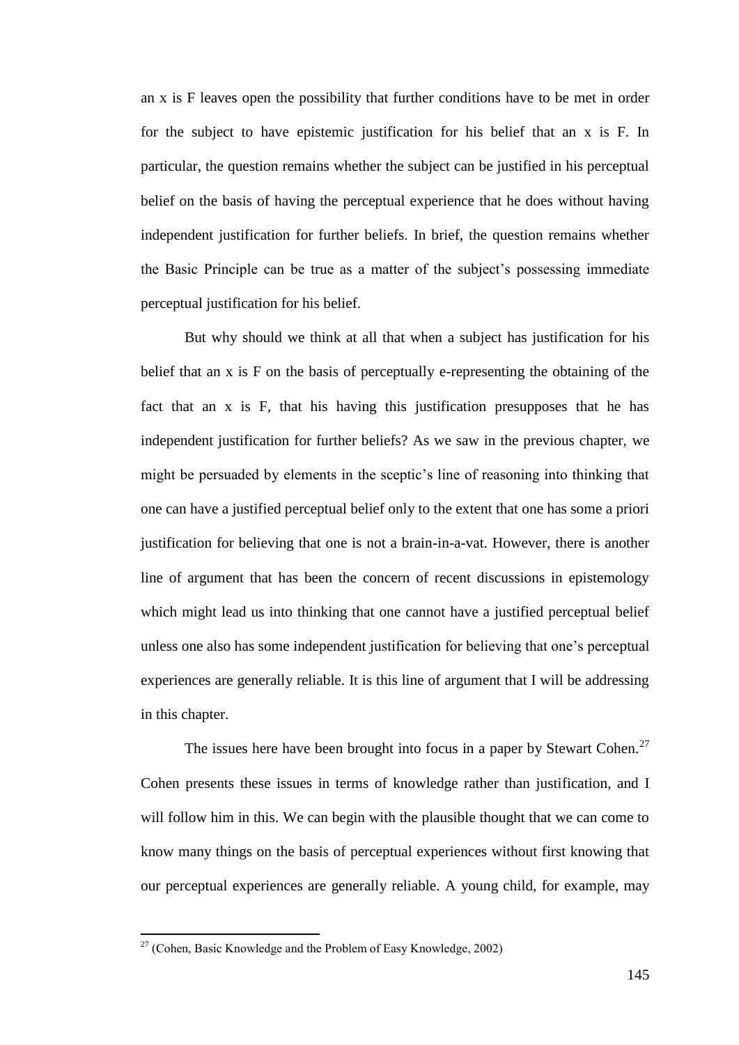an x is F leaves open the possibility that further conditions have to be met in order for the subject to have epistemic justification for his belief that an x is F. In particular, the question remains whether the subject can be justified in his perceptual belief on the basis of having the perceptual experience that he does without having independent justification for further beliefs. In brief, the question remains whether the Basic Principle can be true as a matter of the subject's possessing immediate perceptual justification for his belief.

But why should we think at all that when a subject has justification for his belief that an x is F on the basis of perceptually e-representing the obtaining of the fact that an x is F, that his having this justification presupposes that he has independent justification for further beliefs? As we saw in the previous chapter, we might be persuaded by elements in the sceptic's line of reasoning into thinking that one can have a justified perceptual belief only to the extent that one has some a priori justification for believing that one is not a brain-in-a-vat. However, there is another line of argument that has been the concern of recent discussions in epistemology which might lead us into thinking that one cannot have a justified perceptual belief unless one also has some independent justification for believing that one's perceptual experiences are generally reliable. It is this line of argument that I will be addressing in this chapter.

The issues here have been brought into focus in a paper by Stewart Cohen.[27] Cohen presents these issues in terms of knowledge rather than justification, and I will follow him in this. We can begin with the plausible thought that we can come to know many things on the basis of perceptual experiences without first knowing that our perceptual experiences are generally reliable. A young child, for example, may

[27] (Cohen, Basic Knowledge and the Problem of Easy Knowledge, 2002)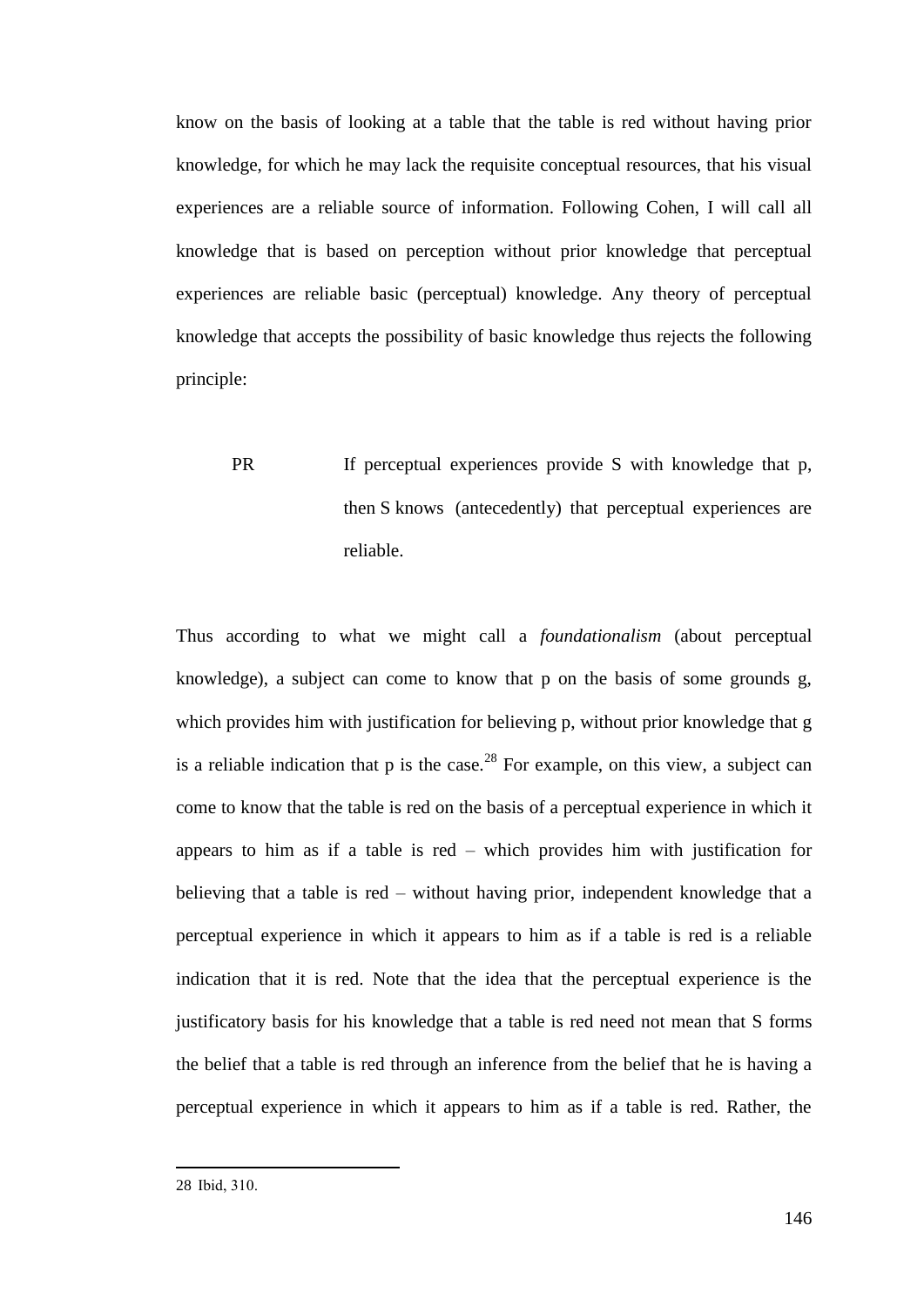know on the basis of looking at a table that the table is red without having prior knowledge, for which he may lack the requisite conceptual resources, that his visual experiences are a reliable source of information. Following Cohen, I will call all knowledge that is based on perception without prior knowledge that perceptual experiences are reliable basic (perceptual) knowledge. Any theory of perceptual knowledge that accepts the possibility of basic knowledge thus rejects the following principle:

> PR If perceptual experiences provide S with knowledge that p, then S knows (antecedently) that perceptual experiences are reliable.

Thus according to what we might call a *foundationalism* (about perceptual knowledge), a subject can come to know that p on the basis of some grounds g, which provides him with justification for believing p, without prior knowledge that g is a reliable indication that p is the case.[28] For example, on this view, a subject can come to know that the table is red on the basis of a perceptual experience in which it appears to him as if a table is red – which provides him with justification for believing that a table is red – without having prior, independent knowledge that a perceptual experience in which it appears to him as if a table is red is a reliable indication that it is red. Note that the idea that the perceptual experience is the justificatory basis for his knowledge that a table is red need not mean that S forms the belief that a table is red through an inference from the belief that he is having a perceptual experience in which it appears to him as if a table is red. Rather, the

---

28 Ibid, 310.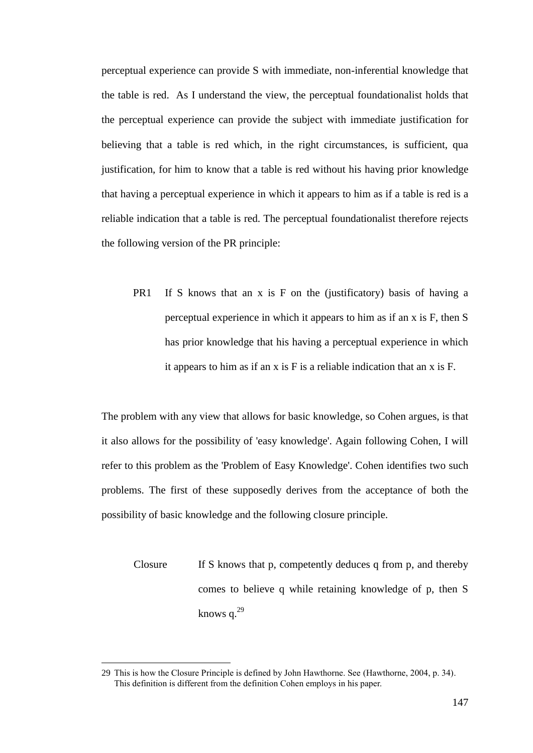perceptual experience can provide S with immediate, non-inferential knowledge that the table is red. As I understand the view, the perceptual foundationalist holds that the perceptual experience can provide the subject with immediate justification for believing that a table is red which, in the right circumstances, is sufficient, qua justification, for him to know that a table is red without his having prior knowledge that having a perceptual experience in which it appears to him as if a table is red is a reliable indication that a table is red. The perceptual foundationalist therefore rejects the following version of the PR principle:

> PR1 If S knows that an x is F on the (justificatory) basis of having a perceptual experience in which it appears to him as if an x is F, then S has prior knowledge that his having a perceptual experience in which it appears to him as if an x is F is a reliable indication that an x is F.

The problem with any view that allows for basic knowledge, so Cohen argues, is that it also allows for the possibility of 'easy knowledge'. Again following Cohen, I will refer to this problem as the 'Problem of Easy Knowledge'. Cohen identifies two such problems. The first of these supposedly derives from the acceptance of both the possibility of basic knowledge and the following closure principle.

> Closure If S knows that p, competently deduces q from p, and thereby comes to believe q while retaining knowledge of p, then S knows q.[29]

---

29 This is how the Closure Principle is defined by John Hawthorne. See (Hawthorne, 2004, p. 34). This definition is different from the definition Cohen employs in his paper.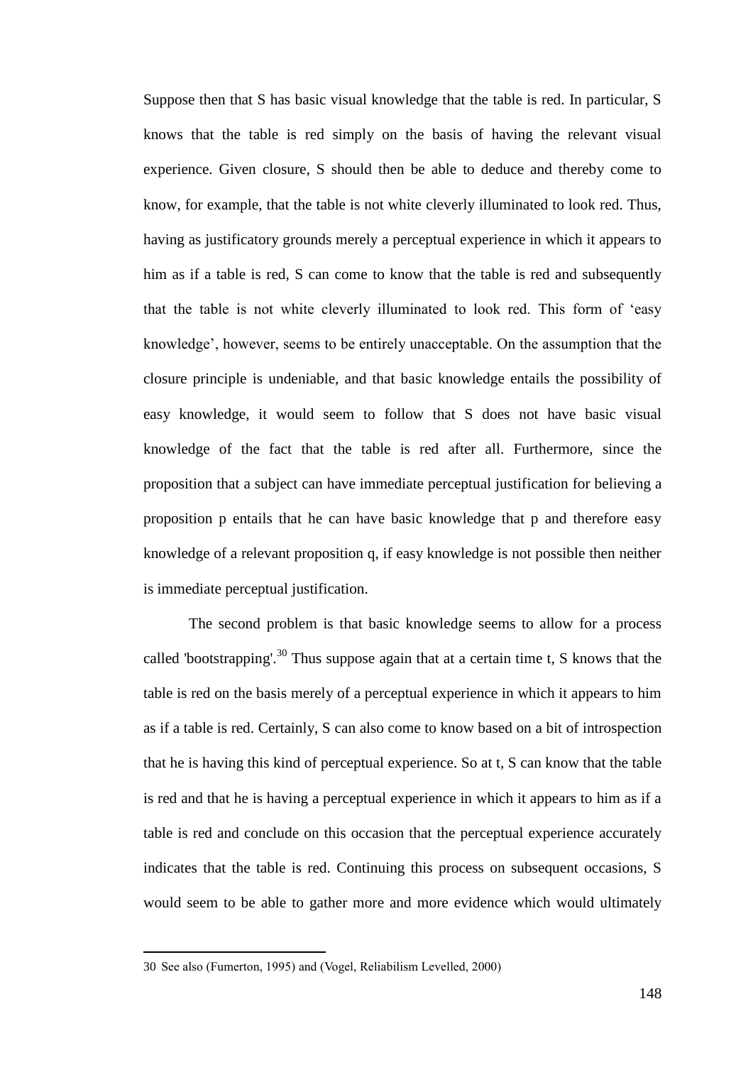Suppose then that S has basic visual knowledge that the table is red. In particular, S knows that the table is red simply on the basis of having the relevant visual experience. Given closure, S should then be able to deduce and thereby come to know, for example, that the table is not white cleverly illuminated to look red. Thus, having as justificatory grounds merely a perceptual experience in which it appears to him as if a table is red, S can come to know that the table is red and subsequently that the table is not white cleverly illuminated to look red. This form of 'easy knowledge', however, seems to be entirely unacceptable. On the assumption that the closure principle is undeniable, and that basic knowledge entails the possibility of easy knowledge, it would seem to follow that S does not have basic visual knowledge of the fact that the table is red after all. Furthermore, since the proposition that a subject can have immediate perceptual justification for believing a proposition p entails that he can have basic knowledge that p and therefore easy knowledge of a relevant proposition q, if easy knowledge is not possible then neither is immediate perceptual justification.

The second problem is that basic knowledge seems to allow for a process called 'bootstrapping'.[30] Thus suppose again that at a certain time t, S knows that the table is red on the basis merely of a perceptual experience in which it appears to him as if a table is red. Certainly, S can also come to know based on a bit of introspection that he is having this kind of perceptual experience. So at t, S can know that the table is red and that he is having a perceptual experience in which it appears to him as if a table is red and conclude on this occasion that the perceptual experience accurately indicates that the table is red. Continuing this process on subsequent occasions, S would seem to be able to gather more and more evidence which would ultimately

30 See also (Fumerton, 1995) and (Vogel, Reliabilism Levelled, 2000)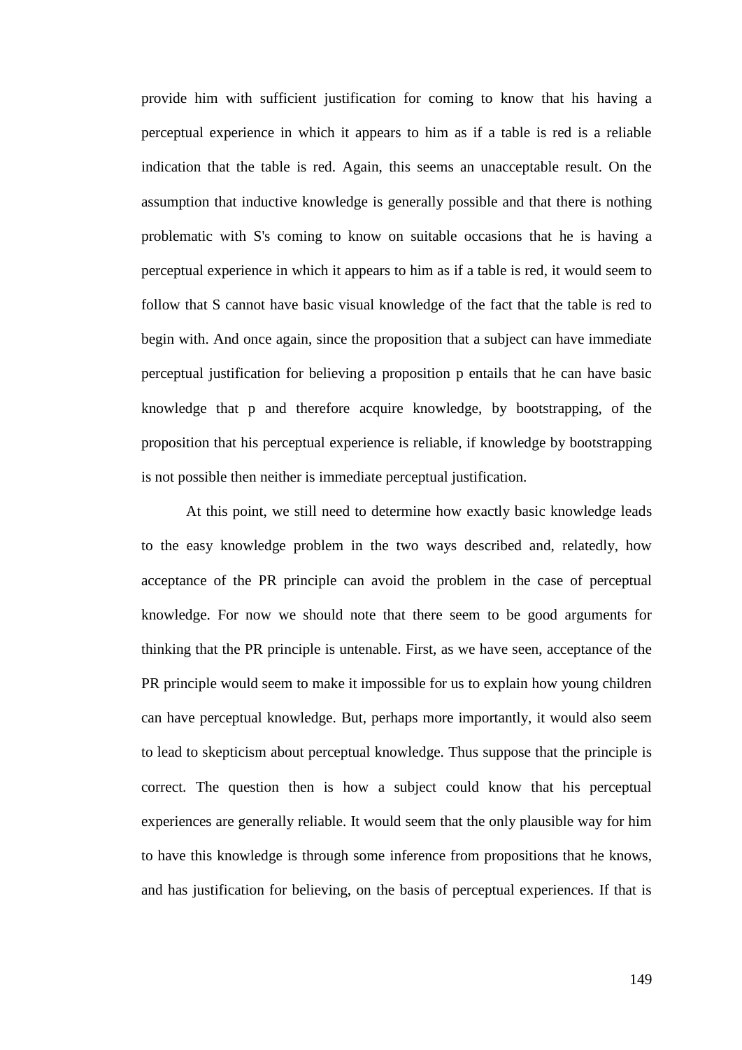provide him with sufficient justification for coming to know that his having a perceptual experience in which it appears to him as if a table is red is a reliable indication that the table is red. Again, this seems an unacceptable result. On the assumption that inductive knowledge is generally possible and that there is nothing problematic with S's coming to know on suitable occasions that he is having a perceptual experience in which it appears to him as if a table is red, it would seem to follow that S cannot have basic visual knowledge of the fact that the table is red to begin with. And once again, since the proposition that a subject can have immediate perceptual justification for believing a proposition p entails that he can have basic knowledge that p and therefore acquire knowledge, by bootstrapping, of the proposition that his perceptual experience is reliable, if knowledge by bootstrapping is not possible then neither is immediate perceptual justification.

At this point, we still need to determine how exactly basic knowledge leads to the easy knowledge problem in the two ways described and, relatedly, how acceptance of the PR principle can avoid the problem in the case of perceptual knowledge. For now we should note that there seem to be good arguments for thinking that the PR principle is untenable. First, as we have seen, acceptance of the PR principle would seem to make it impossible for us to explain how young children can have perceptual knowledge. But, perhaps more importantly, it would also seem to lead to skepticism about perceptual knowledge. Thus suppose that the principle is correct. The question then is how a subject could know that his perceptual experiences are generally reliable. It would seem that the only plausible way for him to have this knowledge is through some inference from propositions that he knows, and has justification for believing, on the basis of perceptual experiences. If that is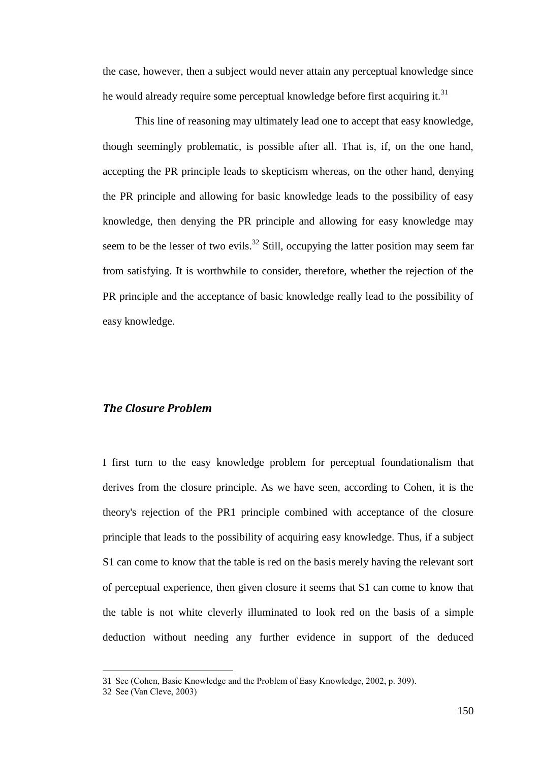the case, however, then a subject would never attain any perceptual knowledge since he would already require some perceptual knowledge before first acquiring it.[31]

This line of reasoning may ultimately lead one to accept that easy knowledge, though seemingly problematic, is possible after all. That is, if, on the one hand, accepting the PR principle leads to skepticism whereas, on the other hand, denying the PR principle and allowing for basic knowledge leads to the possibility of easy knowledge, then denying the PR principle and allowing for easy knowledge may seem to be the lesser of two evils.[32] Still, occupying the latter position may seem far from satisfying. It is worthwhile to consider, therefore, whether the rejection of the PR principle and the acceptance of basic knowledge really lead to the possibility of easy knowledge.

### *The Closure Problem*

I first turn to the easy knowledge problem for perceptual foundationalism that derives from the closure principle. As we have seen, according to Cohen, it is the theory's rejection of the PR1 principle combined with acceptance of the closure principle that leads to the possibility of acquiring easy knowledge. Thus, if a subject S1 can come to know that the table is red on the basis merely having the relevant sort of perceptual experience, then given closure it seems that S1 can come to know that the table is not white cleverly illuminated to look red on the basis of a simple deduction without needing any further evidence in support of the deduced

---

31 See (Cohen, Basic Knowledge and the Problem of Easy Knowledge, 2002, p. 309).

32 See (Van Cleve, 2003)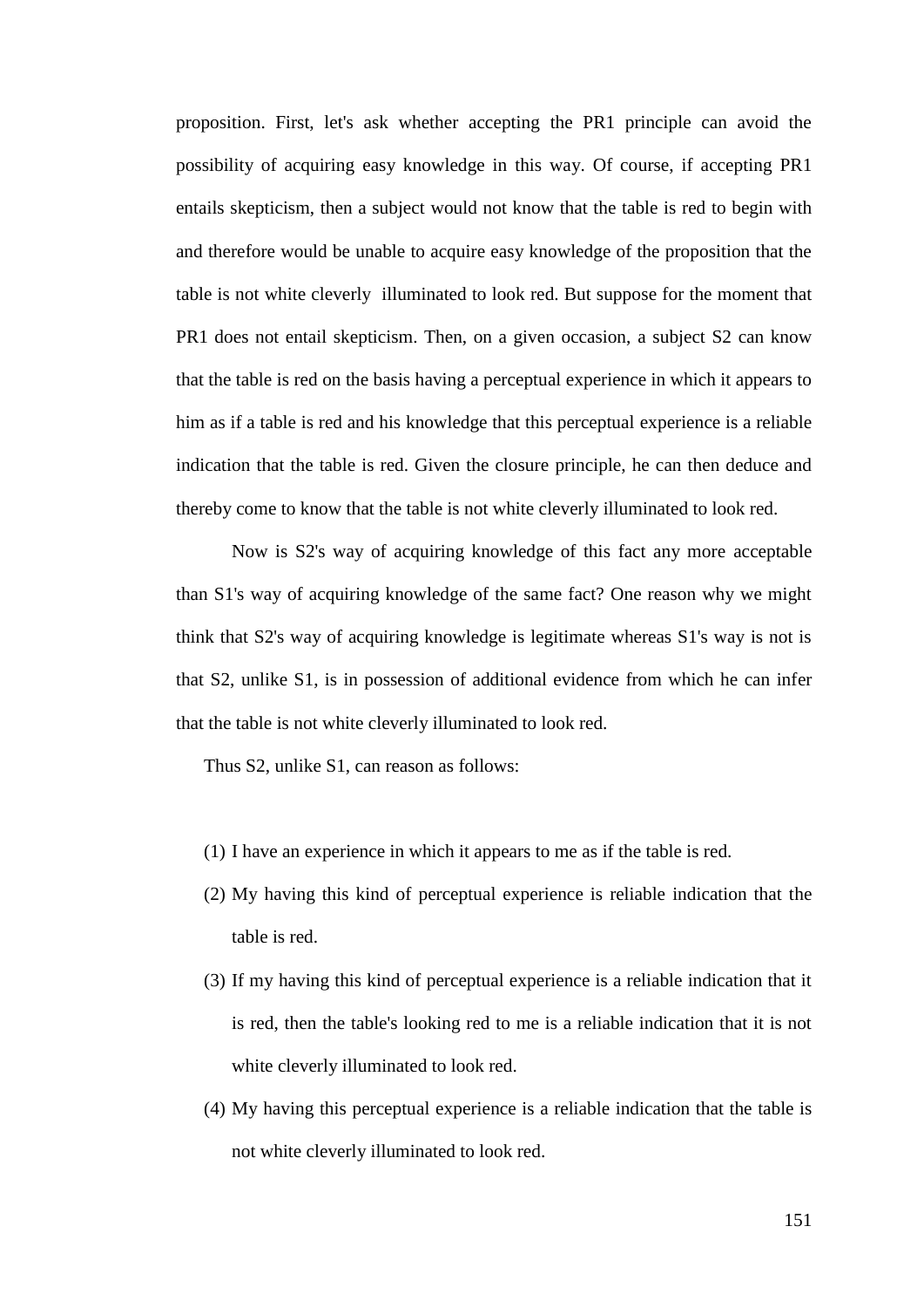proposition. First, let's ask whether accepting the PR1 principle can avoid the possibility of acquiring easy knowledge in this way. Of course, if accepting PR1 entails skepticism, then a subject would not know that the table is red to begin with and therefore would be unable to acquire easy knowledge of the proposition that the table is not white cleverly illuminated to look red. But suppose for the moment that PR1 does not entail skepticism. Then, on a given occasion, a subject S2 can know that the table is red on the basis having a perceptual experience in which it appears to him as if a table is red and his knowledge that this perceptual experience is a reliable indication that the table is red. Given the closure principle, he can then deduce and thereby come to know that the table is not white cleverly illuminated to look red.

Now is S2's way of acquiring knowledge of this fact any more acceptable than S1's way of acquiring knowledge of the same fact? One reason why we might think that S2's way of acquiring knowledge is legitimate whereas S1's way is not is that S2, unlike S1, is in possession of additional evidence from which he can infer that the table is not white cleverly illuminated to look red.

Thus S2, unlike S1, can reason as follows:

(1) I have an experience in which it appears to me as if the table is red.

(2) My having this kind of perceptual experience is reliable indication that the table is red.

(3) If my having this kind of perceptual experience is a reliable indication that it is red, then the table's looking red to me is a reliable indication that it is not white cleverly illuminated to look red.

(4) My having this perceptual experience is a reliable indication that the table is not white cleverly illuminated to look red.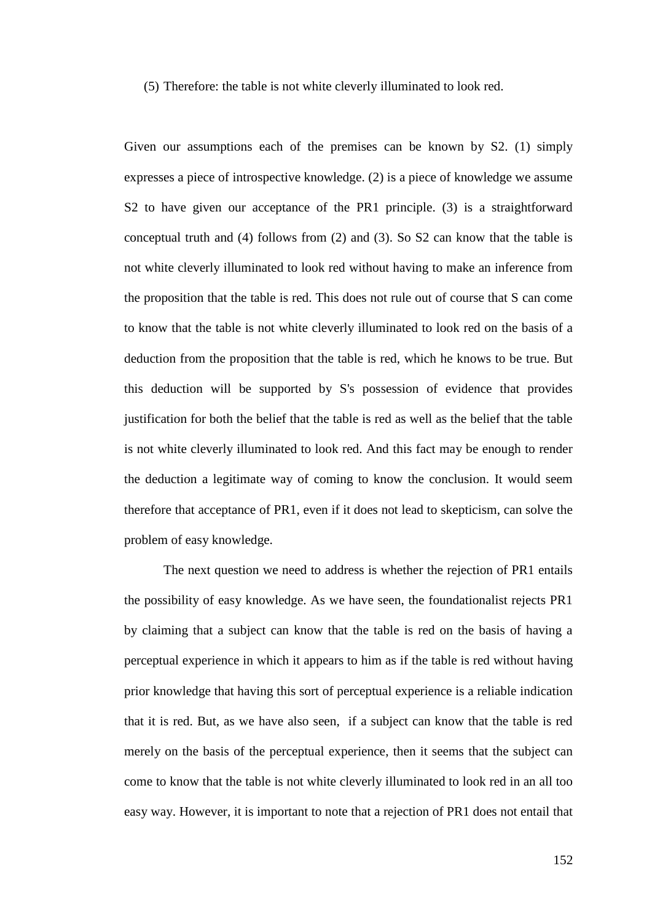(5) Therefore: the table is not white cleverly illuminated to look red.

Given our assumptions each of the premises can be known by S2. (1) simply expresses a piece of introspective knowledge. (2) is a piece of knowledge we assume S2 to have given our acceptance of the PR1 principle. (3) is a straightforward conceptual truth and (4) follows from (2) and (3). So S2 can know that the table is not white cleverly illuminated to look red without having to make an inference from the proposition that the table is red. This does not rule out of course that S can come to know that the table is not white cleverly illuminated to look red on the basis of a deduction from the proposition that the table is red, which he knows to be true. But this deduction will be supported by S's possession of evidence that provides justification for both the belief that the table is red as well as the belief that the table is not white cleverly illuminated to look red. And this fact may be enough to render the deduction a legitimate way of coming to know the conclusion. It would seem therefore that acceptance of PR1, even if it does not lead to skepticism, can solve the problem of easy knowledge.

The next question we need to address is whether the rejection of PR1 entails the possibility of easy knowledge. As we have seen, the foundationalist rejects PR1 by claiming that a subject can know that the table is red on the basis of having a perceptual experience in which it appears to him as if the table is red without having prior knowledge that having this sort of perceptual experience is a reliable indication that it is red. But, as we have also seen, if a subject can know that the table is red merely on the basis of the perceptual experience, then it seems that the subject can come to know that the table is not white cleverly illuminated to look red in an all too easy way. However, it is important to note that a rejection of PR1 does not entail that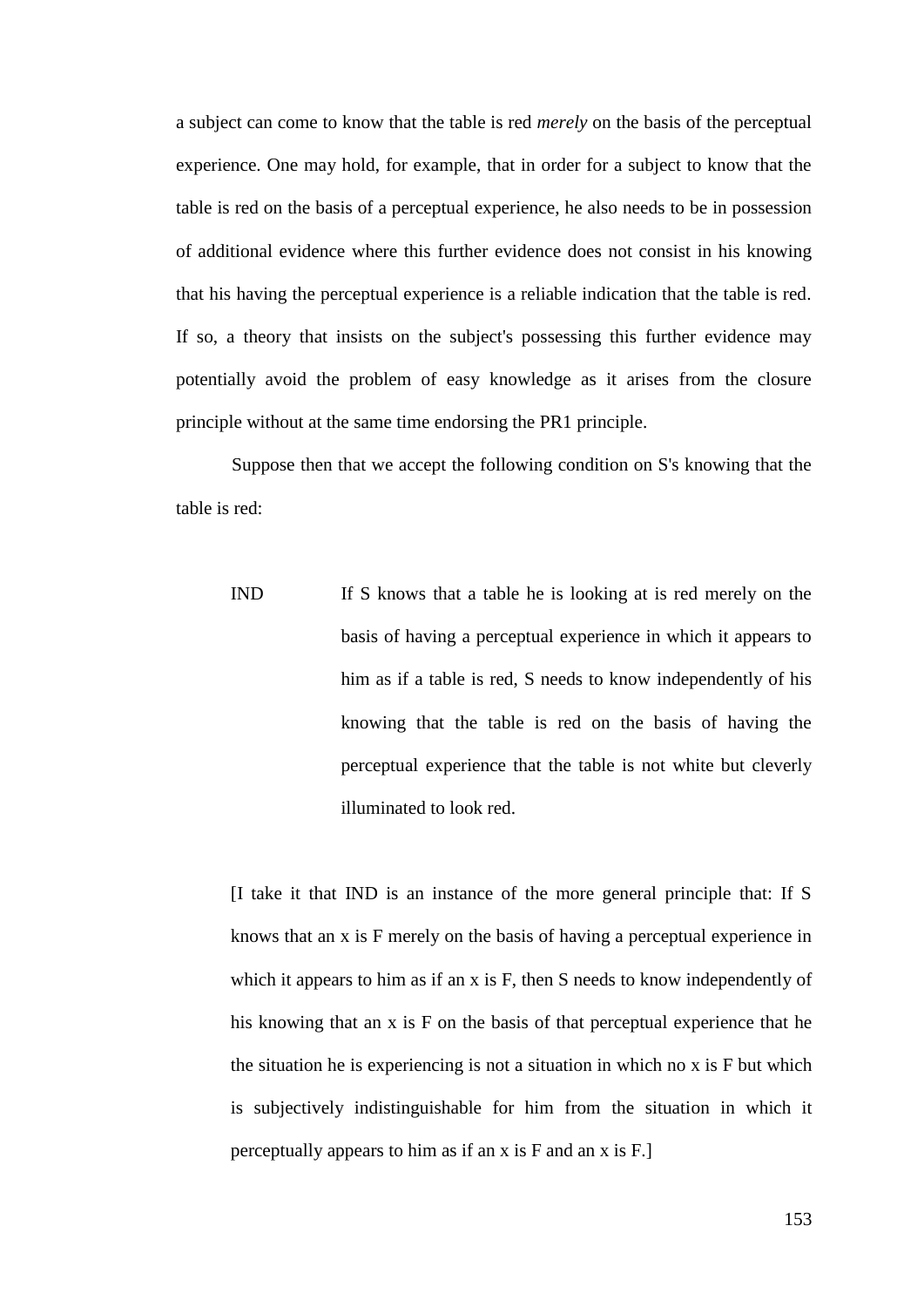a subject can come to know that the table is red *merely* on the basis of the perceptual experience. One may hold, for example, that in order for a subject to know that the table is red on the basis of a perceptual experience, he also needs to be in possession of additional evidence where this further evidence does not consist in his knowing that his having the perceptual experience is a reliable indication that the table is red. If so, a theory that insists on the subject's possessing this further evidence may potentially avoid the problem of easy knowledge as it arises from the closure principle without at the same time endorsing the PR1 principle.

Suppose then that we accept the following condition on S's knowing that the table is red:

> IND  If S knows that a table he is looking at is red merely on the basis of having a perceptual experience in which it appears to him as if a table is red, S needs to know independently of his knowing that the table is red on the basis of having the perceptual experience that the table is not white but cleverly illuminated to look red.

> [I take it that IND is an instance of the more general principle that: If S knows that an x is F merely on the basis of having a perceptual experience in which it appears to him as if an x is F, then S needs to know independently of his knowing that an x is F on the basis of that perceptual experience that he the situation he is experiencing is not a situation in which no x is F but which is subjectively indistinguishable for him from the situation in which it perceptually appears to him as if an x is F and an x is F.]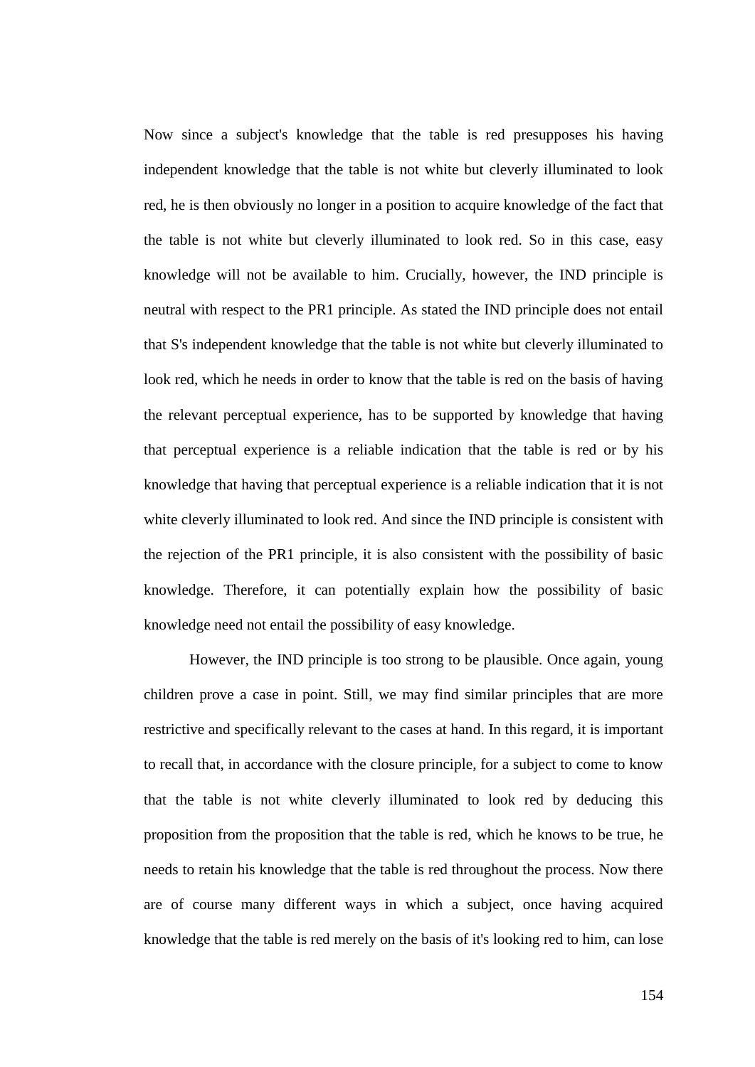Now since a subject's knowledge that the table is red presupposes his having independent knowledge that the table is not white but cleverly illuminated to look red, he is then obviously no longer in a position to acquire knowledge of the fact that the table is not white but cleverly illuminated to look red. So in this case, easy knowledge will not be available to him. Crucially, however, the IND principle is neutral with respect to the PR1 principle. As stated the IND principle does not entail that S's independent knowledge that the table is not white but cleverly illuminated to look red, which he needs in order to know that the table is red on the basis of having the relevant perceptual experience, has to be supported by knowledge that having that perceptual experience is a reliable indication that the table is red or by his knowledge that having that perceptual experience is a reliable indication that it is not white cleverly illuminated to look red. And since the IND principle is consistent with the rejection of the PR1 principle, it is also consistent with the possibility of basic knowledge. Therefore, it can potentially explain how the possibility of basic knowledge need not entail the possibility of easy knowledge.

However, the IND principle is too strong to be plausible. Once again, young children prove a case in point. Still, we may find similar principles that are more restrictive and specifically relevant to the cases at hand. In this regard, it is important to recall that, in accordance with the closure principle, for a subject to come to know that the table is not white cleverly illuminated to look red by deducing this proposition from the proposition that the table is red, which he knows to be true, he needs to retain his knowledge that the table is red throughout the process. Now there are of course many different ways in which a subject, once having acquired knowledge that the table is red merely on the basis of it's looking red to him, can lose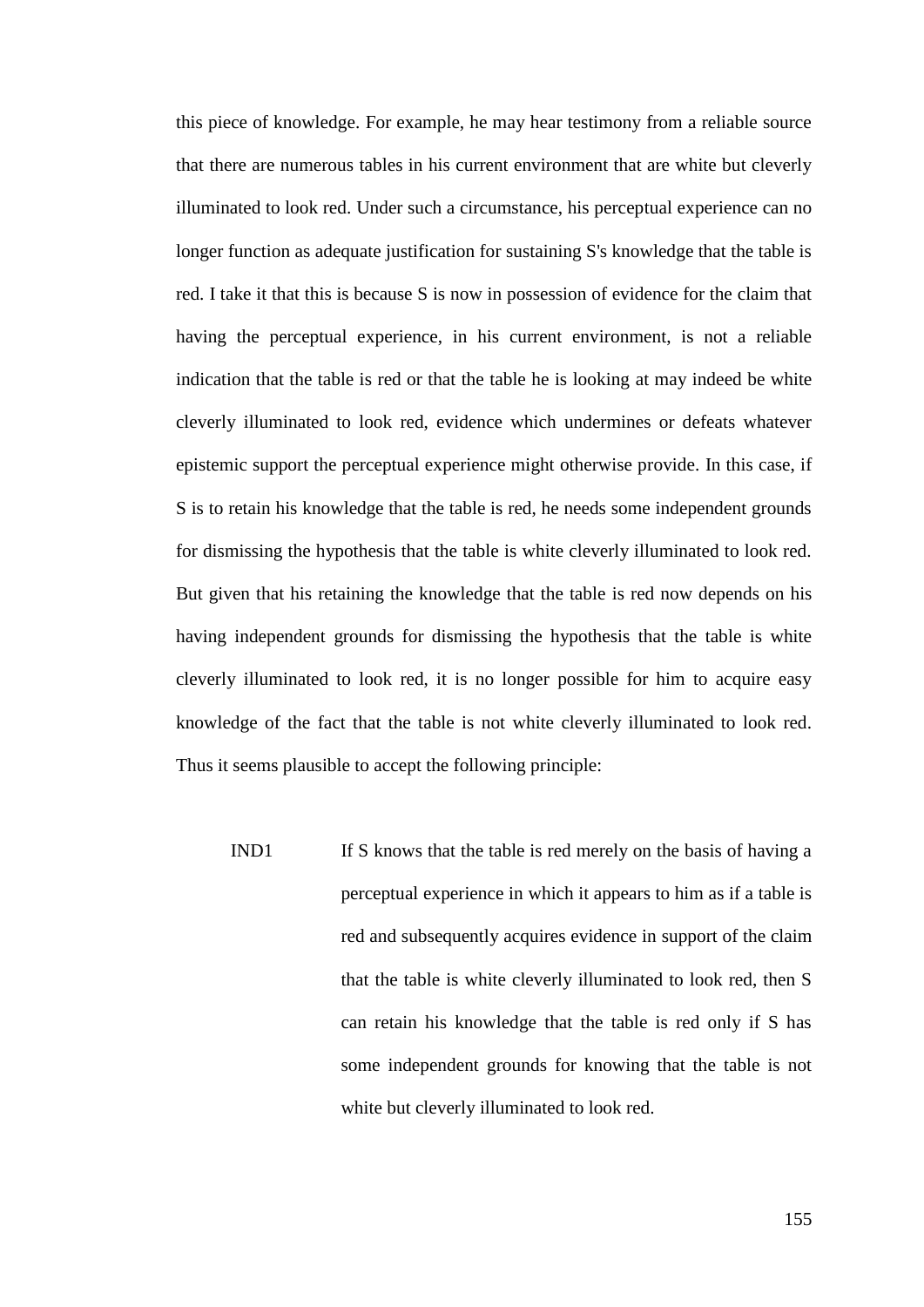this piece of knowledge. For example, he may hear testimony from a reliable source that there are numerous tables in his current environment that are white but cleverly illuminated to look red. Under such a circumstance, his perceptual experience can no longer function as adequate justification for sustaining S's knowledge that the table is red. I take it that this is because S is now in possession of evidence for the claim that having the perceptual experience, in his current environment, is not a reliable indication that the table is red or that the table he is looking at may indeed be white cleverly illuminated to look red, evidence which undermines or defeats whatever epistemic support the perceptual experience might otherwise provide. In this case, if S is to retain his knowledge that the table is red, he needs some independent grounds for dismissing the hypothesis that the table is white cleverly illuminated to look red. But given that his retaining the knowledge that the table is red now depends on his having independent grounds for dismissing the hypothesis that the table is white cleverly illuminated to look red, it is no longer possible for him to acquire easy knowledge of the fact that the table is not white cleverly illuminated to look red. Thus it seems plausible to accept the following principle:

IND1 If S knows that the table is red merely on the basis of having a perceptual experience in which it appears to him as if a table is red and subsequently acquires evidence in support of the claim that the table is white cleverly illuminated to look red, then S can retain his knowledge that the table is red only if S has some independent grounds for knowing that the table is not white but cleverly illuminated to look red.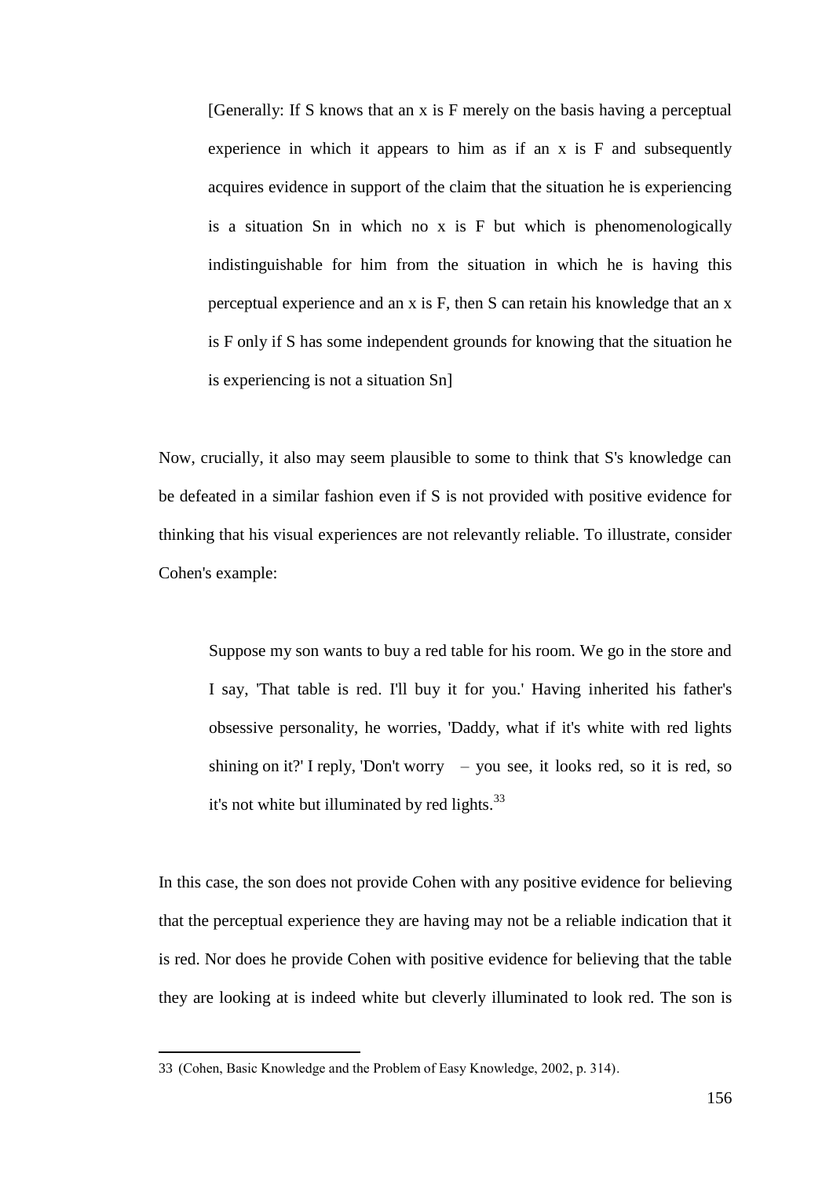> [Generally: If S knows that an x is F merely on the basis having a perceptual experience in which it appears to him as if an x is F and subsequently acquires evidence in support of the claim that the situation he is experiencing is a situation Sn in which no x is F but which is phenomenologically indistinguishable for him from the situation in which he is having this perceptual experience and an x is F, then S can retain his knowledge that an x is F only if S has some independent grounds for knowing that the situation he is experiencing is not a situation Sn]

Now, crucially, it also may seem plausible to some to think that S's knowledge can be defeated in a similar fashion even if S is not provided with positive evidence for thinking that his visual experiences are not relevantly reliable. To illustrate, consider Cohen's example:

> Suppose my son wants to buy a red table for his room. We go in the store and I say, 'That table is red. I'll buy it for you.' Having inherited his father's obsessive personality, he worries, 'Daddy, what if it's white with red lights shining on it?' I reply, 'Don't worry – you see, it looks red, so it is red, so it's not white but illuminated by red lights.[33]

In this case, the son does not provide Cohen with any positive evidence for believing that the perceptual experience they are having may not be a reliable indication that it is red. Nor does he provide Cohen with positive evidence for believing that the table they are looking at is indeed white but cleverly illuminated to look red. The son is

---

33 (Cohen, Basic Knowledge and the Problem of Easy Knowledge, 2002, p. 314).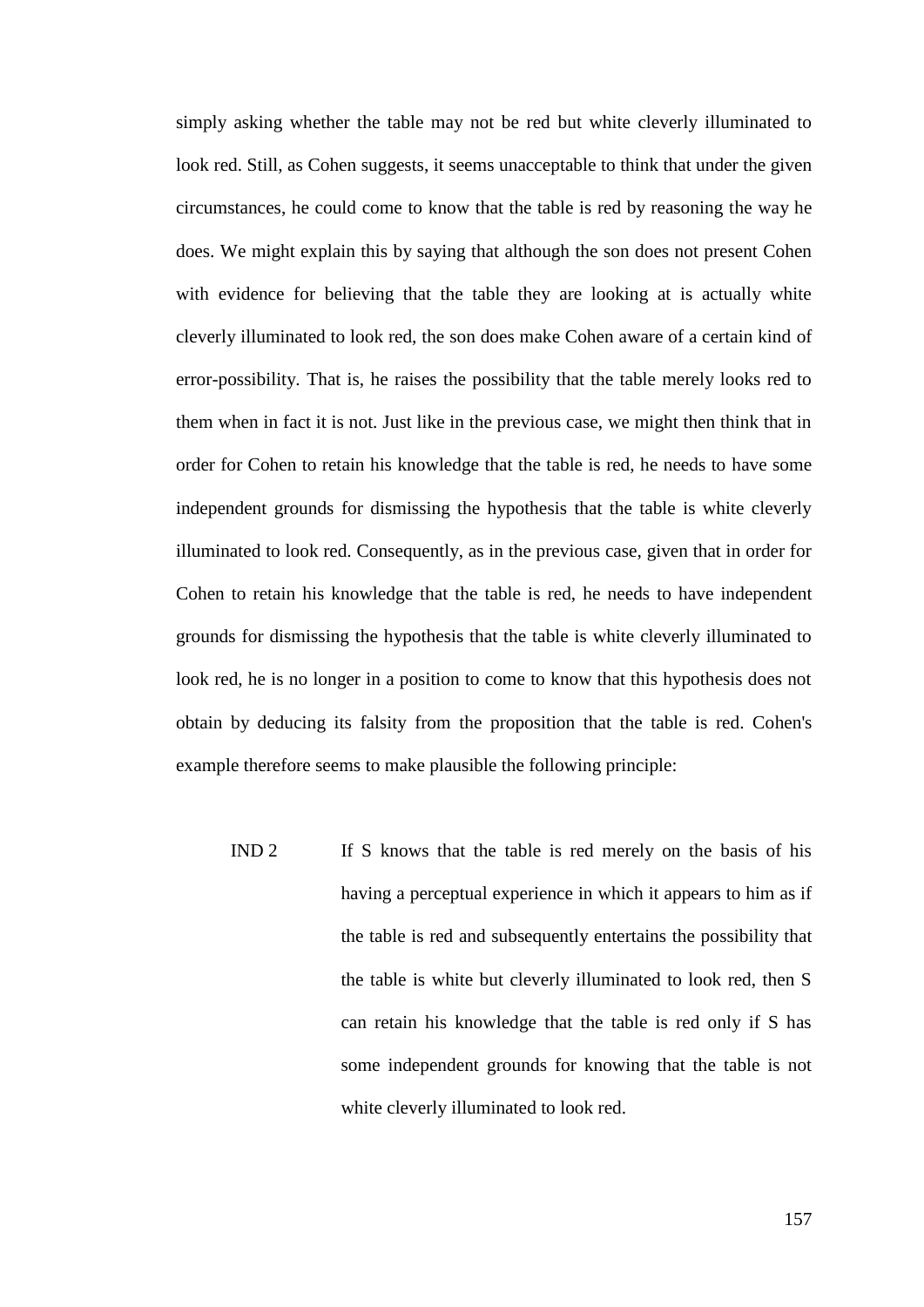simply asking whether the table may not be red but white cleverly illuminated to look red. Still, as Cohen suggests, it seems unacceptable to think that under the given circumstances, he could come to know that the table is red by reasoning the way he does. We might explain this by saying that although the son does not present Cohen with evidence for believing that the table they are looking at is actually white cleverly illuminated to look red, the son does make Cohen aware of a certain kind of error-possibility. That is, he raises the possibility that the table merely looks red to them when in fact it is not. Just like in the previous case, we might then think that in order for Cohen to retain his knowledge that the table is red, he needs to have some independent grounds for dismissing the hypothesis that the table is white cleverly illuminated to look red. Consequently, as in the previous case, given that in order for Cohen to retain his knowledge that the table is red, he needs to have independent grounds for dismissing the hypothesis that the table is white cleverly illuminated to look red, he is no longer in a position to come to know that this hypothesis does not obtain by deducing its falsity from the proposition that the table is red. Cohen's example therefore seems to make plausible the following principle:

IND 2 If S knows that the table is red merely on the basis of his having a perceptual experience in which it appears to him as if the table is red and subsequently entertains the possibility that the table is white but cleverly illuminated to look red, then S can retain his knowledge that the table is red only if S has some independent grounds for knowing that the table is not white cleverly illuminated to look red.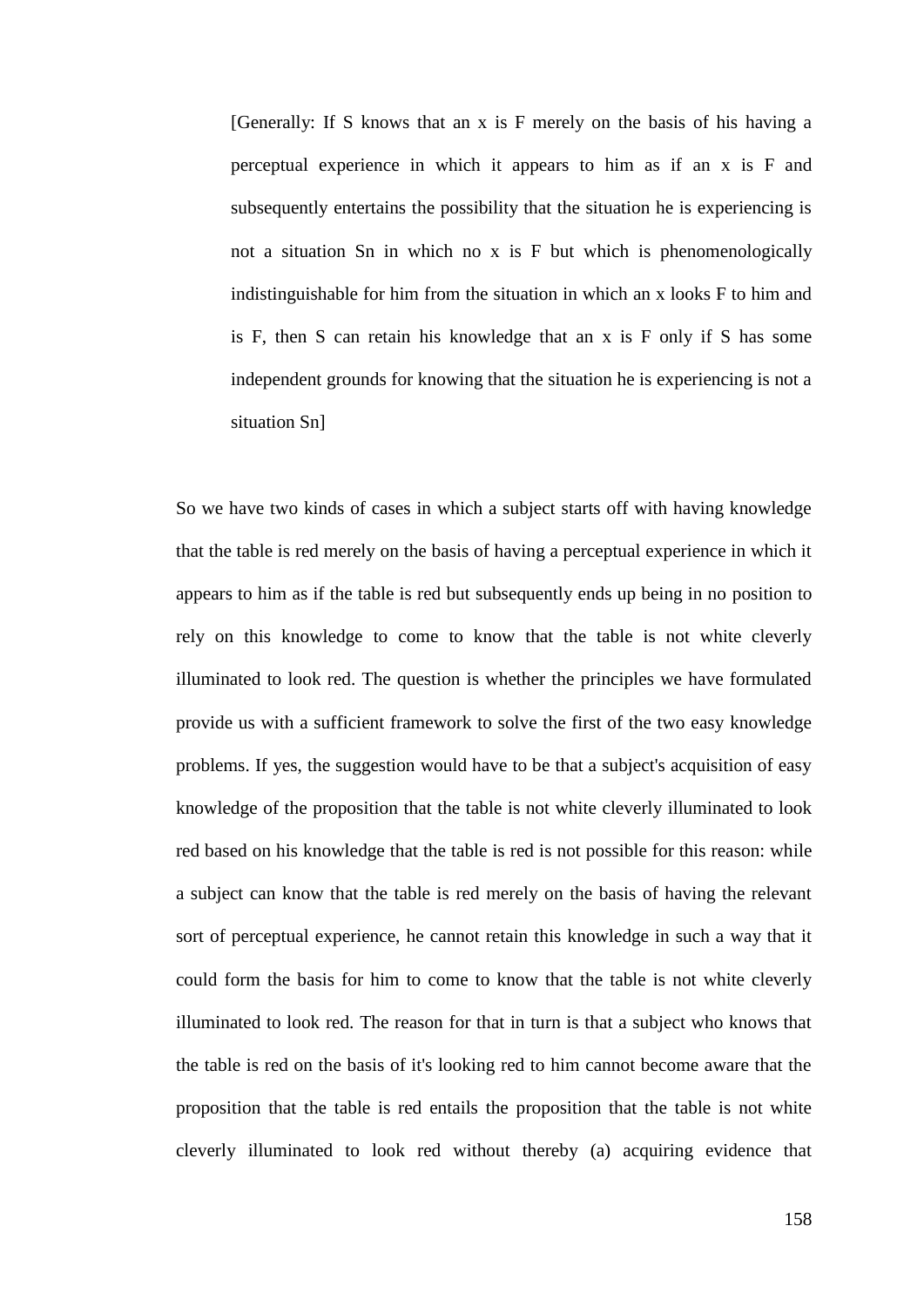> [Generally: If S knows that an x is F merely on the basis of his having a perceptual experience in which it appears to him as if an x is F and subsequently entertains the possibility that the situation he is experiencing is not a situation Sn in which no x is F but which is phenomenologically indistinguishable for him from the situation in which an x looks F to him and is F, then S can retain his knowledge that an x is F only if S has some independent grounds for knowing that the situation he is experiencing is not a situation Sn]

So we have two kinds of cases in which a subject starts off with having knowledge that the table is red merely on the basis of having a perceptual experience in which it appears to him as if the table is red but subsequently ends up being in no position to rely on this knowledge to come to know that the table is not white cleverly illuminated to look red. The question is whether the principles we have formulated provide us with a sufficient framework to solve the first of the two easy knowledge problems. If yes, the suggestion would have to be that a subject's acquisition of easy knowledge of the proposition that the table is not white cleverly illuminated to look red based on his knowledge that the table is red is not possible for this reason: while a subject can know that the table is red merely on the basis of having the relevant sort of perceptual experience, he cannot retain this knowledge in such a way that it could form the basis for him to come to know that the table is not white cleverly illuminated to look red. The reason for that in turn is that a subject who knows that the table is red on the basis of it's looking red to him cannot become aware that the proposition that the table is red entails the proposition that the table is not white cleverly illuminated to look red without thereby (a) acquiring evidence that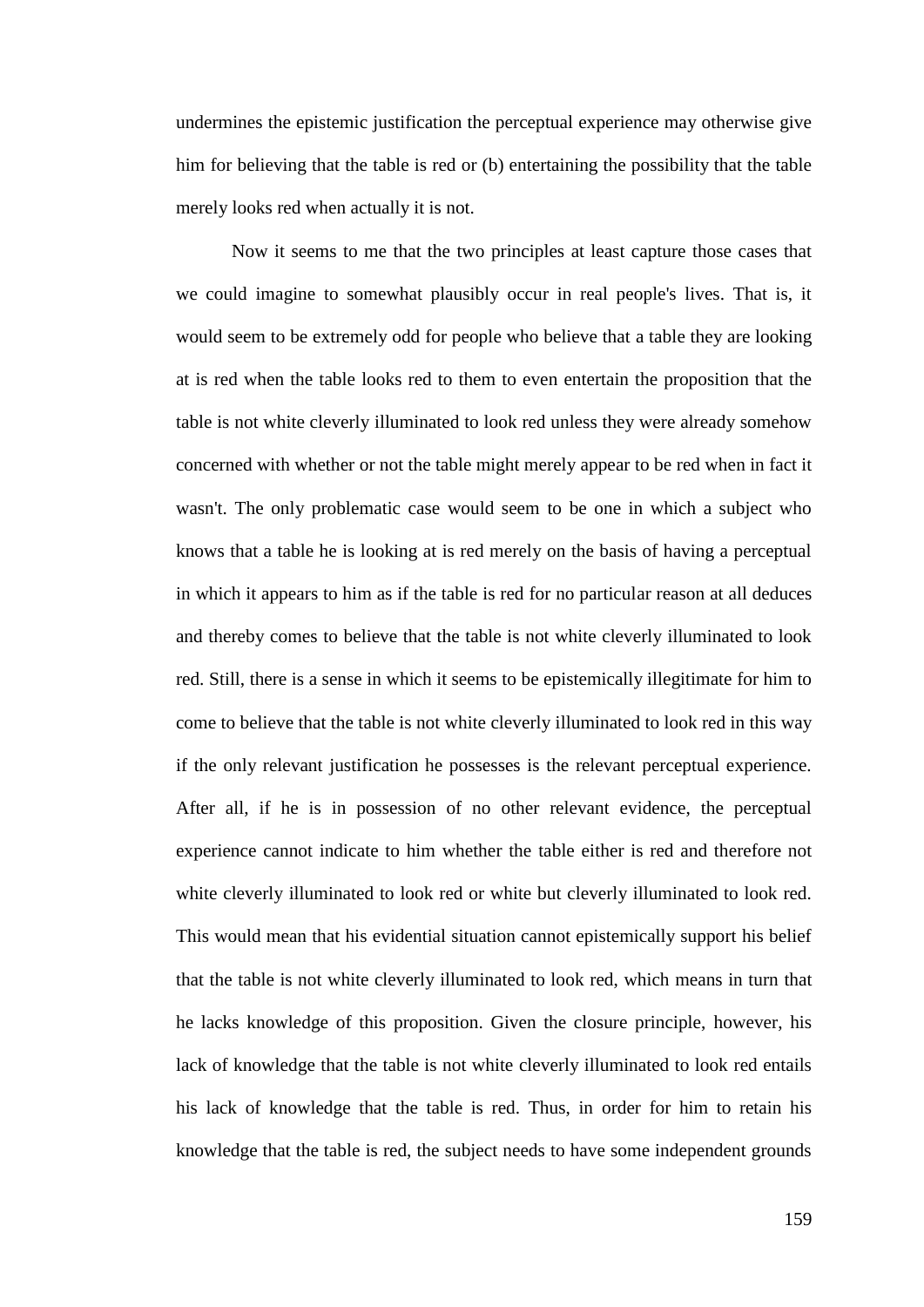undermines the epistemic justification the perceptual experience may otherwise give him for believing that the table is red or (b) entertaining the possibility that the table merely looks red when actually it is not.

Now it seems to me that the two principles at least capture those cases that we could imagine to somewhat plausibly occur in real people's lives. That is, it would seem to be extremely odd for people who believe that a table they are looking at is red when the table looks red to them to even entertain the proposition that the table is not white cleverly illuminated to look red unless they were already somehow concerned with whether or not the table might merely appear to be red when in fact it wasn't. The only problematic case would seem to be one in which a subject who knows that a table he is looking at is red merely on the basis of having a perceptual in which it appears to him as if the table is red for no particular reason at all deduces and thereby comes to believe that the table is not white cleverly illuminated to look red. Still, there is a sense in which it seems to be epistemically illegitimate for him to come to believe that the table is not white cleverly illuminated to look red in this way if the only relevant justification he possesses is the relevant perceptual experience. After all, if he is in possession of no other relevant evidence, the perceptual experience cannot indicate to him whether the table either is red and therefore not white cleverly illuminated to look red or white but cleverly illuminated to look red. This would mean that his evidential situation cannot epistemically support his belief that the table is not white cleverly illuminated to look red, which means in turn that he lacks knowledge of this proposition. Given the closure principle, however, his lack of knowledge that the table is not white cleverly illuminated to look red entails his lack of knowledge that the table is red. Thus, in order for him to retain his knowledge that the table is red, the subject needs to have some independent grounds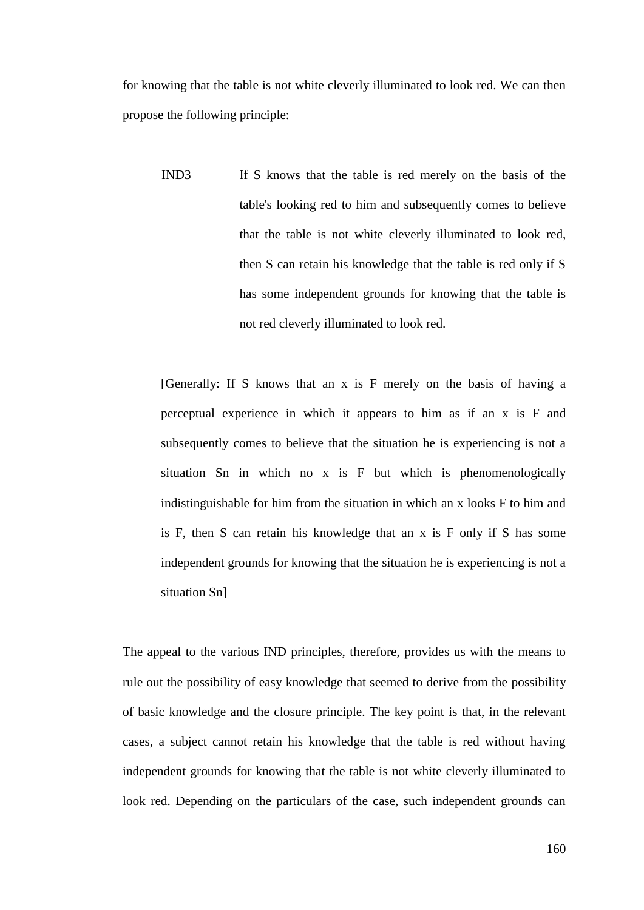for knowing that the table is not white cleverly illuminated to look red. We can then propose the following principle:

> IND3 If S knows that the table is red merely on the basis of the table's looking red to him and subsequently comes to believe that the table is not white cleverly illuminated to look red, then S can retain his knowledge that the table is red only if S has some independent grounds for knowing that the table is not red cleverly illuminated to look red.

> [Generally: If S knows that an x is F merely on the basis of having a perceptual experience in which it appears to him as if an x is F and subsequently comes to believe that the situation he is experiencing is not a situation Sn in which no x is F but which is phenomenologically indistinguishable for him from the situation in which an x looks F to him and is F, then S can retain his knowledge that an x is F only if S has some independent grounds for knowing that the situation he is experiencing is not a situation Sn]

The appeal to the various IND principles, therefore, provides us with the means to rule out the possibility of easy knowledge that seemed to derive from the possibility of basic knowledge and the closure principle. The key point is that, in the relevant cases, a subject cannot retain his knowledge that the table is red without having independent grounds for knowing that the table is not white cleverly illuminated to look red. Depending on the particulars of the case, such independent grounds can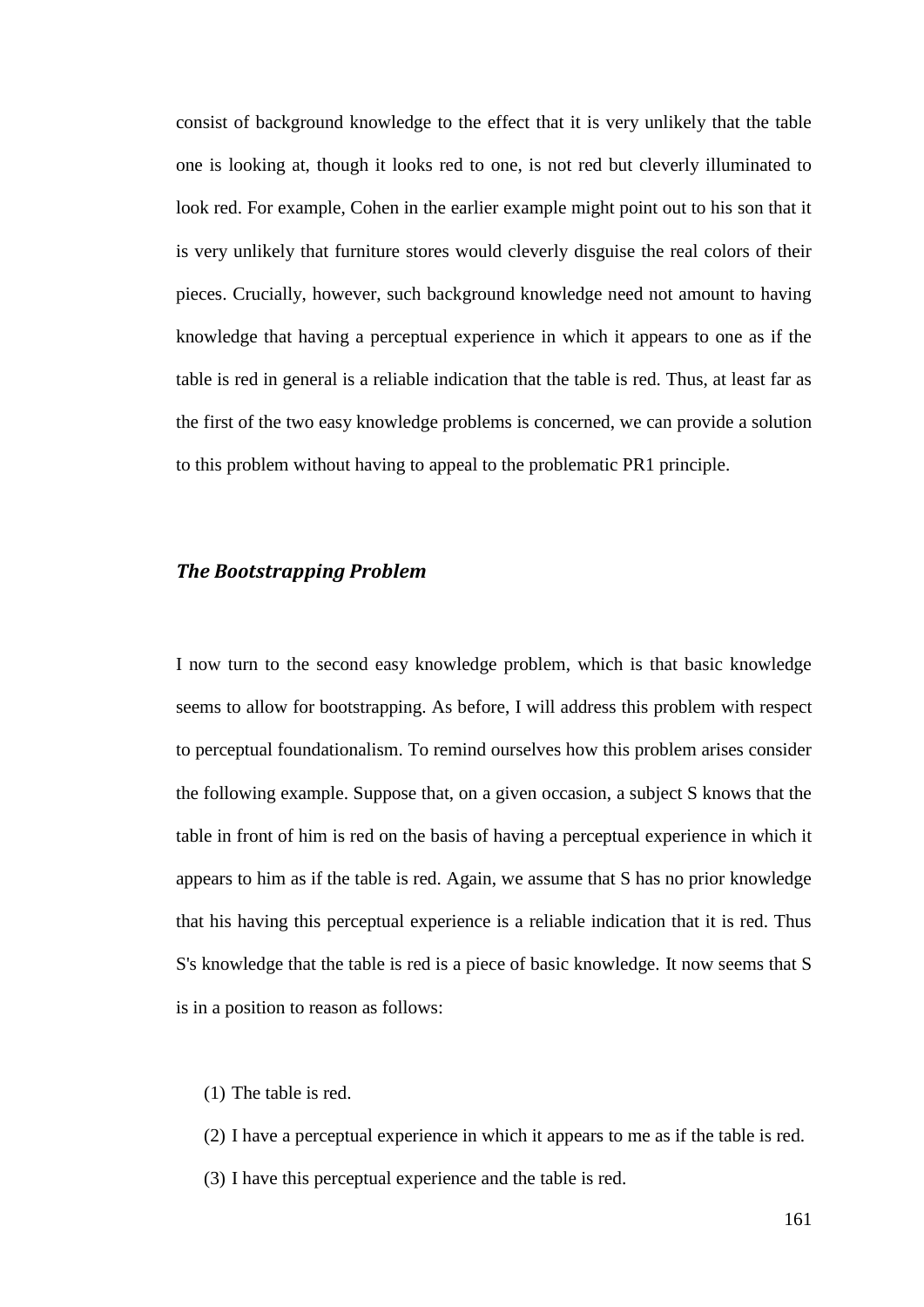consist of background knowledge to the effect that it is very unlikely that the table one is looking at, though it looks red to one, is not red but cleverly illuminated to look red. For example, Cohen in the earlier example might point out to his son that it is very unlikely that furniture stores would cleverly disguise the real colors of their pieces. Crucially, however, such background knowledge need not amount to having knowledge that having a perceptual experience in which it appears to one as if the table is red in general is a reliable indication that the table is red. Thus, at least far as the first of the two easy knowledge problems is concerned, we can provide a solution to this problem without having to appeal to the problematic PR1 principle.

### *The Bootstrapping Problem*

I now turn to the second easy knowledge problem, which is that basic knowledge seems to allow for bootstrapping. As before, I will address this problem with respect to perceptual foundationalism. To remind ourselves how this problem arises consider the following example. Suppose that, on a given occasion, a subject S knows that the table in front of him is red on the basis of having a perceptual experience in which it appears to him as if the table is red. Again, we assume that S has no prior knowledge that his having this perceptual experience is a reliable indication that it is red. Thus S's knowledge that the table is red is a piece of basic knowledge. It now seems that S is in a position to reason as follows:

(1) The table is red.

(2) I have a perceptual experience in which it appears to me as if the table is red.

(3) I have this perceptual experience and the table is red.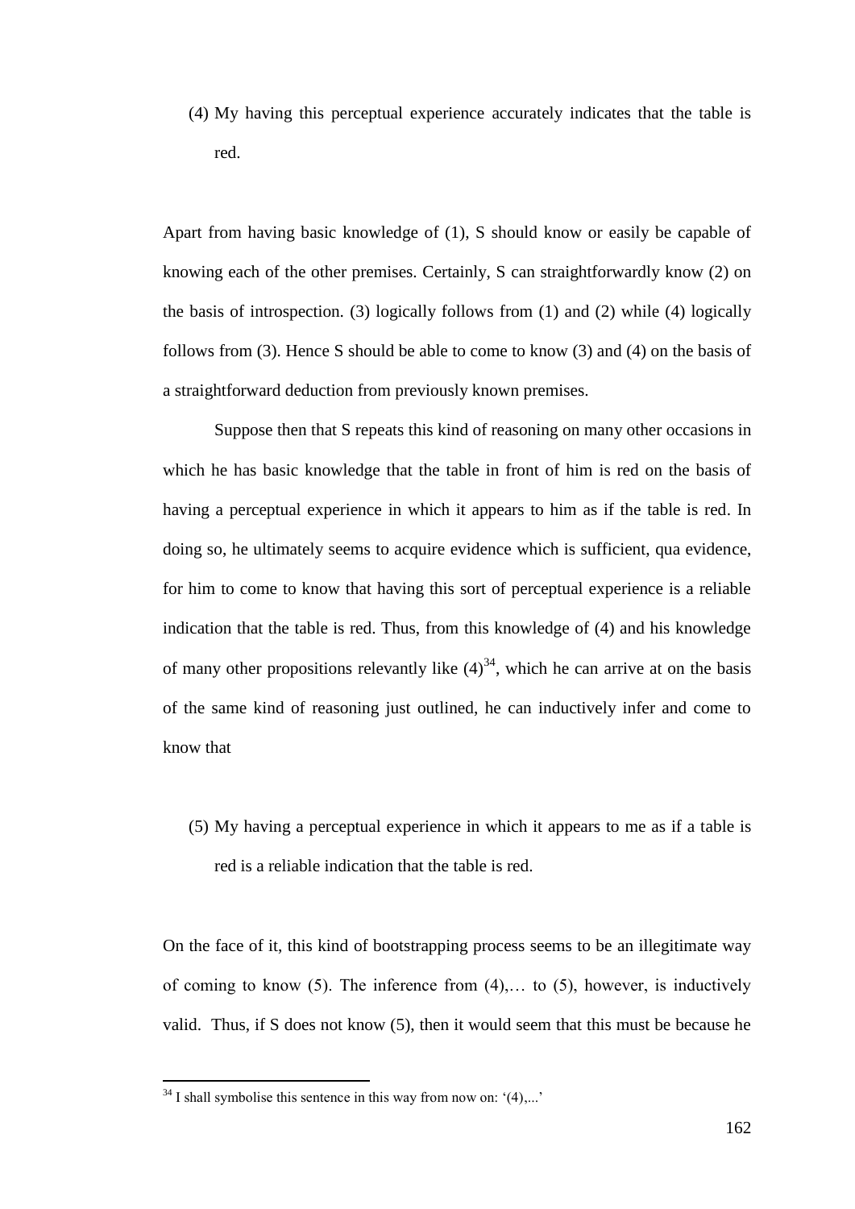(4) My having this perceptual experience accurately indicates that the table is red.

Apart from having basic knowledge of (1), S should know or easily be capable of knowing each of the other premises. Certainly, S can straightforwardly know (2) on the basis of introspection. (3) logically follows from (1) and (2) while (4) logically follows from (3). Hence S should be able to come to know (3) and (4) on the basis of a straightforward deduction from previously known premises.

Suppose then that S repeats this kind of reasoning on many other occasions in which he has basic knowledge that the table in front of him is red on the basis of having a perceptual experience in which it appears to him as if the table is red. In doing so, he ultimately seems to acquire evidence which is sufficient, qua evidence, for him to come to know that having this sort of perceptual experience is a reliable indication that the table is red. Thus, from this knowledge of (4) and his knowledge of many other propositions relevantly like (4)[34], which he can arrive at on the basis of the same kind of reasoning just outlined, he can inductively infer and come to know that

(5) My having a perceptual experience in which it appears to me as if a table is red is a reliable indication that the table is red.

On the face of it, this kind of bootstrapping process seems to be an illegitimate way of coming to know (5). The inference from (4),… to (5), however, is inductively valid. Thus, if S does not know (5), then it would seem that this must be because he

[34] I shall symbolise this sentence in this way from now on: '(4),...'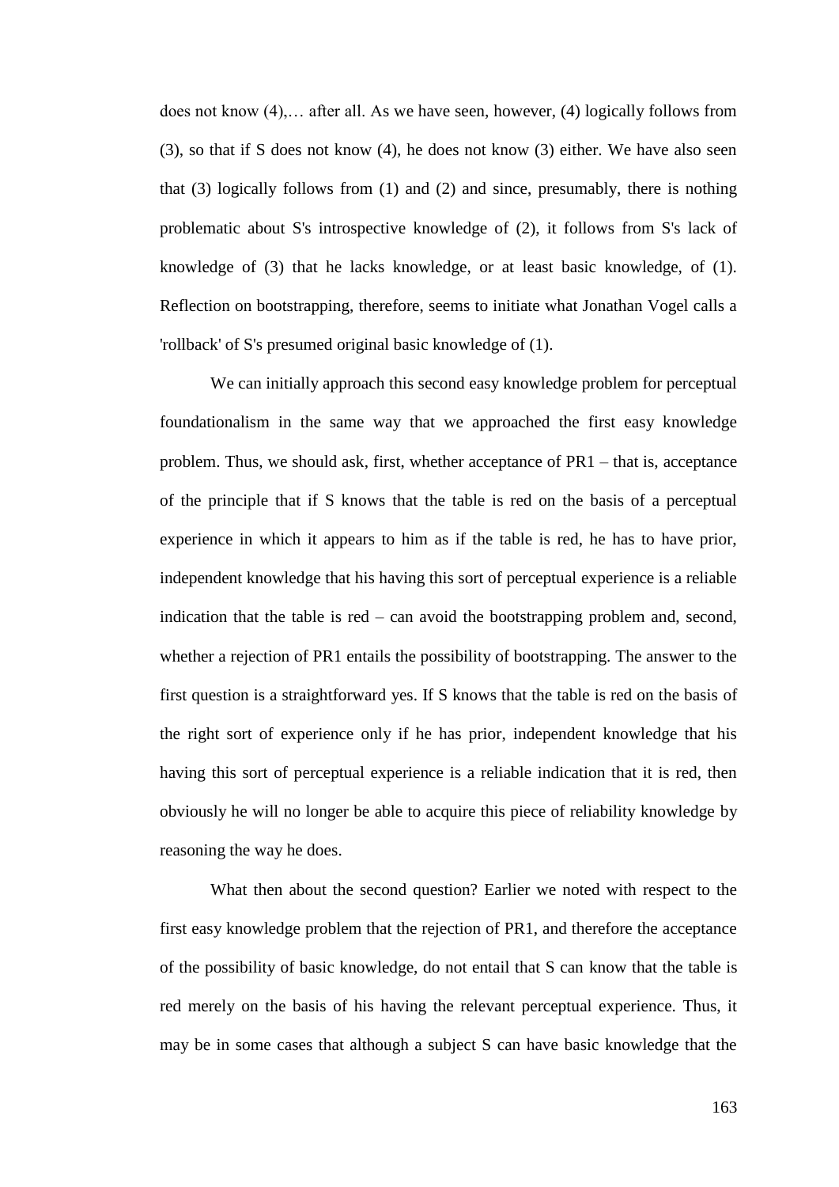does not know (4),… after all. As we have seen, however, (4) logically follows from (3), so that if S does not know (4), he does not know (3) either. We have also seen that (3) logically follows from (1) and (2) and since, presumably, there is nothing problematic about S's introspective knowledge of (2), it follows from S's lack of knowledge of (3) that he lacks knowledge, or at least basic knowledge, of (1). Reflection on bootstrapping, therefore, seems to initiate what Jonathan Vogel calls a 'rollback' of S's presumed original basic knowledge of (1).

We can initially approach this second easy knowledge problem for perceptual foundationalism in the same way that we approached the first easy knowledge problem. Thus, we should ask, first, whether acceptance of PR1 – that is, acceptance of the principle that if S knows that the table is red on the basis of a perceptual experience in which it appears to him as if the table is red, he has to have prior, independent knowledge that his having this sort of perceptual experience is a reliable indication that the table is red – can avoid the bootstrapping problem and, second, whether a rejection of PR1 entails the possibility of bootstrapping. The answer to the first question is a straightforward yes. If S knows that the table is red on the basis of the right sort of experience only if he has prior, independent knowledge that his having this sort of perceptual experience is a reliable indication that it is red, then obviously he will no longer be able to acquire this piece of reliability knowledge by reasoning the way he does.

What then about the second question? Earlier we noted with respect to the first easy knowledge problem that the rejection of PR1, and therefore the acceptance of the possibility of basic knowledge, do not entail that S can know that the table is red merely on the basis of his having the relevant perceptual experience. Thus, it may be in some cases that although a subject S can have basic knowledge that the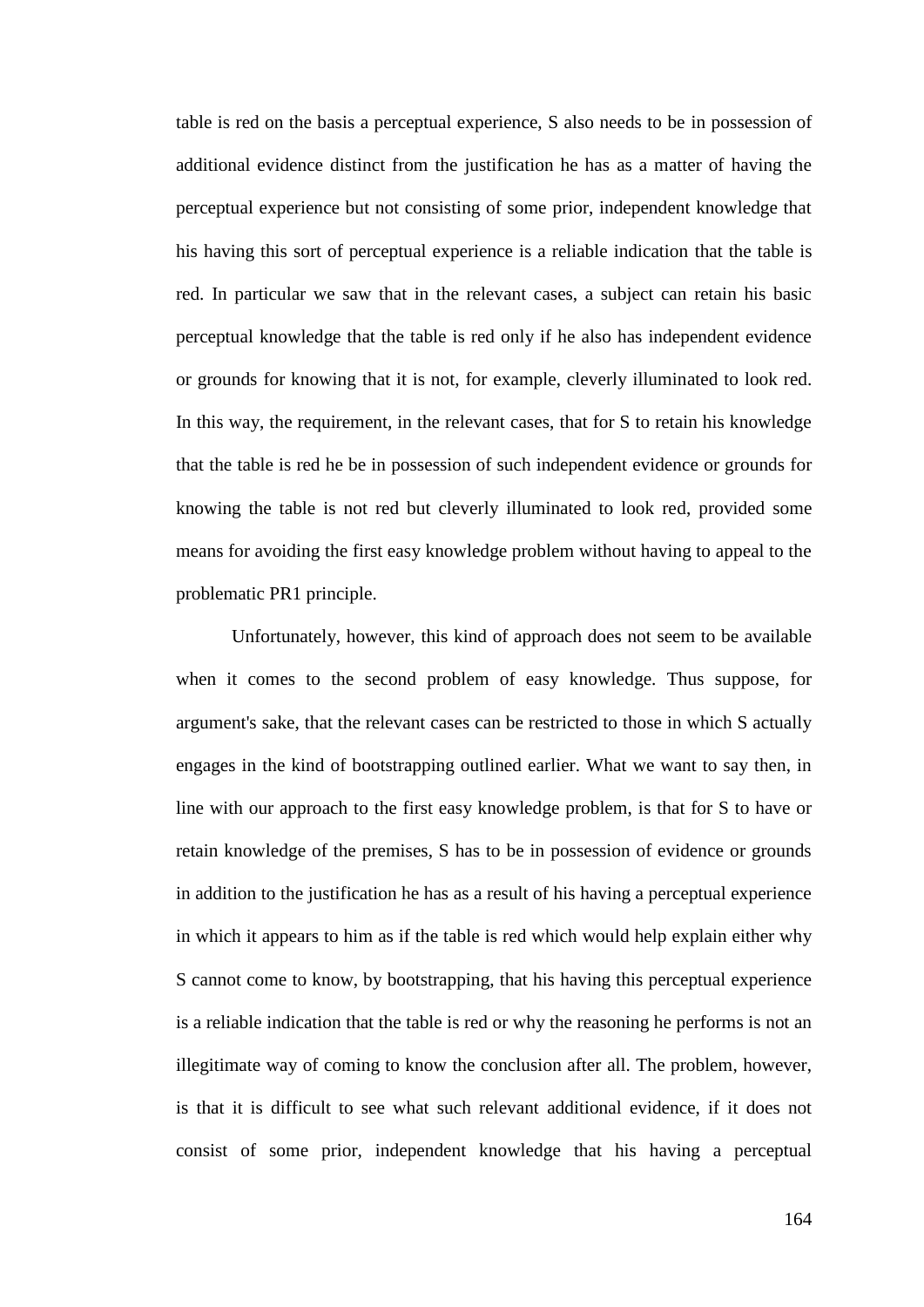table is red on the basis a perceptual experience, S also needs to be in possession of additional evidence distinct from the justification he has as a matter of having the perceptual experience but not consisting of some prior, independent knowledge that his having this sort of perceptual experience is a reliable indication that the table is red. In particular we saw that in the relevant cases, a subject can retain his basic perceptual knowledge that the table is red only if he also has independent evidence or grounds for knowing that it is not, for example, cleverly illuminated to look red. In this way, the requirement, in the relevant cases, that for S to retain his knowledge that the table is red he be in possession of such independent evidence or grounds for knowing the table is not red but cleverly illuminated to look red, provided some means for avoiding the first easy knowledge problem without having to appeal to the problematic PR1 principle.

Unfortunately, however, this kind of approach does not seem to be available when it comes to the second problem of easy knowledge. Thus suppose, for argument's sake, that the relevant cases can be restricted to those in which S actually engages in the kind of bootstrapping outlined earlier. What we want to say then, in line with our approach to the first easy knowledge problem, is that for S to have or retain knowledge of the premises, S has to be in possession of evidence or grounds in addition to the justification he has as a result of his having a perceptual experience in which it appears to him as if the table is red which would help explain either why S cannot come to know, by bootstrapping, that his having this perceptual experience is a reliable indication that the table is red or why the reasoning he performs is not an illegitimate way of coming to know the conclusion after all. The problem, however, is that it is difficult to see what such relevant additional evidence, if it does not consist of some prior, independent knowledge that his having a perceptual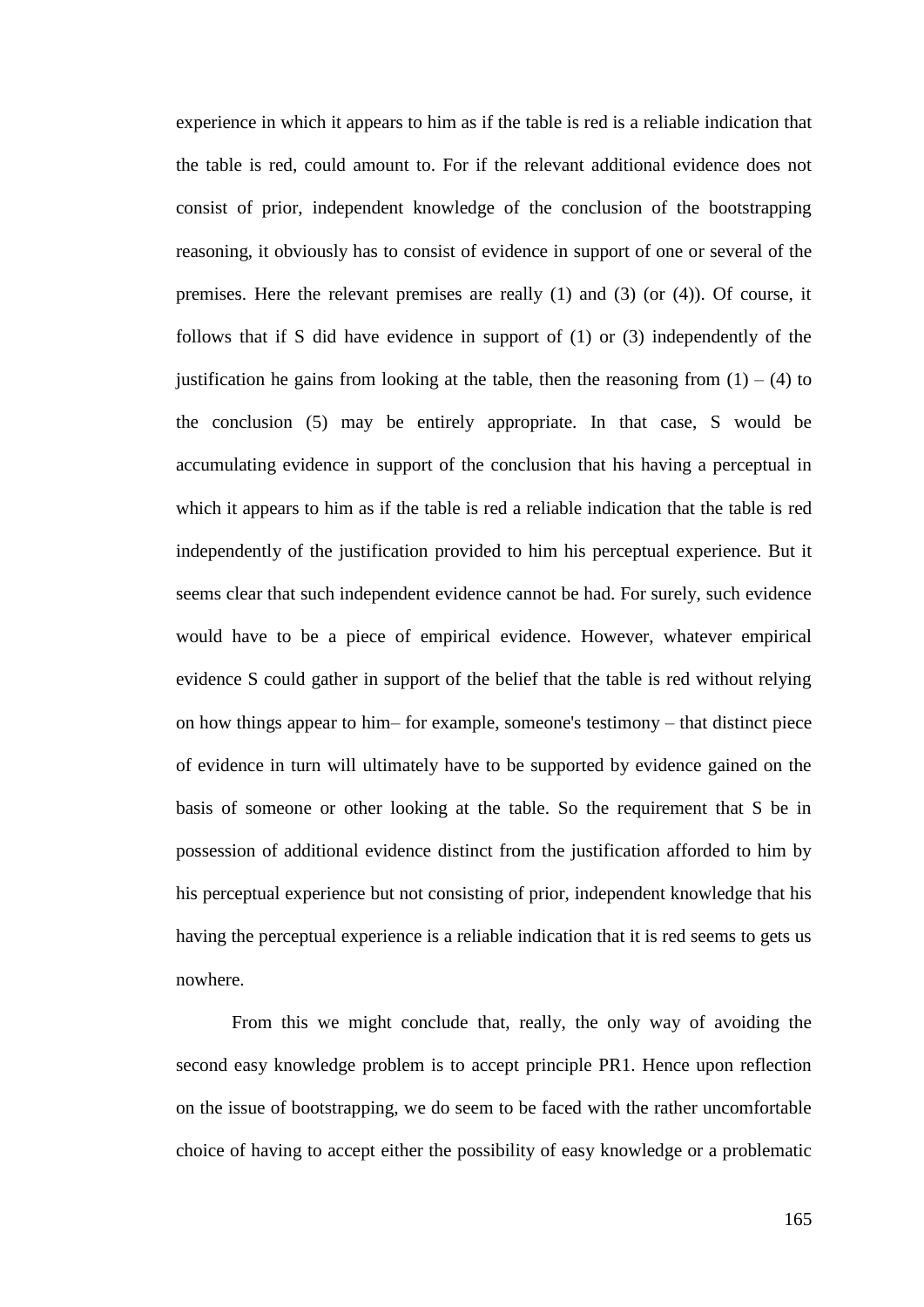experience in which it appears to him as if the table is red is a reliable indication that the table is red, could amount to. For if the relevant additional evidence does not consist of prior, independent knowledge of the conclusion of the bootstrapping reasoning, it obviously has to consist of evidence in support of one or several of the premises. Here the relevant premises are really (1) and (3) (or (4)). Of course, it follows that if S did have evidence in support of (1) or (3) independently of the justification he gains from looking at the table, then the reasoning from (1) – (4) to the conclusion (5) may be entirely appropriate. In that case, S would be accumulating evidence in support of the conclusion that his having a perceptual in which it appears to him as if the table is red a reliable indication that the table is red independently of the justification provided to him his perceptual experience. But it seems clear that such independent evidence cannot be had. For surely, such evidence would have to be a piece of empirical evidence. However, whatever empirical evidence S could gather in support of the belief that the table is red without relying on how things appear to him– for example, someone's testimony – that distinct piece of evidence in turn will ultimately have to be supported by evidence gained on the basis of someone or other looking at the table. So the requirement that S be in possession of additional evidence distinct from the justification afforded to him by his perceptual experience but not consisting of prior, independent knowledge that his having the perceptual experience is a reliable indication that it is red seems to gets us nowhere.

From this we might conclude that, really, the only way of avoiding the second easy knowledge problem is to accept principle PR1. Hence upon reflection on the issue of bootstrapping, we do seem to be faced with the rather uncomfortable choice of having to accept either the possibility of easy knowledge or a problematic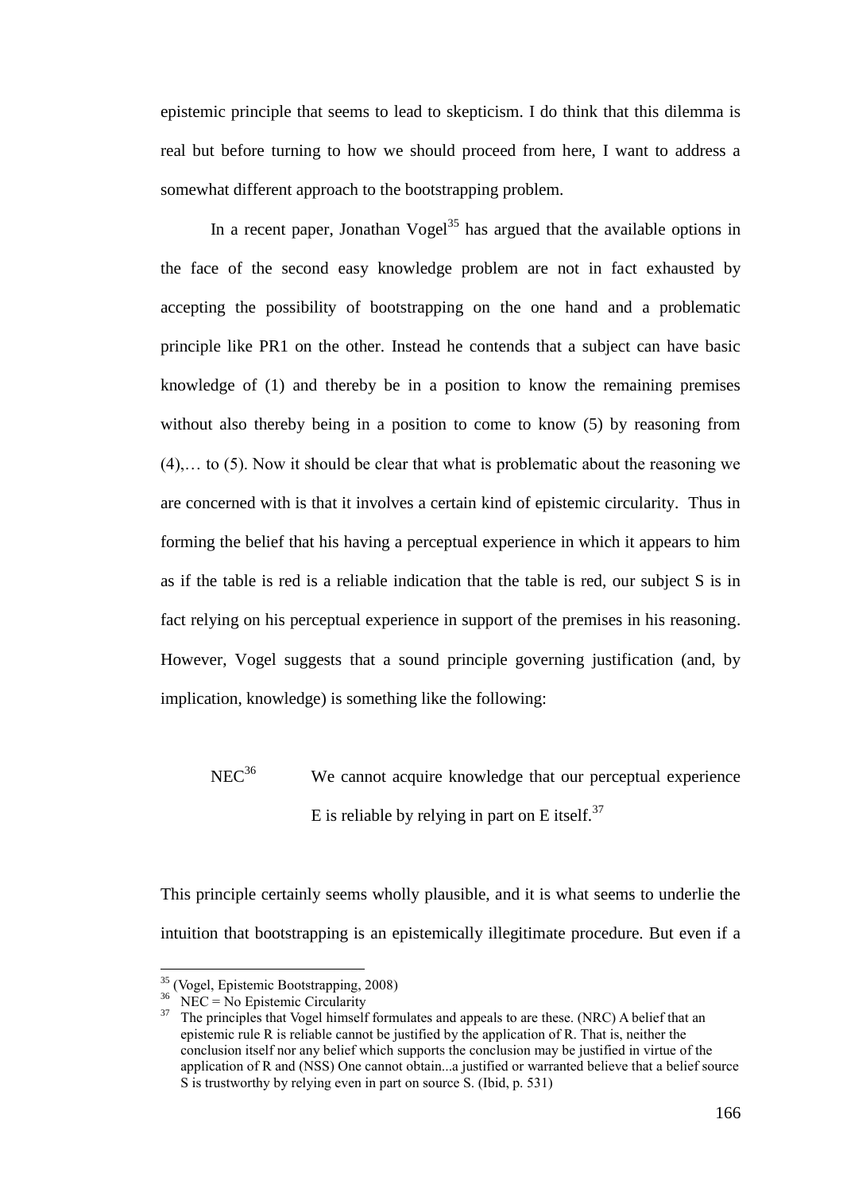epistemic principle that seems to lead to skepticism. I do think that this dilemma is real but before turning to how we should proceed from here, I want to address a somewhat different approach to the bootstrapping problem.

In a recent paper, Jonathan Vogel[35] has argued that the available options in the face of the second easy knowledge problem are not in fact exhausted by accepting the possibility of bootstrapping on the one hand and a problematic principle like PR1 on the other. Instead he contends that a subject can have basic knowledge of (1) and thereby be in a position to know the remaining premises without also thereby being in a position to come to know (5) by reasoning from (4),… to (5). Now it should be clear that what is problematic about the reasoning we are concerned with is that it involves a certain kind of epistemic circularity. Thus in forming the belief that his having a perceptual experience in which it appears to him as if the table is red is a reliable indication that the table is red, our subject S is in fact relying on his perceptual experience in support of the premises in his reasoning. However, Vogel suggests that a sound principle governing justification (and, by implication, knowledge) is something like the following:

NEC[36] We cannot acquire knowledge that our perceptual experience E is reliable by relying in part on E itself.[37]

This principle certainly seems wholly plausible, and it is what seems to underlie the intuition that bootstrapping is an epistemically illegitimate procedure. But even if a

---

[35] (Vogel, Epistemic Bootstrapping, 2008)

[36] NEC = No Epistemic Circularity

[37] The principles that Vogel himself formulates and appeals to are these. (NRC) A belief that an epistemic rule R is reliable cannot be justified by the application of R. That is, neither the conclusion itself nor any belief which supports the conclusion may be justified in virtue of the application of R and (NSS) One cannot obtain...a justified or warranted believe that a belief source S is trustworthy by relying even in part on source S. (Ibid, p. 531)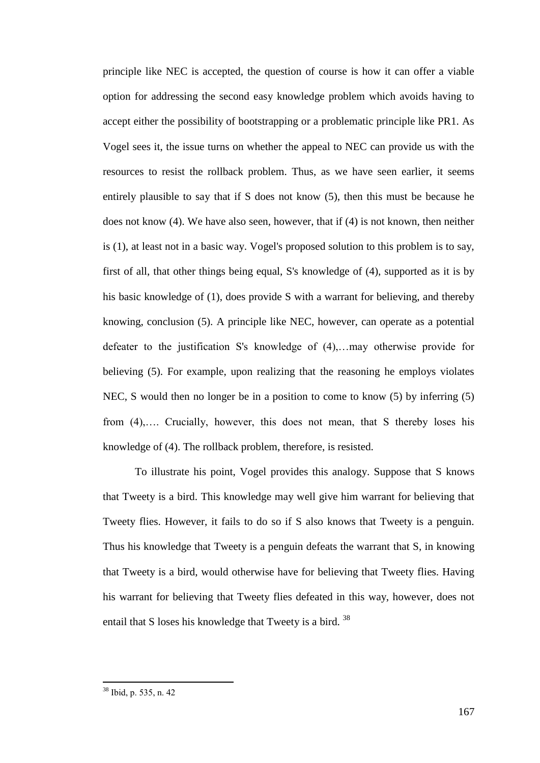principle like NEC is accepted, the question of course is how it can offer a viable option for addressing the second easy knowledge problem which avoids having to accept either the possibility of bootstrapping or a problematic principle like PR1. As Vogel sees it, the issue turns on whether the appeal to NEC can provide us with the resources to resist the rollback problem. Thus, as we have seen earlier, it seems entirely plausible to say that if S does not know (5), then this must be because he does not know (4). We have also seen, however, that if (4) is not known, then neither is (1), at least not in a basic way. Vogel's proposed solution to this problem is to say, first of all, that other things being equal, S's knowledge of (4), supported as it is by his basic knowledge of (1), does provide S with a warrant for believing, and thereby knowing, conclusion (5). A principle like NEC, however, can operate as a potential defeater to the justification S's knowledge of (4),…may otherwise provide for believing (5). For example, upon realizing that the reasoning he employs violates NEC, S would then no longer be in a position to come to know (5) by inferring (5) from (4),…. Crucially, however, this does not mean, that S thereby loses his knowledge of (4). The rollback problem, therefore, is resisted.

To illustrate his point, Vogel provides this analogy. Suppose that S knows that Tweety is a bird. This knowledge may well give him warrant for believing that Tweety flies. However, it fails to do so if S also knows that Tweety is a penguin. Thus his knowledge that Tweety is a penguin defeats the warrant that S, in knowing that Tweety is a bird, would otherwise have for believing that Tweety flies. Having his warrant for believing that Tweety flies defeated in this way, however, does not entail that S loses his knowledge that Tweety is a bird. [38]

[38] Ibid, p. 535, n. 42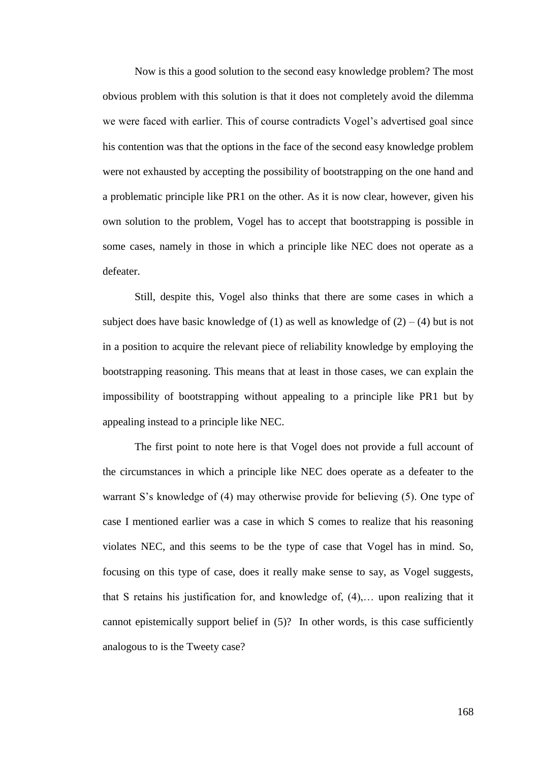Now is this a good solution to the second easy knowledge problem? The most obvious problem with this solution is that it does not completely avoid the dilemma we were faced with earlier. This of course contradicts Vogel's advertised goal since his contention was that the options in the face of the second easy knowledge problem were not exhausted by accepting the possibility of bootstrapping on the one hand and a problematic principle like PR1 on the other. As it is now clear, however, given his own solution to the problem, Vogel has to accept that bootstrapping is possible in some cases, namely in those in which a principle like NEC does not operate as a defeater.

Still, despite this, Vogel also thinks that there are some cases in which a subject does have basic knowledge of (1) as well as knowledge of (2) – (4) but is not in a position to acquire the relevant piece of reliability knowledge by employing the bootstrapping reasoning. This means that at least in those cases, we can explain the impossibility of bootstrapping without appealing to a principle like PR1 but by appealing instead to a principle like NEC.

The first point to note here is that Vogel does not provide a full account of the circumstances in which a principle like NEC does operate as a defeater to the warrant S's knowledge of (4) may otherwise provide for believing (5). One type of case I mentioned earlier was a case in which S comes to realize that his reasoning violates NEC, and this seems to be the type of case that Vogel has in mind. So, focusing on this type of case, does it really make sense to say, as Vogel suggests, that S retains his justification for, and knowledge of, (4),… upon realizing that it cannot epistemically support belief in (5)? In other words, is this case sufficiently analogous to is the Tweety case?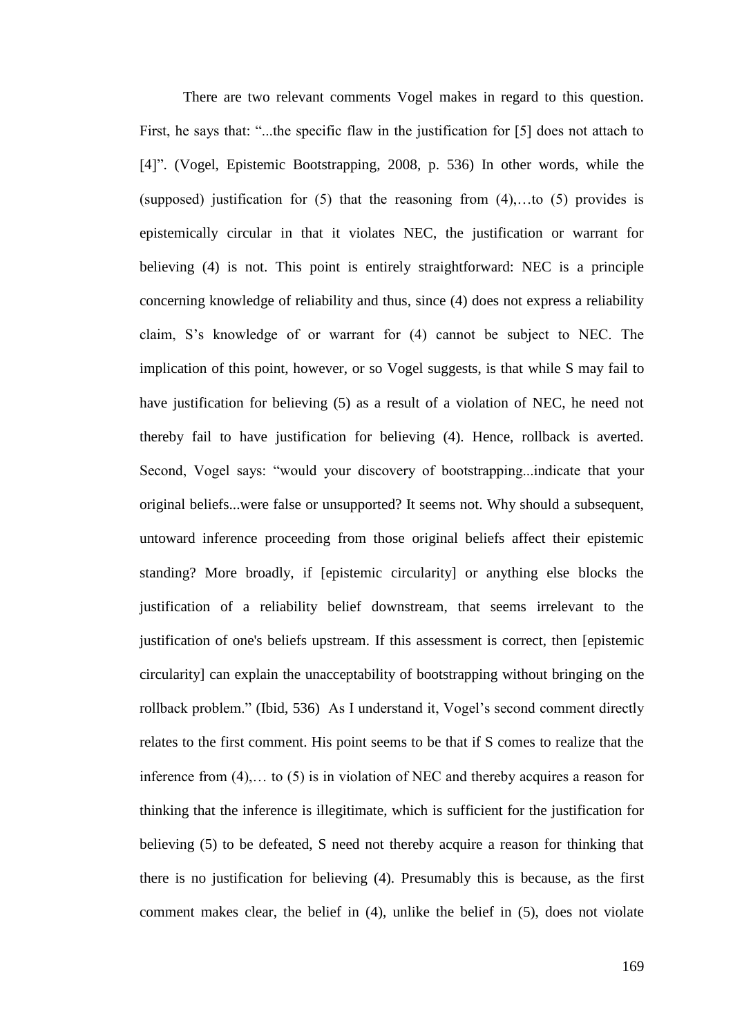There are two relevant comments Vogel makes in regard to this question. First, he says that: "...the specific flaw in the justification for [5] does not attach to [4]". (Vogel, Epistemic Bootstrapping, 2008, p. 536) In other words, while the (supposed) justification for (5) that the reasoning from (4),…to (5) provides is epistemically circular in that it violates NEC, the justification or warrant for believing (4) is not. This point is entirely straightforward: NEC is a principle concerning knowledge of reliability and thus, since (4) does not express a reliability claim, S's knowledge of or warrant for (4) cannot be subject to NEC. The implication of this point, however, or so Vogel suggests, is that while S may fail to have justification for believing (5) as a result of a violation of NEC, he need not thereby fail to have justification for believing (4). Hence, rollback is averted. Second, Vogel says: "would your discovery of bootstrapping...indicate that your original beliefs...were false or unsupported? It seems not. Why should a subsequent, untoward inference proceeding from those original beliefs affect their epistemic standing? More broadly, if [epistemic circularity] or anything else blocks the justification of a reliability belief downstream, that seems irrelevant to the justification of one's beliefs upstream. If this assessment is correct, then [epistemic circularity] can explain the unacceptability of bootstrapping without bringing on the rollback problem." (Ibid, 536) As I understand it, Vogel's second comment directly relates to the first comment. His point seems to be that if S comes to realize that the inference from (4),… to (5) is in violation of NEC and thereby acquires a reason for thinking that the inference is illegitimate, which is sufficient for the justification for believing (5) to be defeated, S need not thereby acquire a reason for thinking that there is no justification for believing (4). Presumably this is because, as the first comment makes clear, the belief in (4), unlike the belief in (5), does not violate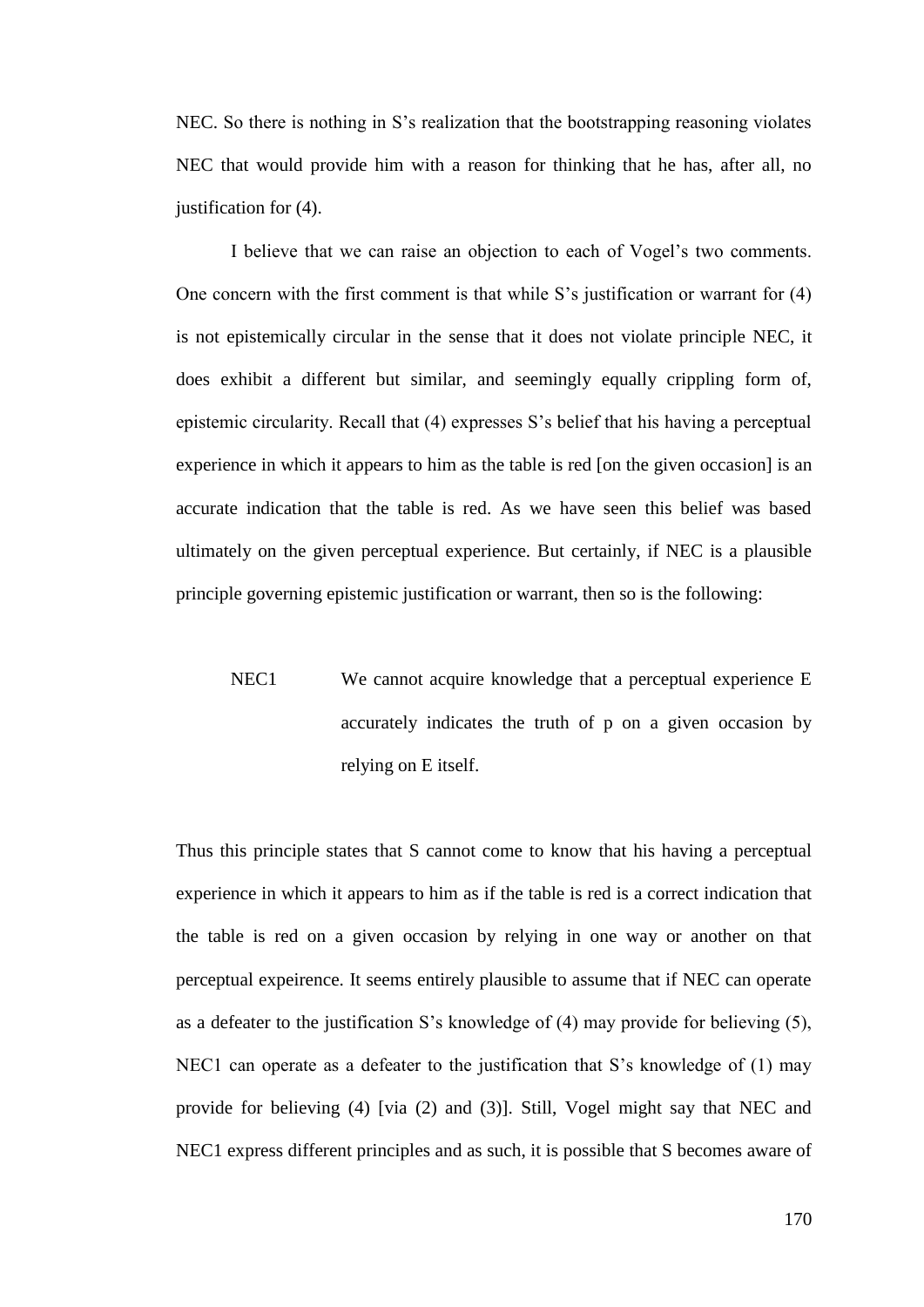NEC. So there is nothing in S's realization that the bootstrapping reasoning violates NEC that would provide him with a reason for thinking that he has, after all, no justification for (4).

I believe that we can raise an objection to each of Vogel's two comments. One concern with the first comment is that while S's justification or warrant for (4) is not epistemically circular in the sense that it does not violate principle NEC, it does exhibit a different but similar, and seemingly equally crippling form of, epistemic circularity. Recall that (4) expresses S's belief that his having a perceptual experience in which it appears to him as the table is red [on the given occasion] is an accurate indication that the table is red. As we have seen this belief was based ultimately on the given perceptual experience. But certainly, if NEC is a plausible principle governing epistemic justification or warrant, then so is the following:

> NEC1 We cannot acquire knowledge that a perceptual experience E accurately indicates the truth of p on a given occasion by relying on E itself.

Thus this principle states that S cannot come to know that his having a perceptual experience in which it appears to him as if the table is red is a correct indication that the table is red on a given occasion by relying in one way or another on that perceptual expeirence. It seems entirely plausible to assume that if NEC can operate as a defeater to the justification S's knowledge of (4) may provide for believing (5), NEC1 can operate as a defeater to the justification that S's knowledge of (1) may provide for believing (4) [via (2) and (3)]. Still, Vogel might say that NEC and NEC1 express different principles and as such, it is possible that S becomes aware of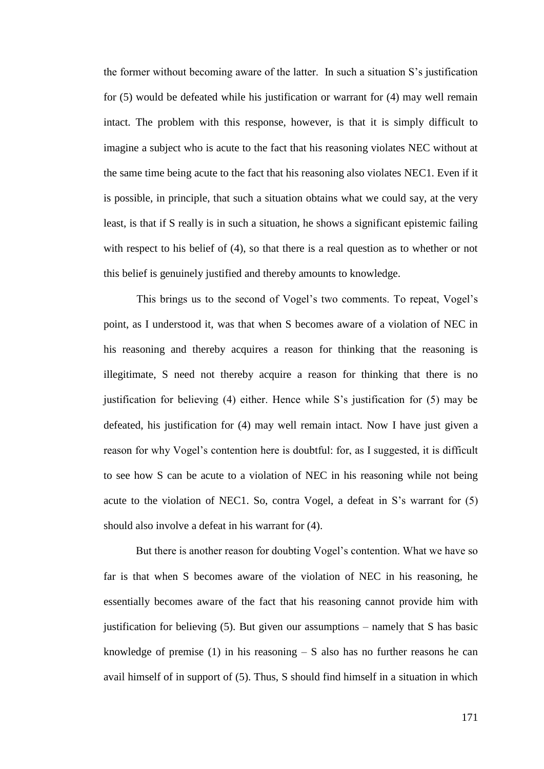the former without becoming aware of the latter. In such a situation S's justification for (5) would be defeated while his justification or warrant for (4) may well remain intact. The problem with this response, however, is that it is simply difficult to imagine a subject who is acute to the fact that his reasoning violates NEC without at the same time being acute to the fact that his reasoning also violates NEC1. Even if it is possible, in principle, that such a situation obtains what we could say, at the very least, is that if S really is in such a situation, he shows a significant epistemic failing with respect to his belief of (4), so that there is a real question as to whether or not this belief is genuinely justified and thereby amounts to knowledge.

This brings us to the second of Vogel's two comments. To repeat, Vogel's point, as I understood it, was that when S becomes aware of a violation of NEC in his reasoning and thereby acquires a reason for thinking that the reasoning is illegitimate, S need not thereby acquire a reason for thinking that there is no justification for believing (4) either. Hence while S's justification for (5) may be defeated, his justification for (4) may well remain intact. Now I have just given a reason for why Vogel's contention here is doubtful: for, as I suggested, it is difficult to see how S can be acute to a violation of NEC in his reasoning while not being acute to the violation of NEC1. So, contra Vogel, a defeat in S's warrant for (5) should also involve a defeat in his warrant for (4).

But there is another reason for doubting Vogel's contention. What we have so far is that when S becomes aware of the violation of NEC in his reasoning, he essentially becomes aware of the fact that his reasoning cannot provide him with justification for believing (5). But given our assumptions – namely that S has basic knowledge of premise (1) in his reasoning – S also has no further reasons he can avail himself of in support of (5). Thus, S should find himself in a situation in which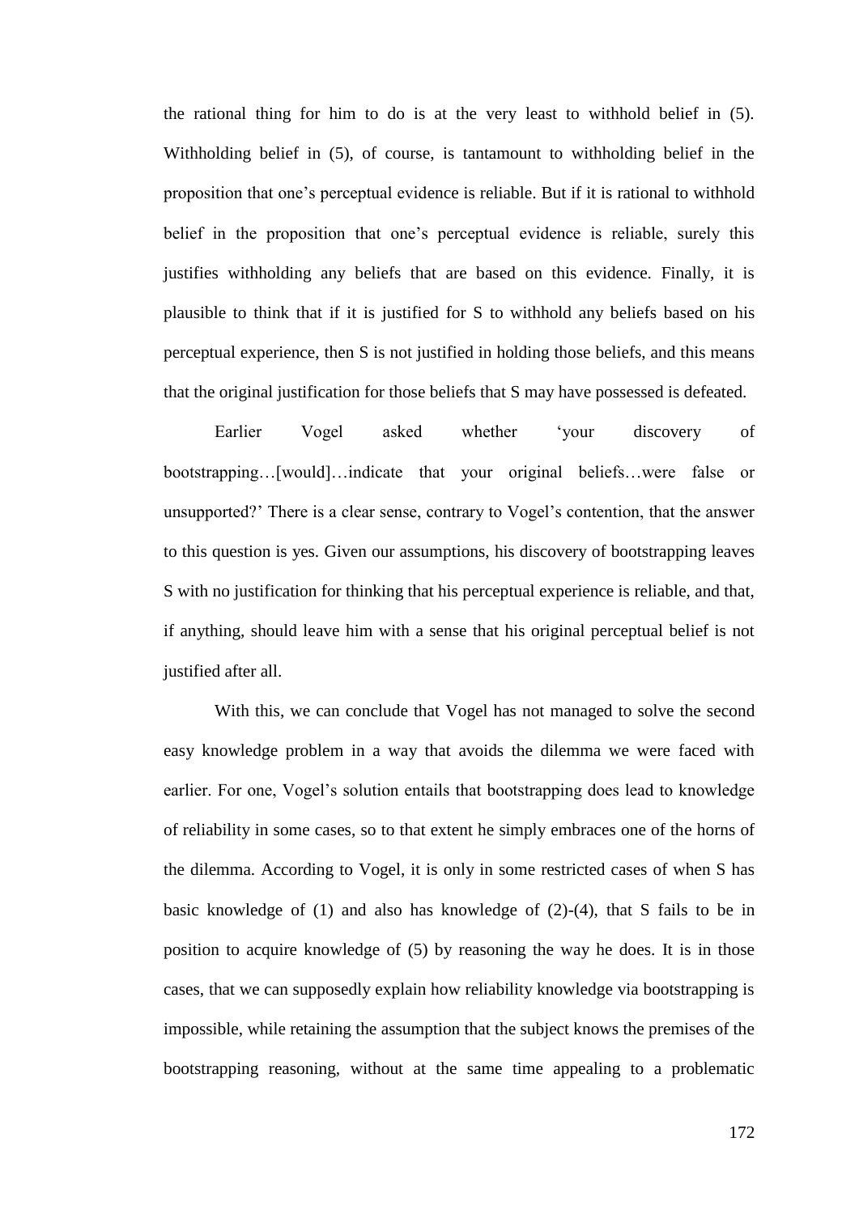the rational thing for him to do is at the very least to withhold belief in (5). Withholding belief in (5), of course, is tantamount to withholding belief in the proposition that one's perceptual evidence is reliable. But if it is rational to withhold belief in the proposition that one's perceptual evidence is reliable, surely this justifies withholding any beliefs that are based on this evidence. Finally, it is plausible to think that if it is justified for S to withhold any beliefs based on his perceptual experience, then S is not justified in holding those beliefs, and this means that the original justification for those beliefs that S may have possessed is defeated.

Earlier Vogel asked whether 'your discovery of bootstrapping…[would]…indicate that your original beliefs…were false or unsupported?' There is a clear sense, contrary to Vogel's contention, that the answer to this question is yes. Given our assumptions, his discovery of bootstrapping leaves S with no justification for thinking that his perceptual experience is reliable, and that, if anything, should leave him with a sense that his original perceptual belief is not justified after all.

With this, we can conclude that Vogel has not managed to solve the second easy knowledge problem in a way that avoids the dilemma we were faced with earlier. For one, Vogel's solution entails that bootstrapping does lead to knowledge of reliability in some cases, so to that extent he simply embraces one of the horns of the dilemma. According to Vogel, it is only in some restricted cases of when S has basic knowledge of (1) and also has knowledge of (2)-(4), that S fails to be in position to acquire knowledge of (5) by reasoning the way he does. It is in those cases, that we can supposedly explain how reliability knowledge via bootstrapping is impossible, while retaining the assumption that the subject knows the premises of the bootstrapping reasoning, without at the same time appealing to a problematic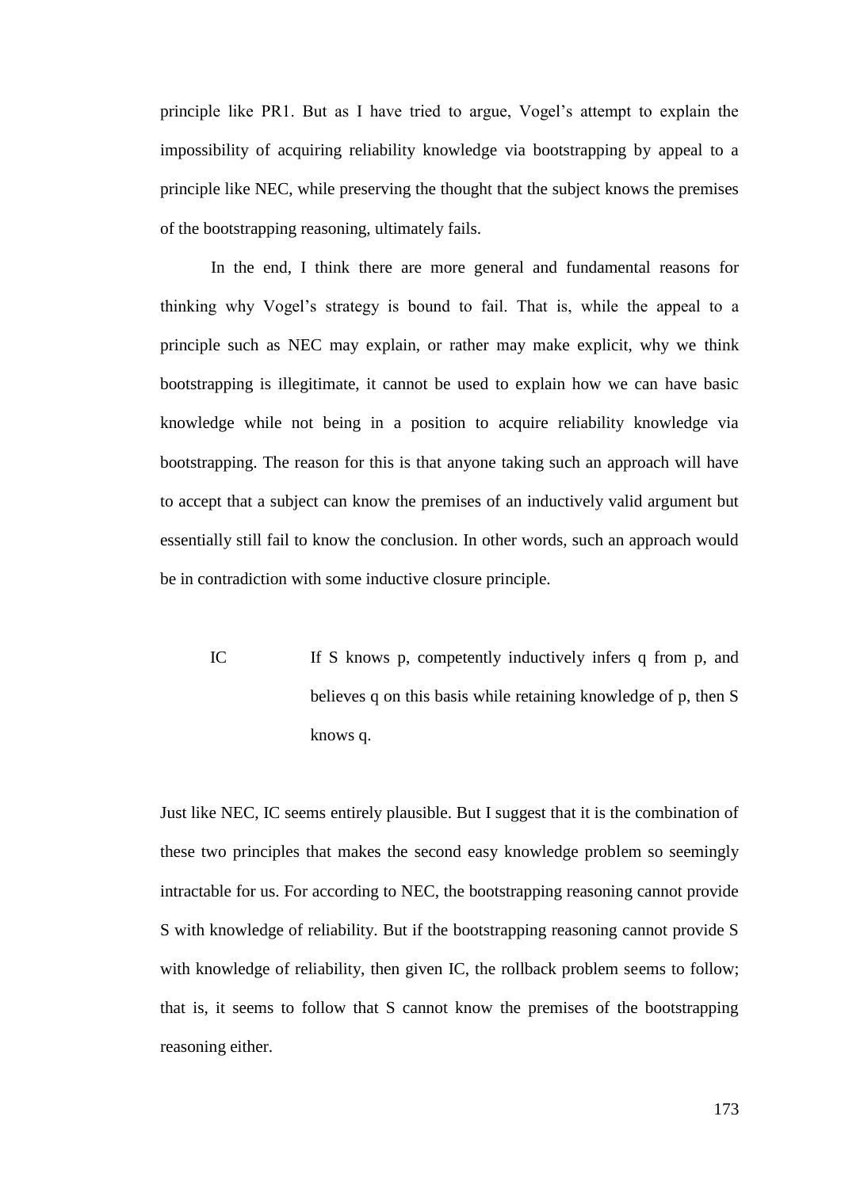principle like PR1. But as I have tried to argue, Vogel's attempt to explain the impossibility of acquiring reliability knowledge via bootstrapping by appeal to a principle like NEC, while preserving the thought that the subject knows the premises of the bootstrapping reasoning, ultimately fails.

In the end, I think there are more general and fundamental reasons for thinking why Vogel's strategy is bound to fail. That is, while the appeal to a principle such as NEC may explain, or rather may make explicit, why we think bootstrapping is illegitimate, it cannot be used to explain how we can have basic knowledge while not being in a position to acquire reliability knowledge via bootstrapping. The reason for this is that anyone taking such an approach will have to accept that a subject can know the premises of an inductively valid argument but essentially still fail to know the conclusion. In other words, such an approach would be in contradiction with some inductive closure principle.

> IC  If S knows p, competently inductively infers q from p, and believes q on this basis while retaining knowledge of p, then S knows q.

Just like NEC, IC seems entirely plausible. But I suggest that it is the combination of these two principles that makes the second easy knowledge problem so seemingly intractable for us. For according to NEC, the bootstrapping reasoning cannot provide S with knowledge of reliability. But if the bootstrapping reasoning cannot provide S with knowledge of reliability, then given IC, the rollback problem seems to follow; that is, it seems to follow that S cannot know the premises of the bootstrapping reasoning either.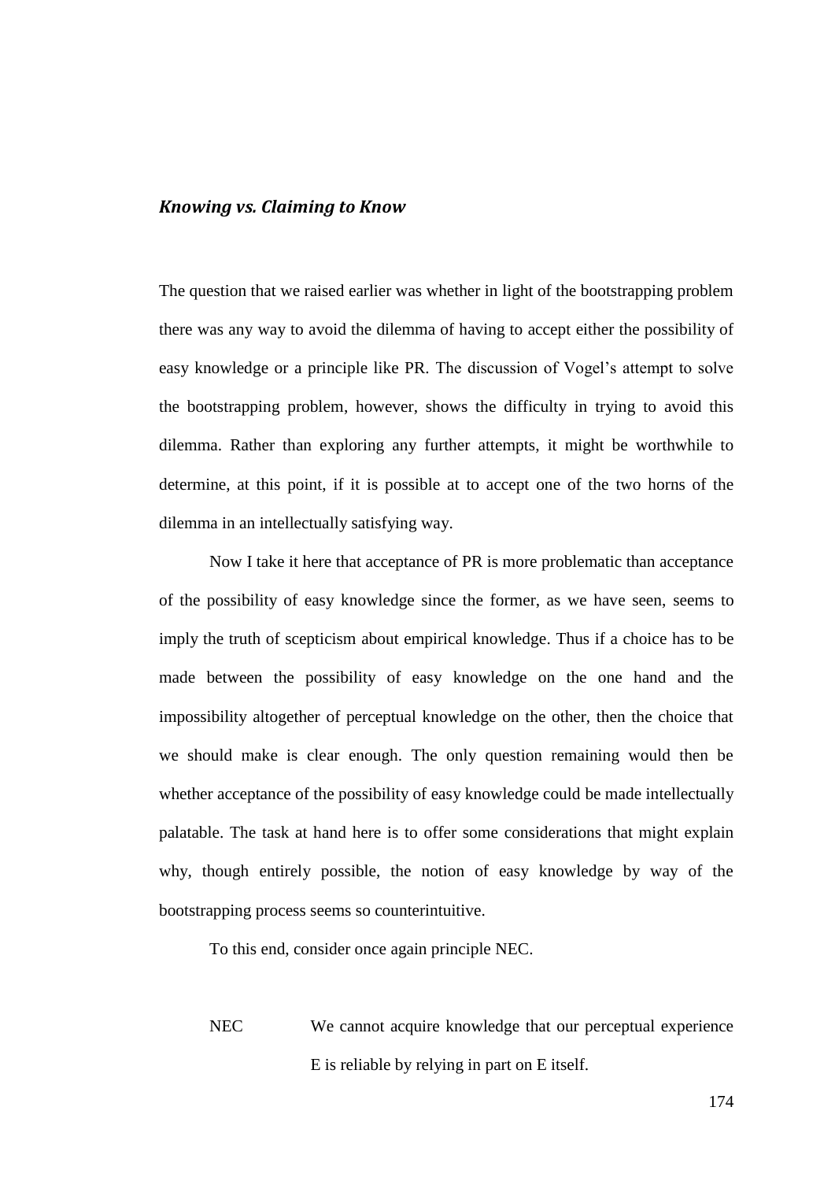### *Knowing vs. Claiming to Know*

The question that we raised earlier was whether in light of the bootstrapping problem there was any way to avoid the dilemma of having to accept either the possibility of easy knowledge or a principle like PR. The discussion of Vogel's attempt to solve the bootstrapping problem, however, shows the difficulty in trying to avoid this dilemma. Rather than exploring any further attempts, it might be worthwhile to determine, at this point, if it is possible at to accept one of the two horns of the dilemma in an intellectually satisfying way.

Now I take it here that acceptance of PR is more problematic than acceptance of the possibility of easy knowledge since the former, as we have seen, seems to imply the truth of scepticism about empirical knowledge. Thus if a choice has to be made between the possibility of easy knowledge on the one hand and the impossibility altogether of perceptual knowledge on the other, then the choice that we should make is clear enough. The only question remaining would then be whether acceptance of the possibility of easy knowledge could be made intellectually palatable. The task at hand here is to offer some considerations that might explain why, though entirely possible, the notion of easy knowledge by way of the bootstrapping process seems so counterintuitive.

To this end, consider once again principle NEC.

NEC We cannot acquire knowledge that our perceptual experience E is reliable by relying in part on E itself.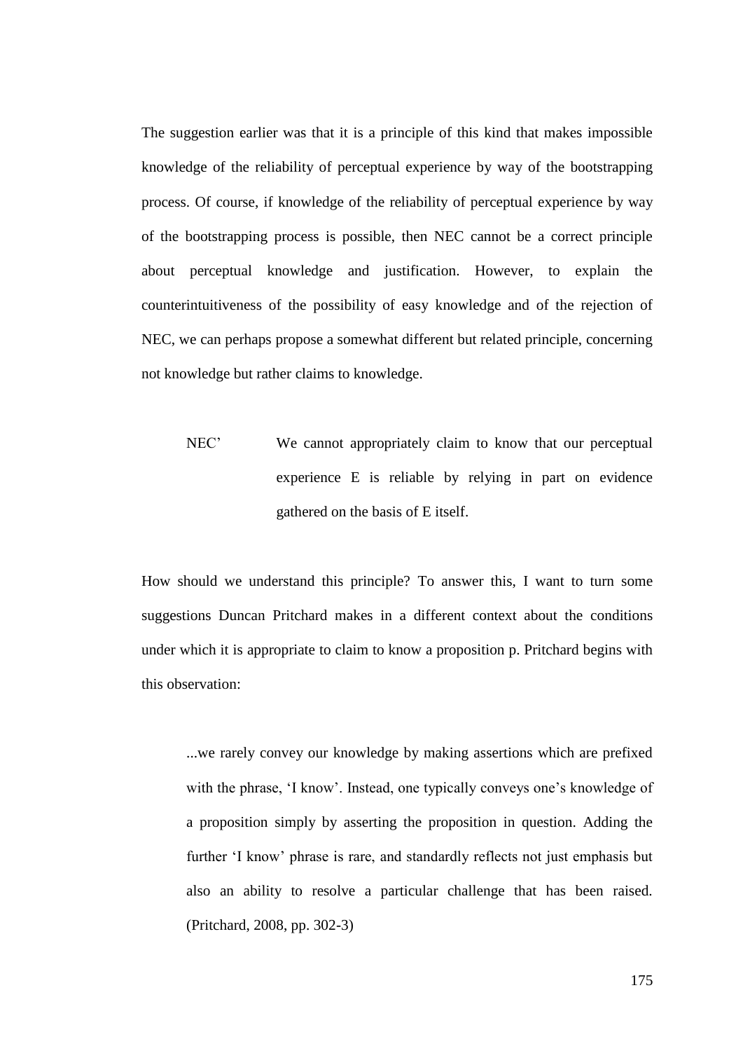The suggestion earlier was that it is a principle of this kind that makes impossible knowledge of the reliability of perceptual experience by way of the bootstrapping process. Of course, if knowledge of the reliability of perceptual experience by way of the bootstrapping process is possible, then NEC cannot be a correct principle about perceptual knowledge and justification. However, to explain the counterintuitiveness of the possibility of easy knowledge and of the rejection of NEC, we can perhaps propose a somewhat different but related principle, concerning not knowledge but rather claims to knowledge.

> NEC' We cannot appropriately claim to know that our perceptual experience E is reliable by relying in part on evidence gathered on the basis of E itself.

How should we understand this principle? To answer this, I want to turn some suggestions Duncan Pritchard makes in a different context about the conditions under which it is appropriate to claim to know a proposition p. Pritchard begins with this observation:

> ...we rarely convey our knowledge by making assertions which are prefixed with the phrase, 'I know'. Instead, one typically conveys one's knowledge of a proposition simply by asserting the proposition in question. Adding the further 'I know' phrase is rare, and standardly reflects not just emphasis but also an ability to resolve a particular challenge that has been raised. (Pritchard, 2008, pp. 302-3)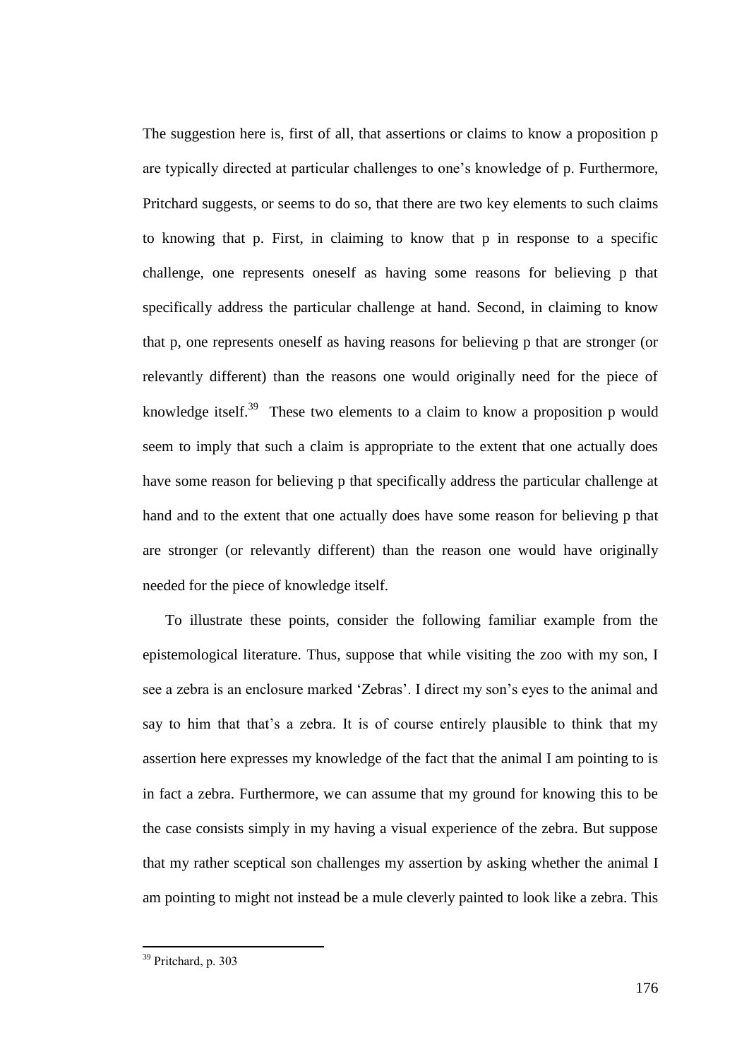The suggestion here is, first of all, that assertions or claims to know a proposition p are typically directed at particular challenges to one's knowledge of p. Furthermore, Pritchard suggests, or seems to do so, that there are two key elements to such claims to knowing that p. First, in claiming to know that p in response to a specific challenge, one represents oneself as having some reasons for believing p that specifically address the particular challenge at hand. Second, in claiming to know that p, one represents oneself as having reasons for believing p that are stronger (or relevantly different) than the reasons one would originally need for the piece of knowledge itself.[39] These two elements to a claim to know a proposition p would seem to imply that such a claim is appropriate to the extent that one actually does have some reason for believing p that specifically address the particular challenge at hand and to the extent that one actually does have some reason for believing p that are stronger (or relevantly different) than the reason one would have originally needed for the piece of knowledge itself.

To illustrate these points, consider the following familiar example from the epistemological literature. Thus, suppose that while visiting the zoo with my son, I see a zebra is an enclosure marked 'Zebras'. I direct my son's eyes to the animal and say to him that that's a zebra. It is of course entirely plausible to think that my assertion here expresses my knowledge of the fact that the animal I am pointing to is in fact a zebra. Furthermore, we can assume that my ground for knowing this to be the case consists simply in my having a visual experience of the zebra. But suppose that my rather sceptical son challenges my assertion by asking whether the animal I am pointing to might not instead be a mule cleverly painted to look like a zebra. This

[39] Pritchard, p. 303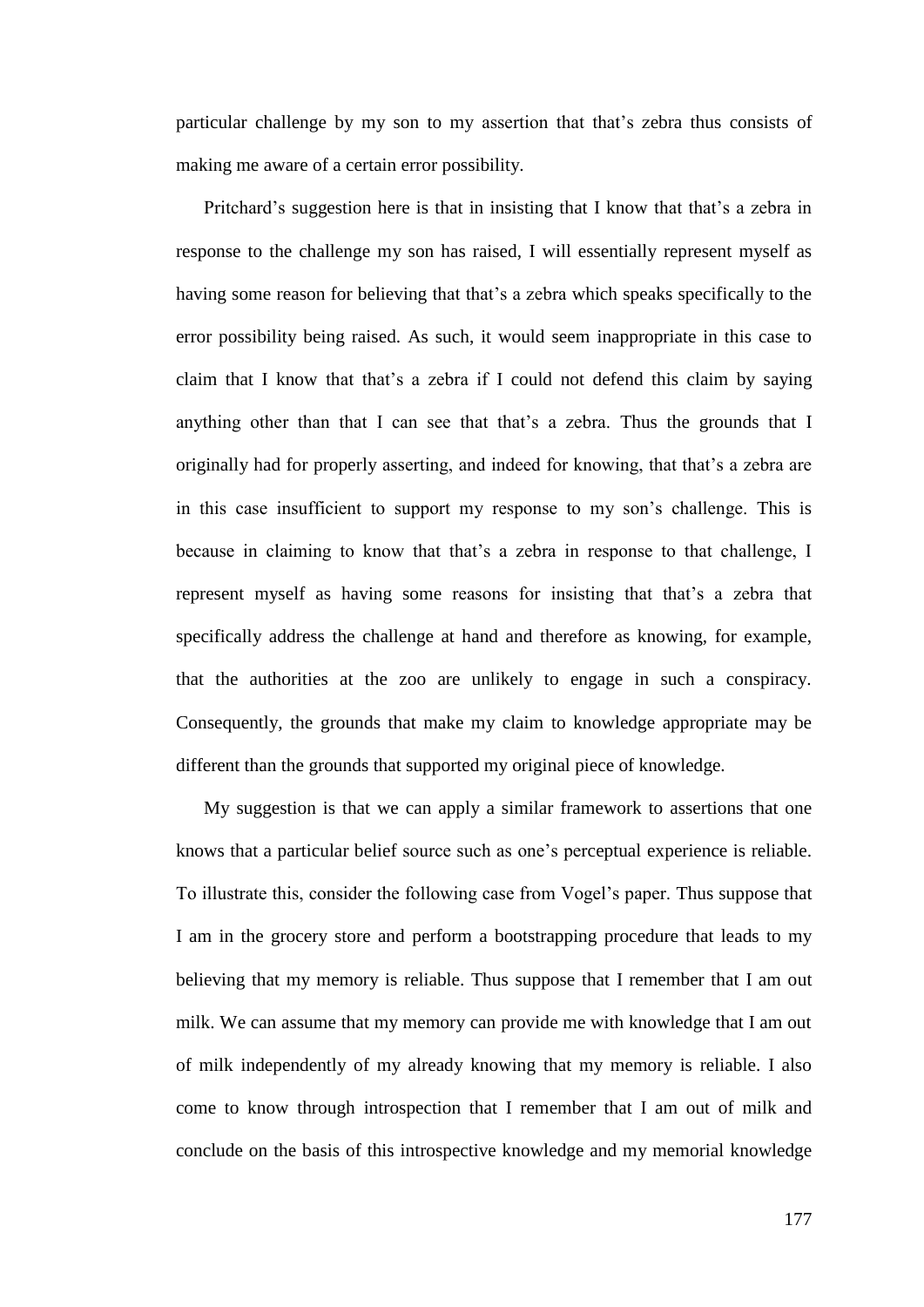particular challenge by my son to my assertion that that's zebra thus consists of making me aware of a certain error possibility.

Pritchard's suggestion here is that in insisting that I know that that's a zebra in response to the challenge my son has raised, I will essentially represent myself as having some reason for believing that that's a zebra which speaks specifically to the error possibility being raised. As such, it would seem inappropriate in this case to claim that I know that that's a zebra if I could not defend this claim by saying anything other than that I can see that that's a zebra. Thus the grounds that I originally had for properly asserting, and indeed for knowing, that that's a zebra are in this case insufficient to support my response to my son's challenge. This is because in claiming to know that that's a zebra in response to that challenge, I represent myself as having some reasons for insisting that that's a zebra that specifically address the challenge at hand and therefore as knowing, for example, that the authorities at the zoo are unlikely to engage in such a conspiracy. Consequently, the grounds that make my claim to knowledge appropriate may be different than the grounds that supported my original piece of knowledge.

My suggestion is that we can apply a similar framework to assertions that one knows that a particular belief source such as one's perceptual experience is reliable. To illustrate this, consider the following case from Vogel's paper. Thus suppose that I am in the grocery store and perform a bootstrapping procedure that leads to my believing that my memory is reliable. Thus suppose that I remember that I am out milk. We can assume that my memory can provide me with knowledge that I am out of milk independently of my already knowing that my memory is reliable. I also come to know through introspection that I remember that I am out of milk and conclude on the basis of this introspective knowledge and my memorial knowledge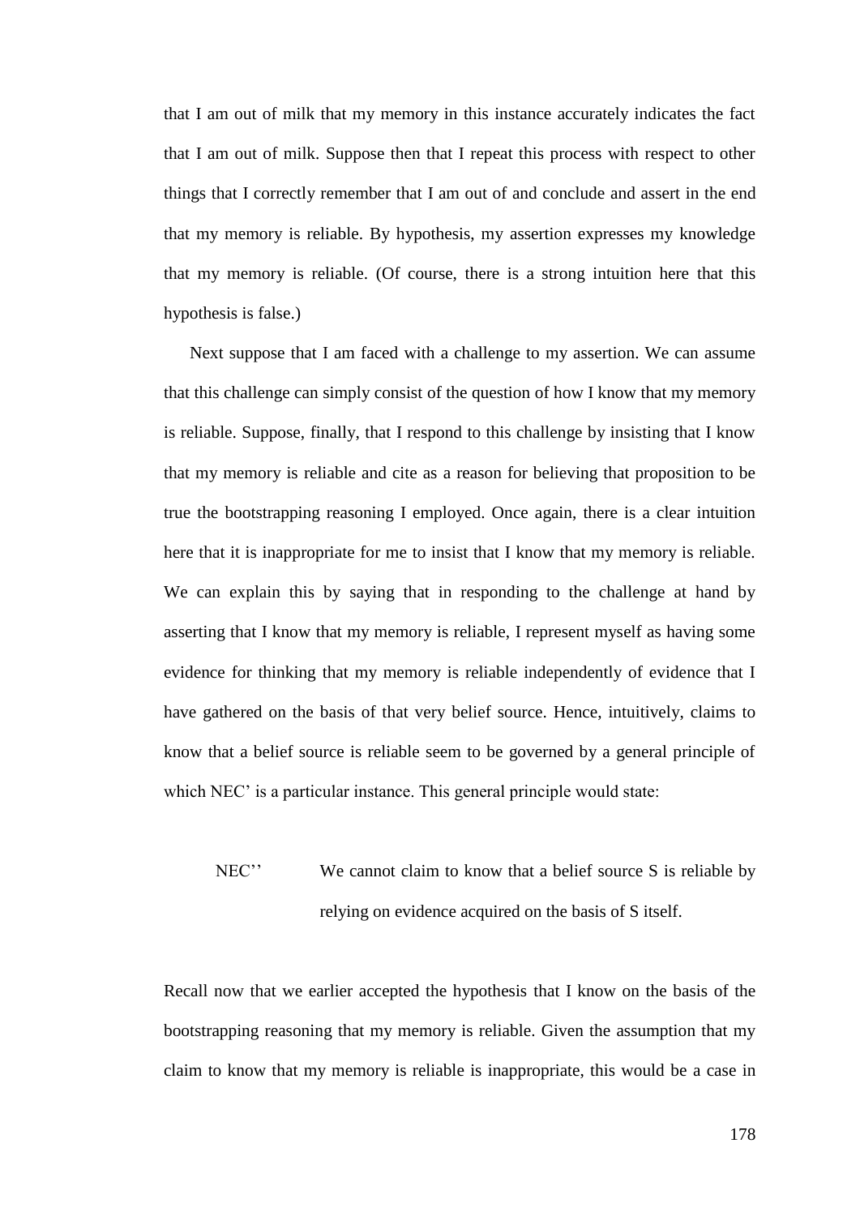that I am out of milk that my memory in this instance accurately indicates the fact that I am out of milk. Suppose then that I repeat this process with respect to other things that I correctly remember that I am out of and conclude and assert in the end that my memory is reliable. By hypothesis, my assertion expresses my knowledge that my memory is reliable. (Of course, there is a strong intuition here that this hypothesis is false.)

Next suppose that I am faced with a challenge to my assertion. We can assume that this challenge can simply consist of the question of how I know that my memory is reliable. Suppose, finally, that I respond to this challenge by insisting that I know that my memory is reliable and cite as a reason for believing that proposition to be true the bootstrapping reasoning I employed. Once again, there is a clear intuition here that it is inappropriate for me to insist that I know that my memory is reliable. We can explain this by saying that in responding to the challenge at hand by asserting that I know that my memory is reliable, I represent myself as having some evidence for thinking that my memory is reliable independently of evidence that I have gathered on the basis of that very belief source. Hence, intuitively, claims to know that a belief source is reliable seem to be governed by a general principle of which NEC' is a particular instance. This general principle would state:

> NEC'' We cannot claim to know that a belief source S is reliable by relying on evidence acquired on the basis of S itself.

Recall now that we earlier accepted the hypothesis that I know on the basis of the bootstrapping reasoning that my memory is reliable. Given the assumption that my claim to know that my memory is reliable is inappropriate, this would be a case in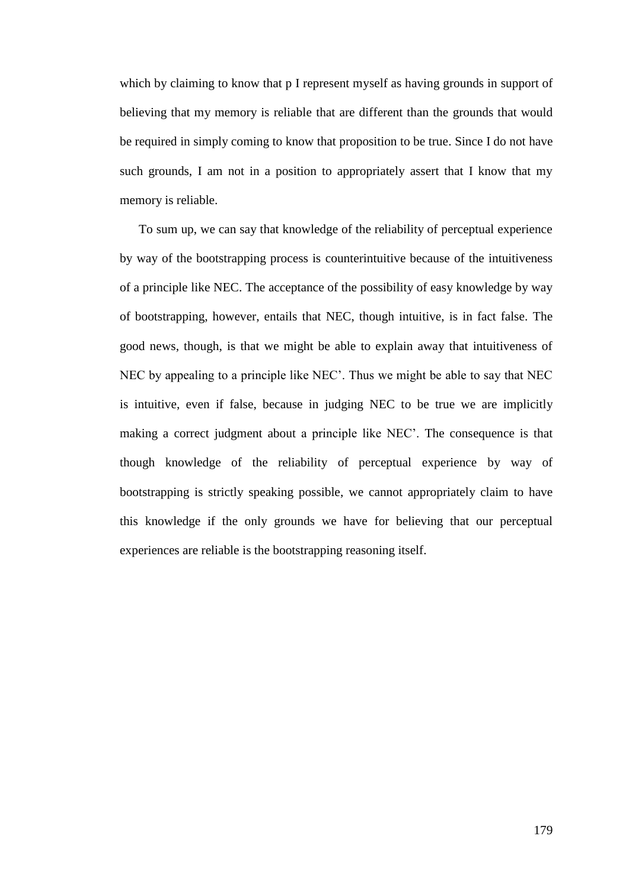which by claiming to know that p I represent myself as having grounds in support of believing that my memory is reliable that are different than the grounds that would be required in simply coming to know that proposition to be true. Since I do not have such grounds, I am not in a position to appropriately assert that I know that my memory is reliable.

To sum up, we can say that knowledge of the reliability of perceptual experience by way of the bootstrapping process is counterintuitive because of the intuitiveness of a principle like NEC. The acceptance of the possibility of easy knowledge by way of bootstrapping, however, entails that NEC, though intuitive, is in fact false. The good news, though, is that we might be able to explain away that intuitiveness of NEC by appealing to a principle like NEC'. Thus we might be able to say that NEC is intuitive, even if false, because in judging NEC to be true we are implicitly making a correct judgment about a principle like NEC'. The consequence is that though knowledge of the reliability of perceptual experience by way of bootstrapping is strictly speaking possible, we cannot appropriately claim to have this knowledge if the only grounds we have for believing that our perceptual experiences are reliable is the bootstrapping reasoning itself.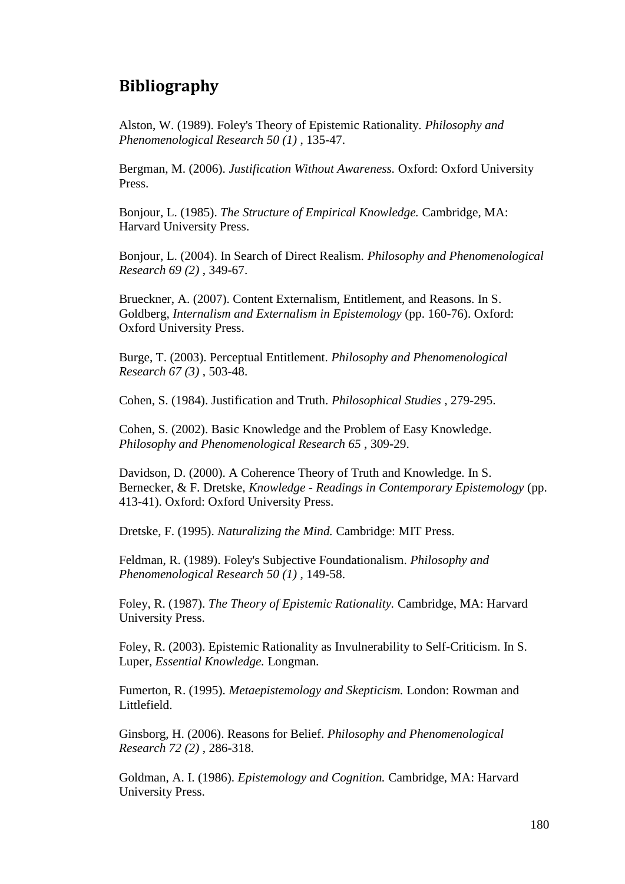## Bibliography

Alston, W. (1989). Foley's Theory of Epistemic Rationality. *Philosophy and Phenomenological Research 50 (1)* , 135-47.

Bergman, M. (2006). *Justification Without Awareness.* Oxford: Oxford University Press.

Bonjour, L. (1985). *The Structure of Empirical Knowledge.* Cambridge, MA: Harvard University Press.

Bonjour, L. (2004). In Search of Direct Realism. *Philosophy and Phenomenological Research 69 (2)* , 349-67.

Brueckner, A. (2007). Content Externalism, Entitlement, and Reasons. In S. Goldberg, *Internalism and Externalism in Epistemology* (pp. 160-76). Oxford: Oxford University Press.

Burge, T. (2003). Perceptual Entitlement. *Philosophy and Phenomenological Research 67 (3)* , 503-48.

Cohen, S. (1984). Justification and Truth. *Philosophical Studies* , 279-295.

Cohen, S. (2002). Basic Knowledge and the Problem of Easy Knowledge. *Philosophy and Phenomenological Research 65* , 309-29.

Davidson, D. (2000). A Coherence Theory of Truth and Knowledge. In S. Bernecker, & F. Dretske, *Knowledge - Readings in Contemporary Epistemology* (pp. 413-41). Oxford: Oxford University Press.

Dretske, F. (1995). *Naturalizing the Mind.* Cambridge: MIT Press.

Feldman, R. (1989). Foley's Subjective Foundationalism. *Philosophy and Phenomenological Research 50 (1)* , 149-58.

Foley, R. (1987). *The Theory of Epistemic Rationality.* Cambridge, MA: Harvard University Press.

Foley, R. (2003). Epistemic Rationality as Invulnerability to Self-Criticism. In S. Luper, *Essential Knowledge.* Longman.

Fumerton, R. (1995). *Metaepistemology and Skepticism.* London: Rowman and Littlefield.

Ginsborg, H. (2006). Reasons for Belief. *Philosophy and Phenomenological Research 72 (2)* , 286-318.

Goldman, A. I. (1986). *Epistemology and Cognition.* Cambridge, MA: Harvard University Press.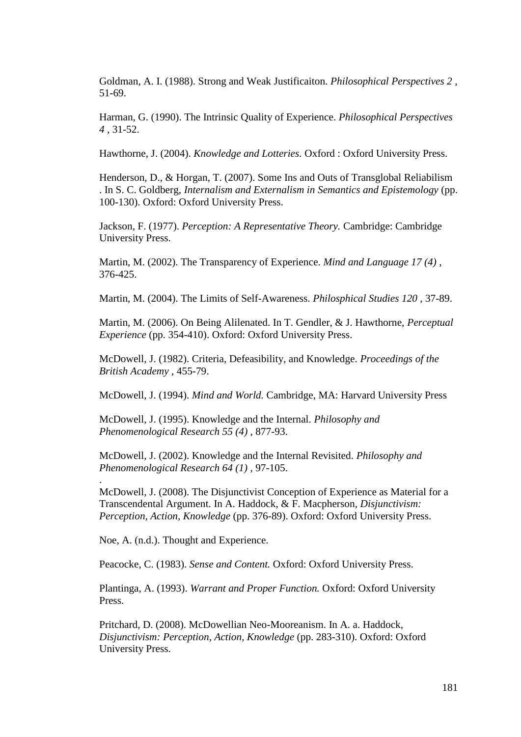Goldman, A. I. (1988). Strong and Weak Justificaiton. *Philosophical Perspectives 2* , 51-69.

Harman, G. (1990). The Intrinsic Quality of Experience. *Philosophical Perspectives 4* , 31-52.

Hawthorne, J. (2004). *Knowledge and Lotteries.* Oxford : Oxford University Press.

Henderson, D., & Horgan, T. (2007). Some Ins and Outs of Transglobal Reliabilism . In S. C. Goldberg, *Internalism and Externalism in Semantics and Epistemology* (pp. 100-130). Oxford: Oxford University Press.

Jackson, F. (1977). *Perception: A Representative Theory.* Cambridge: Cambridge University Press.

Martin, M. (2002). The Transparency of Experience. *Mind and Language 17 (4)* , 376-425.

Martin, M. (2004). The Limits of Self-Awareness. *Philosphical Studies 120* , 37-89.

Martin, M. (2006). On Being Alilenated. In T. Gendler, & J. Hawthorne, *Perceptual Experience* (pp. 354-410). Oxford: Oxford University Press.

McDowell, J. (1982). Criteria, Defeasibility, and Knowledge. *Proceedings of the British Academy* , 455-79.

McDowell, J. (1994). *Mind and World.* Cambridge, MA: Harvard University Press

McDowell, J. (1995). Knowledge and the Internal. *Philosophy and Phenomenological Research 55 (4)* , 877-93.

McDowell, J. (2002). Knowledge and the Internal Revisited. *Philosophy and Phenomenological Research 64 (1)* , 97-105.
.
McDowell, J. (2008). The Disjunctivist Conception of Experience as Material for a Transcendental Argument. In A. Haddock, & F. Macpherson, *Disjunctivism: Perception, Action, Knowledge* (pp. 376-89). Oxford: Oxford University Press.

Noe, A. (n.d.). Thought and Experience.

Peacocke, C. (1983). *Sense and Content.* Oxford: Oxford University Press.

Plantinga, A. (1993). *Warrant and Proper Function.* Oxford: Oxford University Press.

Pritchard, D. (2008). McDowellian Neo-Mooreanism. In A. a. Haddock, *Disjunctivism: Perception, Action, Knowledge* (pp. 283-310). Oxford: Oxford University Press.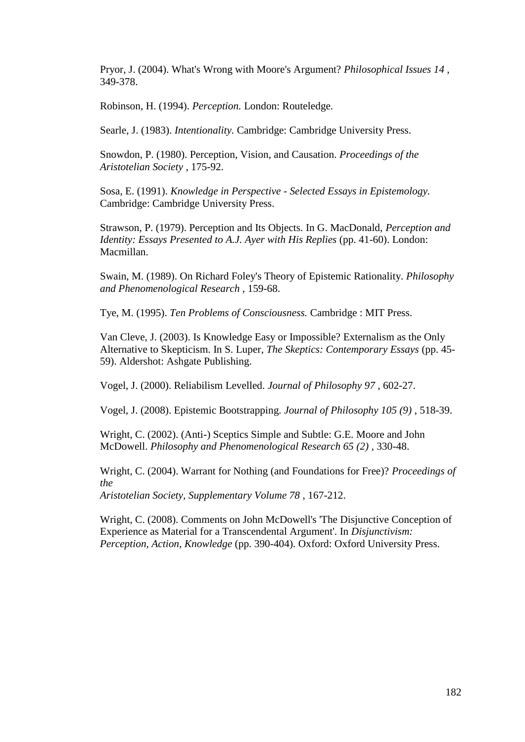Pryor, J. (2004). What's Wrong with Moore's Argument? *Philosophical Issues 14* , 349-378.

Robinson, H. (1994). *Perception.* London: Routeledge.

Searle, J. (1983). *Intentionality.* Cambridge: Cambridge University Press.

Snowdon, P. (1980). Perception, Vision, and Causation. *Proceedings of the Aristotelian Society* , 175-92.

Sosa, E. (1991). *Knowledge in Perspective - Selected Essays in Epistemology.* Cambridge: Cambridge University Press.

Strawson, P. (1979). Perception and Its Objects. In G. MacDonald, *Perception and Identity: Essays Presented to A.J. Ayer with His Replies* (pp. 41-60). London: Macmillan.

Swain, M. (1989). On Richard Foley's Theory of Epistemic Rationality. *Philosophy and Phenomenological Research* , 159-68.

Tye, M. (1995). *Ten Problems of Consciousness.* Cambridge : MIT Press.

Van Cleve, J. (2003). Is Knowledge Easy or Impossible? Externalism as the Only Alternative to Skepticism. In S. Luper, *The Skeptics: Contemporary Essays* (pp. 45-59). Aldershot: Ashgate Publishing.

Vogel, J. (2000). Reliabilism Levelled. *Journal of Philosophy 97* , 602-27.

Vogel, J. (2008). Epistemic Bootstrapping. *Journal of Philosophy 105 (9)* , 518-39.

Wright, C. (2002). (Anti-) Sceptics Simple and Subtle: G.E. Moore and John McDowell. *Philosophy and Phenomenological Research 65 (2)* , 330-48.

Wright, C. (2004). Warrant for Nothing (and Foundations for Free)? *Proceedings of the Aristotelian Society, Supplementary Volume 78* , 167-212.

Wright, C. (2008). Comments on John McDowell's 'The Disjunctive Conception of Experience as Material for a Transcendental Argument'. In *Disjunctivism: Perception, Action, Knowledge* (pp. 390-404). Oxford: Oxford University Press.